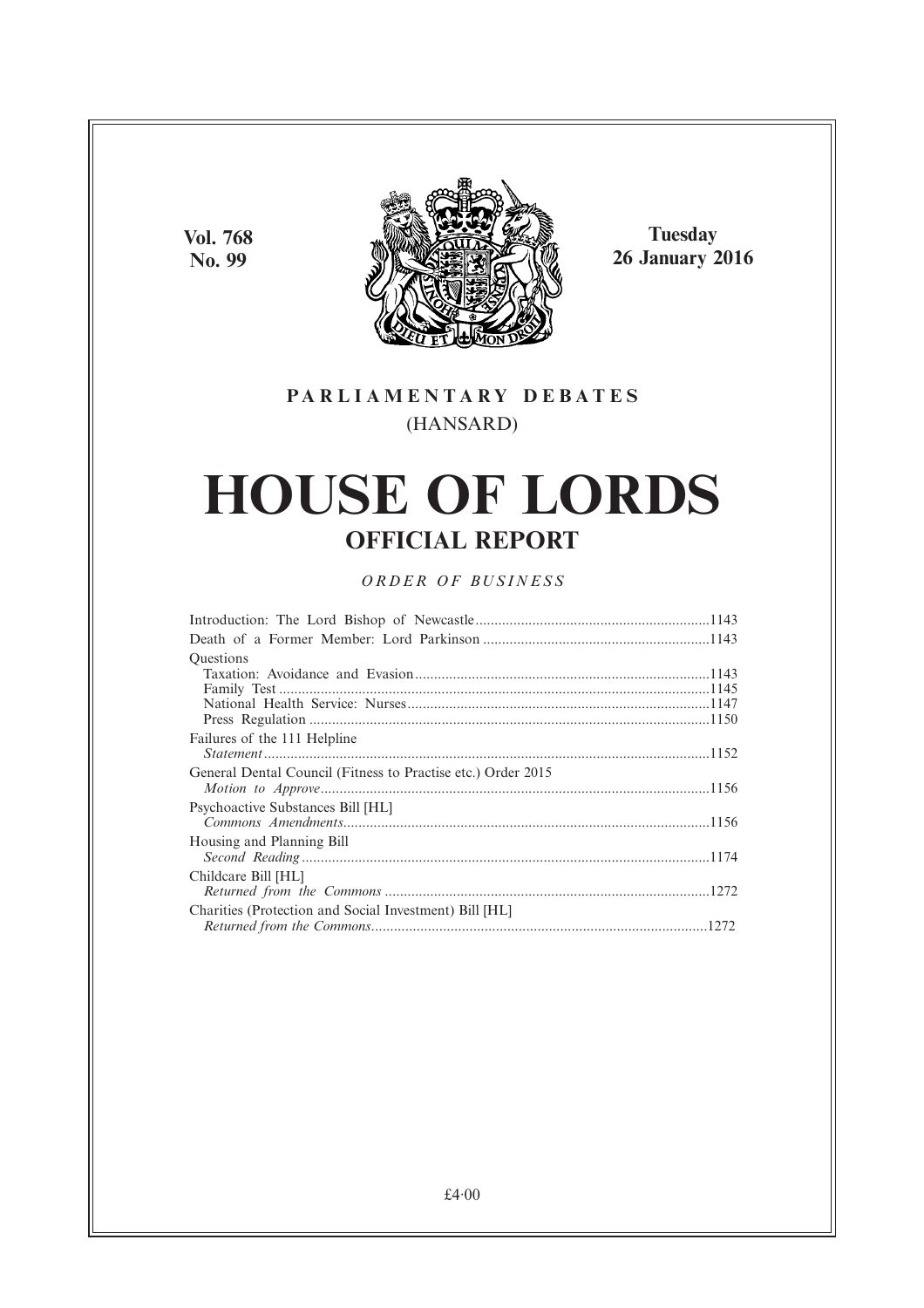Vol. 768
No. 99

**Tuesday**
**26 January 2016**

PARLIAMENTARY DEBATES
(HANSARD)

# HOUSE OF LORDS

## OFFICIAL REPORT

*ORDER OF BUSINESS*

Introduction: The Lord Bishop of Newcastle ....1143
Death of a Former Member: Lord Parkinson ....1143
Questions
Taxation: Avoidance and Evasion ....1143
Family Test ....1145
National Health Service: Nurses ....1147
Press Regulation ....1150
Failures of the 111 Helpline
*Statement* ....1152
General Dental Council (Fitness to Practise etc.) Order 2015
*Motion to Approve* ....1156
Psychoactive Substances Bill [HL]
*Commons Amendments* ....1156
Housing and Planning Bill
*Second Reading* ....1174
Childcare Bill [HL]
*Returned from the Commons* ....1272
Charities (Protection and Social Investment) Bill [HL]
*Returned from the Commons* ....1272

£4·00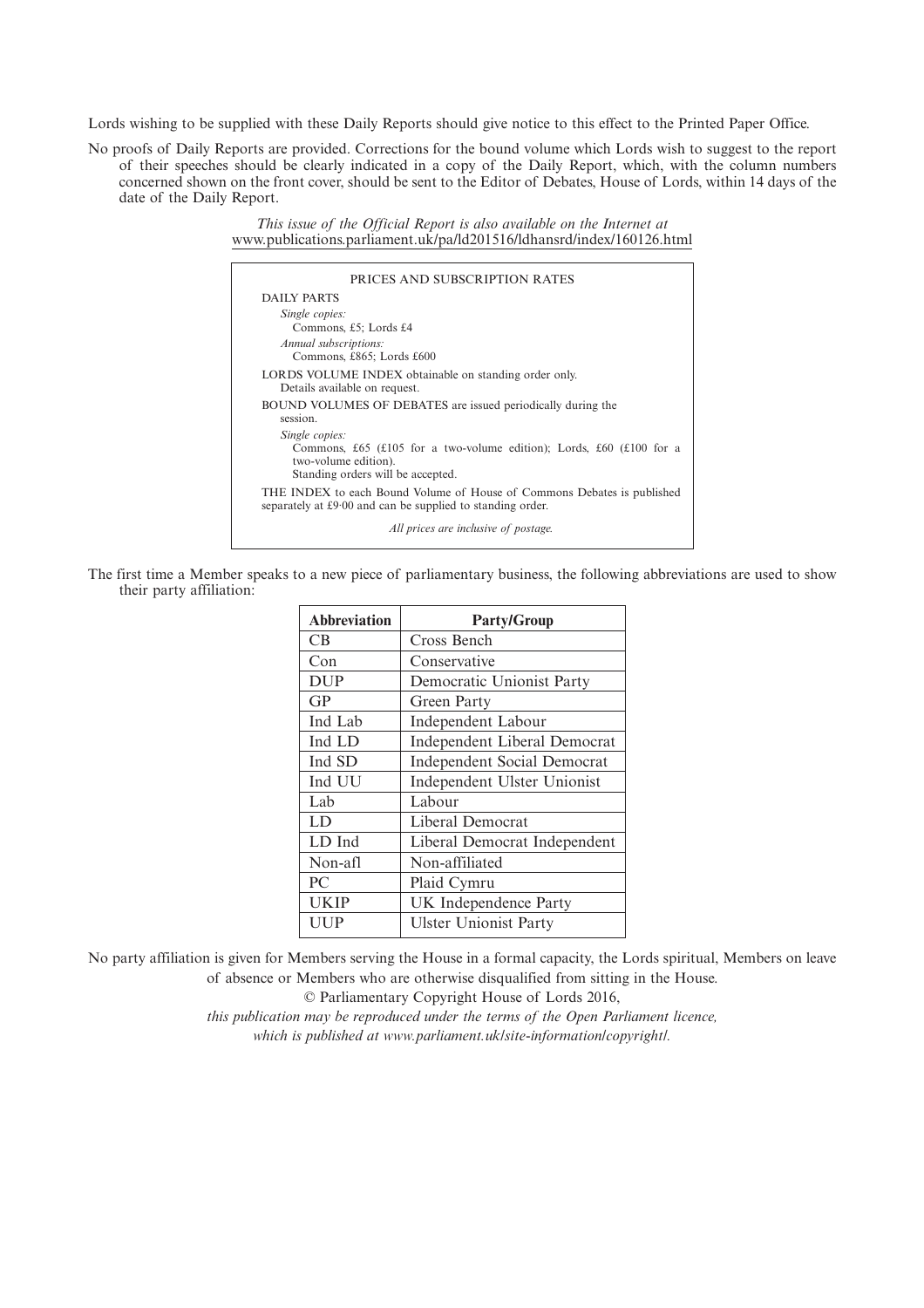Lords wishing to be supplied with these Daily Reports should give notice to this effect to the Printed Paper Office.

No proofs of Daily Reports are provided. Corrections for the bound volume which Lords wish to suggest to the report of their speeches should be clearly indicated in a copy of the Daily Report, which, with the column numbers concerned shown on the front cover, should be sent to the Editor of Debates, House of Lords, within 14 days of the date of the Daily Report.

*This issue of the Official Report is also available on the Internet at*
www.publications.parliament.uk/pa/ld201516/ldhansrd/index/160126.html

PRICES AND SUBSCRIPTION RATES

DAILY PARTS

*Single copies:*
Commons, £5; Lords £4

*Annual subscriptions:*
Commons, £865; Lords £600

LORDS VOLUME INDEX obtainable on standing order only.
Details available on request.

BOUND VOLUMES OF DEBATES are issued periodically during the session.

*Single copies:*
Commons, £65 (£105 for a two-volume edition); Lords, £60 (£100 for a two-volume edition).
Standing orders will be accepted.

THE INDEX to each Bound Volume of House of Commons Debates is published separately at £9·00 and can be supplied to standing order.

*All prices are inclusive of postage.*

The first time a Member speaks to a new piece of parliamentary business, the following abbreviations are used to show their party affiliation:

| **Abbreviation** | **Party/Group** |
|---|---|
| CB | Cross Bench |
| Con | Conservative |
| DUP | Democratic Unionist Party |
| GP | Green Party |
| Ind Lab | Independent Labour |
| Ind LD | Independent Liberal Democrat |
| Ind SD | Independent Social Democrat |
| Ind UU | Independent Ulster Unionist |
| Lab | Labour |
| LD | Liberal Democrat |
| LD Ind | Liberal Democrat Independent |
| Non-afl | Non-affiliated |
| PC | Plaid Cymru |
| UKIP | UK Independence Party |
| UUP | Ulster Unionist Party |

No party affiliation is given for Members serving the House in a formal capacity, the Lords spiritual, Members on leave of absence or Members who are otherwise disqualified from sitting in the House.

© Parliamentary Copyright House of Lords 2016,

*this publication may be reproduced under the terms of the Open Parliament licence, which is published at www.parliament.uk/site-information/copyright/.*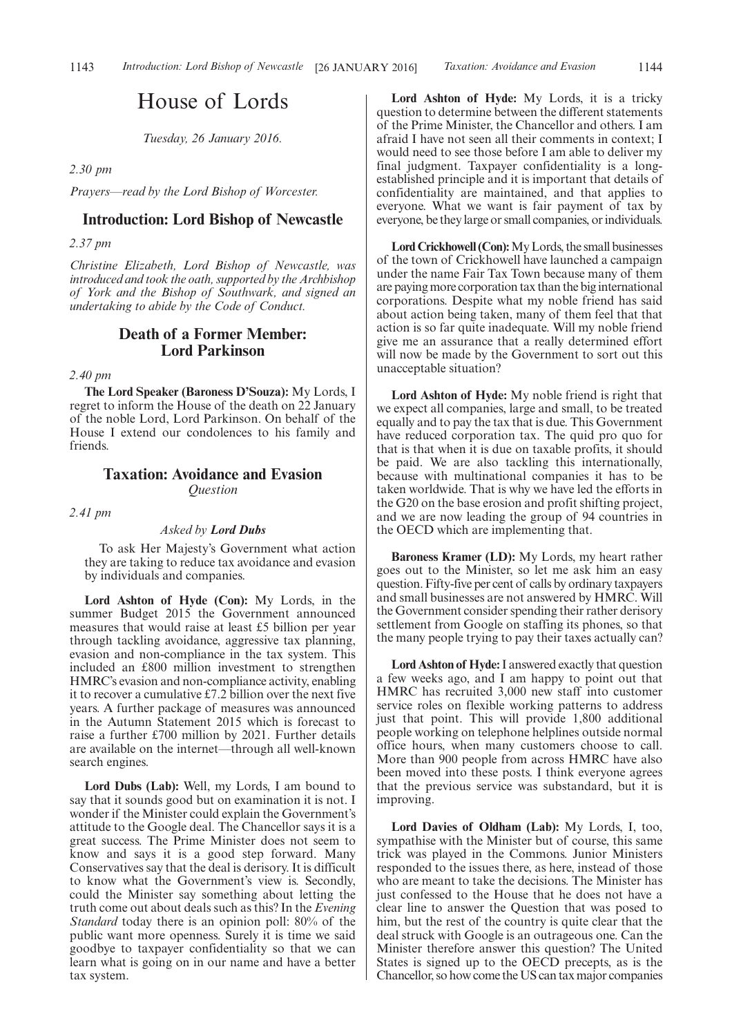# House of Lords

*Tuesday, 26 January 2016.*

*2.30 pm*

*Prayers—read by the Lord Bishop of Worcester.*

## Introduction: Lord Bishop of Newcastle

*2.37 pm*

*Christine Elizabeth, Lord Bishop of Newcastle, was introduced and took the oath, supported by the Archbishop of York and the Bishop of Southwark, and signed an undertaking to abide by the Code of Conduct.*

## Death of a Former Member: Lord Parkinson

*2.40 pm*

**The Lord Speaker (Baroness D'Souza):** My Lords, I regret to inform the House of the death on 22 January of the noble Lord, Lord Parkinson. On behalf of the House I extend our condolences to his family and friends.

## Taxation: Avoidance and Evasion

*Question*

*2.41 pm*

*Asked by **Lord Dubs***

To ask Her Majesty's Government what action they are taking to reduce tax avoidance and evasion by individuals and companies.

**Lord Ashton of Hyde (Con):** My Lords, in the summer Budget 2015 the Government announced measures that would raise at least £5 billion per year through tackling avoidance, aggressive tax planning, evasion and non-compliance in the tax system. This included an £800 million investment to strengthen HMRC's evasion and non-compliance activity, enabling it to recover a cumulative £7.2 billion over the next five years. A further package of measures was announced in the Autumn Statement 2015 which is forecast to raise a further £700 million by 2021. Further details are available on the internet—through all well-known search engines.

**Lord Dubs (Lab):** Well, my Lords, I am bound to say that it sounds good but on examination it is not. I wonder if the Minister could explain the Government's attitude to the Google deal. The Chancellor says it is a great success. The Prime Minister does not seem to know and says it is a good step forward. Many Conservatives say that the deal is derisory. It is difficult to know what the Government's view is. Secondly, could the Minister say something about letting the truth come out about deals such as this? In the *Evening Standard* today there is an opinion poll: 80% of the public want more openness. Surely it is time we said goodbye to taxpayer confidentiality so that we can learn what is going on in our name and have a better tax system.

**Lord Ashton of Hyde:** My Lords, it is a tricky question to determine between the different statements of the Prime Minister, the Chancellor and others. I am afraid I have not seen all their comments in context; I would need to see those before I am able to deliver my final judgment. Taxpayer confidentiality is a long-established principle and it is important that details of confidentiality are maintained, and that applies to everyone. What we want is fair payment of tax by everyone, be they large or small companies, or individuals.

**Lord Crickhowell (Con):** My Lords, the small businesses of the town of Crickhowell have launched a campaign under the name Fair Tax Town because many of them are paying more corporation tax than the big international corporations. Despite what my noble friend has said about action being taken, many of them feel that that action is so far quite inadequate. Will my noble friend give me an assurance that a really determined effort will now be made by the Government to sort out this unacceptable situation?

**Lord Ashton of Hyde:** My noble friend is right that we expect all companies, large and small, to be treated equally and to pay the tax that is due. This Government have reduced corporation tax. The quid pro quo for that is that when it is due on taxable profits, it should be paid. We are also tackling this internationally, because with multinational companies it has to be taken worldwide. That is why we have led the efforts in the G20 on the base erosion and profit shifting project, and we are now leading the group of 94 countries in the OECD which are implementing that.

**Baroness Kramer (LD):** My Lords, my heart rather goes out to the Minister, so let me ask him an easy question. Fifty-five per cent of calls by ordinary taxpayers and small businesses are not answered by HMRC. Will the Government consider spending their rather derisory settlement from Google on staffing its phones, so that the many people trying to pay their taxes actually can?

**Lord Ashton of Hyde:** I answered exactly that question a few weeks ago, and I am happy to point out that HMRC has recruited 3,000 new staff into customer service roles on flexible working patterns to address just that point. This will provide 1,800 additional people working on telephone helplines outside normal office hours, when many customers choose to call. More than 900 people from across HMRC have also been moved into these posts. I think everyone agrees that the previous service was substandard, but it is improving.

**Lord Davies of Oldham (Lab):** My Lords, I, too, sympathise with the Minister but of course, this same trick was played in the Commons. Junior Ministers responded to the issues there, as here, instead of those who are meant to take the decisions. The Minister has just confessed to the House that he does not have a clear line to answer the Question that was posed to him, but the rest of the country is quite clear that the deal struck with Google is an outrageous one. Can the Minister therefore answer this question? The United States is signed up to the OECD precepts, as is the Chancellor, so how come the US can tax major companies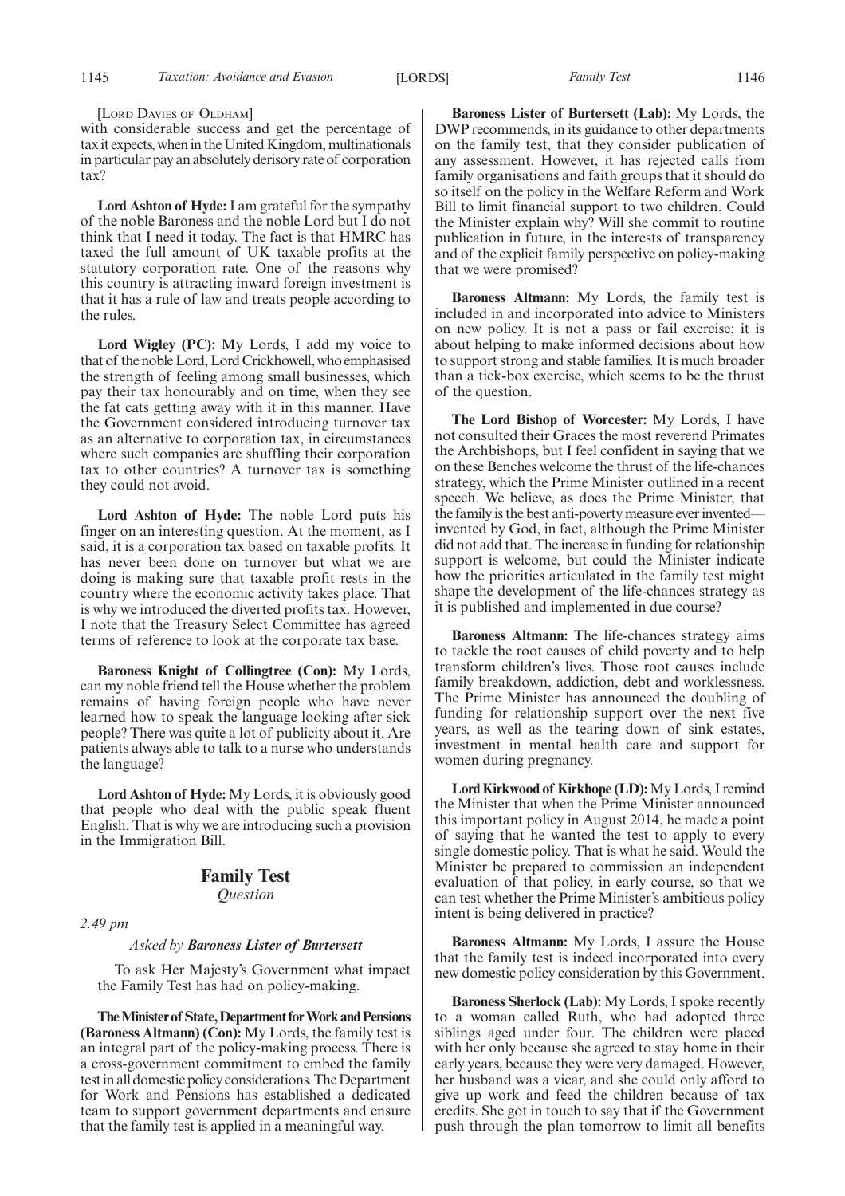[LORD DAVIES OF OLDHAM]

with considerable success and get the percentage of tax it expects, when in the United Kingdom, multinationals in particular pay an absolutely derisory rate of corporation tax?

**Lord Ashton of Hyde:** I am grateful for the sympathy of the noble Baroness and the noble Lord but I do not think that I need it today. The fact is that HMRC has taxed the full amount of UK taxable profits at the statutory corporation rate. One of the reasons why this country is attracting inward foreign investment is that it has a rule of law and treats people according to the rules.

**Lord Wigley (PC):** My Lords, I add my voice to that of the noble Lord, Lord Crickhowell, who emphasised the strength of feeling among small businesses, which pay their tax honourably and on time, when they see the fat cats getting away with it in this manner. Have the Government considered introducing turnover tax as an alternative to corporation tax, in circumstances where such companies are shuffling their corporation tax to other countries? A turnover tax is something they could not avoid.

**Lord Ashton of Hyde:** The noble Lord puts his finger on an interesting question. At the moment, as I said, it is a corporation tax based on taxable profits. It has never been done on turnover but what we are doing is making sure that taxable profit rests in the country where the economic activity takes place. That is why we introduced the diverted profits tax. However, I note that the Treasury Select Committee has agreed terms of reference to look at the corporate tax base.

**Baroness Knight of Collingtree (Con):** My Lords, can my noble friend tell the House whether the problem remains of having foreign people who have never learned how to speak the language looking after sick people? There was quite a lot of publicity about it. Are patients always able to talk to a nurse who understands the language?

**Lord Ashton of Hyde:** My Lords, it is obviously good that people who deal with the public speak fluent English. That is why we are introducing such a provision in the Immigration Bill.

## Family Test

*Question*

*2.49 pm*

*Asked by **Baroness Lister of Burtersett***

To ask Her Majesty's Government what impact the Family Test has had on policy-making.

**The Minister of State, Department for Work and Pensions (Baroness Altmann) (Con):** My Lords, the family test is an integral part of the policy-making process. There is a cross-government commitment to embed the family test in all domestic policy considerations. The Department for Work and Pensions has established a dedicated team to support government departments and ensure that the family test is applied in a meaningful way.

**Baroness Lister of Burtersett (Lab):** My Lords, the DWP recommends, in its guidance to other departments on the family test, that they consider publication of any assessment. However, it has rejected calls from family organisations and faith groups that it should do so itself on the policy in the Welfare Reform and Work Bill to limit financial support to two children. Could the Minister explain why? Will she commit to routine publication in future, in the interests of transparency and of the explicit family perspective on policy-making that we were promised?

**Baroness Altmann:** My Lords, the family test is included in and incorporated into advice to Ministers on new policy. It is not a pass or fail exercise; it is about helping to make informed decisions about how to support strong and stable families. It is much broader than a tick-box exercise, which seems to be the thrust of the question.

**The Lord Bishop of Worcester:** My Lords, I have not consulted their Graces the most reverend Primates the Archbishops, but I feel confident in saying that we on these Benches welcome the thrust of the life-chances strategy, which the Prime Minister outlined in a recent speech. We believe, as does the Prime Minister, that the family is the best anti-poverty measure ever invented—invented by God, in fact, although the Prime Minister did not add that. The increase in funding for relationship support is welcome, but could the Minister indicate how the priorities articulated in the family test might shape the development of the life-chances strategy as it is published and implemented in due course?

**Baroness Altmann:** The life-chances strategy aims to tackle the root causes of child poverty and to help transform children's lives. Those root causes include family breakdown, addiction, debt and worklessness. The Prime Minister has announced the doubling of funding for relationship support over the next five years, as well as the tearing down of sink estates, investment in mental health care and support for women during pregnancy.

**Lord Kirkwood of Kirkhope (LD):** My Lords, I remind the Minister that when the Prime Minister announced this important policy in August 2014, he made a point of saying that he wanted the test to apply to every single domestic policy. That is what he said. Would the Minister be prepared to commission an independent evaluation of that policy, in early course, so that we can test whether the Prime Minister's ambitious policy intent is being delivered in practice?

**Baroness Altmann:** My Lords, I assure the House that the family test is indeed incorporated into every new domestic policy consideration by this Government.

**Baroness Sherlock (Lab):** My Lords, I spoke recently to a woman called Ruth, who had adopted three siblings aged under four. The children were placed with her only because she agreed to stay home in their early years, because they were very damaged. However, her husband was a vicar, and she could only afford to give up work and feed the children because of tax credits. She got in touch to say that if the Government push through the plan tomorrow to limit all benefits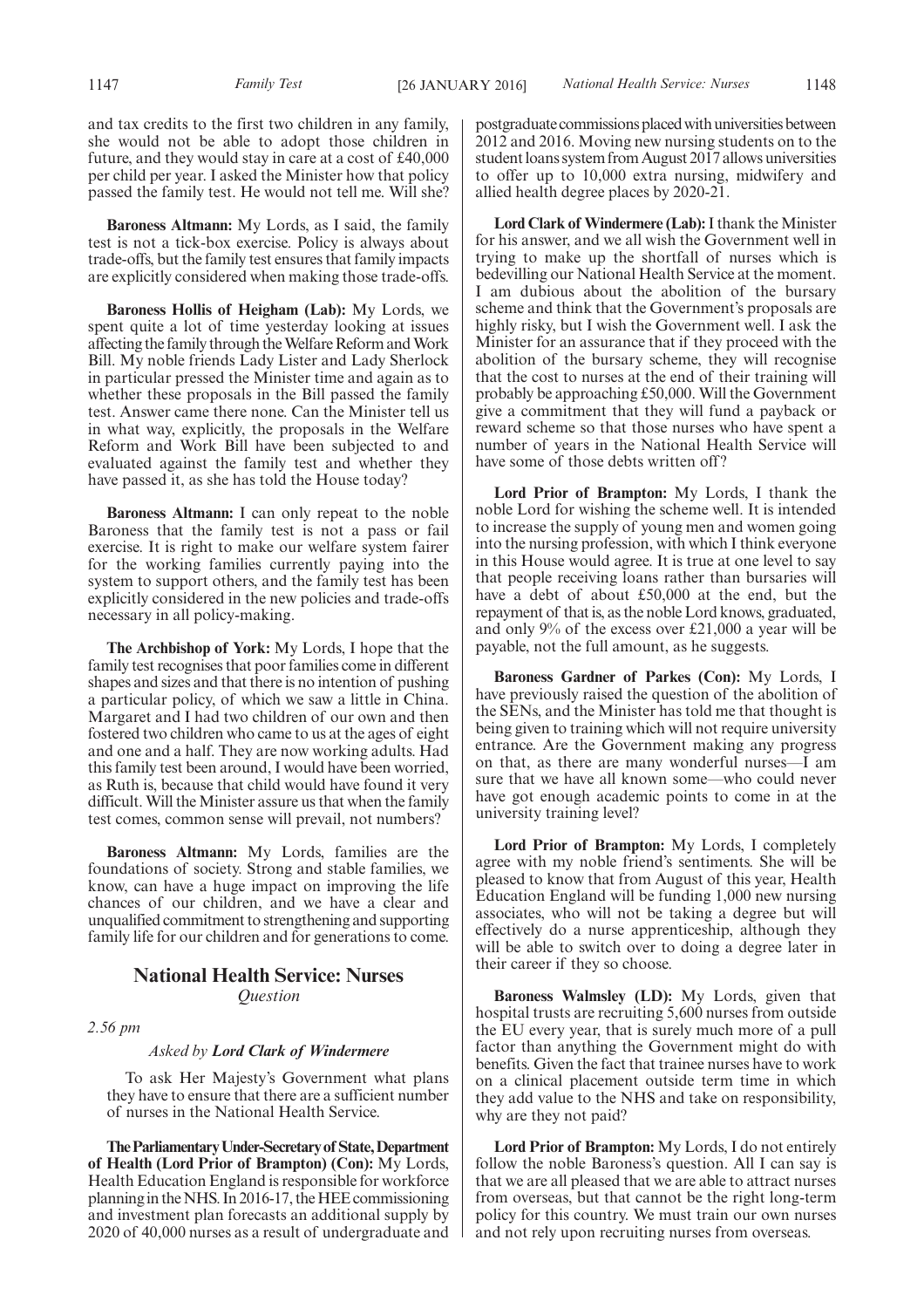and tax credits to the first two children in any family, she would not be able to adopt those children in future, and they would stay in care at a cost of £40,000 per child per year. I asked the Minister how that policy passed the family test. He would not tell me. Will she?

**Baroness Altmann:** My Lords, as I said, the family test is not a tick-box exercise. Policy is always about trade-offs, but the family test ensures that family impacts are explicitly considered when making those trade-offs.

**Baroness Hollis of Heigham (Lab):** My Lords, we spent quite a lot of time yesterday looking at issues affecting the family through the Welfare Reform and Work Bill. My noble friends Lady Lister and Lady Sherlock in particular pressed the Minister time and again as to whether these proposals in the Bill passed the family test. Answer came there none. Can the Minister tell us in what way, explicitly, the proposals in the Welfare Reform and Work Bill have been subjected to and evaluated against the family test and whether they have passed it, as she has told the House today?

**Baroness Altmann:** I can only repeat to the noble Baroness that the family test is not a pass or fail exercise. It is right to make our welfare system fairer for the working families currently paying into the system to support others, and the family test has been explicitly considered in the new policies and trade-offs necessary in all policy-making.

**The Archbishop of York:** My Lords, I hope that the family test recognises that poor families come in different shapes and sizes and that there is no intention of pushing a particular policy, of which we saw a little in China. Margaret and I had two children of our own and then fostered two children who came to us at the ages of eight and one and a half. They are now working adults. Had this family test been around, I would have been worried, as Ruth is, because that child would have found it very difficult. Will the Minister assure us that when the family test comes, common sense will prevail, not numbers?

**Baroness Altmann:** My Lords, families are the foundations of society. Strong and stable families, we know, can have a huge impact on improving the life chances of our children, and we have a clear and unqualified commitment to strengthening and supporting family life for our children and for generations to come.

## National Health Service: Nurses

*Question*

*2.56 pm*

*Asked by **Lord Clark of Windermere***

To ask Her Majesty's Government what plans they have to ensure that there are a sufficient number of nurses in the National Health Service.

**The Parliamentary Under-Secretary of State, Department of Health (Lord Prior of Brampton) (Con):** My Lords, Health Education England is responsible for workforce planning in the NHS. In 2016-17, the HEE commissioning and investment plan forecasts an additional supply by 2020 of 40,000 nurses as a result of undergraduate and postgraduate commissions placed with universities between 2012 and 2016. Moving new nursing students on to the student loans system from August 2017 allows universities to offer up to 10,000 extra nursing, midwifery and allied health degree places by 2020-21.

**Lord Clark of Windermere (Lab):** I thank the Minister for his answer, and we all wish the Government well in trying to make up the shortfall of nurses which is bedevilling our National Health Service at the moment. I am dubious about the abolition of the bursary scheme and think that the Government's proposals are highly risky, but I wish the Government well. I ask the Minister for an assurance that if they proceed with the abolition of the bursary scheme, they will recognise that the cost to nurses at the end of their training will probably be approaching £50,000. Will the Government give a commitment that they will fund a payback or reward scheme so that those nurses who have spent a number of years in the National Health Service will have some of those debts written off?

**Lord Prior of Brampton:** My Lords, I thank the noble Lord for wishing the scheme well. It is intended to increase the supply of young men and women going into the nursing profession, with which I think everyone in this House would agree. It is true at one level to say that people receiving loans rather than bursaries will have a debt of about £50,000 at the end, but the repayment of that is, as the noble Lord knows, graduated, and only 9% of the excess over £21,000 a year will be payable, not the full amount, as he suggests.

**Baroness Gardner of Parkes (Con):** My Lords, I have previously raised the question of the abolition of the SENs, and the Minister has told me that thought is being given to training which will not require university entrance. Are the Government making any progress on that, as there are many wonderful nurses—I am sure that we have all known some—who could never have got enough academic points to come in at the university training level?

**Lord Prior of Brampton:** My Lords, I completely agree with my noble friend's sentiments. She will be pleased to know that from August of this year, Health Education England will be funding 1,000 new nursing associates, who will not be taking a degree but will effectively do a nurse apprenticeship, although they will be able to switch over to doing a degree later in their career if they so choose.

**Baroness Walmsley (LD):** My Lords, given that hospital trusts are recruiting 5,600 nurses from outside the EU every year, that is surely much more of a pull factor than anything the Government might do with benefits. Given the fact that trainee nurses have to work on a clinical placement outside term time in which they add value to the NHS and take on responsibility, why are they not paid?

**Lord Prior of Brampton:** My Lords, I do not entirely follow the noble Baroness's question. All I can say is that we are all pleased that we are able to attract nurses from overseas, but that cannot be the right long-term policy for this country. We must train our own nurses and not rely upon recruiting nurses from overseas.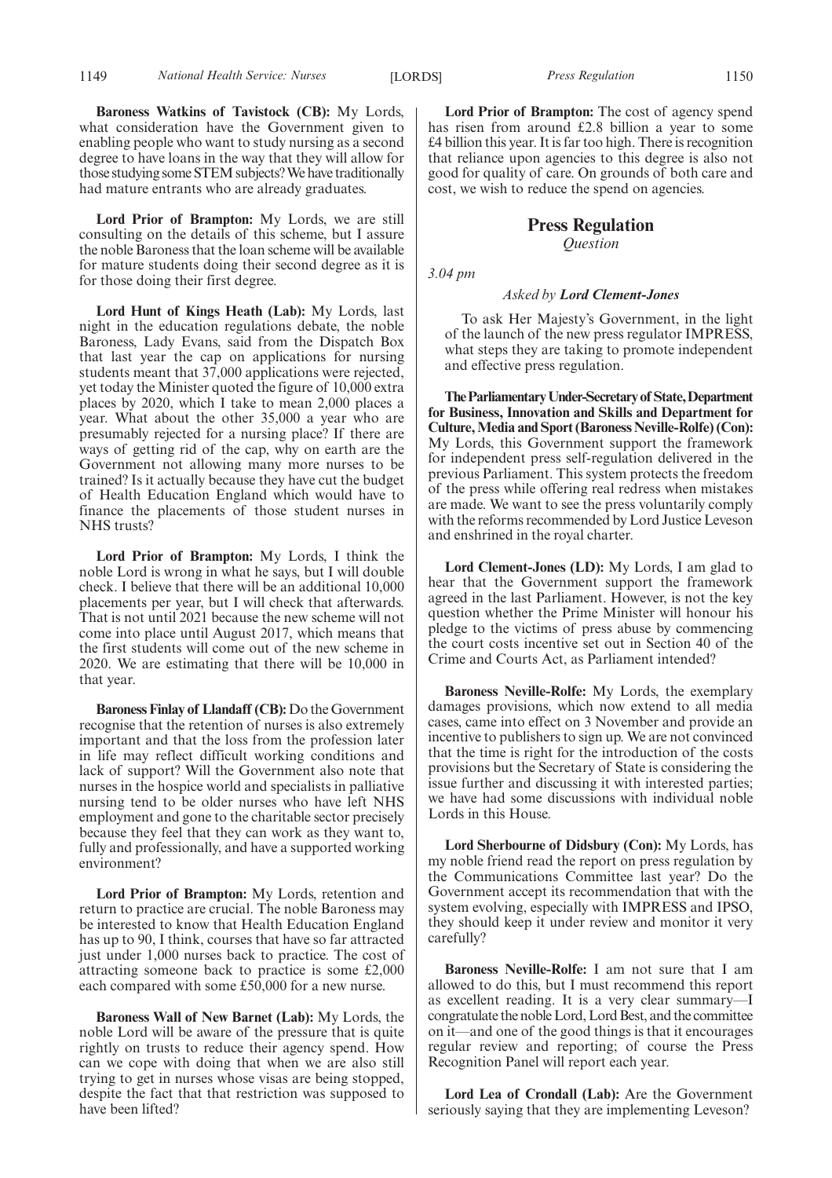**Baroness Watkins of Tavistock (CB):** My Lords, what consideration have the Government given to enabling people who want to study nursing as a second degree to have loans in the way that they will allow for those studying some STEM subjects? We have traditionally had mature entrants who are already graduates.

**Lord Prior of Brampton:** My Lords, we are still consulting on the details of this scheme, but I assure the noble Baroness that the loan scheme will be available for mature students doing their second degree as it is for those doing their first degree.

**Lord Hunt of Kings Heath (Lab):** My Lords, last night in the education regulations debate, the noble Baroness, Lady Evans, said from the Dispatch Box that last year the cap on applications for nursing students meant that 37,000 applications were rejected, yet today the Minister quoted the figure of 10,000 extra places by 2020, which I take to mean 2,000 places a year. What about the other 35,000 a year who are presumably rejected for a nursing place? If there are ways of getting rid of the cap, why on earth are the Government not allowing many more nurses to be trained? Is it actually because they have cut the budget of Health Education England which would have to finance the placements of those student nurses in NHS trusts?

**Lord Prior of Brampton:** My Lords, I think the noble Lord is wrong in what he says, but I will double check. I believe that there will be an additional 10,000 placements per year, but I will check that afterwards. That is not until 2021 because the new scheme will not come into place until August 2017, which means that the first students will come out of the new scheme in 2020. We are estimating that there will be 10,000 in that year.

**Baroness Finlay of Llandaff (CB):** Do the Government recognise that the retention of nurses is also extremely important and that the loss from the profession later in life may reflect difficult working conditions and lack of support? Will the Government also note that nurses in the hospice world and specialists in palliative nursing tend to be older nurses who have left NHS employment and gone to the charitable sector precisely because they feel that they can work as they want to, fully and professionally, and have a supported working environment?

**Lord Prior of Brampton:** My Lords, retention and return to practice are crucial. The noble Baroness may be interested to know that Health Education England has up to 90, I think, courses that have so far attracted just under 1,000 nurses back to practice. The cost of attracting someone back to practice is some £2,000 each compared with some £50,000 for a new nurse.

**Baroness Wall of New Barnet (Lab):** My Lords, the noble Lord will be aware of the pressure that is quite rightly on trusts to reduce their agency spend. How can we cope with doing that when we are also still trying to get in nurses whose visas are being stopped, despite the fact that that restriction was supposed to have been lifted?

**Lord Prior of Brampton:** The cost of agency spend has risen from around £2.8 billion a year to some £4 billion this year. It is far too high. There is recognition that reliance upon agencies to this degree is also not good for quality of care. On grounds of both care and cost, we wish to reduce the spend on agencies.

## Press Regulation

*Question*

*3.04 pm*

*Asked by* ***Lord Clement-Jones***

To ask Her Majesty's Government, in the light of the launch of the new press regulator IMPRESS, what steps they are taking to promote independent and effective press regulation.

**The Parliamentary Under-Secretary of State, Department for Business, Innovation and Skills and Department for Culture, Media and Sport (Baroness Neville-Rolfe) (Con):** My Lords, this Government support the framework for independent press self-regulation delivered in the previous Parliament. This system protects the freedom of the press while offering real redress when mistakes are made. We want to see the press voluntarily comply with the reforms recommended by Lord Justice Leveson and enshrined in the royal charter.

**Lord Clement-Jones (LD):** My Lords, I am glad to hear that the Government support the framework agreed in the last Parliament. However, is not the key question whether the Prime Minister will honour his pledge to the victims of press abuse by commencing the court costs incentive set out in Section 40 of the Crime and Courts Act, as Parliament intended?

**Baroness Neville-Rolfe:** My Lords, the exemplary damages provisions, which now extend to all media cases, came into effect on 3 November and provide an incentive to publishers to sign up. We are not convinced that the time is right for the introduction of the costs provisions but the Secretary of State is considering the issue further and discussing it with interested parties; we have had some discussions with individual noble Lords in this House.

**Lord Sherbourne of Didsbury (Con):** My Lords, has my noble friend read the report on press regulation by the Communications Committee last year? Do the Government accept its recommendation that with the system evolving, especially with IMPRESS and IPSO, they should keep it under review and monitor it very carefully?

**Baroness Neville-Rolfe:** I am not sure that I am allowed to do this, but I must recommend this report as excellent reading. It is a very clear summary—I congratulate the noble Lord, Lord Best, and the committee on it—and one of the good things is that it encourages regular review and reporting; of course the Press Recognition Panel will report each year.

**Lord Lea of Crondall (Lab):** Are the Government seriously saying that they are implementing Leveson?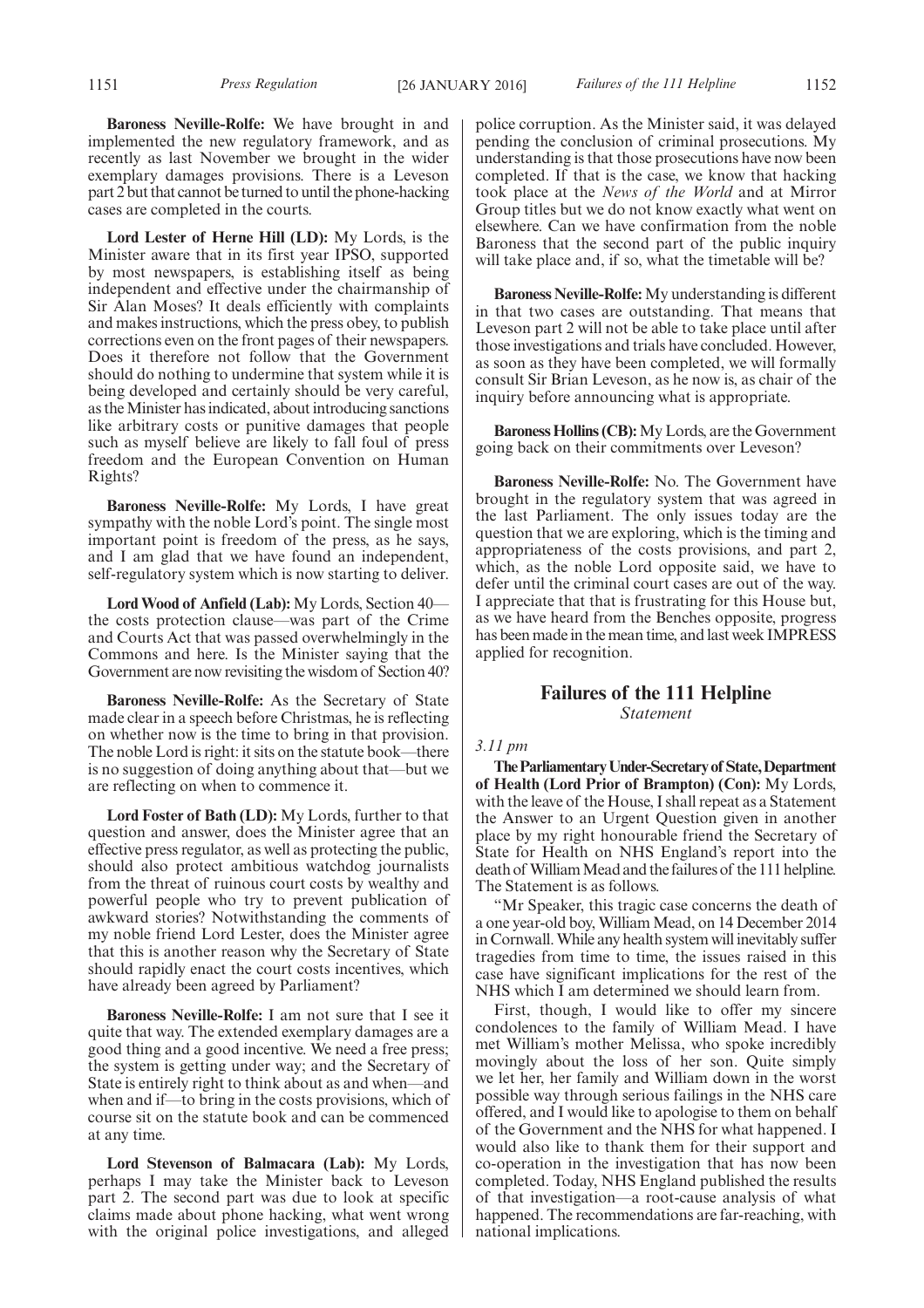**Baroness Neville-Rolfe:** We have brought in and implemented the new regulatory framework, and as recently as last November we brought in the wider exemplary damages provisions. There is a Leveson part 2 but that cannot be turned to until the phone-hacking cases are completed in the courts.

**Lord Lester of Herne Hill (LD):** My Lords, is the Minister aware that in its first year IPSO, supported by most newspapers, is establishing itself as being independent and effective under the chairmanship of Sir Alan Moses? It deals efficiently with complaints and makes instructions, which the press obey, to publish corrections even on the front pages of their newspapers. Does it therefore not follow that the Government should do nothing to undermine that system while it is being developed and certainly should be very careful, as the Minister has indicated, about introducing sanctions like arbitrary costs or punitive damages that people such as myself believe are likely to fall foul of press freedom and the European Convention on Human Rights?

**Baroness Neville-Rolfe:** My Lords, I have great sympathy with the noble Lord's point. The single most important point is freedom of the press, as he says, and I am glad that we have found an independent, self-regulatory system which is now starting to deliver.

**Lord Wood of Anfield (Lab):** My Lords, Section 40—the costs protection clause—was part of the Crime and Courts Act that was passed overwhelmingly in the Commons and here. Is the Minister saying that the Government are now revisiting the wisdom of Section 40?

**Baroness Neville-Rolfe:** As the Secretary of State made clear in a speech before Christmas, he is reflecting on whether now is the time to bring in that provision. The noble Lord is right: it sits on the statute book—there is no suggestion of doing anything about that—but we are reflecting on when to commence it.

**Lord Foster of Bath (LD):** My Lords, further to that question and answer, does the Minister agree that an effective press regulator, as well as protecting the public, should also protect ambitious watchdog journalists from the threat of ruinous court costs by wealthy and powerful people who try to prevent publication of awkward stories? Notwithstanding the comments of my noble friend Lord Lester, does the Minister agree that this is another reason why the Secretary of State should rapidly enact the court costs incentives, which have already been agreed by Parliament?

**Baroness Neville-Rolfe:** I am not sure that I see it quite that way. The extended exemplary damages are a good thing and a good incentive. We need a free press; the system is getting under way; and the Secretary of State is entirely right to think about as and when—and when and if—to bring in the costs provisions, which of course sit on the statute book and can be commenced at any time.

**Lord Stevenson of Balmacara (Lab):** My Lords, perhaps I may take the Minister back to Leveson part 2. The second part was due to look at specific claims made about phone hacking, what went wrong with the original police investigations, and alleged police corruption. As the Minister said, it was delayed pending the conclusion of criminal prosecutions. My understanding is that those prosecutions have now been completed. If that is the case, we know that hacking took place at the *News of the World* and at Mirror Group titles but we do not know exactly what went on elsewhere. Can we have confirmation from the noble Baroness that the second part of the public inquiry will take place and, if so, what the timetable will be?

**Baroness Neville-Rolfe:** My understanding is different in that two cases are outstanding. That means that Leveson part 2 will not be able to take place until after those investigations and trials have concluded. However, as soon as they have been completed, we will formally consult Sir Brian Leveson, as he now is, as chair of the inquiry before announcing what is appropriate.

**Baroness Hollins (CB):** My Lords, are the Government going back on their commitments over Leveson?

**Baroness Neville-Rolfe:** No. The Government have brought in the regulatory system that was agreed in the last Parliament. The only issues today are the question that we are exploring, which is the timing and appropriateness of the costs provisions, and part 2, which, as the noble Lord opposite said, we have to defer until the criminal court cases are out of the way. I appreciate that that is frustrating for this House but, as we have heard from the Benches opposite, progress has been made in the mean time, and last week IMPRESS applied for recognition.

## Failures of the 111 Helpline

*Statement*

*3.11 pm*

**The Parliamentary Under-Secretary of State, Department of Health (Lord Prior of Brampton) (Con):** My Lords, with the leave of the House, I shall repeat as a Statement the Answer to an Urgent Question given in another place by my right honourable friend the Secretary of State for Health on NHS England's report into the death of William Mead and the failures of the 111 helpline. The Statement is as follows.

"Mr Speaker, this tragic case concerns the death of a one year-old boy, William Mead, on 14 December 2014 in Cornwall. While any health system will inevitably suffer tragedies from time to time, the issues raised in this case have significant implications for the rest of the NHS which I am determined we should learn from.

First, though, I would like to offer my sincere condolences to the family of William Mead. I have met William's mother Melissa, who spoke incredibly movingly about the loss of her son. Quite simply we let her, her family and William down in the worst possible way through serious failings in the NHS care offered, and I would like to apologise to them on behalf of the Government and the NHS for what happened. I would also like to thank them for their support and co-operation in the investigation that has now been completed. Today, NHS England published the results of that investigation—a root-cause analysis of what happened. The recommendations are far-reaching, with national implications.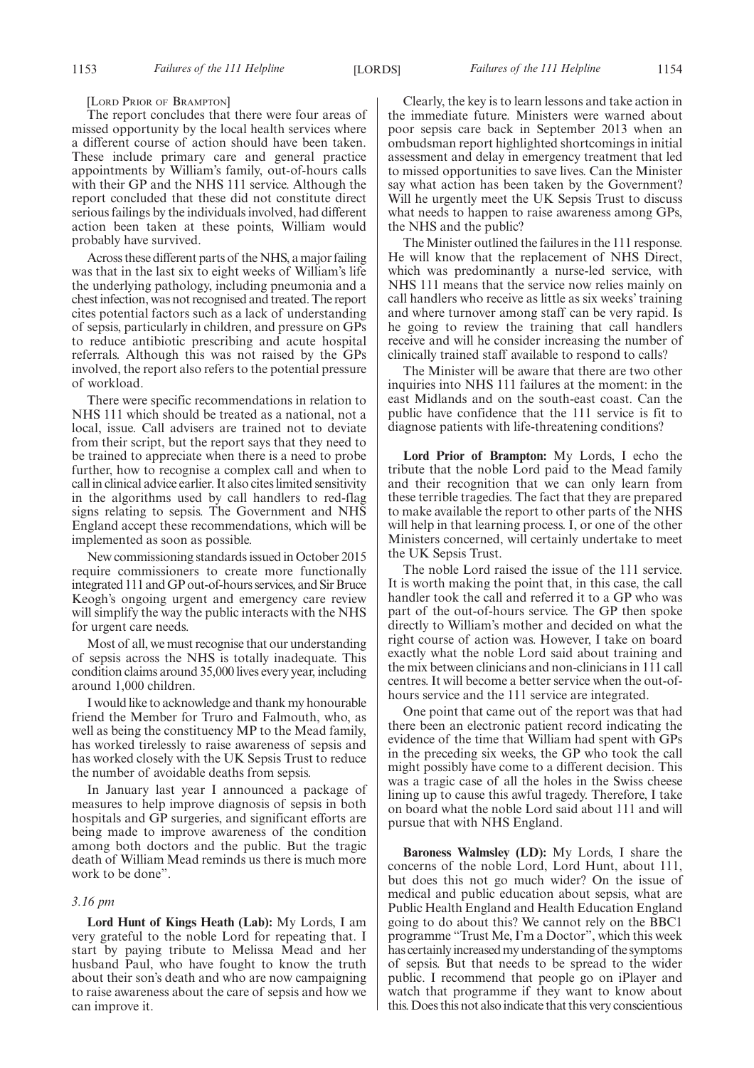[LORD PRIOR OF BRAMPTON]

The report concludes that there were four areas of missed opportunity by the local health services where a different course of action should have been taken. These include primary care and general practice appointments by William's family, out-of-hours calls with their GP and the NHS 111 service. Although the report concluded that these did not constitute direct serious failings by the individuals involved, had different action been taken at these points, William would probably have survived.

Across these different parts of the NHS, a major failing was that in the last six to eight weeks of William's life the underlying pathology, including pneumonia and a chest infection, was not recognised and treated. The report cites potential factors such as a lack of understanding of sepsis, particularly in children, and pressure on GPs to reduce antibiotic prescribing and acute hospital referrals. Although this was not raised by the GPs involved, the report also refers to the potential pressure of workload.

There were specific recommendations in relation to NHS 111 which should be treated as a national, not a local, issue. Call advisers are trained not to deviate from their script, but the report says that they need to be trained to appreciate when there is a need to probe further, how to recognise a complex call and when to call in clinical advice earlier. It also cites limited sensitivity in the algorithms used by call handlers to red-flag signs relating to sepsis. The Government and NHS England accept these recommendations, which will be implemented as soon as possible.

New commissioning standards issued in October 2015 require commissioners to create more functionally integrated 111 and GP out-of-hours services, and Sir Bruce Keogh's ongoing urgent and emergency care review will simplify the way the public interacts with the NHS for urgent care needs.

Most of all, we must recognise that our understanding of sepsis across the NHS is totally inadequate. This condition claims around 35,000 lives every year, including around 1,000 children.

I would like to acknowledge and thank my honourable friend the Member for Truro and Falmouth, who, as well as being the constituency MP to the Mead family, has worked tirelessly to raise awareness of sepsis and has worked closely with the UK Sepsis Trust to reduce the number of avoidable deaths from sepsis.

In January last year I announced a package of measures to help improve diagnosis of sepsis in both hospitals and GP surgeries, and significant efforts are being made to improve awareness of the condition among both doctors and the public. But the tragic death of William Mead reminds us there is much more work to be done".

*3.16 pm*

**Lord Hunt of Kings Heath (Lab):** My Lords, I am very grateful to the noble Lord for repeating that. I start by paying tribute to Melissa Mead and her husband Paul, who have fought to know the truth about their son's death and who are now campaigning to raise awareness about the care of sepsis and how we can improve it.

Clearly, the key is to learn lessons and take action in the immediate future. Ministers were warned about poor sepsis care back in September 2013 when an ombudsman report highlighted shortcomings in initial assessment and delay in emergency treatment that led to missed opportunities to save lives. Can the Minister say what action has been taken by the Government? Will he urgently meet the UK Sepsis Trust to discuss what needs to happen to raise awareness among GPs, the NHS and the public?

The Minister outlined the failures in the 111 response. He will know that the replacement of NHS Direct, which was predominantly a nurse-led service, with NHS 111 means that the service now relies mainly on call handlers who receive as little as six weeks' training and where turnover among staff can be very rapid. Is he going to review the training that call handlers receive and will he consider increasing the number of clinically trained staff available to respond to calls?

The Minister will be aware that there are two other inquiries into NHS 111 failures at the moment: in the east Midlands and on the south-east coast. Can the public have confidence that the 111 service is fit to diagnose patients with life-threatening conditions?

**Lord Prior of Brampton:** My Lords, I echo the tribute that the noble Lord paid to the Mead family and their recognition that we can only learn from these terrible tragedies. The fact that they are prepared to make available the report to other parts of the NHS will help in that learning process. I, or one of the other Ministers concerned, will certainly undertake to meet the UK Sepsis Trust.

The noble Lord raised the issue of the 111 service. It is worth making the point that, in this case, the call handler took the call and referred it to a GP who was part of the out-of-hours service. The GP then spoke directly to William's mother and decided on what the right course of action was. However, I take on board exactly what the noble Lord said about training and the mix between clinicians and non-clinicians in 111 call centres. It will become a better service when the out-of-hours service and the 111 service are integrated.

One point that came out of the report was that had there been an electronic patient record indicating the evidence of the time that William had spent with GPs in the preceding six weeks, the GP who took the call might possibly have come to a different decision. This was a tragic case of all the holes in the Swiss cheese lining up to cause this awful tragedy. Therefore, I take on board what the noble Lord said about 111 and will pursue that with NHS England.

**Baroness Walmsley (LD):** My Lords, I share the concerns of the noble Lord, Lord Hunt, about 111, but does this not go much wider? On the issue of medical and public education about sepsis, what are Public Health England and Health Education England going to do about this? We cannot rely on the BBC1 programme "Trust Me, I'm a Doctor", which this week has certainly increased my understanding of the symptoms of sepsis. But that needs to be spread to the wider public. I recommend that people go on iPlayer and watch that programme if they want to know about this. Does this not also indicate that this very conscientious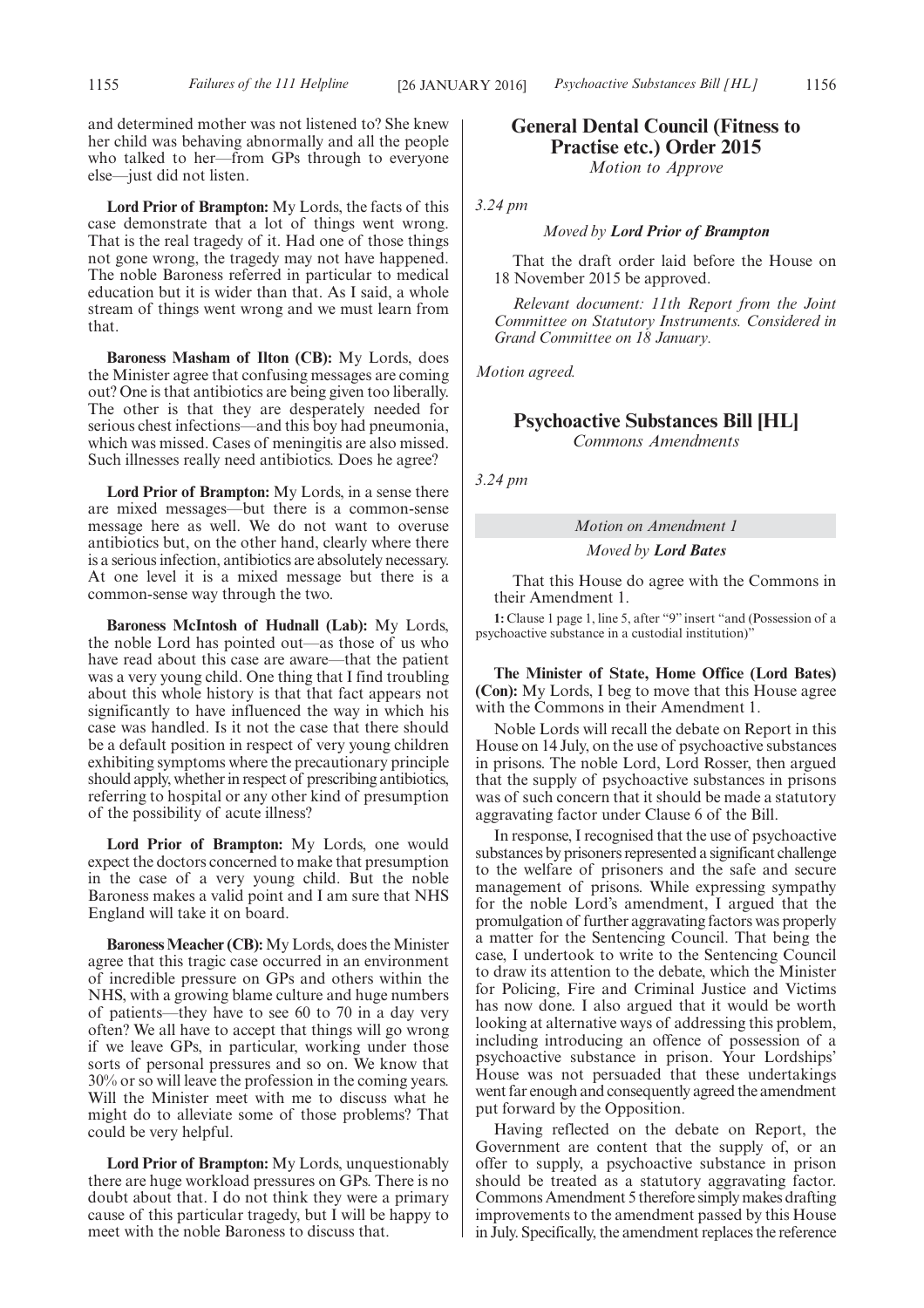and determined mother was not listened to? She knew her child was behaving abnormally and all the people who talked to her—from GPs through to everyone else—just did not listen.

**Lord Prior of Brampton:** My Lords, the facts of this case demonstrate that a lot of things went wrong. That is the real tragedy of it. Had one of those things not gone wrong, the tragedy may not have happened. The noble Baroness referred in particular to medical education but it is wider than that. As I said, a whole stream of things went wrong and we must learn from that.

**Baroness Masham of Ilton (CB):** My Lords, does the Minister agree that confusing messages are coming out? One is that antibiotics are being given too liberally. The other is that they are desperately needed for serious chest infections—and this boy had pneumonia, which was missed. Cases of meningitis are also missed. Such illnesses really need antibiotics. Does he agree?

**Lord Prior of Brampton:** My Lords, in a sense there are mixed messages—but there is a common-sense message here as well. We do not want to overuse antibiotics but, on the other hand, clearly where there is a serious infection, antibiotics are absolutely necessary. At one level it is a mixed message but there is a common-sense way through the two.

**Baroness McIntosh of Hudnall (Lab):** My Lords, the noble Lord has pointed out—as those of us who have read about this case are aware—that the patient was a very young child. One thing that I find troubling about this whole history is that that fact appears not significantly to have influenced the way in which his case was handled. Is it not the case that there should be a default position in respect of very young children exhibiting symptoms where the precautionary principle should apply, whether in respect of prescribing antibiotics, referring to hospital or any other kind of presumption of the possibility of acute illness?

**Lord Prior of Brampton:** My Lords, one would expect the doctors concerned to make that presumption in the case of a very young child. But the noble Baroness makes a valid point and I am sure that NHS England will take it on board.

**Baroness Meacher (CB):** My Lords, does the Minister agree that this tragic case occurred in an environment of incredible pressure on GPs and others within the NHS, with a growing blame culture and huge numbers of patients—they have to see 60 to 70 in a day very often? We all have to accept that things will go wrong if we leave GPs, in particular, working under those sorts of personal pressures and so on. We know that 30% or so will leave the profession in the coming years. Will the Minister meet with me to discuss what he might do to alleviate some of those problems? That could be very helpful.

**Lord Prior of Brampton:** My Lords, unquestionably there are huge workload pressures on GPs. There is no doubt about that. I do not think they were a primary cause of this particular tragedy, but I will be happy to meet with the noble Baroness to discuss that.

## General Dental Council (Fitness to Practise etc.) Order 2015

*Motion to Approve*

*3.24 pm*

*Moved by **Lord Prior of Brampton***

That the draft order laid before the House on 18 November 2015 be approved.

*Relevant document: 11th Report from the Joint Committee on Statutory Instruments. Considered in Grand Committee on 18 January.*

*Motion agreed.*

## Psychoactive Substances Bill [HL]

*Commons Amendments*

*3.24 pm*

*Motion on Amendment 1*

*Moved by **Lord Bates***

That this House do agree with the Commons in their Amendment 1.

**1:** Clause 1 page 1, line 5, after "9" insert "and (Possession of a psychoactive substance in a custodial institution)"

**The Minister of State, Home Office (Lord Bates) (Con):** My Lords, I beg to move that this House agree with the Commons in their Amendment 1.

Noble Lords will recall the debate on Report in this House on 14 July, on the use of psychoactive substances in prisons. The noble Lord, Lord Rosser, then argued that the supply of psychoactive substances in prisons was of such concern that it should be made a statutory aggravating factor under Clause 6 of the Bill.

In response, I recognised that the use of psychoactive substances by prisoners represented a significant challenge to the welfare of prisoners and the safe and secure management of prisons. While expressing sympathy for the noble Lord's amendment, I argued that the promulgation of further aggravating factors was properly a matter for the Sentencing Council. That being the case, I undertook to write to the Sentencing Council to draw its attention to the debate, which the Minister for Policing, Fire and Criminal Justice and Victims has now done. I also argued that it would be worth looking at alternative ways of addressing this problem, including introducing an offence of possession of a psychoactive substance in prison. Your Lordships' House was not persuaded that these undertakings went far enough and consequently agreed the amendment put forward by the Opposition.

Having reflected on the debate on Report, the Government are content that the supply of, or an offer to supply, a psychoactive substance in prison should be treated as a statutory aggravating factor. Commons Amendment 5 therefore simply makes drafting improvements to the amendment passed by this House in July. Specifically, the amendment replaces the reference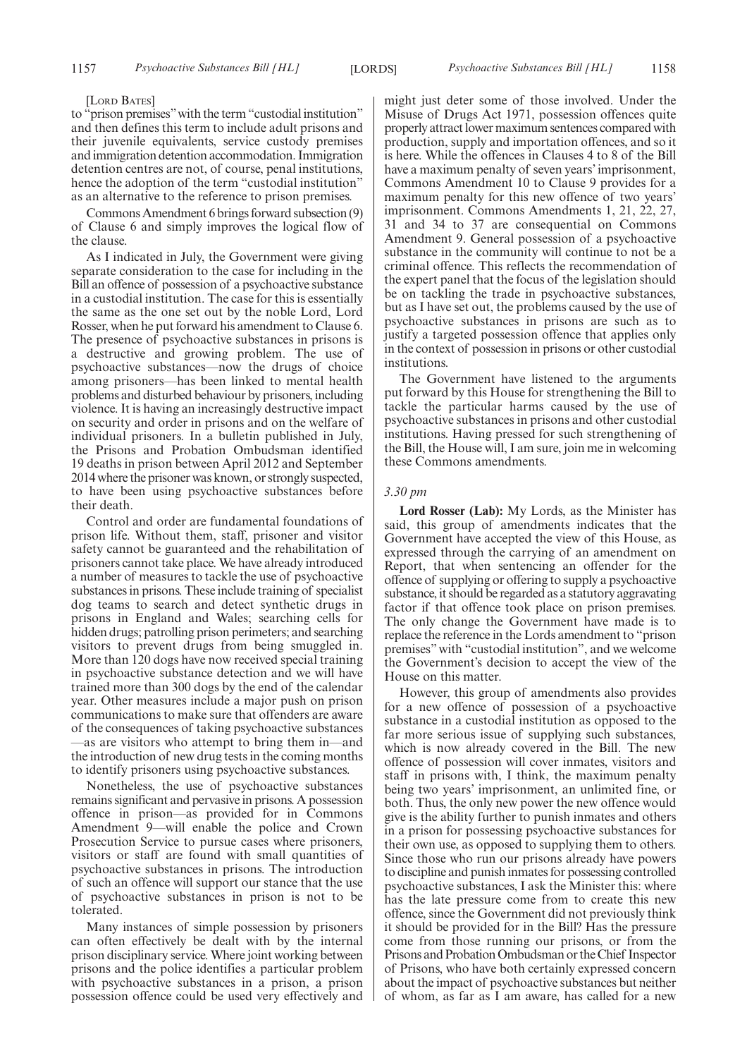[Lord Bates]

to "prison premises" with the term "custodial institution" and then defines this term to include adult prisons and their juvenile equivalents, service custody premises and immigration detention accommodation. Immigration detention centres are not, of course, penal institutions, hence the adoption of the term "custodial institution" as an alternative to the reference to prison premises.

Commons Amendment 6 brings forward subsection (9) of Clause 6 and simply improves the logical flow of the clause.

As I indicated in July, the Government were giving separate consideration to the case for including in the Bill an offence of possession of a psychoactive substance in a custodial institution. The case for this is essentially the same as the one set out by the noble Lord, Lord Rosser, when he put forward his amendment to Clause 6. The presence of psychoactive substances in prisons is a destructive and growing problem. The use of psychoactive substances—now the drugs of choice among prisoners—has been linked to mental health problems and disturbed behaviour by prisoners, including violence. It is having an increasingly destructive impact on security and order in prisons and on the welfare of individual prisoners. In a bulletin published in July, the Prisons and Probation Ombudsman identified 19 deaths in prison between April 2012 and September 2014 where the prisoner was known, or strongly suspected, to have been using psychoactive substances before their death.

Control and order are fundamental foundations of prison life. Without them, staff, prisoner and visitor safety cannot be guaranteed and the rehabilitation of prisoners cannot take place. We have already introduced a number of measures to tackle the use of psychoactive substances in prisons. These include training of specialist dog teams to search and detect synthetic drugs in prisons in England and Wales; searching cells for hidden drugs; patrolling prison perimeters; and searching visitors to prevent drugs from being smuggled in. More than 120 dogs have now received special training in psychoactive substance detection and we will have trained more than 300 dogs by the end of the calendar year. Other measures include a major push on prison communications to make sure that offenders are aware of the consequences of taking psychoactive substances —as are visitors who attempt to bring them in—and the introduction of new drug tests in the coming months to identify prisoners using psychoactive substances.

Nonetheless, the use of psychoactive substances remains significant and pervasive in prisons. A possession offence in prison—as provided for in Commons Amendment 9—will enable the police and Crown Prosecution Service to pursue cases where prisoners, visitors or staff are found with small quantities of psychoactive substances in prisons. The introduction of such an offence will support our stance that the use of psychoactive substances in prison is not to be tolerated.

Many instances of simple possession by prisoners can often effectively be dealt with by the internal prison disciplinary service. Where joint working between prisons and the police identifies a particular problem with psychoactive substances in a prison, a prison possession offence could be used very effectively and might just deter some of those involved. Under the Misuse of Drugs Act 1971, possession offences quite properly attract lower maximum sentences compared with production, supply and importation offences, and so it is here. While the offences in Clauses 4 to 8 of the Bill have a maximum penalty of seven years' imprisonment, Commons Amendment 10 to Clause 9 provides for a maximum penalty for this new offence of two years' imprisonment. Commons Amendments 1, 21, 22, 27, 31 and 34 to 37 are consequential on Commons Amendment 9. General possession of a psychoactive substance in the community will continue to not be a criminal offence. This reflects the recommendation of the expert panel that the focus of the legislation should be on tackling the trade in psychoactive substances, but as I have set out, the problems caused by the use of psychoactive substances in prisons are such as to justify a targeted possession offence that applies only in the context of possession in prisons or other custodial institutions.

The Government have listened to the arguments put forward by this House for strengthening the Bill to tackle the particular harms caused by the use of psychoactive substances in prisons and other custodial institutions. Having pressed for such strengthening of the Bill, the House will, I am sure, join me in welcoming these Commons amendments.

*3.30 pm*

**Lord Rosser (Lab):** My Lords, as the Minister has said, this group of amendments indicates that the Government have accepted the view of this House, as expressed through the carrying of an amendment on Report, that when sentencing an offender for the offence of supplying or offering to supply a psychoactive substance, it should be regarded as a statutory aggravating factor if that offence took place on prison premises. The only change the Government have made is to replace the reference in the Lords amendment to "prison premises" with "custodial institution", and we welcome the Government's decision to accept the view of the House on this matter.

However, this group of amendments also provides for a new offence of possession of a psychoactive substance in a custodial institution as opposed to the far more serious issue of supplying such substances, which is now already covered in the Bill. The new offence of possession will cover inmates, visitors and staff in prisons with, I think, the maximum penalty being two years' imprisonment, an unlimited fine, or both. Thus, the only new power the new offence would give is the ability further to punish inmates and others in a prison for possessing psychoactive substances for their own use, as opposed to supplying them to others. Since those who run our prisons already have powers to discipline and punish inmates for possessing controlled psychoactive substances, I ask the Minister this: where has the late pressure come from to create this new offence, since the Government did not previously think it should be provided for in the Bill? Has the pressure come from those running our prisons, or from the Prisons and Probation Ombudsman or the Chief Inspector of Prisons, who have both certainly expressed concern about the impact of psychoactive substances but neither of whom, as far as I am aware, has called for a new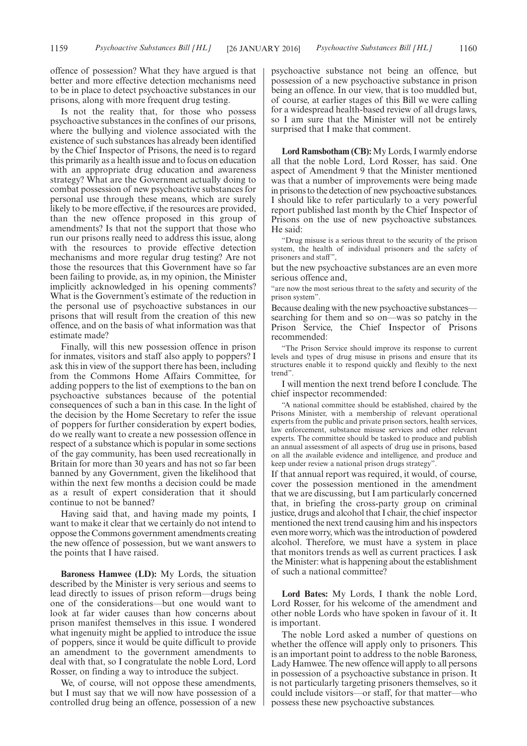offence of possession? What they have argued is that better and more effective detection mechanisms need to be in place to detect psychoactive substances in our prisons, along with more frequent drug testing.

Is not the reality that, for those who possess psychoactive substances in the confines of our prisons, where the bullying and violence associated with the existence of such substances has already been identified by the Chief Inspector of Prisons, the need is to regard this primarily as a health issue and to focus on education with an appropriate drug education and awareness strategy? What are the Government actually doing to combat possession of new psychoactive substances for personal use through these means, which are surely likely to be more effective, if the resources are provided, than the new offence proposed in this group of amendments? Is that not the support that those who run our prisons really need to address this issue, along with the resources to provide effective detection mechanisms and more regular drug testing? Are not those the resources that this Government have so far been failing to provide, as, in my opinion, the Minister implicitly acknowledged in his opening comments? What is the Government's estimate of the reduction in the personal use of psychoactive substances in our prisons that will result from the creation of this new offence, and on the basis of what information was that estimate made?

Finally, will this new possession offence in prison for inmates, visitors and staff also apply to poppers? I ask this in view of the support there has been, including from the Commons Home Affairs Committee, for adding poppers to the list of exemptions to the ban on psychoactive substances because of the potential consequences of such a ban in this case. In the light of the decision by the Home Secretary to refer the issue of poppers for further consideration by expert bodies, do we really want to create a new possession offence in respect of a substance which is popular in some sections of the gay community, has been used recreationally in Britain for more than 30 years and has not so far been banned by any Government, given the likelihood that within the next few months a decision could be made as a result of expert consideration that it should continue to not be banned?

Having said that, and having made my points, I want to make it clear that we certainly do not intend to oppose the Commons government amendments creating the new offence of possession, but we want answers to the points that I have raised.

**Baroness Hamwee (LD):** My Lords, the situation described by the Minister is very serious and seems to lead directly to issues of prison reform—drugs being one of the considerations—but one would want to look at far wider causes than how concerns about prison manifest themselves in this issue. I wondered what ingenuity might be applied to introduce the issue of poppers, since it would be quite difficult to provide an amendment to the government amendments to deal with that, so I congratulate the noble Lord, Lord Rosser, on finding a way to introduce the subject.

We, of course, will not oppose these amendments, but I must say that we will now have possession of a controlled drug being an offence, possession of a new psychoactive substance not being an offence, but possession of a new psychoactive substance in prison being an offence. In our view, that is too muddled but, of course, at earlier stages of this Bill we were calling for a widespread health-based review of all drugs laws, so I am sure that the Minister will not be entirely surprised that I make that comment.

**Lord Ramsbotham (CB):** My Lords, I warmly endorse all that the noble Lord, Lord Rosser, has said. One aspect of Amendment 9 that the Minister mentioned was that a number of improvements were being made in prisons to the detection of new psychoactive substances. I should like to refer particularly to a very powerful report published last month by the Chief Inspector of Prisons on the use of new psychoactive substances. He said:

> "Drug misuse is a serious threat to the security of the prison system, the health of individual prisoners and the safety of prisoners and staff",

but the new psychoactive substances are an even more serious offence and,

> "are now the most serious threat to the safety and security of the prison system".

Because dealing with the new psychoactive substances—searching for them and so on—was so patchy in the Prison Service, the Chief Inspector of Prisons recommended:

> "The Prison Service should improve its response to current levels and types of drug misuse in prisons and ensure that its structures enable it to respond quickly and flexibly to the next trend".

I will mention the next trend before I conclude. The chief inspector recommended:

> "A national committee should be established, chaired by the Prisons Minister, with a membership of relevant operational experts from the public and private prison sectors, health services, law enforcement, substance misuse services and other relevant experts. The committee should be tasked to produce and publish an annual assessment of all aspects of drug use in prisons, based on all the available evidence and intelligence, and produce and keep under review a national prison drugs strategy".

If that annual report was required, it would, of course, cover the possession mentioned in the amendment that we are discussing, but I am particularly concerned that, in briefing the cross-party group on criminal justice, drugs and alcohol that I chair, the chief inspector mentioned the next trend causing him and his inspectors even more worry, which was the introduction of powdered alcohol. Therefore, we must have a system in place that monitors trends as well as current practices. I ask the Minister: what is happening about the establishment of such a national committee?

**Lord Bates:** My Lords, I thank the noble Lord, Lord Rosser, for his welcome of the amendment and other noble Lords who have spoken in favour of it. It is important.

The noble Lord asked a number of questions on whether the offence will apply only to prisoners. This is an important point to address to the noble Baroness, Lady Hamwee. The new offence will apply to all persons in possession of a psychoactive substance in prison. It is not particularly targeting prisoners themselves, so it could include visitors—or staff, for that matter—who possess these new psychoactive substances.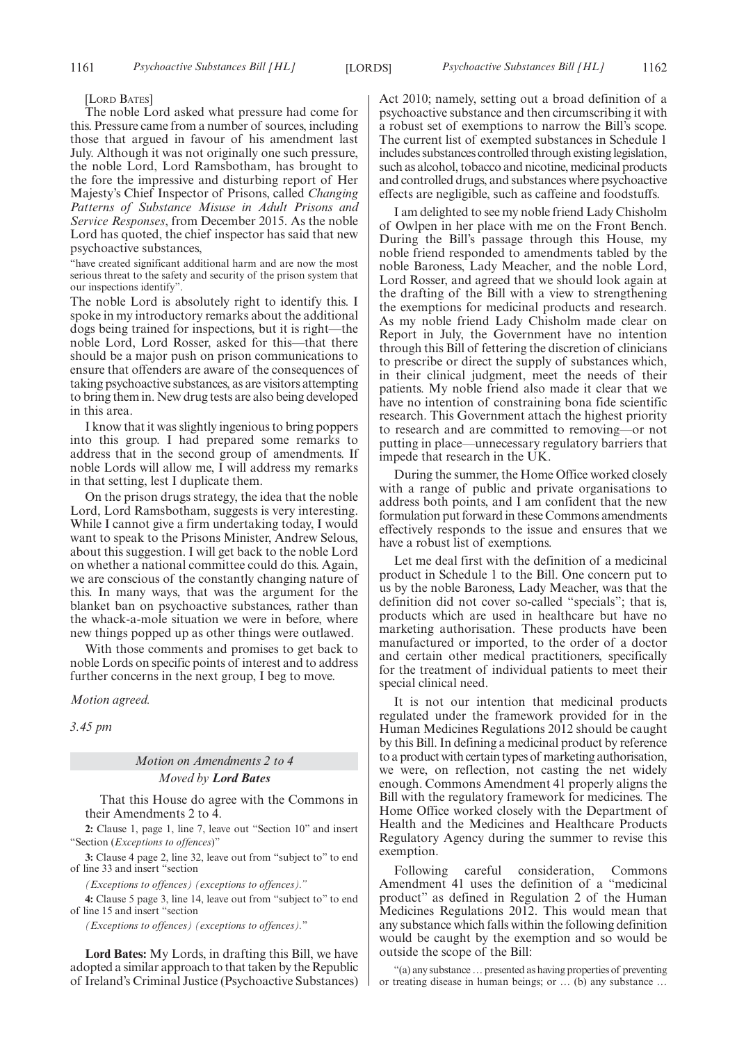[LORD BATES]

The noble Lord asked what pressure had come for this. Pressure came from a number of sources, including those that argued in favour of his amendment last July. Although it was not originally one such pressure, the noble Lord, Lord Ramsbotham, has brought to the fore the impressive and disturbing report of Her Majesty's Chief Inspector of Prisons, called *Changing Patterns of Substance Misuse in Adult Prisons and Service Responses*, from December 2015. As the noble Lord has quoted, the chief inspector has said that new psychoactive substances,

"have created significant additional harm and are now the most serious threat to the safety and security of the prison system that our inspections identify".

The noble Lord is absolutely right to identify this. I spoke in my introductory remarks about the additional dogs being trained for inspections, but it is right—the noble Lord, Lord Rosser, asked for this—that there should be a major push on prison communications to ensure that offenders are aware of the consequences of taking psychoactive substances, as are visitors attempting to bring them in. New drug tests are also being developed in this area.

I know that it was slightly ingenious to bring poppers into this group. I had prepared some remarks to address that in the second group of amendments. If noble Lords will allow me, I will address my remarks in that setting, lest I duplicate them.

On the prison drugs strategy, the idea that the noble Lord, Lord Ramsbotham, suggests is very interesting. While I cannot give a firm undertaking today, I would want to speak to the Prisons Minister, Andrew Selous, about this suggestion. I will get back to the noble Lord on whether a national committee could do this. Again, we are conscious of the constantly changing nature of this. In many ways, that was the argument for the blanket ban on psychoactive substances, rather than the whack-a-mole situation we were in before, where new things popped up as other things were outlawed.

With those comments and promises to get back to noble Lords on specific points of interest and to address further concerns in the next group, I beg to move.

*Motion agreed.*

*3.45 pm*

## *Motion on Amendments 2 to 4*

*Moved by* ***Lord Bates***

That this House do agree with the Commons in their Amendments 2 to 4.

**2:** Clause 1, page 1, line 7, leave out "Section 10" and insert "Section (*Exceptions to offences*)"

**3:** Clause 4 page 2, line 32, leave out from "subject to" to end of line 33 and insert "section

*(Exceptions to offences) (exceptions to offences)."*

**4:** Clause 5 page 3, line 14, leave out from "subject to" to end of line 15 and insert "section

*(Exceptions to offences) (exceptions to offences)*."

**Lord Bates:** My Lords, in drafting this Bill, we have adopted a similar approach to that taken by the Republic of Ireland's Criminal Justice (Psychoactive Substances) Act 2010; namely, setting out a broad definition of a psychoactive substance and then circumscribing it with a robust set of exemptions to narrow the Bill's scope. The current list of exempted substances in Schedule 1 includes substances controlled through existing legislation, such as alcohol, tobacco and nicotine, medicinal products and controlled drugs, and substances where psychoactive effects are negligible, such as caffeine and foodstuffs.

I am delighted to see my noble friend Lady Chisholm of Owlpen in her place with me on the Front Bench. During the Bill's passage through this House, my noble friend responded to amendments tabled by the noble Baroness, Lady Meacher, and the noble Lord, Lord Rosser, and agreed that we should look again at the drafting of the Bill with a view to strengthening the exemptions for medicinal products and research. As my noble friend Lady Chisholm made clear on Report in July, the Government have no intention through this Bill of fettering the discretion of clinicians to prescribe or direct the supply of substances which, in their clinical judgment, meet the needs of their patients. My noble friend also made it clear that we have no intention of constraining bona fide scientific research. This Government attach the highest priority to research and are committed to removing—or not putting in place—unnecessary regulatory barriers that impede that research in the UK.

During the summer, the Home Office worked closely with a range of public and private organisations to address both points, and I am confident that the new formulation put forward in these Commons amendments effectively responds to the issue and ensures that we have a robust list of exemptions.

Let me deal first with the definition of a medicinal product in Schedule 1 to the Bill. One concern put to us by the noble Baroness, Lady Meacher, was that the definition did not cover so-called "specials"; that is, products which are used in healthcare but have no marketing authorisation. These products have been manufactured or imported, to the order of a doctor and certain other medical practitioners, specifically for the treatment of individual patients to meet their special clinical need.

It is not our intention that medicinal products regulated under the framework provided for in the Human Medicines Regulations 2012 should be caught by this Bill. In defining a medicinal product by reference to a product with certain types of marketing authorisation, we were, on reflection, not casting the net widely enough. Commons Amendment 41 properly aligns the Bill with the regulatory framework for medicines. The Home Office worked closely with the Department of Health and the Medicines and Healthcare Products Regulatory Agency during the summer to revise this exemption.

Following careful consideration, Commons Amendment 41 uses the definition of a "medicinal product" as defined in Regulation 2 of the Human Medicines Regulations 2012. This would mean that any substance which falls within the following definition would be caught by the exemption and so would be outside the scope of the Bill:

"(a) any substance … presented as having properties of preventing or treating disease in human beings; or … (b) any substance …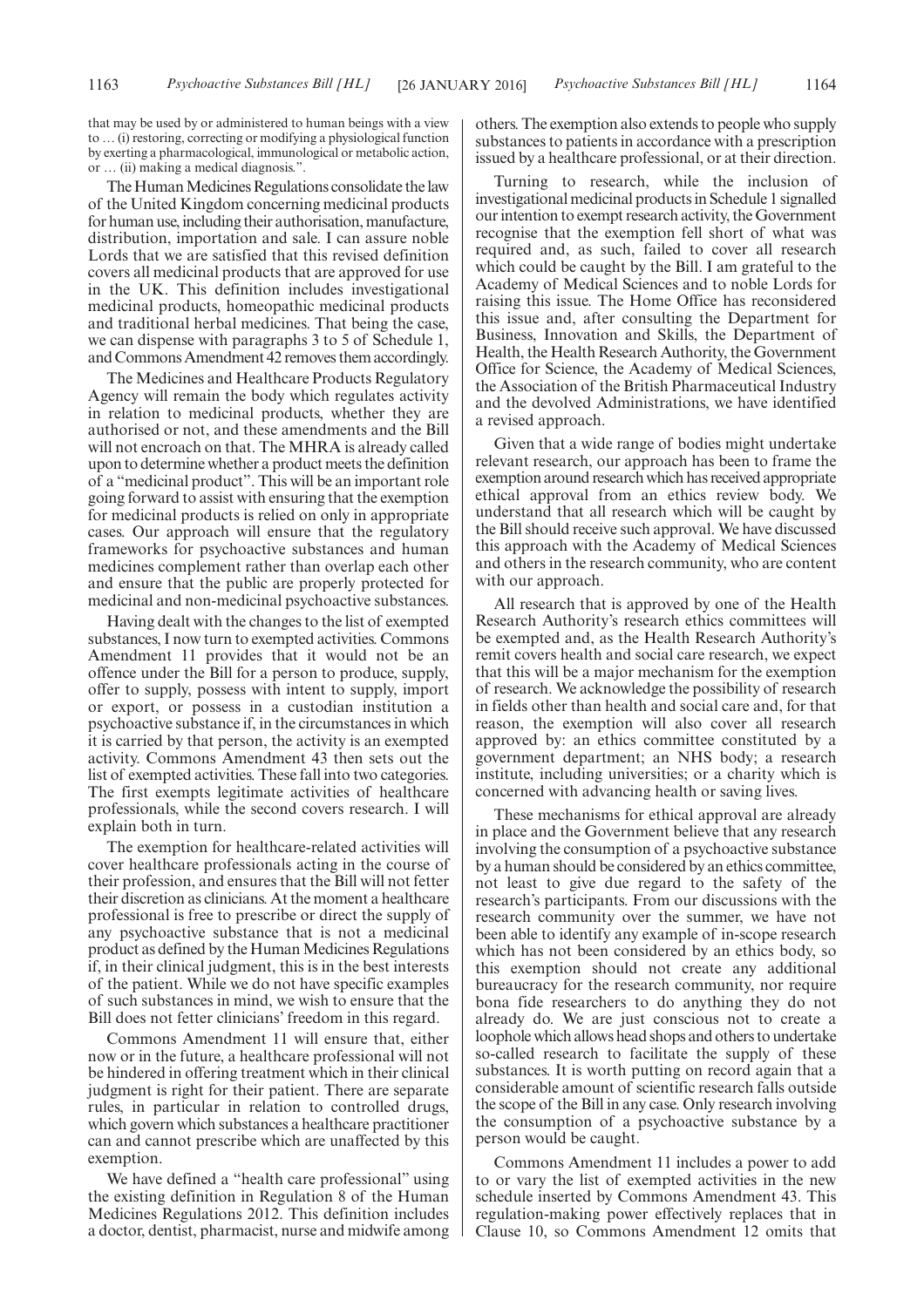that may be used by or administered to human beings with a view to … (i) restoring, correcting or modifying a physiological function by exerting a pharmacological, immunological or metabolic action, or … (ii) making a medical diagnosis.".

The Human Medicines Regulations consolidate the law of the United Kingdom concerning medicinal products for human use, including their authorisation, manufacture, distribution, importation and sale. I can assure noble Lords that we are satisfied that this revised definition covers all medicinal products that are approved for use in the UK. This definition includes investigational medicinal products, homeopathic medicinal products and traditional herbal medicines. That being the case, we can dispense with paragraphs 3 to 5 of Schedule 1, and Commons Amendment 42 removes them accordingly.

The Medicines and Healthcare Products Regulatory Agency will remain the body which regulates activity in relation to medicinal products, whether they are authorised or not, and these amendments and the Bill will not encroach on that. The MHRA is already called upon to determine whether a product meets the definition of a "medicinal product". This will be an important role going forward to assist with ensuring that the exemption for medicinal products is relied on only in appropriate cases. Our approach will ensure that the regulatory frameworks for psychoactive substances and human medicines complement rather than overlap each other and ensure that the public are properly protected for medicinal and non-medicinal psychoactive substances.

Having dealt with the changes to the list of exempted substances, I now turn to exempted activities. Commons Amendment 11 provides that it would not be an offence under the Bill for a person to produce, supply, offer to supply, possess with intent to supply, import or export, or possess in a custodian institution a psychoactive substance if, in the circumstances in which it is carried by that person, the activity is an exempted activity. Commons Amendment 43 then sets out the list of exempted activities. These fall into two categories. The first exempts legitimate activities of healthcare professionals, while the second covers research. I will explain both in turn.

The exemption for healthcare-related activities will cover healthcare professionals acting in the course of their profession, and ensures that the Bill will not fetter their discretion as clinicians. At the moment a healthcare professional is free to prescribe or direct the supply of any psychoactive substance that is not a medicinal product as defined by the Human Medicines Regulations if, in their clinical judgment, this is in the best interests of the patient. While we do not have specific examples of such substances in mind, we wish to ensure that the Bill does not fetter clinicians' freedom in this regard.

Commons Amendment 11 will ensure that, either now or in the future, a healthcare professional will not be hindered in offering treatment which in their clinical judgment is right for their patient. There are separate rules, in particular in relation to controlled drugs, which govern which substances a healthcare practitioner can and cannot prescribe which are unaffected by this exemption.

We have defined a "health care professional" using the existing definition in Regulation 8 of the Human Medicines Regulations 2012. This definition includes a doctor, dentist, pharmacist, nurse and midwife among others. The exemption also extends to people who supply substances to patients in accordance with a prescription issued by a healthcare professional, or at their direction.

Turning to research, while the inclusion of investigational medicinal products in Schedule 1 signalled our intention to exempt research activity, the Government recognise that the exemption fell short of what was required and, as such, failed to cover all research which could be caught by the Bill. I am grateful to the Academy of Medical Sciences and to noble Lords for raising this issue. The Home Office has reconsidered this issue and, after consulting the Department for Business, Innovation and Skills, the Department of Health, the Health Research Authority, the Government Office for Science, the Academy of Medical Sciences, the Association of the British Pharmaceutical Industry and the devolved Administrations, we have identified a revised approach.

Given that a wide range of bodies might undertake relevant research, our approach has been to frame the exemption around research which has received appropriate ethical approval from an ethics review body. We understand that all research which will be caught by the Bill should receive such approval. We have discussed this approach with the Academy of Medical Sciences and others in the research community, who are content with our approach.

All research that is approved by one of the Health Research Authority's research ethics committees will be exempted and, as the Health Research Authority's remit covers health and social care research, we expect that this will be a major mechanism for the exemption of research. We acknowledge the possibility of research in fields other than health and social care and, for that reason, the exemption will also cover all research approved by: an ethics committee constituted by a government department; an NHS body; a research institute, including universities; or a charity which is concerned with advancing health or saving lives.

These mechanisms for ethical approval are already in place and the Government believe that any research involving the consumption of a psychoactive substance by a human should be considered by an ethics committee, not least to give due regard to the safety of the research's participants. From our discussions with the research community over the summer, we have not been able to identify any example of in-scope research which has not been considered by an ethics body, so this exemption should not create any additional bureaucracy for the research community, nor require bona fide researchers to do anything they do not already do. We are just conscious not to create a loophole which allows head shops and others to undertake so-called research to facilitate the supply of these substances. It is worth putting on record again that a considerable amount of scientific research falls outside the scope of the Bill in any case. Only research involving the consumption of a psychoactive substance by a person would be caught.

Commons Amendment 11 includes a power to add to or vary the list of exempted activities in the new schedule inserted by Commons Amendment 43. This regulation-making power effectively replaces that in Clause 10, so Commons Amendment 12 omits that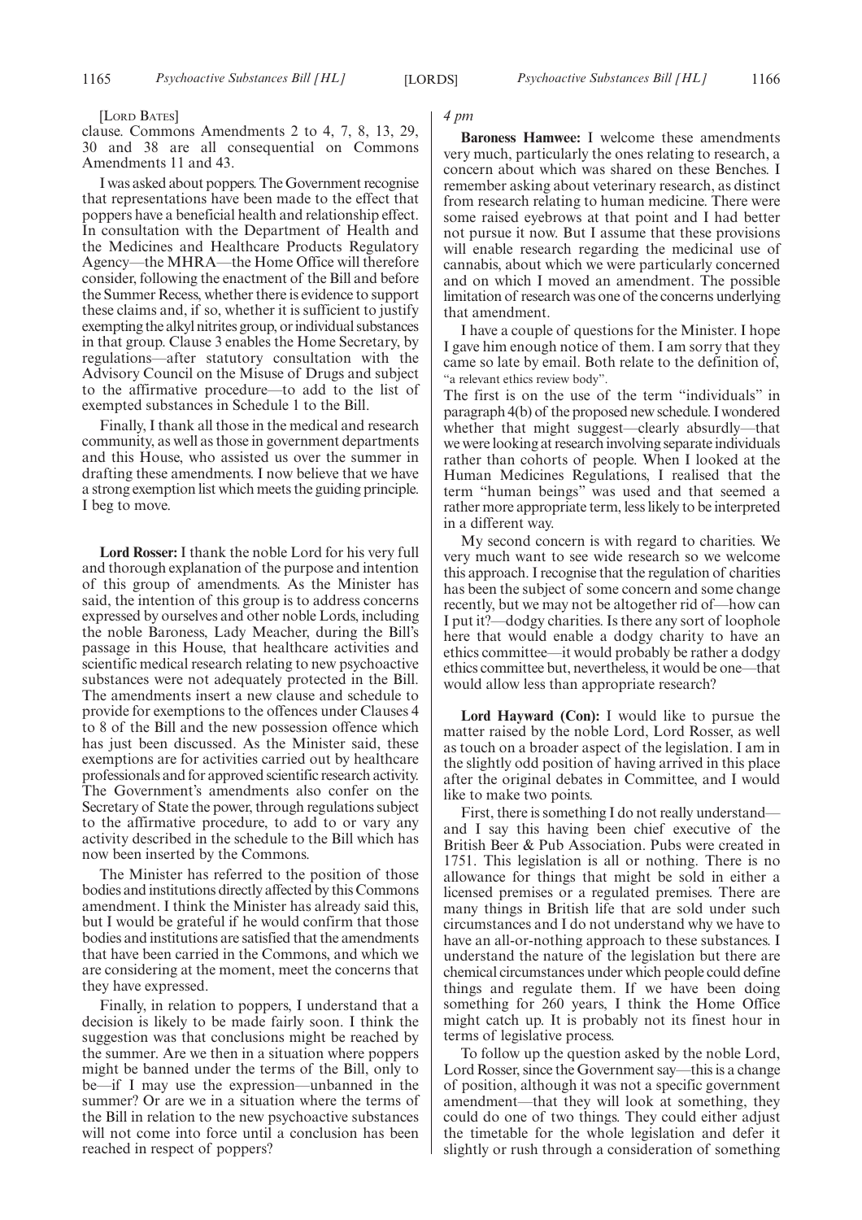[LORD BATES]

clause. Commons Amendments 2 to 4, 7, 8, 13, 29, 30 and 38 are all consequential on Commons Amendments 11 and 43.

I was asked about poppers. The Government recognise that representations have been made to the effect that poppers have a beneficial health and relationship effect. In consultation with the Department of Health and the Medicines and Healthcare Products Regulatory Agency—the MHRA—the Home Office will therefore consider, following the enactment of the Bill and before the Summer Recess, whether there is evidence to support these claims and, if so, whether it is sufficient to justify exempting the alkyl nitrites group, or individual substances in that group. Clause 3 enables the Home Secretary, by regulations—after statutory consultation with the Advisory Council on the Misuse of Drugs and subject to the affirmative procedure—to add to the list of exempted substances in Schedule 1 to the Bill.

Finally, I thank all those in the medical and research community, as well as those in government departments and this House, who assisted us over the summer in drafting these amendments. I now believe that we have a strong exemption list which meets the guiding principle. I beg to move.

**Lord Rosser:** I thank the noble Lord for his very full and thorough explanation of the purpose and intention of this group of amendments. As the Minister has said, the intention of this group is to address concerns expressed by ourselves and other noble Lords, including the noble Baroness, Lady Meacher, during the Bill's passage in this House, that healthcare activities and scientific medical research relating to new psychoactive substances were not adequately protected in the Bill. The amendments insert a new clause and schedule to provide for exemptions to the offences under Clauses 4 to 8 of the Bill and the new possession offence which has just been discussed. As the Minister said, these exemptions are for activities carried out by healthcare professionals and for approved scientific research activity. The Government's amendments also confer on the Secretary of State the power, through regulations subject to the affirmative procedure, to add to or vary any activity described in the schedule to the Bill which has now been inserted by the Commons.

The Minister has referred to the position of those bodies and institutions directly affected by this Commons amendment. I think the Minister has already said this, but I would be grateful if he would confirm that those bodies and institutions are satisfied that the amendments that have been carried in the Commons, and which we are considering at the moment, meet the concerns that they have expressed.

Finally, in relation to poppers, I understand that a decision is likely to be made fairly soon. I think the suggestion was that conclusions might be reached by the summer. Are we then in a situation where poppers might be banned under the terms of the Bill, only to be—if I may use the expression—unbanned in the summer? Or are we in a situation where the terms of the Bill in relation to the new psychoactive substances will not come into force until a conclusion has been reached in respect of poppers?

*4 pm*

**Baroness Hamwee:** I welcome these amendments very much, particularly the ones relating to research, a concern about which was shared on these Benches. I remember asking about veterinary research, as distinct from research relating to human medicine. There were some raised eyebrows at that point and I had better not pursue it now. But I assume that these provisions will enable research regarding the medicinal use of cannabis, about which we were particularly concerned and on which I moved an amendment. The possible limitation of research was one of the concerns underlying that amendment.

I have a couple of questions for the Minister. I hope I gave him enough notice of them. I am sorry that they came so late by email. Both relate to the definition of,

"a relevant ethics review body".

The first is on the use of the term "individuals" in paragraph 4(b) of the proposed new schedule. I wondered whether that might suggest—clearly absurdly—that we were looking at research involving separate individuals rather than cohorts of people. When I looked at the Human Medicines Regulations, I realised that the term "human beings" was used and that seemed a rather more appropriate term, less likely to be interpreted in a different way.

My second concern is with regard to charities. We very much want to see wide research so we welcome this approach. I recognise that the regulation of charities has been the subject of some concern and some change recently, but we may not be altogether rid of—how can I put it?—dodgy charities. Is there any sort of loophole here that would enable a dodgy charity to have an ethics committee—it would probably be rather a dodgy ethics committee but, nevertheless, it would be one—that would allow less than appropriate research?

**Lord Hayward (Con):** I would like to pursue the matter raised by the noble Lord, Lord Rosser, as well as touch on a broader aspect of the legislation. I am in the slightly odd position of having arrived in this place after the original debates in Committee, and I would like to make two points.

First, there is something I do not really understand—and I say this having been chief executive of the British Beer & Pub Association. Pubs were created in 1751. This legislation is all or nothing. There is no allowance for things that might be sold in either a licensed premises or a regulated premises. There are many things in British life that are sold under such circumstances and I do not understand why we have to have an all-or-nothing approach to these substances. I understand the nature of the legislation but there are chemical circumstances under which people could define things and regulate them. If we have been doing something for 260 years, I think the Home Office might catch up. It is probably not its finest hour in terms of legislative process.

To follow up the question asked by the noble Lord, Lord Rosser, since the Government say—this is a change of position, although it was not a specific government amendment—that they will look at something, they could do one of two things. They could either adjust the timetable for the whole legislation and defer it slightly or rush through a consideration of something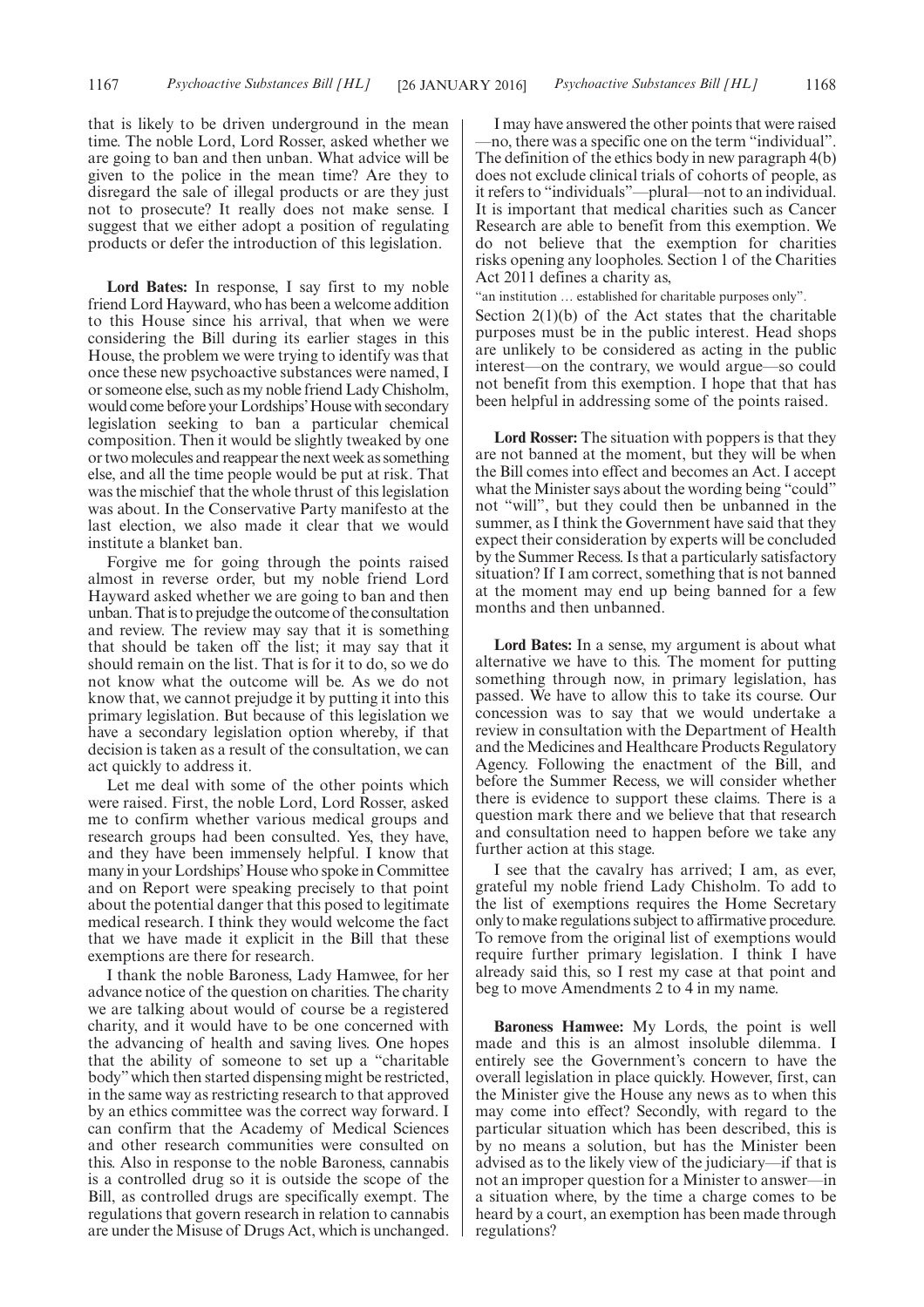that is likely to be driven underground in the mean time. The noble Lord, Lord Rosser, asked whether we are going to ban and then unban. What advice will be given to the police in the mean time? Are they to disregard the sale of illegal products or are they just not to prosecute? It really does not make sense. I suggest that we either adopt a position of regulating products or defer the introduction of this legislation.

**Lord Bates:** In response, I say first to my noble friend Lord Hayward, who has been a welcome addition to this House since his arrival, that when we were considering the Bill during its earlier stages in this House, the problem we were trying to identify was that once these new psychoactive substances were named, I or someone else, such as my noble friend Lady Chisholm, would come before your Lordships' House with secondary legislation seeking to ban a particular chemical composition. Then it would be slightly tweaked by one or two molecules and reappear the next week as something else, and all the time people would be put at risk. That was the mischief that the whole thrust of this legislation was about. In the Conservative Party manifesto at the last election, we also made it clear that we would institute a blanket ban.

Forgive me for going through the points raised almost in reverse order, but my noble friend Lord Hayward asked whether we are going to ban and then unban. That is to prejudge the outcome of the consultation and review. The review may say that it is something that should be taken off the list; it may say that it should remain on the list. That is for it to do, so we do not know what the outcome will be. As we do not know that, we cannot prejudge it by putting it into this primary legislation. But because of this legislation we have a secondary legislation option whereby, if that decision is taken as a result of the consultation, we can act quickly to address it.

Let me deal with some of the other points which were raised. First, the noble Lord, Lord Rosser, asked me to confirm whether various medical groups and research groups had been consulted. Yes, they have, and they have been immensely helpful. I know that many in your Lordships' House who spoke in Committee and on Report were speaking precisely to that point about the potential danger that this posed to legitimate medical research. I think they would welcome the fact that we have made it explicit in the Bill that these exemptions are there for research.

I thank the noble Baroness, Lady Hamwee, for her advance notice of the question on charities. The charity we are talking about would of course be a registered charity, and it would have to be one concerned with the advancing of health and saving lives. One hopes that the ability of someone to set up a "charitable body" which then started dispensing might be restricted, in the same way as restricting research to that approved by an ethics committee was the correct way forward. I can confirm that the Academy of Medical Sciences and other research communities were consulted on this. Also in response to the noble Baroness, cannabis is a controlled drug so it is outside the scope of the Bill, as controlled drugs are specifically exempt. The regulations that govern research in relation to cannabis are under the Misuse of Drugs Act, which is unchanged.

I may have answered the other points that were raised —no, there was a specific one on the term "individual". The definition of the ethics body in new paragraph 4(b) does not exclude clinical trials of cohorts of people, as it refers to "individuals"—plural—not to an individual. It is important that medical charities such as Cancer Research are able to benefit from this exemption. We do not believe that the exemption for charities risks opening any loopholes. Section 1 of the Charities Act 2011 defines a charity as,

"an institution … established for charitable purposes only".

Section 2(1)(b) of the Act states that the charitable purposes must be in the public interest. Head shops are unlikely to be considered as acting in the public interest—on the contrary, we would argue—so could not benefit from this exemption. I hope that that has been helpful in addressing some of the points raised.

**Lord Rosser:** The situation with poppers is that they are not banned at the moment, but they will be when the Bill comes into effect and becomes an Act. I accept what the Minister says about the wording being "could" not "will", but they could then be unbanned in the summer, as I think the Government have said that they expect their consideration by experts will be concluded by the Summer Recess. Is that a particularly satisfactory situation? If I am correct, something that is not banned at the moment may end up being banned for a few months and then unbanned.

**Lord Bates:** In a sense, my argument is about what alternative we have to this. The moment for putting something through now, in primary legislation, has passed. We have to allow this to take its course. Our concession was to say that we would undertake a review in consultation with the Department of Health and the Medicines and Healthcare Products Regulatory Agency. Following the enactment of the Bill, and before the Summer Recess, we will consider whether there is evidence to support these claims. There is a question mark there and we believe that that research and consultation need to happen before we take any further action at this stage.

I see that the cavalry has arrived; I am, as ever, grateful my noble friend Lady Chisholm. To add to the list of exemptions requires the Home Secretary only to make regulations subject to affirmative procedure. To remove from the original list of exemptions would require further primary legislation. I think I have already said this, so I rest my case at that point and beg to move Amendments 2 to 4 in my name.

**Baroness Hamwee:** My Lords, the point is well made and this is an almost insoluble dilemma. I entirely see the Government's concern to have the overall legislation in place quickly. However, first, can the Minister give the House any news as to when this may come into effect? Secondly, with regard to the particular situation which has been described, this is by no means a solution, but has the Minister been advised as to the likely view of the judiciary—if that is not an improper question for a Minister to answer—in a situation where, by the time a charge comes to be heard by a court, an exemption has been made through regulations?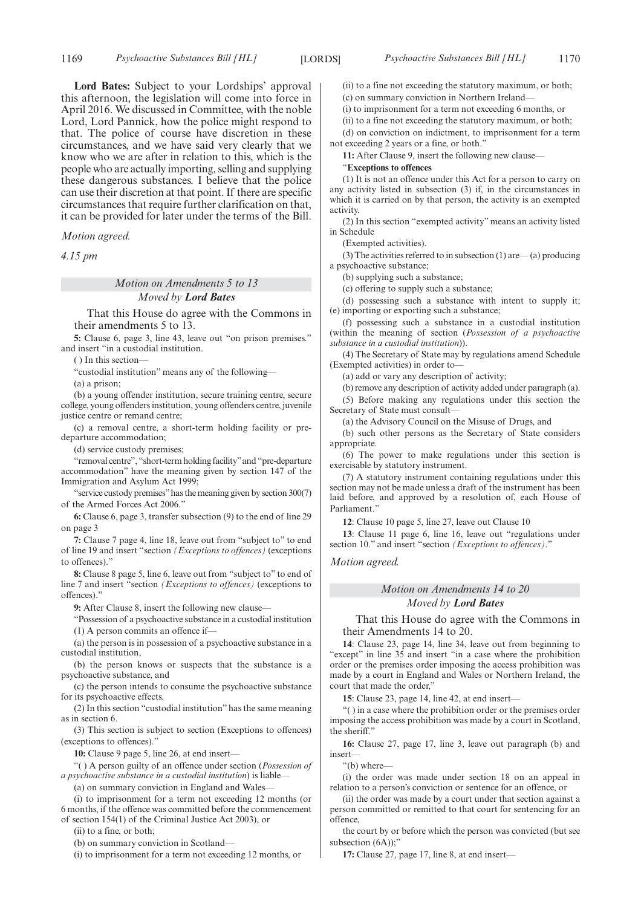**Lord Bates:** Subject to your Lordships' approval this afternoon, the legislation will come into force in April 2016. We discussed in Committee, with the noble Lord, Lord Pannick, how the police might respond to that. The police of course have discretion in these circumstances, and we have said very clearly that we know who we are after in relation to this, which is the people who are actually importing, selling and supplying these dangerous substances. I believe that the police can use their discretion at that point. If there are specific circumstances that require further clarification on that, it can be provided for later under the terms of the Bill.

*Motion agreed.*

*4.15 pm*

## *Motion on Amendments 5 to 13*

### *Moved by **Lord Bates***

That this House do agree with the Commons in their amendments 5 to 13.

**5:** Clause 6, page 3, line 43, leave out "on prison premises." and insert "in a custodial institution.

( ) In this section—

"custodial institution" means any of the following—

(a) a prison;

(b) a young offender institution, secure training centre, secure college, young offenders institution, young offenders centre, juvenile justice centre or remand centre;

(c) a removal centre, a short-term holding facility or pre-departure accommodation;

(d) service custody premises;

"removal centre", "short-term holding facility" and "pre-departure accommodation" have the meaning given by section 147 of the Immigration and Asylum Act 1999;

"service custody premises" has the meaning given by section 300(7) of the Armed Forces Act 2006."

**6:** Clause 6, page 3, transfer subsection (9) to the end of line 29 on page 3

**7:** Clause 7 page 4, line 18, leave out from "subject to" to end of line 19 and insert "section *(Exceptions to offences)* (exceptions to offences)."

**8:** Clause 8 page 5, line 6, leave out from "subject to" to end of line 7 and insert "section *(Exceptions to offences)* (exceptions to offences)."

**9:** After Clause 8, insert the following new clause—

"Possession of a psychoactive substance in a custodial institution

(1) A person commits an offence if—

(a) the person is in possession of a psychoactive substance in a custodial institution,

(b) the person knows or suspects that the substance is a psychoactive substance, and

(c) the person intends to consume the psychoactive substance for its psychoactive effects.

(2) In this section "custodial institution" has the same meaning as in section 6.

(3) This section is subject to section (Exceptions to offences) (exceptions to offences)."

**10:** Clause 9 page 5, line 26, at end insert—

"( ) A person guilty of an offence under section (*Possession of a psychoactive substance in a custodial institution*) is liable—

(a) on summary conviction in England and Wales—

(i) to imprisonment for a term not exceeding 12 months (or 6 months, if the offence was committed before the commencement of section 154(1) of the Criminal Justice Act 2003), or

(ii) to a fine, or both;

(b) on summary conviction in Scotland—

(i) to imprisonment for a term not exceeding 12 months, or

(ii) to a fine not exceeding the statutory maximum, or both;

(c) on summary conviction in Northern Ireland—

(i) to imprisonment for a term not exceeding 6 months, or

(ii) to a fine not exceeding the statutory maximum, or both;

(d) on conviction on indictment, to imprisonment for a term not exceeding 2 years or a fine, or both."

**11:** After Clause 9, insert the following new clause—

"**Exceptions to offences**

(1) It is not an offence under this Act for a person to carry on any activity listed in subsection (3) if, in the circumstances in which it is carried on by that person, the activity is an exempted activity.

(2) In this section "exempted activity" means an activity listed in Schedule

(Exempted activities).

(3) The activities referred to in subsection (1) are—(a) producing a psychoactive substance;

(b) supplying such a substance;

(c) offering to supply such a substance;

(d) possessing such a substance with intent to supply it; (e) importing or exporting such a substance;

(f) possessing such a substance in a custodial institution (within the meaning of section (*Possession of a psychoactive substance in a custodial institution*)).

(4) The Secretary of State may by regulations amend Schedule (Exempted activities) in order to—

(a) add or vary any description of activity;

(b) remove any description of activity added under paragraph (a).

(5) Before making any regulations under this section the Secretary of State must consult—

(a) the Advisory Council on the Misuse of Drugs, and

(b) such other persons as the Secretary of State considers appropriate.

(6) The power to make regulations under this section is exercisable by statutory instrument.

(7) A statutory instrument containing regulations under this section may not be made unless a draft of the instrument has been laid before, and approved by a resolution of, each House of Parliament."

**12**: Clause 10 page 5, line 27, leave out Clause 10

**13**: Clause 11 page 6, line 16, leave out "regulations under section 10." and insert "section *(Exceptions to offences)*."

*Motion agreed.*

## *Motion on Amendments 14 to 20*

### *Moved by **Lord Bates***

That this House do agree with the Commons in their Amendments 14 to 20.

**14**: Clause 23, page 14, line 34, leave out from beginning to "except" in line 35 and insert "in a case where the prohibition order or the premises order imposing the access prohibition was made by a court in England and Wales or Northern Ireland, the court that made the order,"

**15**: Clause 23, page 14, line 42, at end insert—

"( ) in a case where the prohibition order or the premises order imposing the access prohibition was made by a court in Scotland, the sheriff."

**16:** Clause 27, page 17, line 3, leave out paragraph (b) and insert—

"(b) where—

(i) the order was made under section 18 on an appeal in relation to a person's conviction or sentence for an offence, or

(ii) the order was made by a court under that section against a person committed or remitted to that court for sentencing for an offence,

the court by or before which the person was convicted (but see subsection (6A));"

**17:** Clause 27, page 17, line 8, at end insert—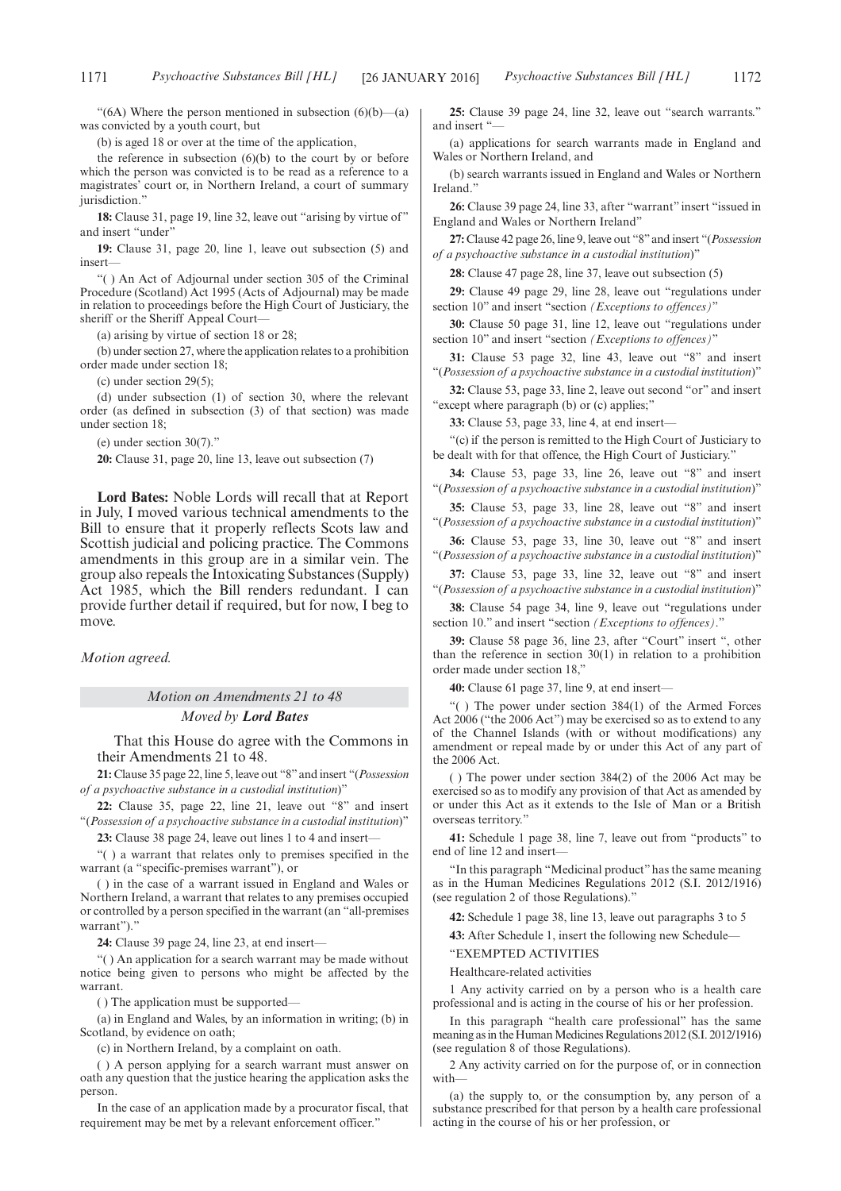"(6A) Where the person mentioned in subsection (6)(b)—(a) was convicted by a youth court, but

(b) is aged 18 or over at the time of the application,

the reference in subsection (6)(b) to the court by or before which the person was convicted is to be read as a reference to a magistrates' court or, in Northern Ireland, a court of summary jurisdiction."

**18:** Clause 31, page 19, line 32, leave out "arising by virtue of" and insert "under"

**19:** Clause 31, page 20, line 1, leave out subsection (5) and insert—

"( ) An Act of Adjournal under section 305 of the Criminal Procedure (Scotland) Act 1995 (Acts of Adjournal) may be made in relation to proceedings before the High Court of Justiciary, the sheriff or the Sheriff Appeal Court—

(a) arising by virtue of section 18 or 28;

(b) under section 27, where the application relates to a prohibition order made under section 18;

(c) under section 29(5);

(d) under subsection (1) of section 30, where the relevant order (as defined in subsection (3) of that section) was made under section 18;

(e) under section 30(7)."

**20:** Clause 31, page 20, line 13, leave out subsection (7)

**Lord Bates:** Noble Lords will recall that at Report in July, I moved various technical amendments to the Bill to ensure that it properly reflects Scots law and Scottish judicial and policing practice. The Commons amendments in this group are in a similar vein. The group also repeals the Intoxicating Substances (Supply) Act 1985, which the Bill renders redundant. I can provide further detail if required, but for now, I beg to move.

*Motion agreed.*

## *Motion on Amendments 21 to 48*

*Moved by* ***Lord Bates***

That this House do agree with the Commons in their Amendments 21 to 48.

**21:** Clause 35 page 22, line 5, leave out "8" and insert "(*Possession of a psychoactive substance in a custodial institution*)"

**22:** Clause 35, page 22, line 21, leave out "8" and insert "(*Possession of a psychoactive substance in a custodial institution*)"

**23:** Clause 38 page 24, leave out lines 1 to 4 and insert—

"( ) a warrant that relates only to premises specified in the warrant (a "specific-premises warrant"), or

( ) in the case of a warrant issued in England and Wales or Northern Ireland, a warrant that relates to any premises occupied or controlled by a person specified in the warrant (an "all-premises warrant")."

**24:** Clause 39 page 24, line 23, at end insert—

"( ) An application for a search warrant may be made without notice being given to persons who might be affected by the warrant.

( ) The application must be supported—

(a) in England and Wales, by an information in writing; (b) in Scotland, by evidence on oath;

(c) in Northern Ireland, by a complaint on oath.

( ) A person applying for a search warrant must answer on oath any question that the justice hearing the application asks the person.

In the case of an application made by a procurator fiscal, that requirement may be met by a relevant enforcement officer."

**25:** Clause 39 page 24, line 32, leave out "search warrants." and insert "—

(a) applications for search warrants made in England and Wales or Northern Ireland, and

(b) search warrants issued in England and Wales or Northern Ireland."

**26:** Clause 39 page 24, line 33, after "warrant" insert "issued in England and Wales or Northern Ireland"

**27:** Clause 42 page 26, line 9, leave out "8" and insert "(*Possession of a psychoactive substance in a custodial institution*)"

**28:** Clause 47 page 28, line 37, leave out subsection (5)

**29:** Clause 49 page 29, line 28, leave out "regulations under section 10" and insert "section *(Exceptions to offences)*"

**30:** Clause 50 page 31, line 12, leave out "regulations under section 10" and insert "section *(Exceptions to offences)*"

**31:** Clause 53 page 32, line 43, leave out "8" and insert "(*Possession of a psychoactive substance in a custodial institution*)"

**32:** Clause 53, page 33, line 2, leave out second "or" and insert "except where paragraph (b) or (c) applies;"

**33:** Clause 53, page 33, line 4, at end insert—

"(c) if the person is remitted to the High Court of Justiciary to be dealt with for that offence, the High Court of Justiciary."

**34:** Clause 53, page 33, line 26, leave out "8" and insert "(*Possession of a psychoactive substance in a custodial institution*)"

**35:** Clause 53, page 33, line 28, leave out "8" and insert "(*Possession of a psychoactive substance in a custodial institution*)"

**36:** Clause 53, page 33, line 30, leave out "8" and insert "(*Possession of a psychoactive substance in a custodial institution*)"

**37:** Clause 53, page 33, line 32, leave out "8" and insert "(*Possession of a psychoactive substance in a custodial institution*)"

**38:** Clause 54 page 34, line 9, leave out "regulations under section 10." and insert "section *(Exceptions to offences)*."

**39:** Clause 58 page 36, line 23, after "Court" insert ", other than the reference in section 30(1) in relation to a prohibition order made under section 18,"

**40:** Clause 61 page 37, line 9, at end insert—

"( ) The power under section 384(1) of the Armed Forces Act 2006 ("the 2006 Act") may be exercised so as to extend to any of the Channel Islands (with or without modifications) any amendment or repeal made by or under this Act of any part of the 2006 Act.

( ) The power under section 384(2) of the 2006 Act may be exercised so as to modify any provision of that Act as amended by or under this Act as it extends to the Isle of Man or a British overseas territory."

**41:** Schedule 1 page 38, line 7, leave out from "products" to end of line 12 and insert—

"In this paragraph "Medicinal product" has the same meaning as in the Human Medicines Regulations 2012 (S.I. 2012/1916) (see regulation 2 of those Regulations)."

**42:** Schedule 1 page 38, line 13, leave out paragraphs 3 to 5

**43:** After Schedule 1, insert the following new Schedule—

"EXEMPTED ACTIVITIES

Healthcare-related activities

1 Any activity carried on by a person who is a health care professional and is acting in the course of his or her profession.

In this paragraph "health care professional" has the same meaning as in the Human Medicines Regulations 2012 (S.I. 2012/1916) (see regulation 8 of those Regulations).

2 Any activity carried on for the purpose of, or in connection with—

(a) the supply to, or the consumption by, any person of a substance prescribed for that person by a health care professional acting in the course of his or her profession, or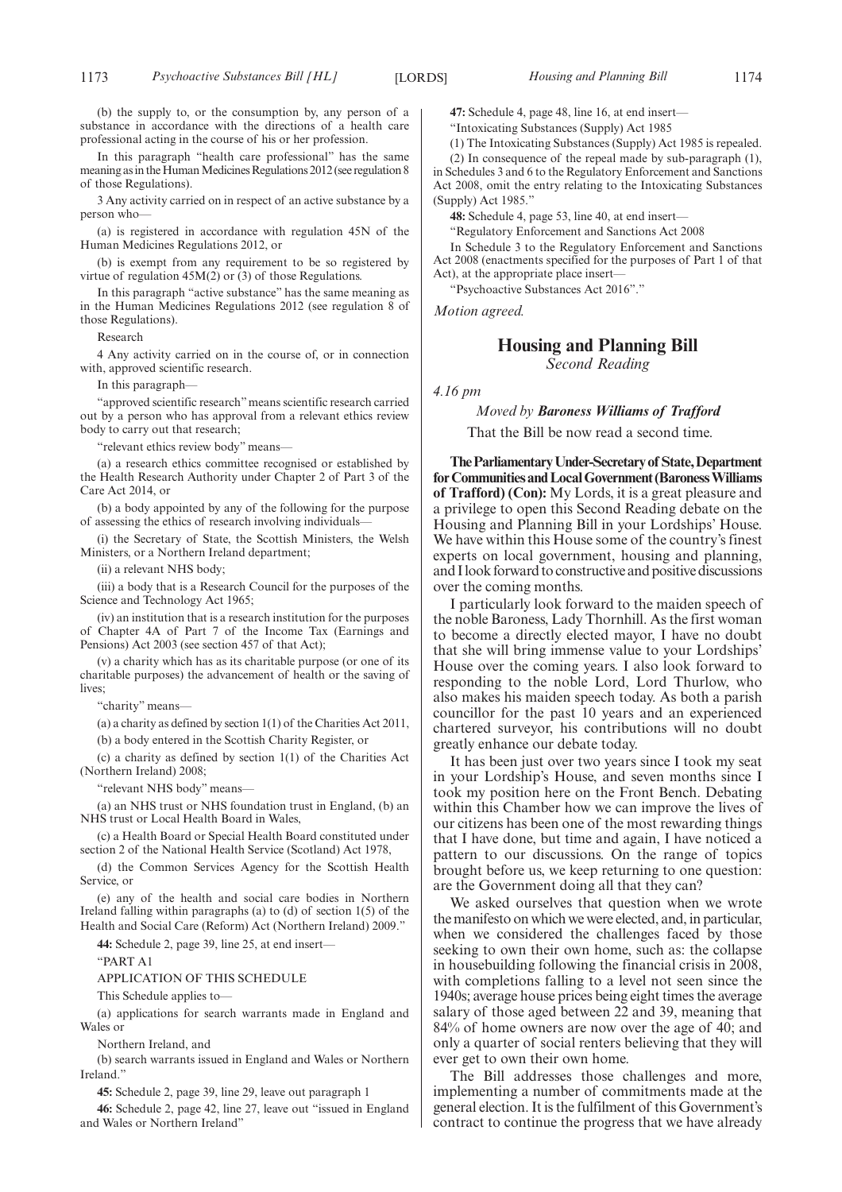(b) the supply to, or the consumption by, any person of a substance in accordance with the directions of a health care professional acting in the course of his or her profession.

In this paragraph "health care professional" has the same meaning as in the Human Medicines Regulations 2012 (see regulation 8 of those Regulations).

3 Any activity carried on in respect of an active substance by a person who—

(a) is registered in accordance with regulation 45N of the Human Medicines Regulations 2012, or

(b) is exempt from any requirement to be so registered by virtue of regulation 45M(2) or (3) of those Regulations.

In this paragraph "active substance" has the same meaning as in the Human Medicines Regulations 2012 (see regulation 8 of those Regulations).

Research

4 Any activity carried on in the course of, or in connection with, approved scientific research.

In this paragraph—

"approved scientific research" means scientific research carried out by a person who has approval from a relevant ethics review body to carry out that research;

"relevant ethics review body" means—

(a) a research ethics committee recognised or established by the Health Research Authority under Chapter 2 of Part 3 of the Care Act 2014, or

(b) a body appointed by any of the following for the purpose of assessing the ethics of research involving individuals—

(i) the Secretary of State, the Scottish Ministers, the Welsh Ministers, or a Northern Ireland department;

(ii) a relevant NHS body;

(iii) a body that is a Research Council for the purposes of the Science and Technology Act 1965;

(iv) an institution that is a research institution for the purposes of Chapter 4A of Part 7 of the Income Tax (Earnings and Pensions) Act 2003 (see section 457 of that Act);

(v) a charity which has as its charitable purpose (or one of its charitable purposes) the advancement of health or the saving of lives;

"charity" means—

(a) a charity as defined by section 1(1) of the Charities Act 2011,

(b) a body entered in the Scottish Charity Register, or

(c) a charity as defined by section 1(1) of the Charities Act (Northern Ireland) 2008;

"relevant NHS body" means—

(a) an NHS trust or NHS foundation trust in England, (b) an NHS trust or Local Health Board in Wales,

(c) a Health Board or Special Health Board constituted under section 2 of the National Health Service (Scotland) Act 1978,

(d) the Common Services Agency for the Scottish Health Service, or

(e) any of the health and social care bodies in Northern Ireland falling within paragraphs (a) to (d) of section 1(5) of the Health and Social Care (Reform) Act (Northern Ireland) 2009."

**44:** Schedule 2, page 39, line 25, at end insert—

"PART A1

APPLICATION OF THIS SCHEDULE

This Schedule applies to—

(a) applications for search warrants made in England and Wales or

Northern Ireland, and

(b) search warrants issued in England and Wales or Northern Ireland."

**45:** Schedule 2, page 39, line 29, leave out paragraph 1

**46:** Schedule 2, page 42, line 27, leave out "issued in England and Wales or Northern Ireland"

**47:** Schedule 4, page 48, line 16, at end insert—

"Intoxicating Substances (Supply) Act 1985

(1) The Intoxicating Substances (Supply) Act 1985 is repealed.

(2) In consequence of the repeal made by sub-paragraph (1), in Schedules 3 and 6 to the Regulatory Enforcement and Sanctions Act 2008, omit the entry relating to the Intoxicating Substances (Supply) Act 1985."

**48:** Schedule 4, page 53, line 40, at end insert—

"Regulatory Enforcement and Sanctions Act 2008

In Schedule 3 to the Regulatory Enforcement and Sanctions Act 2008 (enactments specified for the purposes of Part 1 of that Act), at the appropriate place insert—

"Psychoactive Substances Act 2016"."

*Motion agreed.*

## Housing and Planning Bill

*Second Reading*

*4.16 pm*

*Moved by* ***Baroness Williams of Trafford***

That the Bill be now read a second time.

**The Parliamentary Under-Secretary of State, Department for Communities and Local Government (Baroness Williams of Trafford) (Con):** My Lords, it is a great pleasure and a privilege to open this Second Reading debate on the Housing and Planning Bill in your Lordships' House. We have within this House some of the country's finest experts on local government, housing and planning, and I look forward to constructive and positive discussions over the coming months.

I particularly look forward to the maiden speech of the noble Baroness, Lady Thornhill. As the first woman to become a directly elected mayor, I have no doubt that she will bring immense value to your Lordships' House over the coming years. I also look forward to responding to the noble Lord, Lord Thurlow, who also makes his maiden speech today. As both a parish councillor for the past 10 years and an experienced chartered surveyor, his contributions will no doubt greatly enhance our debate today.

It has been just over two years since I took my seat in your Lordship's House, and seven months since I took my position here on the Front Bench. Debating within this Chamber how we can improve the lives of our citizens has been one of the most rewarding things that I have done, but time and again, I have noticed a pattern to our discussions. On the range of topics brought before us, we keep returning to one question: are the Government doing all that they can?

We asked ourselves that question when we wrote the manifesto on which we were elected, and, in particular, when we considered the challenges faced by those seeking to own their own home, such as: the collapse in housebuilding following the financial crisis in 2008, with completions falling to a level not seen since the 1940s; average house prices being eight times the average salary of those aged between 22 and 39, meaning that 84% of home owners are now over the age of 40; and only a quarter of social renters believing that they will ever get to own their own home.

The Bill addresses those challenges and more, implementing a number of commitments made at the general election. It is the fulfilment of this Government's contract to continue the progress that we have already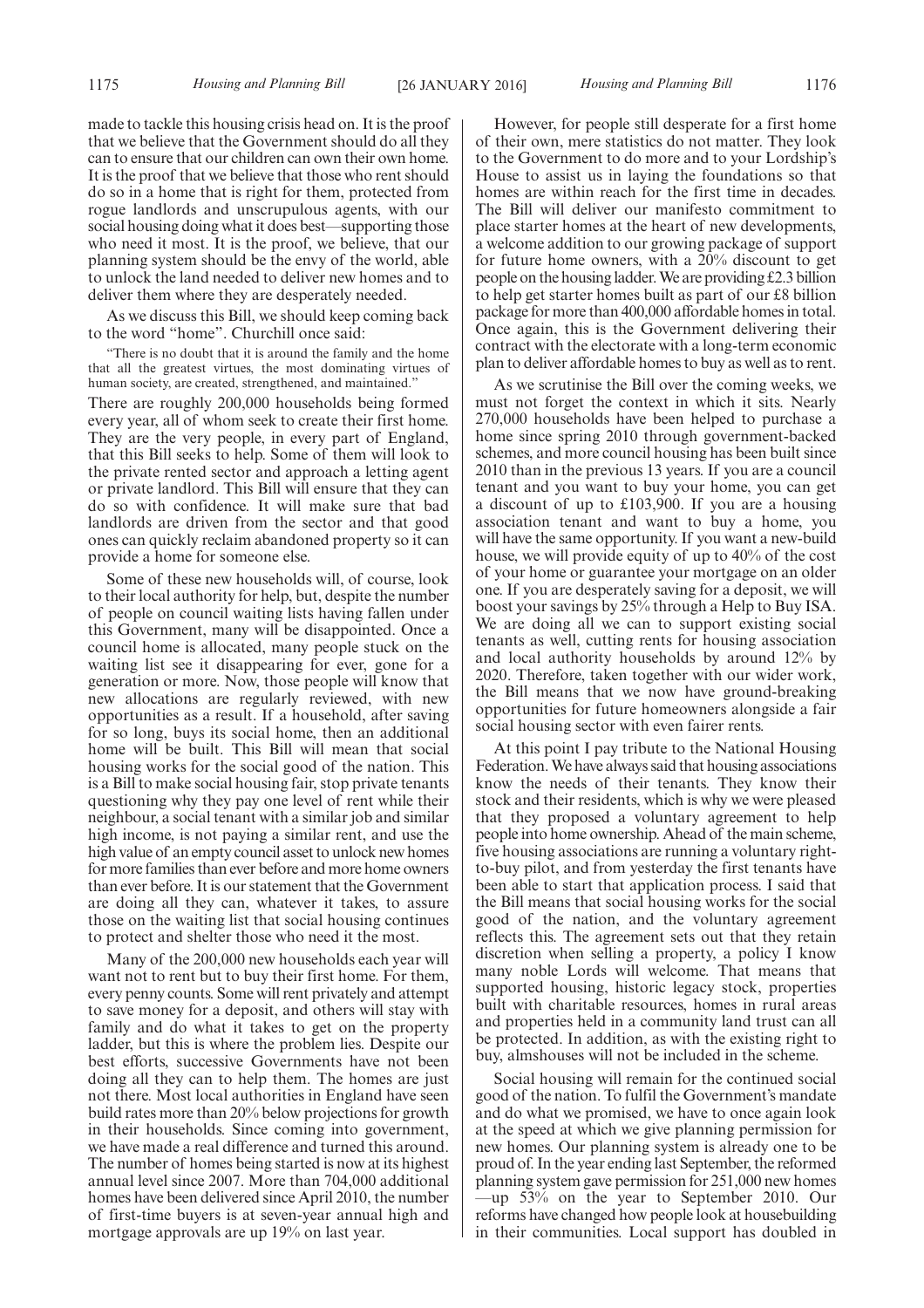made to tackle this housing crisis head on. It is the proof that we believe that the Government should do all they can to ensure that our children can own their own home. It is the proof that we believe that those who rent should do so in a home that is right for them, protected from rogue landlords and unscrupulous agents, with our social housing doing what it does best—supporting those who need it most. It is the proof, we believe, that our planning system should be the envy of the world, able to unlock the land needed to deliver new homes and to deliver them where they are desperately needed.

As we discuss this Bill, we should keep coming back to the word "home". Churchill once said:

"There is no doubt that it is around the family and the home that all the greatest virtues, the most dominating virtues of human society, are created, strengthened, and maintained."

There are roughly 200,000 households being formed every year, all of whom seek to create their first home. They are the very people, in every part of England, that this Bill seeks to help. Some of them will look to the private rented sector and approach a letting agent or private landlord. This Bill will ensure that they can do so with confidence. It will make sure that bad landlords are driven from the sector and that good ones can quickly reclaim abandoned property so it can provide a home for someone else.

Some of these new households will, of course, look to their local authority for help, but, despite the number of people on council waiting lists having fallen under this Government, many will be disappointed. Once a council home is allocated, many people stuck on the waiting list see it disappearing for ever, gone for a generation or more. Now, those people will know that new allocations are regularly reviewed, with new opportunities as a result. If a household, after saving for so long, buys its social home, then an additional home will be built. This Bill will mean that social housing works for the social good of the nation. This is a Bill to make social housing fair, stop private tenants questioning why they pay one level of rent while their neighbour, a social tenant with a similar job and similar high income, is not paying a similar rent, and use the high value of an empty council asset to unlock new homes for more families than ever before and more home owners than ever before. It is our statement that the Government are doing all they can, whatever it takes, to assure those on the waiting list that social housing continues to protect and shelter those who need it the most.

Many of the 200,000 new households each year will want not to rent but to buy their first home. For them, every penny counts. Some will rent privately and attempt to save money for a deposit, and others will stay with family and do what it takes to get on the property ladder, but this is where the problem lies. Despite our best efforts, successive Governments have not been doing all they can to help them. The homes are just not there. Most local authorities in England have seen build rates more than 20% below projections for growth in their households. Since coming into government, we have made a real difference and turned this around. The number of homes being started is now at its highest annual level since 2007. More than 704,000 additional homes have been delivered since April 2010, the number of first-time buyers is at seven-year annual high and mortgage approvals are up 19% on last year.

However, for people still desperate for a first home of their own, mere statistics do not matter. They look to the Government to do more and to your Lordship's House to assist us in laying the foundations so that homes are within reach for the first time in decades. The Bill will deliver our manifesto commitment to place starter homes at the heart of new developments, a welcome addition to our growing package of support for future home owners, with a 20% discount to get people on the housing ladder. We are providing £2.3 billion to help get starter homes built as part of our £8 billion package for more than 400,000 affordable homes in total. Once again, this is the Government delivering their contract with the electorate with a long-term economic plan to deliver affordable homes to buy as well as to rent.

As we scrutinise the Bill over the coming weeks, we must not forget the context in which it sits. Nearly 270,000 households have been helped to purchase a home since spring 2010 through government-backed schemes, and more council housing has been built since 2010 than in the previous 13 years. If you are a council tenant and you want to buy your home, you can get a discount of up to £103,900. If you are a housing association tenant and want to buy a home, you will have the same opportunity. If you want a new-build house, we will provide equity of up to 40% of the cost of your home or guarantee your mortgage on an older one. If you are desperately saving for a deposit, we will boost your savings by 25% through a Help to Buy ISA. We are doing all we can to support existing social tenants as well, cutting rents for housing association and local authority households by around 12% by 2020. Therefore, taken together with our wider work, the Bill means that we now have ground-breaking opportunities for future homeowners alongside a fair social housing sector with even fairer rents.

At this point I pay tribute to the National Housing Federation. We have always said that housing associations know the needs of their tenants. They know their stock and their residents, which is why we were pleased that they proposed a voluntary agreement to help people into home ownership. Ahead of the main scheme, five housing associations are running a voluntary right-to-buy pilot, and from yesterday the first tenants have been able to start that application process. I said that the Bill means that social housing works for the social good of the nation, and the voluntary agreement reflects this. The agreement sets out that they retain discretion when selling a property, a policy I know many noble Lords will welcome. That means that supported housing, historic legacy stock, properties built with charitable resources, homes in rural areas and properties held in a community land trust can all be protected. In addition, as with the existing right to buy, almshouses will not be included in the scheme.

Social housing will remain for the continued social good of the nation. To fulfil the Government's mandate and do what we promised, we have to once again look at the speed at which we give planning permission for new homes. Our planning system is already one to be proud of. In the year ending last September, the reformed planning system gave permission for 251,000 new homes —up 53% on the year to September 2010. Our reforms have changed how people look at housebuilding in their communities. Local support has doubled in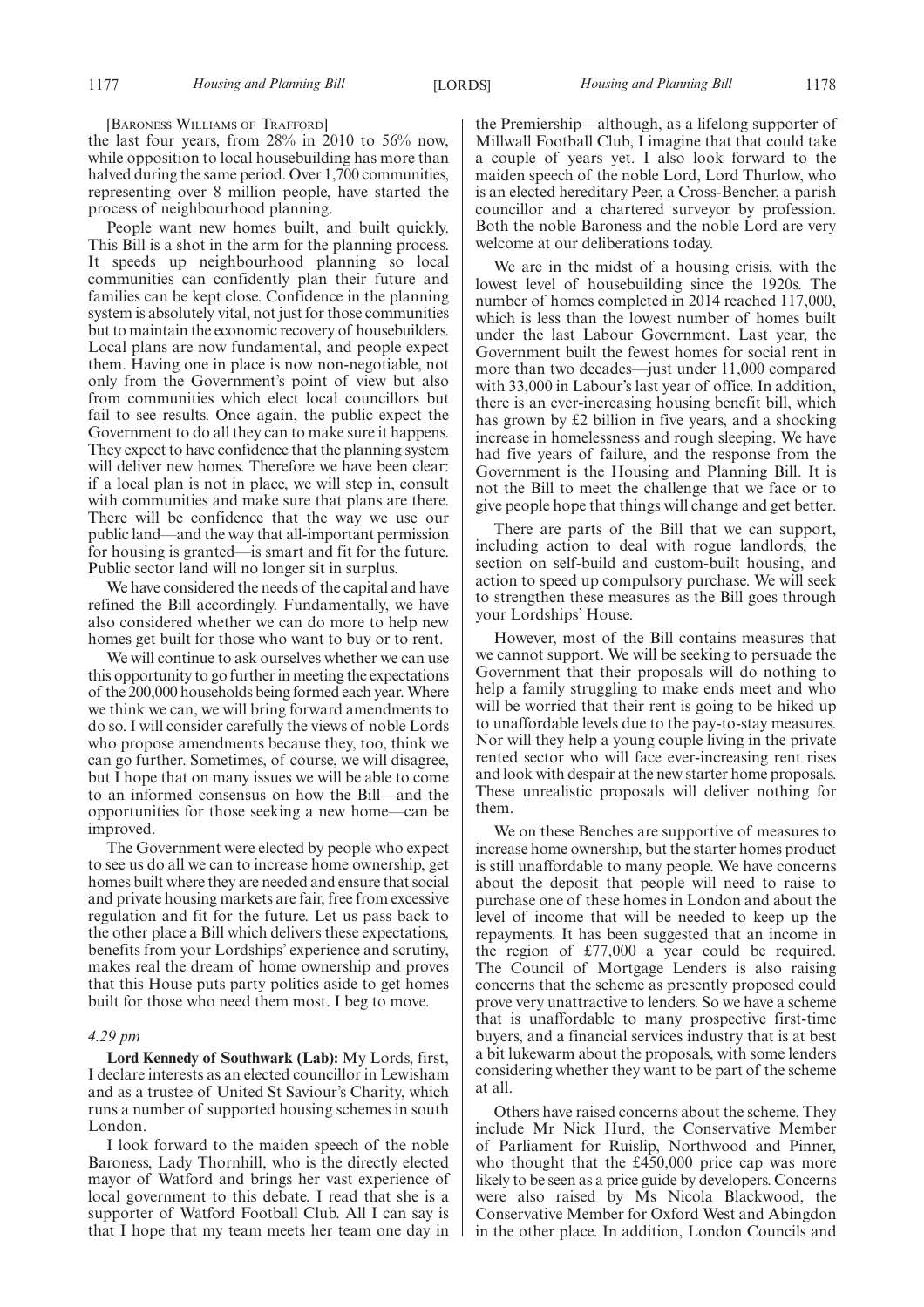[BARONESS WILLIAMS OF TRAFFORD]

the last four years, from 28% in 2010 to 56% now, while opposition to local housebuilding has more than halved during the same period. Over 1,700 communities, representing over 8 million people, have started the process of neighbourhood planning.

People want new homes built, and built quickly. This Bill is a shot in the arm for the planning process. It speeds up neighbourhood planning so local communities can confidently plan their future and families can be kept close. Confidence in the planning system is absolutely vital, not just for those communities but to maintain the economic recovery of housebuilders. Local plans are now fundamental, and people expect them. Having one in place is now non-negotiable, not only from the Government's point of view but also from communities which elect local councillors but fail to see results. Once again, the public expect the Government to do all they can to make sure it happens. They expect to have confidence that the planning system will deliver new homes. Therefore we have been clear: if a local plan is not in place, we will step in, consult with communities and make sure that plans are there. There will be confidence that the way we use our public land—and the way that all-important permission for housing is granted—is smart and fit for the future. Public sector land will no longer sit in surplus.

We have considered the needs of the capital and have refined the Bill accordingly. Fundamentally, we have also considered whether we can do more to help new homes get built for those who want to buy or to rent.

We will continue to ask ourselves whether we can use this opportunity to go further in meeting the expectations of the 200,000 households being formed each year. Where we think we can, we will bring forward amendments to do so. I will consider carefully the views of noble Lords who propose amendments because they, too, think we can go further. Sometimes, of course, we will disagree, but I hope that on many issues we will be able to come to an informed consensus on how the Bill—and the opportunities for those seeking a new home—can be improved.

The Government were elected by people who expect to see us do all we can to increase home ownership, get homes built where they are needed and ensure that social and private housing markets are fair, free from excessive regulation and fit for the future. Let us pass back to the other place a Bill which delivers these expectations, benefits from your Lordships' experience and scrutiny, makes real the dream of home ownership and proves that this House puts party politics aside to get homes built for those who need them most. I beg to move.

*4.29 pm*

**Lord Kennedy of Southwark (Lab):** My Lords, first, I declare interests as an elected councillor in Lewisham and as a trustee of United St Saviour's Charity, which runs a number of supported housing schemes in south London.

I look forward to the maiden speech of the noble Baroness, Lady Thornhill, who is the directly elected mayor of Watford and brings her vast experience of local government to this debate. I read that she is a supporter of Watford Football Club. All I can say is that I hope that my team meets her team one day in the Premiership—although, as a lifelong supporter of Millwall Football Club, I imagine that that could take a couple of years yet. I also look forward to the maiden speech of the noble Lord, Lord Thurlow, who is an elected hereditary Peer, a Cross-Bencher, a parish councillor and a chartered surveyor by profession. Both the noble Baroness and the noble Lord are very welcome at our deliberations today.

We are in the midst of a housing crisis, with the lowest level of housebuilding since the 1920s. The number of homes completed in 2014 reached 117,000, which is less than the lowest number of homes built under the last Labour Government. Last year, the Government built the fewest homes for social rent in more than two decades—just under 11,000 compared with 33,000 in Labour's last year of office. In addition, there is an ever-increasing housing benefit bill, which has grown by £2 billion in five years, and a shocking increase in homelessness and rough sleeping. We have had five years of failure, and the response from the Government is the Housing and Planning Bill. It is not the Bill to meet the challenge that we face or to give people hope that things will change and get better.

There are parts of the Bill that we can support, including action to deal with rogue landlords, the section on self-build and custom-built housing, and action to speed up compulsory purchase. We will seek to strengthen these measures as the Bill goes through your Lordships' House.

However, most of the Bill contains measures that we cannot support. We will be seeking to persuade the Government that their proposals will do nothing to help a family struggling to make ends meet and who will be worried that their rent is going to be hiked up to unaffordable levels due to the pay-to-stay measures. Nor will they help a young couple living in the private rented sector who will face ever-increasing rent rises and look with despair at the new starter home proposals. These unrealistic proposals will deliver nothing for them.

We on these Benches are supportive of measures to increase home ownership, but the starter homes product is still unaffordable to many people. We have concerns about the deposit that people will need to raise to purchase one of these homes in London and about the level of income that will be needed to keep up the repayments. It has been suggested that an income in the region of £77,000 a year could be required. The Council of Mortgage Lenders is also raising concerns that the scheme as presently proposed could prove very unattractive to lenders. So we have a scheme that is unaffordable to many prospective first-time buyers, and a financial services industry that is at best a bit lukewarm about the proposals, with some lenders considering whether they want to be part of the scheme at all.

Others have raised concerns about the scheme. They include Mr Nick Hurd, the Conservative Member of Parliament for Ruislip, Northwood and Pinner, who thought that the £450,000 price cap was more likely to be seen as a price guide by developers. Concerns were also raised by Ms Nicola Blackwood, the Conservative Member for Oxford West and Abingdon in the other place. In addition, London Councils and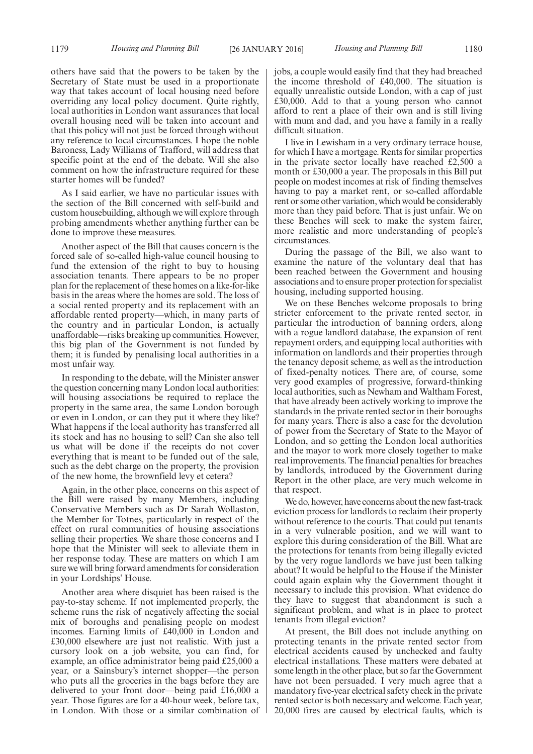others have said that the powers to be taken by the Secretary of State must be used in a proportionate way that takes account of local housing need before overriding any local policy document. Quite rightly, local authorities in London want assurances that local overall housing need will be taken into account and that this policy will not just be forced through without any reference to local circumstances. I hope the noble Baroness, Lady Williams of Trafford, will address that specific point at the end of the debate. Will she also comment on how the infrastructure required for these starter homes will be funded?

As I said earlier, we have no particular issues with the section of the Bill concerned with self-build and custom housebuilding, although we will explore through probing amendments whether anything further can be done to improve these measures.

Another aspect of the Bill that causes concern is the forced sale of so-called high-value council housing to fund the extension of the right to buy to housing association tenants. There appears to be no proper plan for the replacement of these homes on a like-for-like basis in the areas where the homes are sold. The loss of a social rented property and its replacement with an affordable rented property—which, in many parts of the country and in particular London, is actually unaffordable—risks breaking up communities. However, this big plan of the Government is not funded by them; it is funded by penalising local authorities in a most unfair way.

In responding to the debate, will the Minister answer the question concerning many London local authorities: will housing associations be required to replace the property in the same area, the same London borough or even in London, or can they put it where they like? What happens if the local authority has transferred all its stock and has no housing to sell? Can she also tell us what will be done if the receipts do not cover everything that is meant to be funded out of the sale, such as the debt charge on the property, the provision of the new home, the brownfield levy et cetera?

Again, in the other place, concerns on this aspect of the Bill were raised by many Members, including Conservative Members such as Dr Sarah Wollaston, the Member for Totnes, particularly in respect of the effect on rural communities of housing associations selling their properties. We share those concerns and I hope that the Minister will seek to alleviate them in her response today. These are matters on which I am sure we will bring forward amendments for consideration in your Lordships' House.

Another area where disquiet has been raised is the pay-to-stay scheme. If not implemented properly, the scheme runs the risk of negatively affecting the social mix of boroughs and penalising people on modest incomes. Earning limits of £40,000 in London and £30,000 elsewhere are just not realistic. With just a cursory look on a job website, you can find, for example, an office administrator being paid £25,000 a year, or a Sainsbury's internet shopper—the person who puts all the groceries in the bags before they are delivered to your front door—being paid £16,000 a year. Those figures are for a 40-hour week, before tax, in London. With those or a similar combination of jobs, a couple would easily find that they had breached the income threshold of £40,000. The situation is equally unrealistic outside London, with a cap of just £30,000. Add to that a young person who cannot afford to rent a place of their own and is still living with mum and dad, and you have a family in a really difficult situation.

I live in Lewisham in a very ordinary terrace house, for which I have a mortgage. Rents for similar properties in the private sector locally have reached £2,500 a month or £30,000 a year. The proposals in this Bill put people on modest incomes at risk of finding themselves having to pay a market rent, or so-called affordable rent or some other variation, which would be considerably more than they paid before. That is just unfair. We on these Benches will seek to make the system fairer, more realistic and more understanding of people's circumstances.

During the passage of the Bill, we also want to examine the nature of the voluntary deal that has been reached between the Government and housing associations and to ensure proper protection for specialist housing, including supported housing.

We on these Benches welcome proposals to bring stricter enforcement to the private rented sector, in particular the introduction of banning orders, along with a rogue landlord database, the expansion of rent repayment orders, and equipping local authorities with information on landlords and their properties through the tenancy deposit scheme, as well as the introduction of fixed-penalty notices. There are, of course, some very good examples of progressive, forward-thinking local authorities, such as Newham and Waltham Forest, that have already been actively working to improve the standards in the private rented sector in their boroughs for many years. There is also a case for the devolution of power from the Secretary of State to the Mayor of London, and so getting the London local authorities and the mayor to work more closely together to make real improvements. The financial penalties for breaches by landlords, introduced by the Government during Report in the other place, are very much welcome in that respect.

We do, however, have concerns about the new fast-track eviction process for landlords to reclaim their property without reference to the courts. That could put tenants in a very vulnerable position, and we will want to explore this during consideration of the Bill. What are the protections for tenants from being illegally evicted by the very rogue landlords we have just been talking about? It would be helpful to the House if the Minister could again explain why the Government thought it necessary to include this provision. What evidence do they have to suggest that abandonment is such a significant problem, and what is in place to protect tenants from illegal eviction?

At present, the Bill does not include anything on protecting tenants in the private rented sector from electrical accidents caused by unchecked and faulty electrical installations. These matters were debated at some length in the other place, but so far the Government have not been persuaded. I very much agree that a mandatory five-year electrical safety check in the private rented sector is both necessary and welcome. Each year, 20,000 fires are caused by electrical faults, which is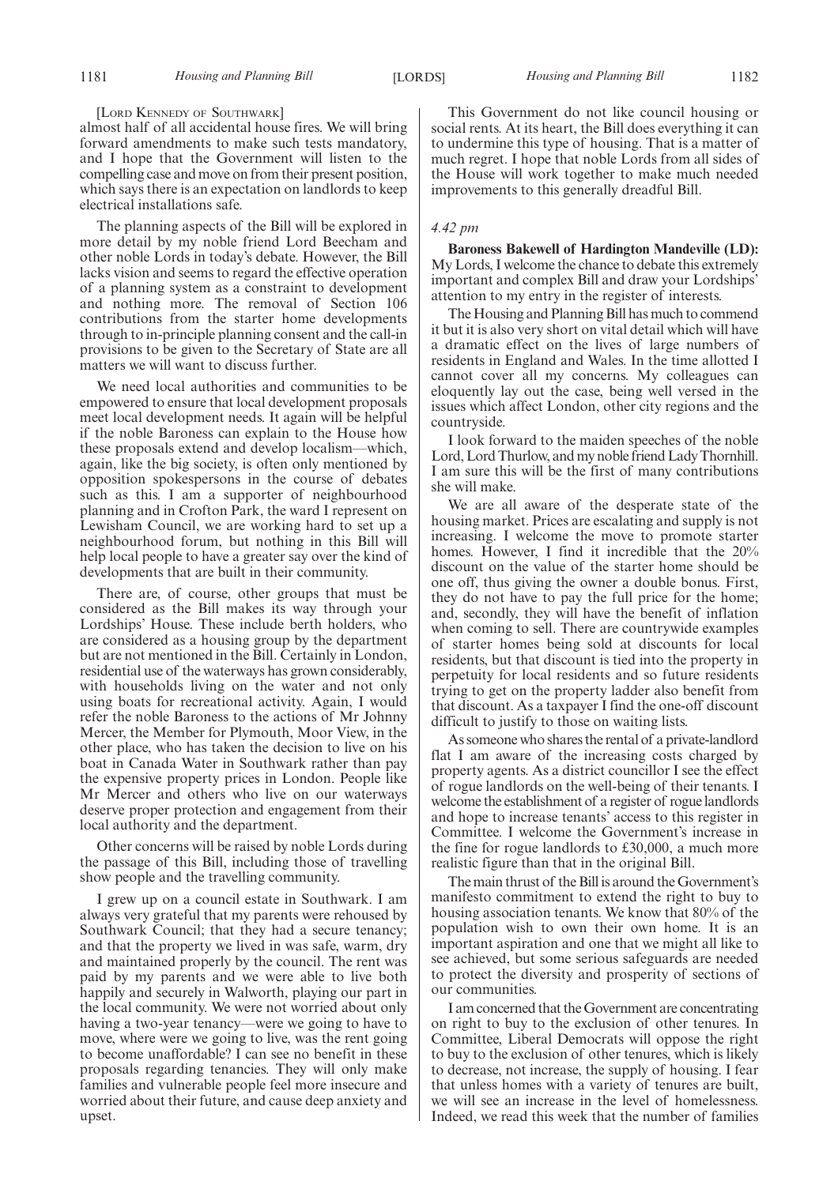[LORD KENNEDY OF SOUTHWARK]

almost half of all accidental house fires. We will bring forward amendments to make such tests mandatory, and I hope that the Government will listen to the compelling case and move on from their present position, which says there is an expectation on landlords to keep electrical installations safe.

The planning aspects of the Bill will be explored in more detail by my noble friend Lord Beecham and other noble Lords in today's debate. However, the Bill lacks vision and seems to regard the effective operation of a planning system as a constraint to development and nothing more. The removal of Section 106 contributions from the starter home developments through to in-principle planning consent and the call-in provisions to be given to the Secretary of State are all matters we will want to discuss further.

We need local authorities and communities to be empowered to ensure that local development proposals meet local development needs. It again will be helpful if the noble Baroness can explain to the House how these proposals extend and develop localism—which, again, like the big society, is often only mentioned by opposition spokespersons in the course of debates such as this. I am a supporter of neighbourhood planning and in Crofton Park, the ward I represent on Lewisham Council, we are working hard to set up a neighbourhood forum, but nothing in this Bill will help local people to have a greater say over the kind of developments that are built in their community.

There are, of course, other groups that must be considered as the Bill makes its way through your Lordships' House. These include berth holders, who are considered as a housing group by the department but are not mentioned in the Bill. Certainly in London, residential use of the waterways has grown considerably, with households living on the water and not only using boats for recreational activity. Again, I would refer the noble Baroness to the actions of Mr Johnny Mercer, the Member for Plymouth, Moor View, in the other place, who has taken the decision to live on his boat in Canada Water in Southwark rather than pay the expensive property prices in London. People like Mr Mercer and others who live on our waterways deserve proper protection and engagement from their local authority and the department.

Other concerns will be raised by noble Lords during the passage of this Bill, including those of travelling show people and the travelling community.

I grew up on a council estate in Southwark. I am always very grateful that my parents were rehoused by Southwark Council; that they had a secure tenancy; and that the property we lived in was safe, warm, dry and maintained properly by the council. The rent was paid by my parents and we were able to live both happily and securely in Walworth, playing our part in the local community. We were not worried about only having a two-year tenancy—were we going to have to move, where were we going to live, was the rent going to become unaffordable? I can see no benefit in these proposals regarding tenancies. They will only make families and vulnerable people feel more insecure and worried about their future, and cause deep anxiety and upset.

This Government do not like council housing or social rents. At its heart, the Bill does everything it can to undermine this type of housing. That is a matter of much regret. I hope that noble Lords from all sides of the House will work together to make much needed improvements to this generally dreadful Bill.

*4.42 pm*

**Baroness Bakewell of Hardington Mandeville (LD):** My Lords, I welcome the chance to debate this extremely important and complex Bill and draw your Lordships' attention to my entry in the register of interests.

The Housing and Planning Bill has much to commend it but it is also very short on vital detail which will have a dramatic effect on the lives of large numbers of residents in England and Wales. In the time allotted I cannot cover all my concerns. My colleagues can eloquently lay out the case, being well versed in the issues which affect London, other city regions and the countryside.

I look forward to the maiden speeches of the noble Lord, Lord Thurlow, and my noble friend Lady Thornhill. I am sure this will be the first of many contributions she will make.

We are all aware of the desperate state of the housing market. Prices are escalating and supply is not increasing. I welcome the move to promote starter homes. However, I find it incredible that the 20% discount on the value of the starter home should be one off, thus giving the owner a double bonus. First, they do not have to pay the full price for the home; and, secondly, they will have the benefit of inflation when coming to sell. There are countrywide examples of starter homes being sold at discounts for local residents, but that discount is tied into the property in perpetuity for local residents and so future residents trying to get on the property ladder also benefit from that discount. As a taxpayer I find the one-off discount difficult to justify to those on waiting lists.

As someone who shares the rental of a private-landlord flat I am aware of the increasing costs charged by property agents. As a district councillor I see the effect of rogue landlords on the well-being of their tenants. I welcome the establishment of a register of rogue landlords and hope to increase tenants' access to this register in Committee. I welcome the Government's increase in the fine for rogue landlords to £30,000, a much more realistic figure than that in the original Bill.

The main thrust of the Bill is around the Government's manifesto commitment to extend the right to buy to housing association tenants. We know that 80% of the population wish to own their own home. It is an important aspiration and one that we might all like to see achieved, but some serious safeguards are needed to protect the diversity and prosperity of sections of our communities.

I am concerned that the Government are concentrating on right to buy to the exclusion of other tenures. In Committee, Liberal Democrats will oppose the right to buy to the exclusion of other tenures, which is likely to decrease, not increase, the supply of housing. I fear that unless homes with a variety of tenures are built, we will see an increase in the level of homelessness. Indeed, we read this week that the number of families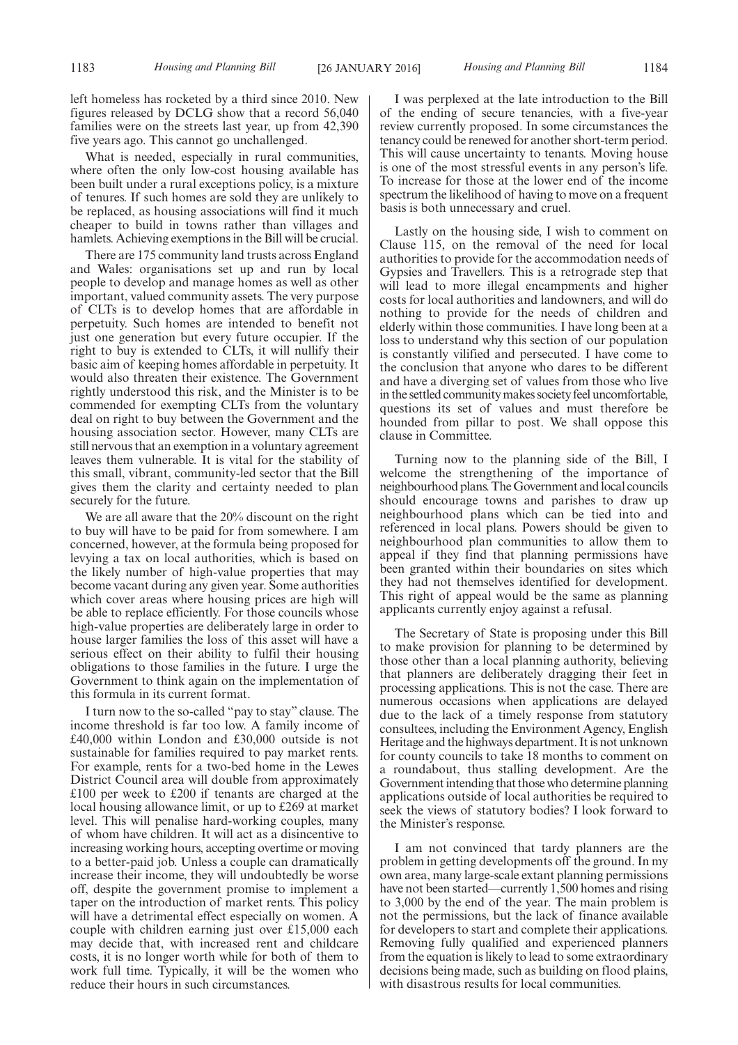left homeless has rocketed by a third since 2010. New figures released by DCLG show that a record 56,040 families were on the streets last year, up from 42,390 five years ago. This cannot go unchallenged.

What is needed, especially in rural communities, where often the only low-cost housing available has been built under a rural exceptions policy, is a mixture of tenures. If such homes are sold they are unlikely to be replaced, as housing associations will find it much cheaper to build in towns rather than villages and hamlets. Achieving exemptions in the Bill will be crucial.

There are 175 community land trusts across England and Wales: organisations set up and run by local people to develop and manage homes as well as other important, valued community assets. The very purpose of CLTs is to develop homes that are affordable in perpetuity. Such homes are intended to benefit not just one generation but every future occupier. If the right to buy is extended to CLTs, it will nullify their basic aim of keeping homes affordable in perpetuity. It would also threaten their existence. The Government rightly understood this risk, and the Minister is to be commended for exempting CLTs from the voluntary deal on right to buy between the Government and the housing association sector. However, many CLTs are still nervous that an exemption in a voluntary agreement leaves them vulnerable. It is vital for the stability of this small, vibrant, community-led sector that the Bill gives them the clarity and certainty needed to plan securely for the future.

We are all aware that the 20% discount on the right to buy will have to be paid for from somewhere. I am concerned, however, at the formula being proposed for levying a tax on local authorities, which is based on the likely number of high-value properties that may become vacant during any given year. Some authorities which cover areas where housing prices are high will be able to replace efficiently. For those councils whose high-value properties are deliberately large in order to house larger families the loss of this asset will have a serious effect on their ability to fulfil their housing obligations to those families in the future. I urge the Government to think again on the implementation of this formula in its current format.

I turn now to the so-called "pay to stay" clause. The income threshold is far too low. A family income of £40,000 within London and £30,000 outside is not sustainable for families required to pay market rents. For example, rents for a two-bed home in the Lewes District Council area will double from approximately £100 per week to £200 if tenants are charged at the local housing allowance limit, or up to £269 at market level. This will penalise hard-working couples, many of whom have children. It will act as a disincentive to increasing working hours, accepting overtime or moving to a better-paid job. Unless a couple can dramatically increase their income, they will undoubtedly be worse off, despite the government promise to implement a taper on the introduction of market rents. This policy will have a detrimental effect especially on women. A couple with children earning just over £15,000 each may decide that, with increased rent and childcare costs, it is no longer worth while for both of them to work full time. Typically, it will be the women who reduce their hours in such circumstances.

I was perplexed at the late introduction to the Bill of the ending of secure tenancies, with a five-year review currently proposed. In some circumstances the tenancy could be renewed for another short-term period. This will cause uncertainty to tenants. Moving house is one of the most stressful events in any person's life. To increase for those at the lower end of the income spectrum the likelihood of having to move on a frequent basis is both unnecessary and cruel.

Lastly on the housing side, I wish to comment on Clause 115, on the removal of the need for local authorities to provide for the accommodation needs of Gypsies and Travellers. This is a retrograde step that will lead to more illegal encampments and higher costs for local authorities and landowners, and will do nothing to provide for the needs of children and elderly within those communities. I have long been at a loss to understand why this section of our population is constantly vilified and persecuted. I have come to the conclusion that anyone who dares to be different and have a diverging set of values from those who live in the settled community makes society feel uncomfortable, questions its set of values and must therefore be hounded from pillar to post. We shall oppose this clause in Committee.

Turning now to the planning side of the Bill, I welcome the strengthening of the importance of neighbourhood plans. The Government and local councils should encourage towns and parishes to draw up neighbourhood plans which can be tied into and referenced in local plans. Powers should be given to neighbourhood plan communities to allow them to appeal if they find that planning permissions have been granted within their boundaries on sites which they had not themselves identified for development. This right of appeal would be the same as planning applicants currently enjoy against a refusal.

The Secretary of State is proposing under this Bill to make provision for planning to be determined by those other than a local planning authority, believing that planners are deliberately dragging their feet in processing applications. This is not the case. There are numerous occasions when applications are delayed due to the lack of a timely response from statutory consultees, including the Environment Agency, English Heritage and the highways department. It is not unknown for county councils to take 18 months to comment on a roundabout, thus stalling development. Are the Government intending that those who determine planning applications outside of local authorities be required to seek the views of statutory bodies? I look forward to the Minister's response.

I am not convinced that tardy planners are the problem in getting developments off the ground. In my own area, many large-scale extant planning permissions have not been started—currently 1,500 homes and rising to 3,000 by the end of the year. The main problem is not the permissions, but the lack of finance available for developers to start and complete their applications. Removing fully qualified and experienced planners from the equation is likely to lead to some extraordinary decisions being made, such as building on flood plains, with disastrous results for local communities.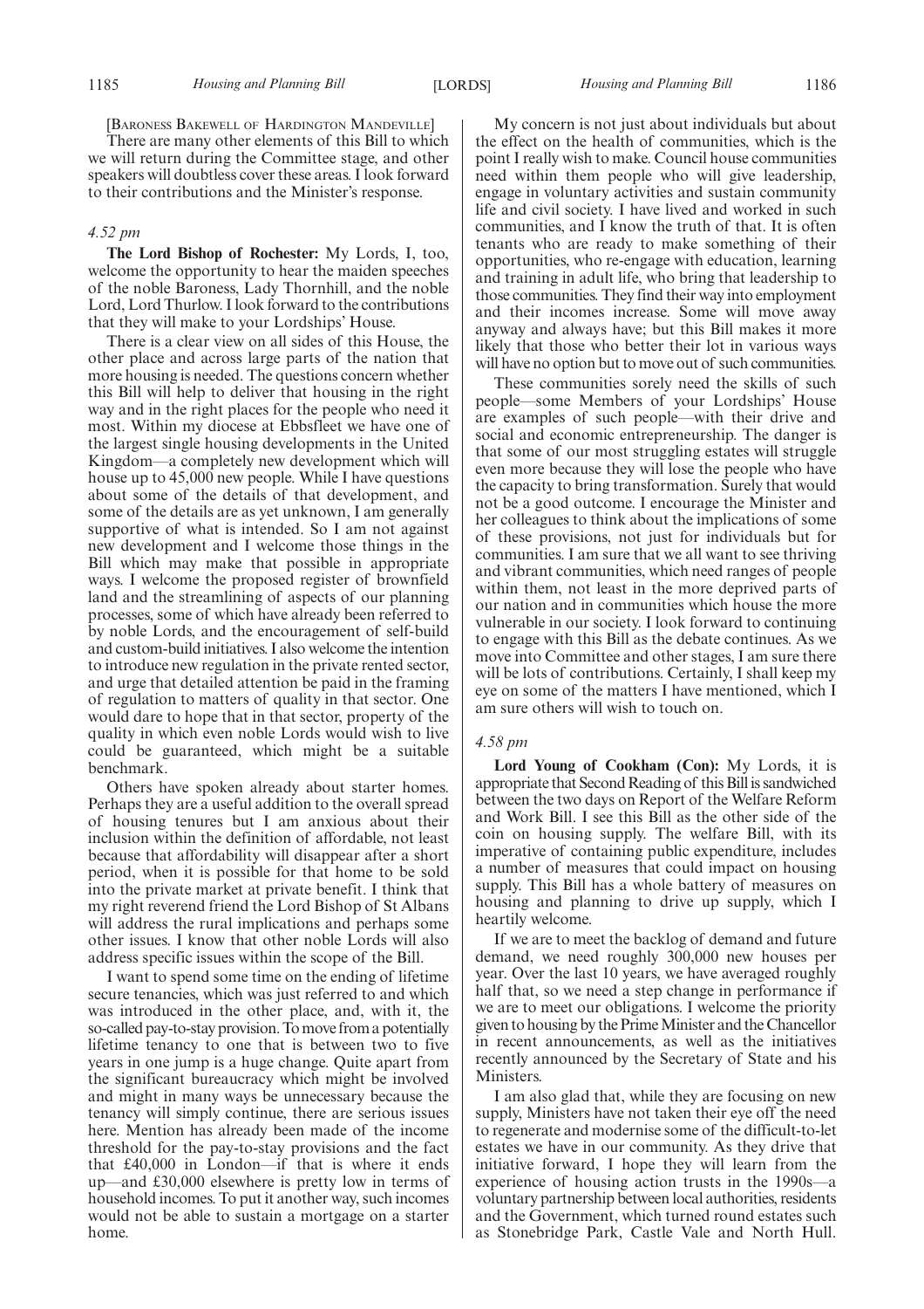[BARONESS BAKEWELL OF HARDINGTON MANDEVILLE]

There are many other elements of this Bill to which we will return during the Committee stage, and other speakers will doubtless cover these areas. I look forward to their contributions and the Minister's response.

*4.52 pm*

**The Lord Bishop of Rochester:** My Lords, I, too, welcome the opportunity to hear the maiden speeches of the noble Baroness, Lady Thornhill, and the noble Lord, Lord Thurlow. I look forward to the contributions that they will make to your Lordships' House.

There is a clear view on all sides of this House, the other place and across large parts of the nation that more housing is needed. The questions concern whether this Bill will help to deliver that housing in the right way and in the right places for the people who need it most. Within my diocese at Ebbsfleet we have one of the largest single housing developments in the United Kingdom—a completely new development which will house up to 45,000 new people. While I have questions about some of the details of that development, and some of the details are as yet unknown, I am generally supportive of what is intended. So I am not against new development and I welcome those things in the Bill which may make that possible in appropriate ways. I welcome the proposed register of brownfield land and the streamlining of aspects of our planning processes, some of which have already been referred to by noble Lords, and the encouragement of self-build and custom-build initiatives. I also welcome the intention to introduce new regulation in the private rented sector, and urge that detailed attention be paid in the framing of regulation to matters of quality in that sector. One would dare to hope that in that sector, property of the quality in which even noble Lords would wish to live could be guaranteed, which might be a suitable benchmark.

Others have spoken already about starter homes. Perhaps they are a useful addition to the overall spread of housing tenures but I am anxious about their inclusion within the definition of affordable, not least because that affordability will disappear after a short period, when it is possible for that home to be sold into the private market at private benefit. I think that my right reverend friend the Lord Bishop of St Albans will address the rural implications and perhaps some other issues. I know that other noble Lords will also address specific issues within the scope of the Bill.

I want to spend some time on the ending of lifetime secure tenancies, which was just referred to and which was introduced in the other place, and, with it, the so-called pay-to-stay provision. To move from a potentially lifetime tenancy to one that is between two to five years in one jump is a huge change. Quite apart from the significant bureaucracy which might be involved and might in many ways be unnecessary because the tenancy will simply continue, there are serious issues here. Mention has already been made of the income threshold for the pay-to-stay provisions and the fact that £40,000 in London—if that is where it ends up—and £30,000 elsewhere is pretty low in terms of household incomes. To put it another way, such incomes would not be able to sustain a mortgage on a starter home.

My concern is not just about individuals but about the effect on the health of communities, which is the point I really wish to make. Council house communities need within them people who will give leadership, engage in voluntary activities and sustain community life and civil society. I have lived and worked in such communities, and I know the truth of that. It is often tenants who are ready to make something of their opportunities, who re-engage with education, learning and training in adult life, who bring that leadership to those communities. They find their way into employment and their incomes increase. Some will move away anyway and always have; but this Bill makes it more likely that those who better their lot in various ways will have no option but to move out of such communities.

These communities sorely need the skills of such people—some Members of your Lordships' House are examples of such people—with their drive and social and economic entrepreneurship. The danger is that some of our most struggling estates will struggle even more because they will lose the people who have the capacity to bring transformation. Surely that would not be a good outcome. I encourage the Minister and her colleagues to think about the implications of some of these provisions, not just for individuals but for communities. I am sure that we all want to see thriving and vibrant communities, which need ranges of people within them, not least in the more deprived parts of our nation and in communities which house the more vulnerable in our society. I look forward to continuing to engage with this Bill as the debate continues. As we move into Committee and other stages, I am sure there will be lots of contributions. Certainly, I shall keep my eye on some of the matters I have mentioned, which I am sure others will wish to touch on.

*4.58 pm*

**Lord Young of Cookham (Con):** My Lords, it is appropriate that Second Reading of this Bill is sandwiched between the two days on Report of the Welfare Reform and Work Bill. I see this Bill as the other side of the coin on housing supply. The welfare Bill, with its imperative of containing public expenditure, includes a number of measures that could impact on housing supply. This Bill has a whole battery of measures on housing and planning to drive up supply, which I heartily welcome.

If we are to meet the backlog of demand and future demand, we need roughly 300,000 new houses per year. Over the last 10 years, we have averaged roughly half that, so we need a step change in performance if we are to meet our obligations. I welcome the priority given to housing by the Prime Minister and the Chancellor in recent announcements, as well as the initiatives recently announced by the Secretary of State and his Ministers.

I am also glad that, while they are focusing on new supply, Ministers have not taken their eye off the need to regenerate and modernise some of the difficult-to-let estates we have in our community. As they drive that initiative forward, I hope they will learn from the experience of housing action trusts in the 1990s—a voluntary partnership between local authorities, residents and the Government, which turned round estates such as Stonebridge Park, Castle Vale and North Hull.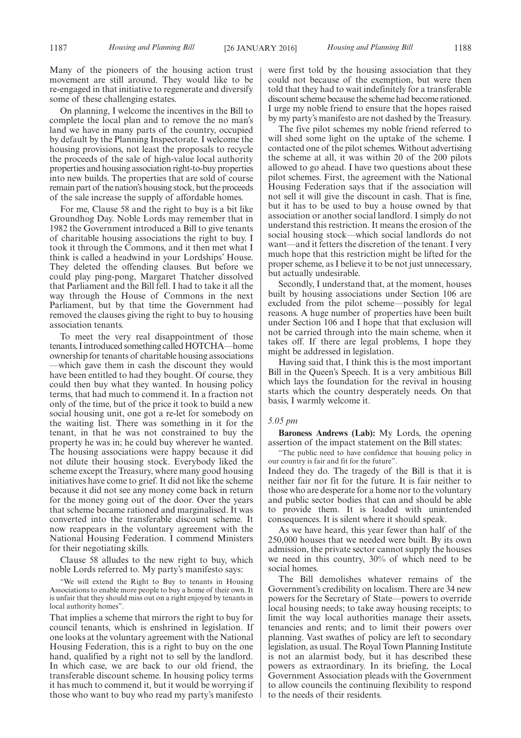Many of the pioneers of the housing action trust movement are still around. They would like to be re-engaged in that initiative to regenerate and diversify some of these challenging estates.

On planning, I welcome the incentives in the Bill to complete the local plan and to remove the no man's land we have in many parts of the country, occupied by default by the Planning Inspectorate. I welcome the housing provisions, not least the proposals to recycle the proceeds of the sale of high-value local authority properties and housing association right-to-buy properties into new builds. The properties that are sold of course remain part of the nation's housing stock, but the proceeds of the sale increase the supply of affordable homes.

For me, Clause 58 and the right to buy is a bit like Groundhog Day. Noble Lords may remember that in 1982 the Government introduced a Bill to give tenants of charitable housing associations the right to buy. I took it through the Commons, and it then met what I think is called a headwind in your Lordships' House. They deleted the offending clauses. But before we could play ping-pong, Margaret Thatcher dissolved that Parliament and the Bill fell. I had to take it all the way through the House of Commons in the next Parliament, but by that time the Government had removed the clauses giving the right to buy to housing association tenants.

To meet the very real disappointment of those tenants, I introduced something called HOTCHA—home ownership for tenants of charitable housing associations—which gave them in cash the discount they would have been entitled to had they bought. Of course, they could then buy what they wanted. In housing policy terms, that had much to commend it. In a fraction not only of the time, but of the price it took to build a new social housing unit, one got a re-let for somebody on the waiting list. There was something in it for the tenant, in that he was not constrained to buy the property he was in; he could buy wherever he wanted. The housing associations were happy because it did not dilute their housing stock. Everybody liked the scheme except the Treasury, where many good housing initiatives have come to grief. It did not like the scheme because it did not see any money come back in return for the money going out of the door. Over the years that scheme became rationed and marginalised. It was converted into the transferable discount scheme. It now reappears in the voluntary agreement with the National Housing Federation. I commend Ministers for their negotiating skills.

Clause 58 alludes to the new right to buy, which noble Lords referred to. My party's manifesto says:

"We will extend the Right to Buy to tenants in Housing Associations to enable more people to buy a home of their own. It is unfair that they should miss out on a right enjoyed by tenants in local authority homes".

That implies a scheme that mirrors the right to buy for council tenants, which is enshrined in legislation. If one looks at the voluntary agreement with the National Housing Federation, this is a right to buy on the one hand, qualified by a right not to sell by the landlord. In which case, we are back to our old friend, the transferable discount scheme. In housing policy terms it has much to commend it, but it would be worrying if those who want to buy who read my party's manifesto were first told by the housing association that they could not because of the exemption, but were then told that they had to wait indefinitely for a transferable discount scheme because the scheme had become rationed. I urge my noble friend to ensure that the hopes raised by my party's manifesto are not dashed by the Treasury.

The five pilot schemes my noble friend referred to will shed some light on the uptake of the scheme. I contacted one of the pilot schemes. Without advertising the scheme at all, it was within 20 of the 200 pilots allowed to go ahead. I have two questions about these pilot schemes. First, the agreement with the National Housing Federation says that if the association will not sell it will give the discount in cash. That is fine, but it has to be used to buy a house owned by that association or another social landlord. I simply do not understand this restriction. It means the erosion of the social housing stock—which social landlords do not want—and it fetters the discretion of the tenant. I very much hope that this restriction might be lifted for the proper scheme, as I believe it to be not just unnecessary, but actually undesirable.

Secondly, I understand that, at the moment, houses built by housing associations under Section 106 are excluded from the pilot scheme—possibly for legal reasons. A huge number of properties have been built under Section 106 and I hope that that exclusion will not be carried through into the main scheme, when it takes off. If there are legal problems, I hope they might be addressed in legislation.

Having said that, I think this is the most important Bill in the Queen's Speech. It is a very ambitious Bill which lays the foundation for the revival in housing starts which the country desperately needs. On that basis, I warmly welcome it.

*5.05 pm*

**Baroness Andrews (Lab):** My Lords, the opening assertion of the impact statement on the Bill states:

"The public need to have confidence that housing policy in our country is fair and fit for the future".

Indeed they do. The tragedy of the Bill is that it is neither fair nor fit for the future. It is fair neither to those who are desperate for a home nor to the voluntary and public sector bodies that can and should be able to provide them. It is loaded with unintended consequences. It is silent where it should speak.

As we have heard, this year fewer than half of the 250,000 houses that we needed were built. By its own admission, the private sector cannot supply the houses we need in this country, 30% of which need to be social homes.

The Bill demolishes whatever remains of the Government's credibility on localism. There are 34 new powers for the Secretary of State—powers to override local housing needs; to take away housing receipts; to limit the way local authorities manage their assets, tenancies and rents; and to limit their powers over planning. Vast swathes of policy are left to secondary legislation, as usual. The Royal Town Planning Institute is not an alarmist body, but it has described these powers as extraordinary. In its briefing, the Local Government Association pleads with the Government to allow councils the continuing flexibility to respond to the needs of their residents.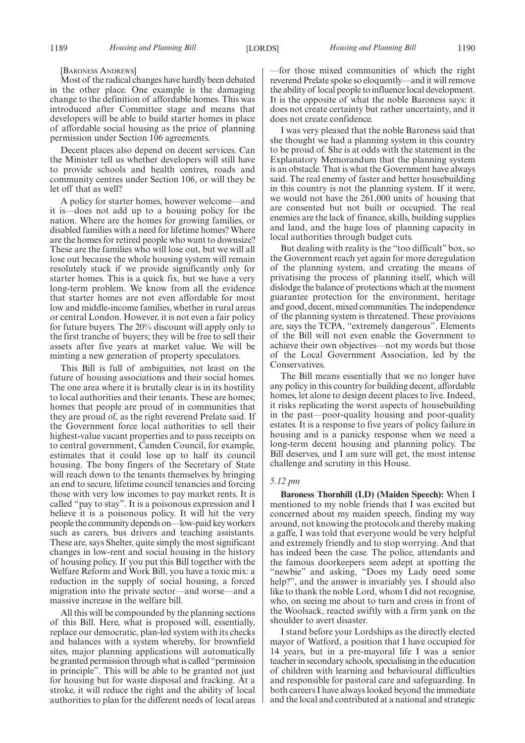[BARONESS ANDREWS]

Most of the radical changes have hardly been debated in the other place. One example is the damaging change to the definition of affordable homes. This was introduced after Committee stage and means that developers will be able to build starter homes in place of affordable social housing as the price of planning permission under Section 106 agreements.

Decent places also depend on decent services. Can the Minister tell us whether developers will still have to provide schools and health centres, roads and community centres under Section 106, or will they be let off that as well?

A policy for starter homes, however welcome—and it is—does not add up to a housing policy for the nation. Where are the homes for growing families, or disabled families with a need for lifetime homes? Where are the homes for retired people who want to downsize? These are the families who will lose out, but we will all lose out because the whole housing system will remain resolutely stuck if we provide significantly only for starter homes. This is a quick fix, but we have a very long-term problem. We know from all the evidence that starter homes are not even affordable for most low and middle-income families, whether in rural areas or central London. However, it is not even a fair policy for future buyers. The 20% discount will apply only to the first tranche of buyers; they will be free to sell their assets after five years at market value. We will be minting a new generation of property speculators.

This Bill is full of ambiguities, not least on the future of housing associations and their social homes. The one area where it is brutally clear is in its hostility to local authorities and their tenants. These are homes; homes that people are proud of in communities that they are proud of, as the right reverend Prelate said. If the Government force local authorities to sell their highest-value vacant properties and to pass receipts on to central government, Camden Council, for example, estimates that it could lose up to half its council housing. The bony fingers of the Secretary of State will reach down to the tenants themselves by bringing an end to secure, lifetime council tenancies and forcing those with very low incomes to pay market rents. It is called "pay to stay". It is a poisonous expression and I believe it is a poisonous policy. It will hit the very people the community depends on—low-paid key workers such as carers, bus drivers and teaching assistants. These are, says Shelter, quite simply the most significant changes in low-rent and social housing in the history of housing policy. If you put this Bill together with the Welfare Reform and Work Bill, you have a toxic mix: a reduction in the supply of social housing, a forced migration into the private sector—and worse—and a massive increase in the welfare bill.

All this will be compounded by the planning sections of this Bill. Here, what is proposed will, essentially, replace our democratic, plan-led system with its checks and balances with a system whereby, for brownfield sites, major planning applications will automatically be granted permission through what is called "permission in principle". This will be able to be granted not just for housing but for waste disposal and fracking. At a stroke, it will reduce the right and the ability of local authorities to plan for the different needs of local areas—for those mixed communities of which the right reverend Prelate spoke so eloquently—and it will remove the ability of local people to influence local development. It is the opposite of what the noble Baroness says: it does not create certainty but rather uncertainty, and it does not create confidence.

I was very pleased that the noble Baroness said that she thought we had a planning system in this country to be proud of. She is at odds with the statement in the Explanatory Memorandum that the planning system is an obstacle. That is what the Government have always said. The real enemy of faster and better housebuilding in this country is not the planning system. If it were, we would not have the 261,000 units of housing that are consented but not built or occupied. The real enemies are the lack of finance, skills, building supplies and land, and the huge loss of planning capacity in local authorities through budget cuts.

But dealing with reality is the "too difficult" box, so the Government reach yet again for more deregulation of the planning system, and creating the means of privatising the process of planning itself, which will dislodge the balance of protections which at the moment guarantee protection for the environment, heritage and good, decent, mixed communities. The independence of the planning system is threatened. These provisions are, says the TCPA, "extremely dangerous". Elements of the Bill will not even enable the Government to achieve their own objectives—not my words but those of the Local Government Association, led by the Conservatives.

The Bill means essentially that we no longer have any policy in this country for building decent, affordable homes, let alone to design decent places to live. Indeed, it risks replicating the worst aspects of housebuilding in the past—poor-quality housing and poor-quality estates. It is a response to five years of policy failure in housing and is a panicky response when we need a long-term decent housing and planning policy. The Bill deserves, and I am sure will get, the most intense challenge and scrutiny in this House.

*5.12 pm*

**Baroness Thornhill (LD) (Maiden Speech):** When I mentioned to my noble friends that I was excited but concerned about my maiden speech, finding my way around, not knowing the protocols and thereby making a gaffe, I was told that everyone would be very helpful and extremely friendly and to stop worrying. And that has indeed been the case. The police, attendants and the famous doorkeepers seem adept at spotting the "newbie" and asking, "Does my Lady need some help?", and the answer is invariably yes. I should also like to thank the noble Lord, whom I did not recognise, who, on seeing me about to turn and cross in front of the Woolsack, reacted swiftly with a firm yank on the shoulder to avert disaster.

I stand before your Lordships as the directly elected mayor of Watford, a position that I have occupied for 14 years, but in a pre-mayoral life I was a senior teacher in secondary schools, specialising in the education of children with learning and behavioural difficulties and responsible for pastoral care and safeguarding. In both careers I have always looked beyond the immediate and the local and contributed at a national and strategic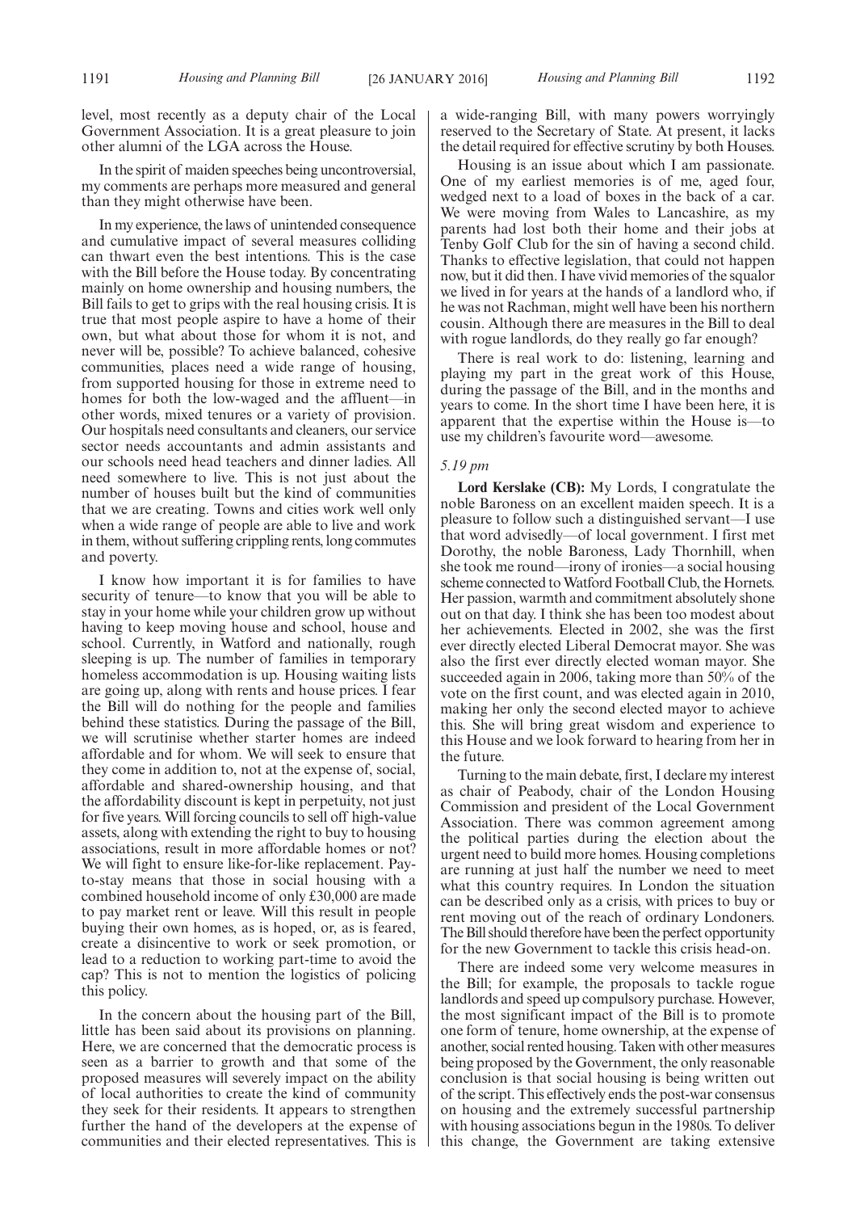level, most recently as a deputy chair of the Local Government Association. It is a great pleasure to join other alumni of the LGA across the House.

In the spirit of maiden speeches being uncontroversial, my comments are perhaps more measured and general than they might otherwise have been.

In my experience, the laws of unintended consequence and cumulative impact of several measures colliding can thwart even the best intentions. This is the case with the Bill before the House today. By concentrating mainly on home ownership and housing numbers, the Bill fails to get to grips with the real housing crisis. It is true that most people aspire to have a home of their own, but what about those for whom it is not, and never will be, possible? To achieve balanced, cohesive communities, places need a wide range of housing, from supported housing for those in extreme need to homes for both the low-waged and the affluent—in other words, mixed tenures or a variety of provision. Our hospitals need consultants and cleaners, our service sector needs accountants and admin assistants and our schools need head teachers and dinner ladies. All need somewhere to live. This is not just about the number of houses built but the kind of communities that we are creating. Towns and cities work well only when a wide range of people are able to live and work in them, without suffering crippling rents, long commutes and poverty.

I know how important it is for families to have security of tenure—to know that you will be able to stay in your home while your children grow up without having to keep moving house and school, house and school. Currently, in Watford and nationally, rough sleeping is up. The number of families in temporary homeless accommodation is up. Housing waiting lists are going up, along with rents and house prices. I fear the Bill will do nothing for the people and families behind these statistics. During the passage of the Bill, we will scrutinise whether starter homes are indeed affordable and for whom. We will seek to ensure that they come in addition to, not at the expense of, social, affordable and shared-ownership housing, and that the affordability discount is kept in perpetuity, not just for five years. Will forcing councils to sell off high-value assets, along with extending the right to buy to housing associations, result in more affordable homes or not? We will fight to ensure like-for-like replacement. Pay-to-stay means that those in social housing with a combined household income of only £30,000 are made to pay market rent or leave. Will this result in people buying their own homes, as is hoped, or, as is feared, create a disincentive to work or seek promotion, or lead to a reduction to working part-time to avoid the cap? This is not to mention the logistics of policing this policy.

In the concern about the housing part of the Bill, little has been said about its provisions on planning. Here, we are concerned that the democratic process is seen as a barrier to growth and that some of the proposed measures will severely impact on the ability of local authorities to create the kind of community they seek for their residents. It appears to strengthen further the hand of the developers at the expense of communities and their elected representatives. This is a wide-ranging Bill, with many powers worryingly reserved to the Secretary of State. At present, it lacks the detail required for effective scrutiny by both Houses.

Housing is an issue about which I am passionate. One of my earliest memories is of me, aged four, wedged next to a load of boxes in the back of a car. We were moving from Wales to Lancashire, as my parents had lost both their home and their jobs at Tenby Golf Club for the sin of having a second child. Thanks to effective legislation, that could not happen now, but it did then. I have vivid memories of the squalor we lived in for years at the hands of a landlord who, if he was not Rachman, might well have been his northern cousin. Although there are measures in the Bill to deal with rogue landlords, do they really go far enough?

There is real work to do: listening, learning and playing my part in the great work of this House, during the passage of the Bill, and in the months and years to come. In the short time I have been here, it is apparent that the expertise within the House is—to use my children's favourite word—awesome.

*5.19 pm*

**Lord Kerslake (CB):** My Lords, I congratulate the noble Baroness on an excellent maiden speech. It is a pleasure to follow such a distinguished servant—I use that word advisedly—of local government. I first met Dorothy, the noble Baroness, Lady Thornhill, when she took me round—irony of ironies—a social housing scheme connected to Watford Football Club, the Hornets. Her passion, warmth and commitment absolutely shone out on that day. I think she has been too modest about her achievements. Elected in 2002, she was the first ever directly elected Liberal Democrat mayor. She was also the first ever directly elected woman mayor. She succeeded again in 2006, taking more than 50% of the vote on the first count, and was elected again in 2010, making her only the second elected mayor to achieve this. She will bring great wisdom and experience to this House and we look forward to hearing from her in the future.

Turning to the main debate, first, I declare my interest as chair of Peabody, chair of the London Housing Commission and president of the Local Government Association. There was common agreement among the political parties during the election about the urgent need to build more homes. Housing completions are running at just half the number we need to meet what this country requires. In London the situation can be described only as a crisis, with prices to buy or rent moving out of the reach of ordinary Londoners. The Bill should therefore have been the perfect opportunity for the new Government to tackle this crisis head-on.

There are indeed some very welcome measures in the Bill; for example, the proposals to tackle rogue landlords and speed up compulsory purchase. However, the most significant impact of the Bill is to promote one form of tenure, home ownership, at the expense of another, social rented housing. Taken with other measures being proposed by the Government, the only reasonable conclusion is that social housing is being written out of the script. This effectively ends the post-war consensus on housing and the extremely successful partnership with housing associations begun in the 1980s. To deliver this change, the Government are taking extensive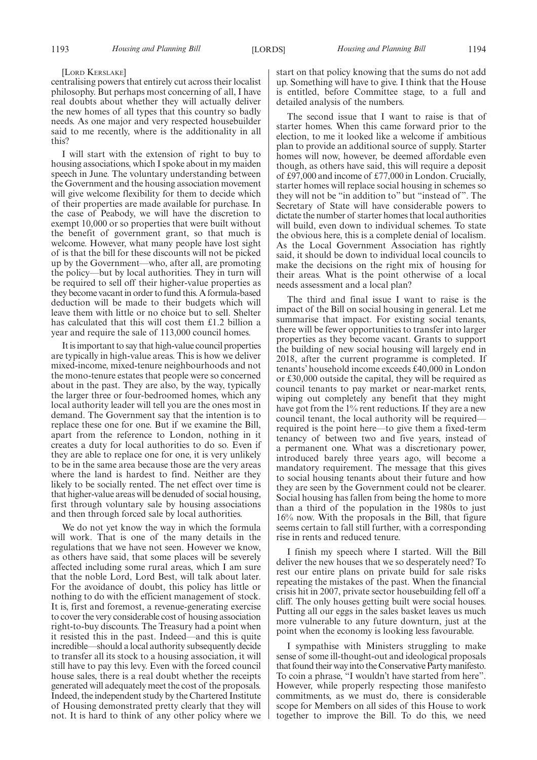[LORD KERSLAKE]

centralising powers that entirely cut across their localist philosophy. But perhaps most concerning of all, I have real doubts about whether they will actually deliver the new homes of all types that this country so badly needs. As one major and very respected housebuilder said to me recently, where is the additionality in all this?

I will start with the extension of right to buy to housing associations, which I spoke about in my maiden speech in June. The voluntary understanding between the Government and the housing association movement will give welcome flexibility for them to decide which of their properties are made available for purchase. In the case of Peabody, we will have the discretion to exempt 10,000 or so properties that were built without the benefit of government grant, so that much is welcome. However, what many people have lost sight of is that the bill for these discounts will not be picked up by the Government—who, after all, are promoting the policy—but by local authorities. They in turn will be required to sell off their higher-value properties as they become vacant in order to fund this. A formula-based deduction will be made to their budgets which will leave them with little or no choice but to sell. Shelter has calculated that this will cost them £1.2 billion a year and require the sale of 113,000 council homes.

It is important to say that high-value council properties are typically in high-value areas. This is how we deliver mixed-income, mixed-tenure neighbourhoods and not the mono-tenure estates that people were so concerned about in the past. They are also, by the way, typically the larger three or four-bedroomed homes, which any local authority leader will tell you are the ones most in demand. The Government say that the intention is to replace these one for one. But if we examine the Bill, apart from the reference to London, nothing in it creates a duty for local authorities to do so. Even if they are able to replace one for one, it is very unlikely to be in the same area because those are the very areas where the land is hardest to find. Neither are they likely to be socially rented. The net effect over time is that higher-value areas will be denuded of social housing, first through voluntary sale by housing associations and then through forced sale by local authorities.

We do not yet know the way in which the formula will work. That is one of the many details in the regulations that we have not seen. However we know, as others have said, that some places will be severely affected including some rural areas, which I am sure that the noble Lord, Lord Best, will talk about later. For the avoidance of doubt, this policy has little or nothing to do with the efficient management of stock. It is, first and foremost, a revenue-generating exercise to cover the very considerable cost of housing association right-to-buy discounts. The Treasury had a point when it resisted this in the past. Indeed—and this is quite incredible—should a local authority subsequently decide to transfer all its stock to a housing association, it will still have to pay this levy. Even with the forced council house sales, there is a real doubt whether the receipts generated will adequately meet the cost of the proposals. Indeed, the independent study by the Chartered Institute of Housing demonstrated pretty clearly that they will not. It is hard to think of any other policy where we start on that policy knowing that the sums do not add up. Something will have to give. I think that the House is entitled, before Committee stage, to a full and detailed analysis of the numbers.

The second issue that I want to raise is that of starter homes. When this came forward prior to the election, to me it looked like a welcome if ambitious plan to provide an additional source of supply. Starter homes will now, however, be deemed affordable even though, as others have said, this will require a deposit of £97,000 and income of £77,000 in London. Crucially, starter homes will replace social housing in schemes so they will not be "in addition to" but "instead of". The Secretary of State will have considerable powers to dictate the number of starter homes that local authorities will build, even down to individual schemes. To state the obvious here, this is a complete denial of localism. As the Local Government Association has rightly said, it should be down to individual local councils to make the decisions on the right mix of housing for their areas. What is the point otherwise of a local needs assessment and a local plan?

The third and final issue I want to raise is the impact of the Bill on social housing in general. Let me summarise that impact. For existing social tenants, there will be fewer opportunities to transfer into larger properties as they become vacant. Grants to support the building of new social housing will largely end in 2018, after the current programme is completed. If tenants' household income exceeds £40,000 in London or £30,000 outside the capital, they will be required as council tenants to pay market or near-market rents, wiping out completely any benefit that they might have got from the 1% rent reductions. If they are a new council tenant, the local authority will be required—required is the point here—to give them a fixed-term tenancy of between two and five years, instead of a permanent one. What was a discretionary power, introduced barely three years ago, will become a mandatory requirement. The message that this gives to social housing tenants about their future and how they are seen by the Government could not be clearer. Social housing has fallen from being the home to more than a third of the population in the 1980s to just 16% now. With the proposals in the Bill, that figure seems certain to fall still further, with a corresponding rise in rents and reduced tenure.

I finish my speech where I started. Will the Bill deliver the new houses that we so desperately need? To rest our entire plans on private build for sale risks repeating the mistakes of the past. When the financial crisis hit in 2007, private sector housebuilding fell off a cliff. The only houses getting built were social houses. Putting all our eggs in the sales basket leaves us much more vulnerable to any future downturn, just at the point when the economy is looking less favourable.

I sympathise with Ministers struggling to make sense of some ill-thought-out and ideological proposals that found their way into the Conservative Party manifesto. To coin a phrase, "I wouldn't have started from here". However, while properly respecting those manifesto commitments, as we must do, there is considerable scope for Members on all sides of this House to work together to improve the Bill. To do this, we need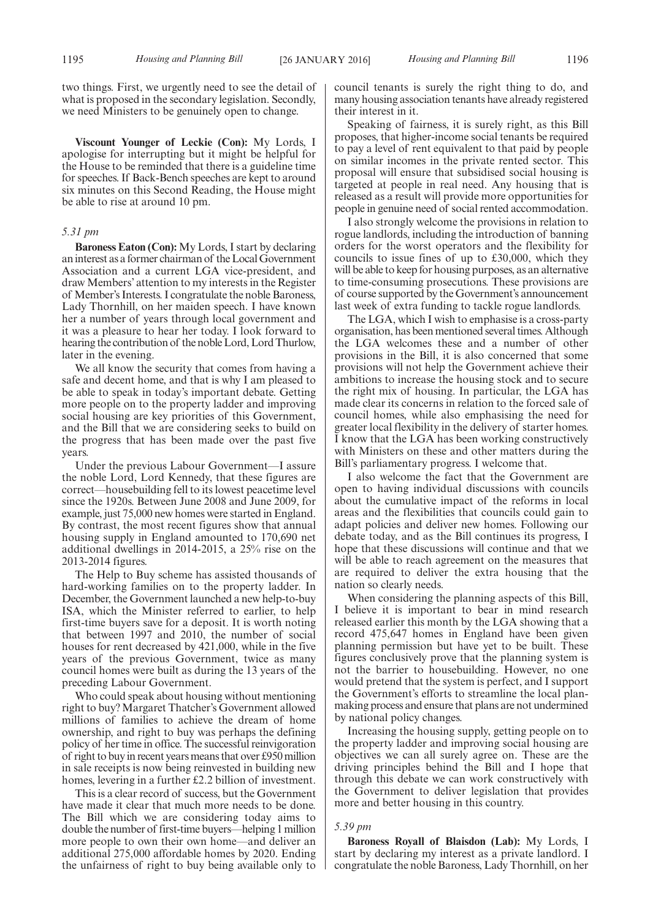two things. First, we urgently need to see the detail of what is proposed in the secondary legislation. Secondly, we need Ministers to be genuinely open to change.

**Viscount Younger of Leckie (Con):** My Lords, I apologise for interrupting but it might be helpful for the House to be reminded that there is a guideline time for speeches. If Back-Bench speeches are kept to around six minutes on this Second Reading, the House might be able to rise at around 10 pm.

*5.31 pm*

**Baroness Eaton (Con):** My Lords, I start by declaring an interest as a former chairman of the Local Government Association and a current LGA vice-president, and draw Members' attention to my interests in the Register of Member's Interests. I congratulate the noble Baroness, Lady Thornhill, on her maiden speech. I have known her a number of years through local government and it was a pleasure to hear her today. I look forward to hearing the contribution of the noble Lord, Lord Thurlow, later in the evening.

We all know the security that comes from having a safe and decent home, and that is why I am pleased to be able to speak in today's important debate. Getting more people on to the property ladder and improving social housing are key priorities of this Government, and the Bill that we are considering seeks to build on the progress that has been made over the past five years.

Under the previous Labour Government—I assure the noble Lord, Lord Kennedy, that these figures are correct—housebuilding fell to its lowest peacetime level since the 1920s. Between June 2008 and June 2009, for example, just 75,000 new homes were started in England. By contrast, the most recent figures show that annual housing supply in England amounted to 170,690 net additional dwellings in 2014-2015, a 25% rise on the 2013-2014 figures.

The Help to Buy scheme has assisted thousands of hard-working families on to the property ladder. In December, the Government launched a new help-to-buy ISA, which the Minister referred to earlier, to help first-time buyers save for a deposit. It is worth noting that between 1997 and 2010, the number of social houses for rent decreased by 421,000, while in the five years of the previous Government, twice as many council homes were built as during the 13 years of the preceding Labour Government.

Who could speak about housing without mentioning right to buy? Margaret Thatcher's Government allowed millions of families to achieve the dream of home ownership, and right to buy was perhaps the defining policy of her time in office. The successful reinvigoration of right to buy in recent years means that over £950 million in sale receipts is now being reinvested in building new homes, levering in a further £2.2 billion of investment.

This is a clear record of success, but the Government have made it clear that much more needs to be done. The Bill which we are considering today aims to double the number of first-time buyers—helping 1 million more people to own their own home—and deliver an additional 275,000 affordable homes by 2020. Ending the unfairness of right to buy being available only to council tenants is surely the right thing to do, and many housing association tenants have already registered their interest in it.

Speaking of fairness, it is surely right, as this Bill proposes, that higher-income social tenants be required to pay a level of rent equivalent to that paid by people on similar incomes in the private rented sector. This proposal will ensure that subsidised social housing is targeted at people in real need. Any housing that is released as a result will provide more opportunities for people in genuine need of social rented accommodation.

I also strongly welcome the provisions in relation to rogue landlords, including the introduction of banning orders for the worst operators and the flexibility for councils to issue fines of up to £30,000, which they will be able to keep for housing purposes, as an alternative to time-consuming prosecutions. These provisions are of course supported by the Government's announcement last week of extra funding to tackle rogue landlords.

The LGA, which I wish to emphasise is a cross-party organisation, has been mentioned several times. Although the LGA welcomes these and a number of other provisions in the Bill, it is also concerned that some provisions will not help the Government achieve their ambitions to increase the housing stock and to secure the right mix of housing. In particular, the LGA has made clear its concerns in relation to the forced sale of council homes, while also emphasising the need for greater local flexibility in the delivery of starter homes. I know that the LGA has been working constructively with Ministers on these and other matters during the Bill's parliamentary progress. I welcome that.

I also welcome the fact that the Government are open to having individual discussions with councils about the cumulative impact of the reforms in local areas and the flexibilities that councils could gain to adapt policies and deliver new homes. Following our debate today, and as the Bill continues its progress, I hope that these discussions will continue and that we will be able to reach agreement on the measures that are required to deliver the extra housing that the nation so clearly needs.

When considering the planning aspects of this Bill, I believe it is important to bear in mind research released earlier this month by the LGA showing that a record 475,647 homes in England have been given planning permission but have yet to be built. These figures conclusively prove that the planning system is not the barrier to housebuilding. However, no one would pretend that the system is perfect, and I support the Government's efforts to streamline the local plan-making process and ensure that plans are not undermined by national policy changes.

Increasing the housing supply, getting people on to the property ladder and improving social housing are objectives we can all surely agree on. These are the driving principles behind the Bill and I hope that through this debate we can work constructively with the Government to deliver legislation that provides more and better housing in this country.

*5.39 pm*

**Baroness Royall of Blaisdon (Lab):** My Lords, I start by declaring my interest as a private landlord. I congratulate the noble Baroness, Lady Thornhill, on her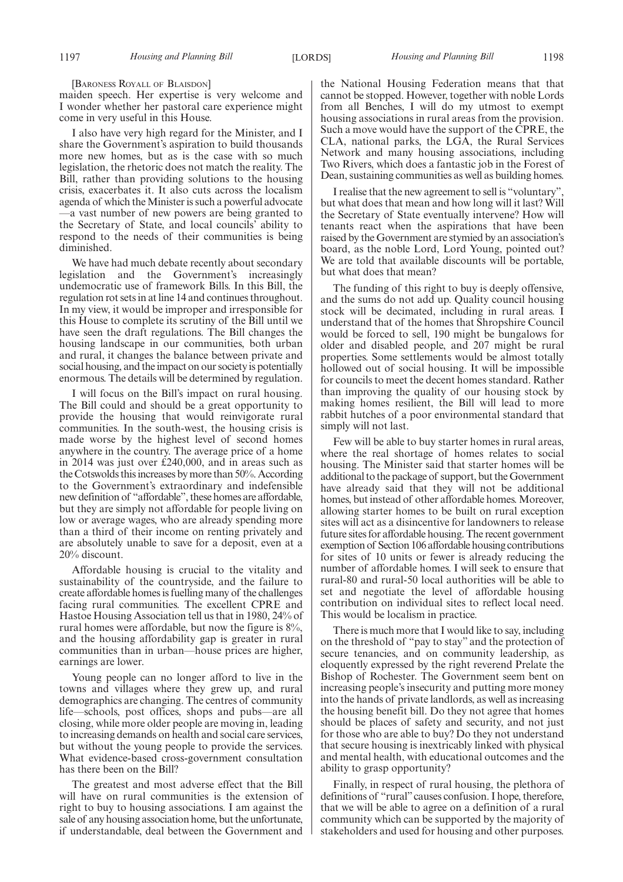[Baroness Royall of Blaisdon]

maiden speech. Her expertise is very welcome and I wonder whether her pastoral care experience might come in very useful in this House.

I also have very high regard for the Minister, and I share the Government's aspiration to build thousands more new homes, but as is the case with so much legislation, the rhetoric does not match the reality. The Bill, rather than providing solutions to the housing crisis, exacerbates it. It also cuts across the localism agenda of which the Minister is such a powerful advocate —a vast number of new powers are being granted to the Secretary of State, and local councils' ability to respond to the needs of their communities is being diminished.

We have had much debate recently about secondary legislation and the Government's increasingly undemocratic use of framework Bills. In this Bill, the regulation rot sets in at line 14 and continues throughout. In my view, it would be improper and irresponsible for this House to complete its scrutiny of the Bill until we have seen the draft regulations. The Bill changes the housing landscape in our communities, both urban and rural, it changes the balance between private and social housing, and the impact on our society is potentially enormous. The details will be determined by regulation.

I will focus on the Bill's impact on rural housing. The Bill could and should be a great opportunity to provide the housing that would reinvigorate rural communities. In the south-west, the housing crisis is made worse by the highest level of second homes anywhere in the country. The average price of a home in 2014 was just over £240,000, and in areas such as the Cotswolds this increases by more than 50%. According to the Government's extraordinary and indefensible new definition of "affordable", these homes are affordable, but they are simply not affordable for people living on low or average wages, who are already spending more than a third of their income on renting privately and are absolutely unable to save for a deposit, even at a 20% discount.

Affordable housing is crucial to the vitality and sustainability of the countryside, and the failure to create affordable homes is fuelling many of the challenges facing rural communities. The excellent CPRE and Hastoe Housing Association tell us that in 1980, 24% of rural homes were affordable, but now the figure is 8%, and the housing affordability gap is greater in rural communities than in urban—house prices are higher, earnings are lower.

Young people can no longer afford to live in the towns and villages where they grew up, and rural demographics are changing. The centres of community life—schools, post offices, shops and pubs—are all closing, while more older people are moving in, leading to increasing demands on health and social care services, but without the young people to provide the services. What evidence-based cross-government consultation has there been on the Bill?

The greatest and most adverse effect that the Bill will have on rural communities is the extension of right to buy to housing associations. I am against the sale of any housing association home, but the unfortunate, if understandable, deal between the Government and the National Housing Federation means that that cannot be stopped. However, together with noble Lords from all Benches, I will do my utmost to exempt housing associations in rural areas from the provision. Such a move would have the support of the CPRE, the CLA, national parks, the LGA, the Rural Services Network and many housing associations, including Two Rivers, which does a fantastic job in the Forest of Dean, sustaining communities as well as building homes.

I realise that the new agreement to sell is "voluntary", but what does that mean and how long will it last? Will the Secretary of State eventually intervene? How will tenants react when the aspirations that have been raised by the Government are stymied by an association's board, as the noble Lord, Lord Young, pointed out? We are told that available discounts will be portable, but what does that mean?

The funding of this right to buy is deeply offensive, and the sums do not add up. Quality council housing stock will be decimated, including in rural areas. I understand that of the homes that Shropshire Council would be forced to sell, 190 might be bungalows for older and disabled people, and 207 might be rural properties. Some settlements would be almost totally hollowed out of social housing. It will be impossible for councils to meet the decent homes standard. Rather than improving the quality of our housing stock by making homes resilient, the Bill will lead to more rabbit hutches of a poor environmental standard that simply will not last.

Few will be able to buy starter homes in rural areas, where the real shortage of homes relates to social housing. The Minister said that starter homes will be additional to the package of support, but the Government have already said that they will not be additional homes, but instead of other affordable homes. Moreover, allowing starter homes to be built on rural exception sites will act as a disincentive for landowners to release future sites for affordable housing. The recent government exemption of Section 106 affordable housing contributions for sites of 10 units or fewer is already reducing the number of affordable homes. I will seek to ensure that rural-80 and rural-50 local authorities will be able to set and negotiate the level of affordable housing contribution on individual sites to reflect local need. This would be localism in practice.

There is much more that I would like to say, including on the threshold of "pay to stay" and the protection of secure tenancies, and on community leadership, as eloquently expressed by the right reverend Prelate the Bishop of Rochester. The Government seem bent on increasing people's insecurity and putting more money into the hands of private landlords, as well as increasing the housing benefit bill. Do they not agree that homes should be places of safety and security, and not just for those who are able to buy? Do they not understand that secure housing is inextricably linked with physical and mental health, with educational outcomes and the ability to grasp opportunity?

Finally, in respect of rural housing, the plethora of definitions of "rural" causes confusion. I hope, therefore, that we will be able to agree on a definition of a rural community which can be supported by the majority of stakeholders and used for housing and other purposes.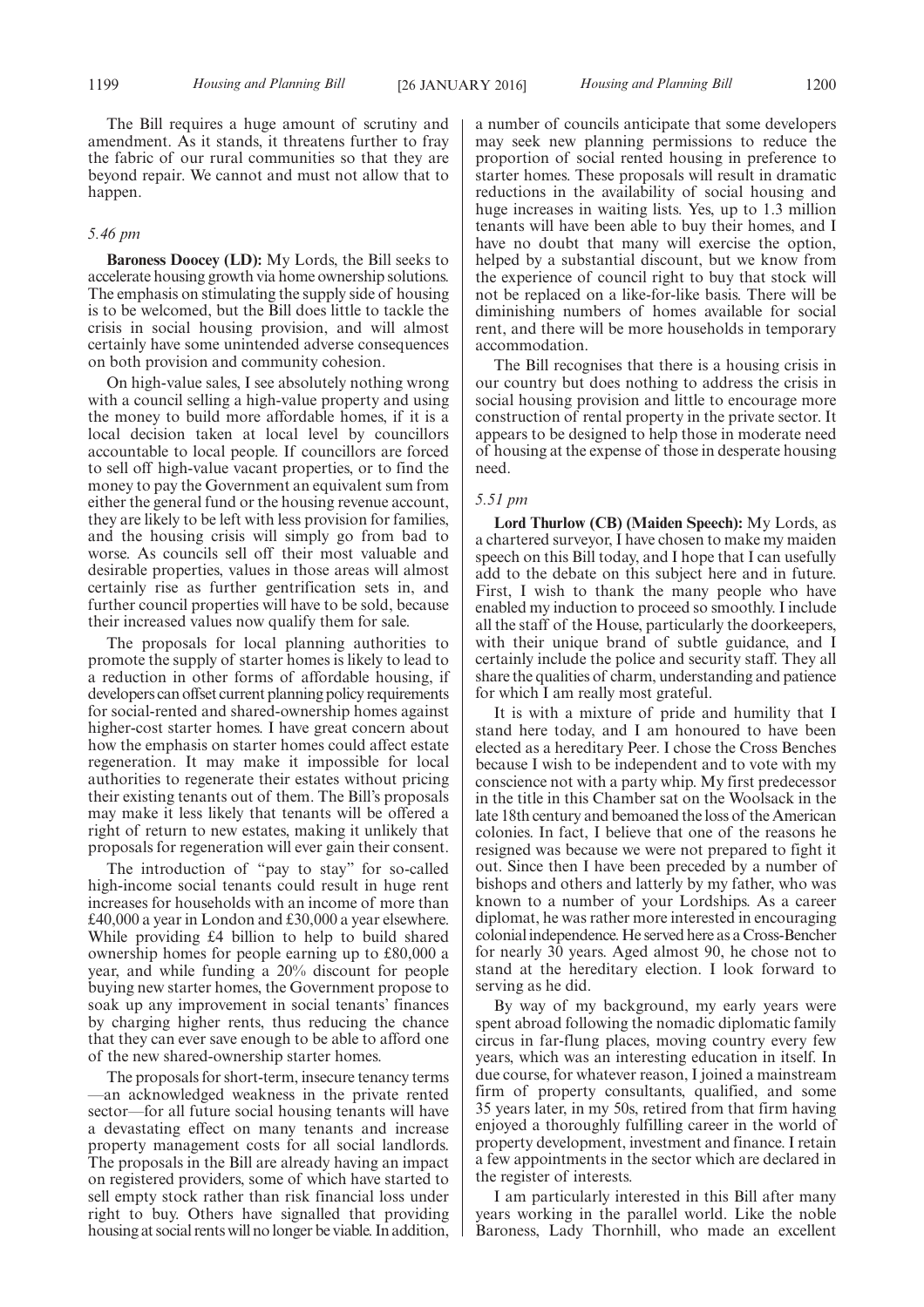The Bill requires a huge amount of scrutiny and amendment. As it stands, it threatens further to fray the fabric of our rural communities so that they are beyond repair. We cannot and must not allow that to happen.

*5.46 pm*

**Baroness Doocey (LD):** My Lords, the Bill seeks to accelerate housing growth via home ownership solutions. The emphasis on stimulating the supply side of housing is to be welcomed, but the Bill does little to tackle the crisis in social housing provision, and will almost certainly have some unintended adverse consequences on both provision and community cohesion.

On high-value sales, I see absolutely nothing wrong with a council selling a high-value property and using the money to build more affordable homes, if it is a local decision taken at local level by councillors accountable to local people. If councillors are forced to sell off high-value vacant properties, or to find the money to pay the Government an equivalent sum from either the general fund or the housing revenue account, they are likely to be left with less provision for families, and the housing crisis will simply go from bad to worse. As councils sell off their most valuable and desirable properties, values in those areas will almost certainly rise as further gentrification sets in, and further council properties will have to be sold, because their increased values now qualify them for sale.

The proposals for local planning authorities to promote the supply of starter homes is likely to lead to a reduction in other forms of affordable housing, if developers can offset current planning policy requirements for social-rented and shared-ownership homes against higher-cost starter homes. I have great concern about how the emphasis on starter homes could affect estate regeneration. It may make it impossible for local authorities to regenerate their estates without pricing their existing tenants out of them. The Bill's proposals may make it less likely that tenants will be offered a right of return to new estates, making it unlikely that proposals for regeneration will ever gain their consent.

The introduction of "pay to stay" for so-called high-income social tenants could result in huge rent increases for households with an income of more than £40,000 a year in London and £30,000 a year elsewhere. While providing £4 billion to help to build shared ownership homes for people earning up to £80,000 a year, and while funding a 20% discount for people buying new starter homes, the Government propose to soak up any improvement in social tenants' finances by charging higher rents, thus reducing the chance that they can ever save enough to be able to afford one of the new shared-ownership starter homes.

The proposals for short-term, insecure tenancy terms —an acknowledged weakness in the private rented sector—for all future social housing tenants will have a devastating effect on many tenants and increase property management costs for all social landlords. The proposals in the Bill are already having an impact on registered providers, some of which have started to sell empty stock rather than risk financial loss under right to buy. Others have signalled that providing housing at social rents will no longer be viable. In addition, a number of councils anticipate that some developers may seek new planning permissions to reduce the proportion of social rented housing in preference to starter homes. These proposals will result in dramatic reductions in the availability of social housing and huge increases in waiting lists. Yes, up to 1.3 million tenants will have been able to buy their homes, and I have no doubt that many will exercise the option, helped by a substantial discount, but we know from the experience of council right to buy that stock will not be replaced on a like-for-like basis. There will be diminishing numbers of homes available for social rent, and there will be more households in temporary accommodation.

The Bill recognises that there is a housing crisis in our country but does nothing to address the crisis in social housing provision and little to encourage more construction of rental property in the private sector. It appears to be designed to help those in moderate need of housing at the expense of those in desperate housing need.

*5.51 pm*

**Lord Thurlow (CB) (Maiden Speech):** My Lords, as a chartered surveyor, I have chosen to make my maiden speech on this Bill today, and I hope that I can usefully add to the debate on this subject here and in future. First, I wish to thank the many people who have enabled my induction to proceed so smoothly. I include all the staff of the House, particularly the doorkeepers, with their unique brand of subtle guidance, and I certainly include the police and security staff. They all share the qualities of charm, understanding and patience for which I am really most grateful.

It is with a mixture of pride and humility that I stand here today, and I am honoured to have been elected as a hereditary Peer. I chose the Cross Benches because I wish to be independent and to vote with my conscience not with a party whip. My first predecessor in the title in this Chamber sat on the Woolsack in the late 18th century and bemoaned the loss of the American colonies. In fact, I believe that one of the reasons he resigned was because we were not prepared to fight it out. Since then I have been preceded by a number of bishops and others and latterly by my father, who was known to a number of your Lordships. As a career diplomat, he was rather more interested in encouraging colonial independence. He served here as a Cross-Bencher for nearly 30 years. Aged almost 90, he chose not to stand at the hereditary election. I look forward to serving as he did.

By way of my background, my early years were spent abroad following the nomadic diplomatic family circus in far-flung places, moving country every few years, which was an interesting education in itself. In due course, for whatever reason, I joined a mainstream firm of property consultants, qualified, and some 35 years later, in my 50s, retired from that firm having enjoyed a thoroughly fulfilling career in the world of property development, investment and finance. I retain a few appointments in the sector which are declared in the register of interests.

I am particularly interested in this Bill after many years working in the parallel world. Like the noble Baroness, Lady Thornhill, who made an excellent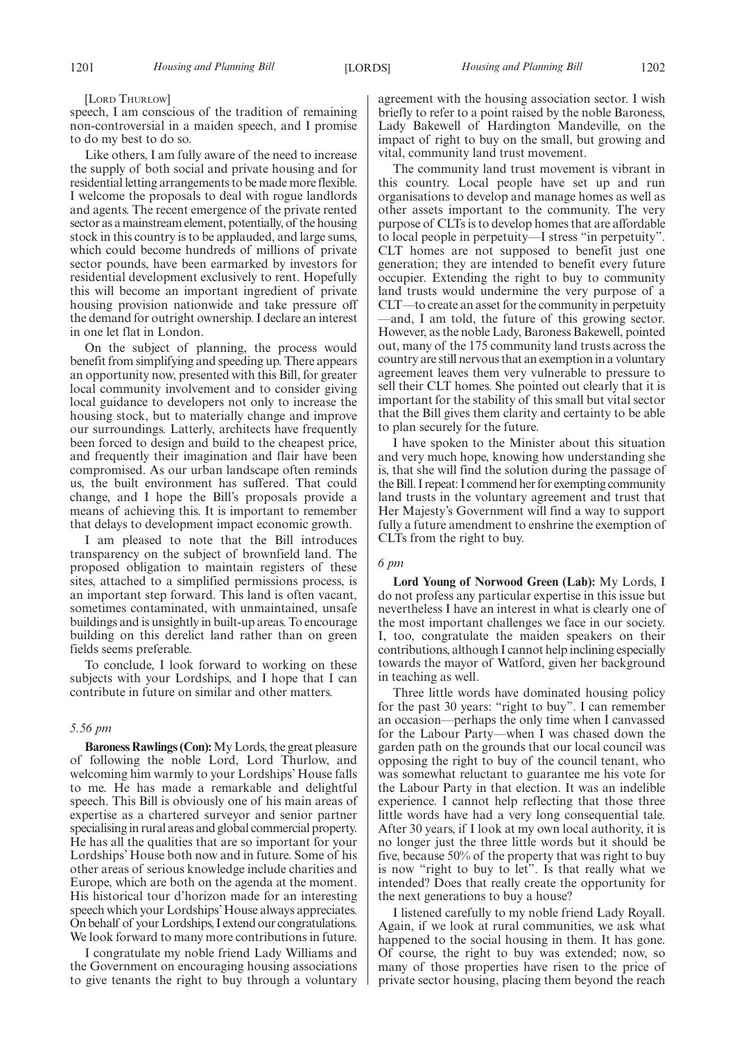[LORD THURLOW]

speech, I am conscious of the tradition of remaining non-controversial in a maiden speech, and I promise to do my best to do so.

Like others, I am fully aware of the need to increase the supply of both social and private housing and for residential letting arrangements to be made more flexible. I welcome the proposals to deal with rogue landlords and agents. The recent emergence of the private rented sector as a mainstream element, potentially, of the housing stock in this country is to be applauded, and large sums, which could become hundreds of millions of private sector pounds, have been earmarked by investors for residential development exclusively to rent. Hopefully this will become an important ingredient of private housing provision nationwide and take pressure off the demand for outright ownership. I declare an interest in one let flat in London.

On the subject of planning, the process would benefit from simplifying and speeding up. There appears an opportunity now, presented with this Bill, for greater local community involvement and to consider giving local guidance to developers not only to increase the housing stock, but to materially change and improve our surroundings. Latterly, architects have frequently been forced to design and build to the cheapest price, and frequently their imagination and flair have been compromised. As our urban landscape often reminds us, the built environment has suffered. That could change, and I hope the Bill's proposals provide a means of achieving this. It is important to remember that delays to development impact economic growth.

I am pleased to note that the Bill introduces transparency on the subject of brownfield land. The proposed obligation to maintain registers of these sites, attached to a simplified permissions process, is an important step forward. This land is often vacant, sometimes contaminated, with unmaintained, unsafe buildings and is unsightly in built-up areas. To encourage building on this derelict land rather than on green fields seems preferable.

To conclude, I look forward to working on these subjects with your Lordships, and I hope that I can contribute in future on similar and other matters.

*5.56 pm*

**Baroness Rawlings (Con):** My Lords, the great pleasure of following the noble Lord, Lord Thurlow, and welcoming him warmly to your Lordships' House falls to me. He has made a remarkable and delightful speech. This Bill is obviously one of his main areas of expertise as a chartered surveyor and senior partner specialising in rural areas and global commercial property. He has all the qualities that are so important for your Lordships' House both now and in future. Some of his other areas of serious knowledge include charities and Europe, which are both on the agenda at the moment. His historical tour d'horizon made for an interesting speech which your Lordships' House always appreciates. On behalf of your Lordships, I extend our congratulations. We look forward to many more contributions in future.

I congratulate my noble friend Lady Williams and the Government on encouraging housing associations to give tenants the right to buy through a voluntary agreement with the housing association sector. I wish briefly to refer to a point raised by the noble Baroness, Lady Bakewell of Hardington Mandeville, on the impact of right to buy on the small, but growing and vital, community land trust movement.

The community land trust movement is vibrant in this country. Local people have set up and run organisations to develop and manage homes as well as other assets important to the community. The very purpose of CLTs is to develop homes that are affordable to local people in perpetuity—I stress "in perpetuity". CLT homes are not supposed to benefit just one generation; they are intended to benefit every future occupier. Extending the right to buy to community land trusts would undermine the very purpose of a CLT—to create an asset for the community in perpetuity—and, I am told, the future of this growing sector. However, as the noble Lady, Baroness Bakewell, pointed out, many of the 175 community land trusts across the country are still nervous that an exemption in a voluntary agreement leaves them very vulnerable to pressure to sell their CLT homes. She pointed out clearly that it is important for the stability of this small but vital sector that the Bill gives them clarity and certainty to be able to plan securely for the future.

I have spoken to the Minister about this situation and very much hope, knowing how understanding she is, that she will find the solution during the passage of the Bill. I repeat: I commend her for exempting community land trusts in the voluntary agreement and trust that Her Majesty's Government will find a way to support fully a future amendment to enshrine the exemption of CLTs from the right to buy.

*6 pm*

**Lord Young of Norwood Green (Lab):** My Lords, I do not profess any particular expertise in this issue but nevertheless I have an interest in what is clearly one of the most important challenges we face in our society. I, too, congratulate the maiden speakers on their contributions, although I cannot help inclining especially towards the mayor of Watford, given her background in teaching as well.

Three little words have dominated housing policy for the past 30 years: "right to buy". I can remember an occasion—perhaps the only time when I canvassed for the Labour Party—when I was chased down the garden path on the grounds that our local council was opposing the right to buy of the council tenant, who was somewhat reluctant to guarantee me his vote for the Labour Party in that election. It was an indelible experience. I cannot help reflecting that those three little words have had a very long consequential tale. After 30 years, if I look at my own local authority, it is no longer just the three little words but it should be five, because 50% of the property that was right to buy is now "right to buy to let". Is that really what we intended? Does that really create the opportunity for the next generations to buy a house?

I listened carefully to my noble friend Lady Royall. Again, if we look at rural communities, we ask what happened to the social housing in them. It has gone. Of course, the right to buy was extended; now, so many of those properties have risen to the price of private sector housing, placing them beyond the reach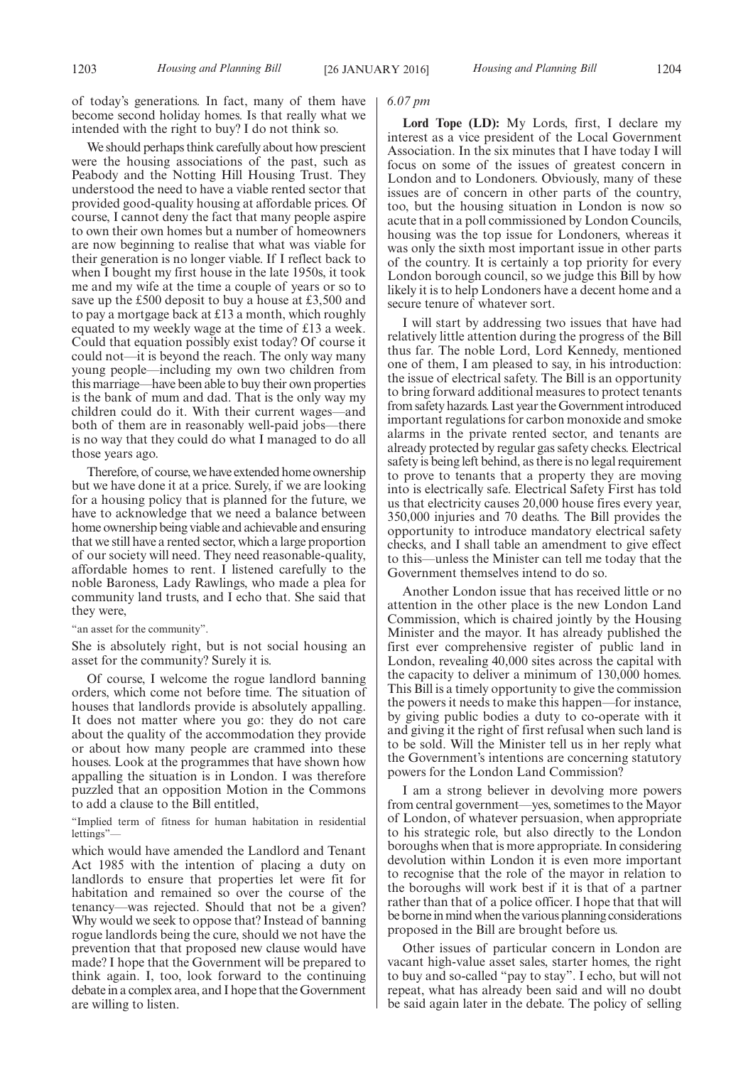of today's generations. In fact, many of them have become second holiday homes. Is that really what we intended with the right to buy? I do not think so.

We should perhaps think carefully about how prescient were the housing associations of the past, such as Peabody and the Notting Hill Housing Trust. They understood the need to have a viable rented sector that provided good-quality housing at affordable prices. Of course, I cannot deny the fact that many people aspire to own their own homes but a number of homeowners are now beginning to realise that what was viable for their generation is no longer viable. If I reflect back to when I bought my first house in the late 1950s, it took me and my wife at the time a couple of years or so to save up the £500 deposit to buy a house at £3,500 and to pay a mortgage back at £13 a month, which roughly equated to my weekly wage at the time of £13 a week. Could that equation possibly exist today? Of course it could not—it is beyond the reach. The only way many young people—including my own two children from this marriage—have been able to buy their own properties is the bank of mum and dad. That is the only way my children could do it. With their current wages—and both of them are in reasonably well-paid jobs—there is no way that they could do what I managed to do all those years ago.

Therefore, of course, we have extended home ownership but we have done it at a price. Surely, if we are looking for a housing policy that is planned for the future, we have to acknowledge that we need a balance between home ownership being viable and achievable and ensuring that we still have a rented sector, which a large proportion of our society will need. They need reasonable-quality, affordable homes to rent. I listened carefully to the noble Baroness, Lady Rawlings, who made a plea for community land trusts, and I echo that. She said that they were,

"an asset for the community".

She is absolutely right, but is not social housing an asset for the community? Surely it is.

Of course, I welcome the rogue landlord banning orders, which come not before time. The situation of houses that landlords provide is absolutely appalling. It does not matter where you go: they do not care about the quality of the accommodation they provide or about how many people are crammed into these houses. Look at the programmes that have shown how appalling the situation is in London. I was therefore puzzled that an opposition Motion in the Commons to add a clause to the Bill entitled,

"Implied term of fitness for human habitation in residential lettings"—

which would have amended the Landlord and Tenant Act 1985 with the intention of placing a duty on landlords to ensure that properties let were fit for habitation and remained so over the course of the tenancy—was rejected. Should that not be a given? Why would we seek to oppose that? Instead of banning rogue landlords being the cure, should we not have the prevention that that proposed new clause would have made? I hope that the Government will be prepared to think again. I, too, look forward to the continuing debate in a complex area, and I hope that the Government are willing to listen.

*6.07 pm*

**Lord Tope (LD):** My Lords, first, I declare my interest as a vice president of the Local Government Association. In the six minutes that I have today I will focus on some of the issues of greatest concern in London and to Londoners. Obviously, many of these issues are of concern in other parts of the country, too, but the housing situation in London is now so acute that in a poll commissioned by London Councils, housing was the top issue for Londoners, whereas it was only the sixth most important issue in other parts of the country. It is certainly a top priority for every London borough council, so we judge this Bill by how likely it is to help Londoners have a decent home and a secure tenure of whatever sort.

I will start by addressing two issues that have had relatively little attention during the progress of the Bill thus far. The noble Lord, Lord Kennedy, mentioned one of them, I am pleased to say, in his introduction: the issue of electrical safety. The Bill is an opportunity to bring forward additional measures to protect tenants from safety hazards. Last year the Government introduced important regulations for carbon monoxide and smoke alarms in the private rented sector, and tenants are already protected by regular gas safety checks. Electrical safety is being left behind, as there is no legal requirement to prove to tenants that a property they are moving into is electrically safe. Electrical Safety First has told us that electricity causes 20,000 house fires every year, 350,000 injuries and 70 deaths. The Bill provides the opportunity to introduce mandatory electrical safety checks, and I shall table an amendment to give effect to this—unless the Minister can tell me today that the Government themselves intend to do so.

Another London issue that has received little or no attention in the other place is the new London Land Commission, which is chaired jointly by the Housing Minister and the mayor. It has already published the first ever comprehensive register of public land in London, revealing 40,000 sites across the capital with the capacity to deliver a minimum of 130,000 homes. This Bill is a timely opportunity to give the commission the powers it needs to make this happen—for instance, by giving public bodies a duty to co-operate with it and giving it the right of first refusal when such land is to be sold. Will the Minister tell us in her reply what the Government's intentions are concerning statutory powers for the London Land Commission?

I am a strong believer in devolving more powers from central government—yes, sometimes to the Mayor of London, of whatever persuasion, when appropriate to his strategic role, but also directly to the London boroughs when that is more appropriate. In considering devolution within London it is even more important to recognise that the role of the mayor in relation to the boroughs will work best if it is that of a partner rather than that of a police officer. I hope that that will be borne in mind when the various planning considerations proposed in the Bill are brought before us.

Other issues of particular concern in London are vacant high-value asset sales, starter homes, the right to buy and so-called "pay to stay". I echo, but will not repeat, what has already been said and will no doubt be said again later in the debate. The policy of selling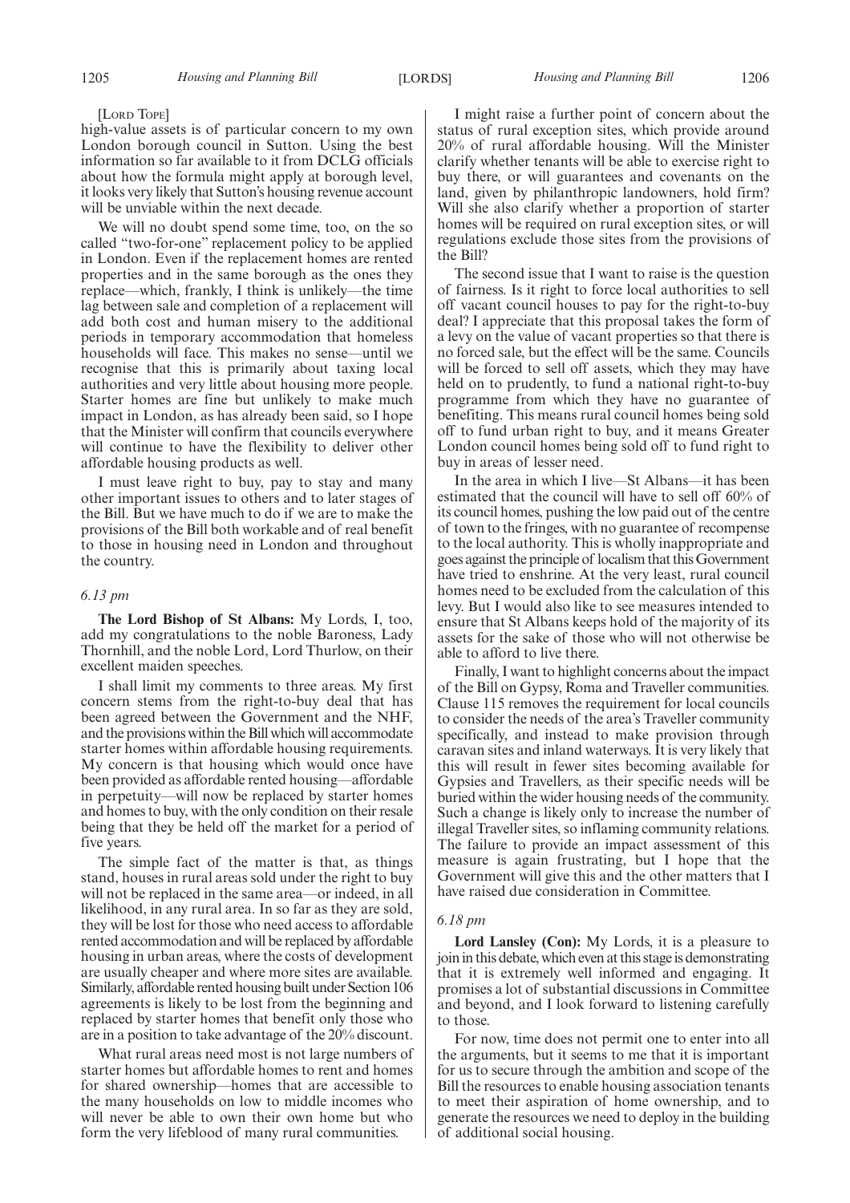[LORD TOPE]

high-value assets is of particular concern to my own London borough council in Sutton. Using the best information so far available to it from DCLG officials about how the formula might apply at borough level, it looks very likely that Sutton's housing revenue account will be unviable within the next decade.

We will no doubt spend some time, too, on the so called "two-for-one" replacement policy to be applied in London. Even if the replacement homes are rented properties and in the same borough as the ones they replace—which, frankly, I think is unlikely—the time lag between sale and completion of a replacement will add both cost and human misery to the additional periods in temporary accommodation that homeless households will face. This makes no sense—until we recognise that this is primarily about taxing local authorities and very little about housing more people. Starter homes are fine but unlikely to make much impact in London, as has already been said, so I hope that the Minister will confirm that councils everywhere will continue to have the flexibility to deliver other affordable housing products as well.

I must leave right to buy, pay to stay and many other important issues to others and to later stages of the Bill. But we have much to do if we are to make the provisions of the Bill both workable and of real benefit to those in housing need in London and throughout the country.

*6.13 pm*

**The Lord Bishop of St Albans:** My Lords, I, too, add my congratulations to the noble Baroness, Lady Thornhill, and the noble Lord, Lord Thurlow, on their excellent maiden speeches.

I shall limit my comments to three areas. My first concern stems from the right-to-buy deal that has been agreed between the Government and the NHF, and the provisions within the Bill which will accommodate starter homes within affordable housing requirements. My concern is that housing which would once have been provided as affordable rented housing—affordable in perpetuity—will now be replaced by starter homes and homes to buy, with the only condition on their resale being that they be held off the market for a period of five years.

The simple fact of the matter is that, as things stand, houses in rural areas sold under the right to buy will not be replaced in the same area—or indeed, in all likelihood, in any rural area. In so far as they are sold, they will be lost for those who need access to affordable rented accommodation and will be replaced by affordable housing in urban areas, where the costs of development are usually cheaper and where more sites are available. Similarly, affordable rented housing built under Section 106 agreements is likely to be lost from the beginning and replaced by starter homes that benefit only those who are in a position to take advantage of the 20% discount.

What rural areas need most is not large numbers of starter homes but affordable homes to rent and homes for shared ownership—homes that are accessible to the many households on low to middle incomes who will never be able to own their own home but who form the very lifeblood of many rural communities.

I might raise a further point of concern about the status of rural exception sites, which provide around 20% of rural affordable housing. Will the Minister clarify whether tenants will be able to exercise right to buy there, or will guarantees and covenants on the land, given by philanthropic landowners, hold firm? Will she also clarify whether a proportion of starter homes will be required on rural exception sites, or will regulations exclude those sites from the provisions of the Bill?

The second issue that I want to raise is the question of fairness. Is it right to force local authorities to sell off vacant council houses to pay for the right-to-buy deal? I appreciate that this proposal takes the form of a levy on the value of vacant properties so that there is no forced sale, but the effect will be the same. Councils will be forced to sell off assets, which they may have held on to prudently, to fund a national right-to-buy programme from which they have no guarantee of benefiting. This means rural council homes being sold off to fund urban right to buy, and it means Greater London council homes being sold off to fund right to buy in areas of lesser need.

In the area in which I live—St Albans—it has been estimated that the council will have to sell off 60% of its council homes, pushing the low paid out of the centre of town to the fringes, with no guarantee of recompense to the local authority. This is wholly inappropriate and goes against the principle of localism that this Government have tried to enshrine. At the very least, rural council homes need to be excluded from the calculation of this levy. But I would also like to see measures intended to ensure that St Albans keeps hold of the majority of its assets for the sake of those who will not otherwise be able to afford to live there.

Finally, I want to highlight concerns about the impact of the Bill on Gypsy, Roma and Traveller communities. Clause 115 removes the requirement for local councils to consider the needs of the area's Traveller community specifically, and instead to make provision through caravan sites and inland waterways. It is very likely that this will result in fewer sites becoming available for Gypsies and Travellers, as their specific needs will be buried within the wider housing needs of the community. Such a change is likely only to increase the number of illegal Traveller sites, so inflaming community relations. The failure to provide an impact assessment of this measure is again frustrating, but I hope that the Government will give this and the other matters that I have raised due consideration in Committee.

*6.18 pm*

**Lord Lansley (Con):** My Lords, it is a pleasure to join in this debate, which even at this stage is demonstrating that it is extremely well informed and engaging. It promises a lot of substantial discussions in Committee and beyond, and I look forward to listening carefully to those.

For now, time does not permit one to enter into all the arguments, but it seems to me that it is important for us to secure through the ambition and scope of the Bill the resources to enable housing association tenants to meet their aspiration of home ownership, and to generate the resources we need to deploy in the building of additional social housing.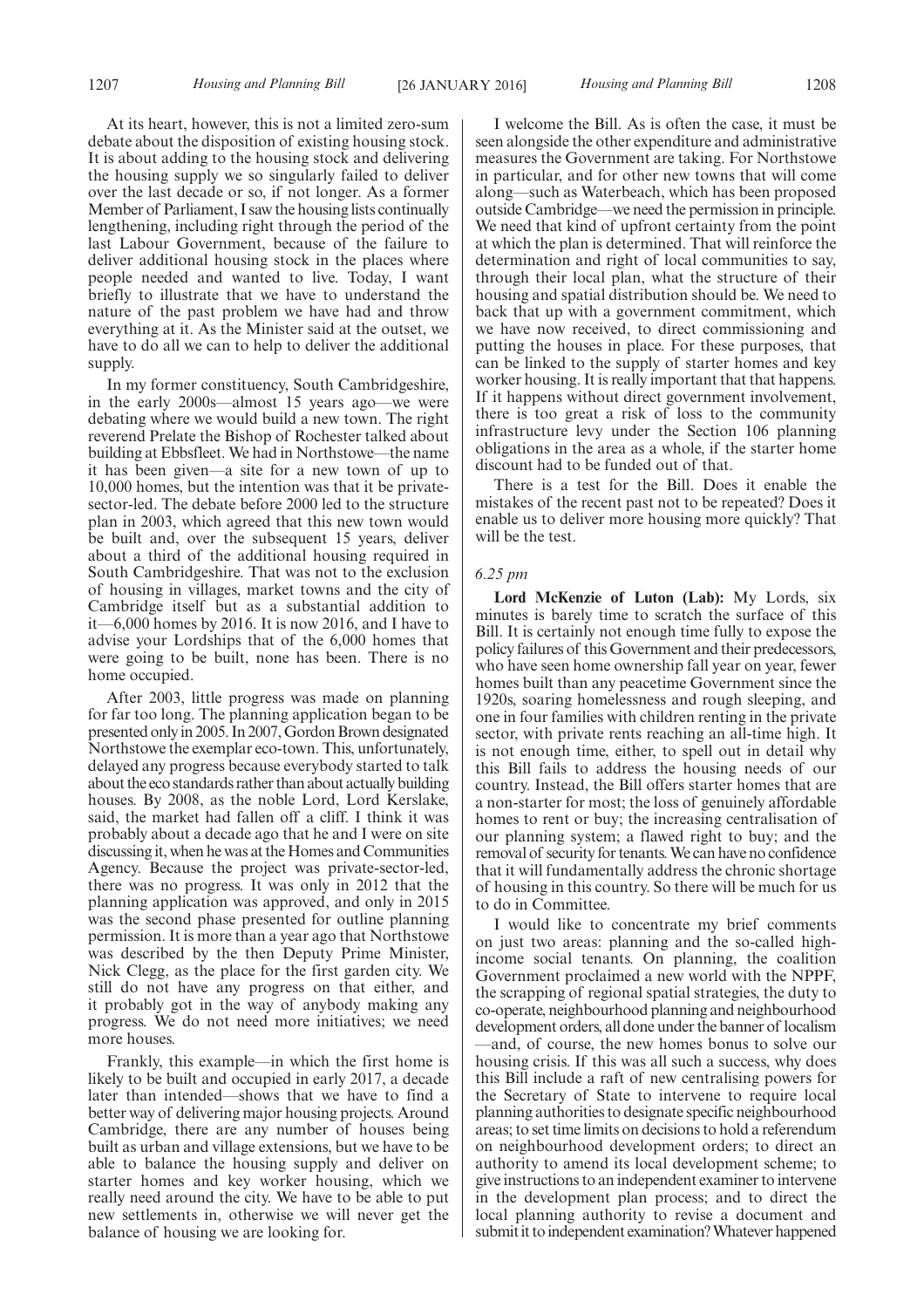At its heart, however, this is not a limited zero-sum debate about the disposition of existing housing stock. It is about adding to the housing stock and delivering the housing supply we so singularly failed to deliver over the last decade or so, if not longer. As a former Member of Parliament, I saw the housing lists continually lengthening, including right through the period of the last Labour Government, because of the failure to deliver additional housing stock in the places where people needed and wanted to live. Today, I want briefly to illustrate that we have to understand the nature of the past problem we have had and throw everything at it. As the Minister said at the outset, we have to do all we can to help to deliver the additional supply.

In my former constituency, South Cambridgeshire, in the early 2000s—almost 15 years ago—we were debating where we would build a new town. The right reverend Prelate the Bishop of Rochester talked about building at Ebbsfleet. We had in Northstowe—the name it has been given—a site for a new town of up to 10,000 homes, but the intention was that it be private-sector-led. The debate before 2000 led to the structure plan in 2003, which agreed that this new town would be built and, over the subsequent 15 years, deliver about a third of the additional housing required in South Cambridgeshire. That was not to the exclusion of housing in villages, market towns and the city of Cambridge itself but as a substantial addition to it—6,000 homes by 2016. It is now 2016, and I have to advise your Lordships that of the 6,000 homes that were going to be built, none has been. There is no home occupied.

After 2003, little progress was made on planning for far too long. The planning application began to be presented only in 2005. In 2007, Gordon Brown designated Northstowe the exemplar eco-town. This, unfortunately, delayed any progress because everybody started to talk about the eco standards rather than about actually building houses. By 2008, as the noble Lord, Lord Kerslake, said, the market had fallen off a cliff. I think it was probably about a decade ago that he and I were on site discussing it, when he was at the Homes and Communities Agency. Because the project was private-sector-led, there was no progress. It was only in 2012 that the planning application was approved, and only in 2015 was the second phase presented for outline planning permission. It is more than a year ago that Northstowe was described by the then Deputy Prime Minister, Nick Clegg, as the place for the first garden city. We still do not have any progress on that either, and it probably got in the way of anybody making any progress. We do not need more initiatives; we need more houses.

Frankly, this example—in which the first home is likely to be built and occupied in early 2017, a decade later than intended—shows that we have to find a better way of delivering major housing projects. Around Cambridge, there are any number of houses being built as urban and village extensions, but we have to be able to balance the housing supply and deliver on starter homes and key worker housing, which we really need around the city. We have to be able to put new settlements in, otherwise we will never get the balance of housing we are looking for.

I welcome the Bill. As is often the case, it must be seen alongside the other expenditure and administrative measures the Government are taking. For Northstowe in particular, and for other new towns that will come along—such as Waterbeach, which has been proposed outside Cambridge—we need the permission in principle. We need that kind of upfront certainty from the point at which the plan is determined. That will reinforce the determination and right of local communities to say, through their local plan, what the structure of their housing and spatial distribution should be. We need to back that up with a government commitment, which we have now received, to direct commissioning and putting the houses in place. For these purposes, that can be linked to the supply of starter homes and key worker housing. It is really important that that happens. If it happens without direct government involvement, there is too great a risk of loss to the community infrastructure levy under the Section 106 planning obligations in the area as a whole, if the starter home discount had to be funded out of that.

There is a test for the Bill. Does it enable the mistakes of the recent past not to be repeated? Does it enable us to deliver more housing more quickly? That will be the test.

*6.25 pm*

**Lord McKenzie of Luton (Lab):** My Lords, six minutes is barely time to scratch the surface of this Bill. It is certainly not enough time fully to expose the policy failures of this Government and their predecessors, who have seen home ownership fall year on year, fewer homes built than any peacetime Government since the 1920s, soaring homelessness and rough sleeping, and one in four families with children renting in the private sector, with private rents reaching an all-time high. It is not enough time, either, to spell out in detail why this Bill fails to address the housing needs of our country. Instead, the Bill offers starter homes that are a non-starter for most; the loss of genuinely affordable homes to rent or buy; the increasing centralisation of our planning system; a flawed right to buy; and the removal of security for tenants. We can have no confidence that it will fundamentally address the chronic shortage of housing in this country. So there will be much for us to do in Committee.

I would like to concentrate my brief comments on just two areas: planning and the so-called high-income social tenants. On planning, the coalition Government proclaimed a new world with the NPPF, the scrapping of regional spatial strategies, the duty to co-operate, neighbourhood planning and neighbourhood development orders, all done under the banner of localism—and, of course, the new homes bonus to solve our housing crisis. If this was all such a success, why does this Bill include a raft of new centralising powers for the Secretary of State to intervene to require local planning authorities to designate specific neighbourhood areas; to set time limits on decisions to hold a referendum on neighbourhood development orders; to direct an authority to amend its local development scheme; to give instructions to an independent examiner to intervene in the development plan process; and to direct the local planning authority to revise a document and submit it to independent examination? Whatever happened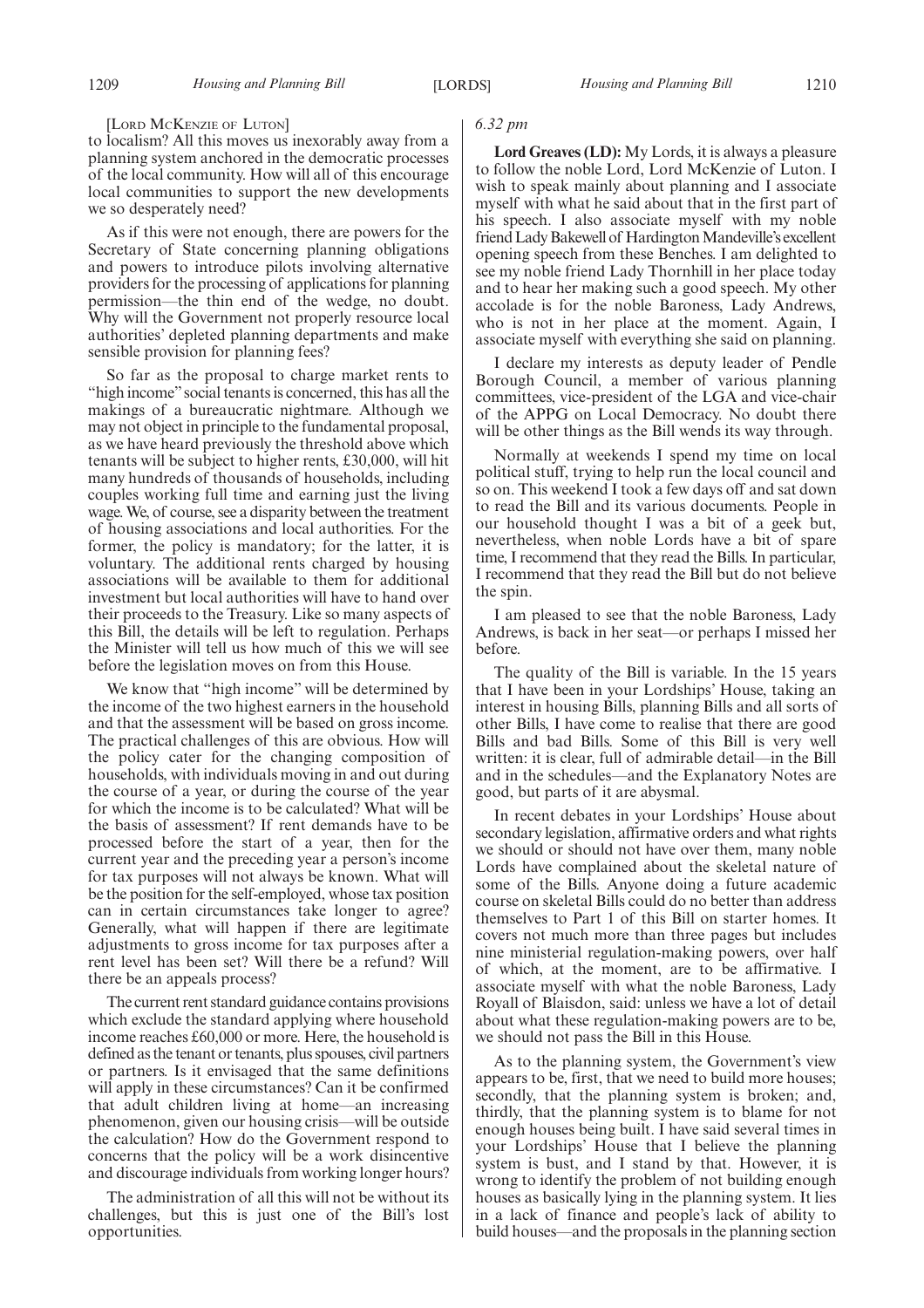[LORD MCKENZIE OF LUTON]

to localism? All this moves us inexorably away from a planning system anchored in the democratic processes of the local community. How will all of this encourage local communities to support the new developments we so desperately need?

As if this were not enough, there are powers for the Secretary of State concerning planning obligations and powers to introduce pilots involving alternative providers for the processing of applications for planning permission—the thin end of the wedge, no doubt. Why will the Government not properly resource local authorities' depleted planning departments and make sensible provision for planning fees?

So far as the proposal to charge market rents to "high income" social tenants is concerned, this has all the makings of a bureaucratic nightmare. Although we may not object in principle to the fundamental proposal, as we have heard previously the threshold above which tenants will be subject to higher rents, £30,000, will hit many hundreds of thousands of households, including couples working full time and earning just the living wage. We, of course, see a disparity between the treatment of housing associations and local authorities. For the former, the policy is mandatory; for the latter, it is voluntary. The additional rents charged by housing associations will be available to them for additional investment but local authorities will have to hand over their proceeds to the Treasury. Like so many aspects of this Bill, the details will be left to regulation. Perhaps the Minister will tell us how much of this we will see before the legislation moves on from this House.

We know that "high income" will be determined by the income of the two highest earners in the household and that the assessment will be based on gross income. The practical challenges of this are obvious. How will the policy cater for the changing composition of households, with individuals moving in and out during the course of a year, or during the course of the year for which the income is to be calculated? What will be the basis of assessment? If rent demands have to be processed before the start of a year, then for the current year and the preceding year a person's income for tax purposes will not always be known. What will be the position for the self-employed, whose tax position can in certain circumstances take longer to agree? Generally, what will happen if there are legitimate adjustments to gross income for tax purposes after a rent level has been set? Will there be a refund? Will there be an appeals process?

The current rent standard guidance contains provisions which exclude the standard applying where household income reaches £60,000 or more. Here, the household is defined as the tenant or tenants, plus spouses, civil partners or partners. Is it envisaged that the same definitions will apply in these circumstances? Can it be confirmed that adult children living at home—an increasing phenomenon, given our housing crisis—will be outside the calculation? How do the Government respond to concerns that the policy will be a work disincentive and discourage individuals from working longer hours?

The administration of all this will not be without its challenges, but this is just one of the Bill's lost opportunities.

*6.32 pm*

**Lord Greaves (LD):** My Lords, it is always a pleasure to follow the noble Lord, Lord McKenzie of Luton. I wish to speak mainly about planning and I associate myself with what he said about that in the first part of his speech. I also associate myself with my noble friend Lady Bakewell of Hardington Mandeville's excellent opening speech from these Benches. I am delighted to see my noble friend Lady Thornhill in her place today and to hear her making such a good speech. My other accolade is for the noble Baroness, Lady Andrews, who is not in her place at the moment. Again, I associate myself with everything she said on planning.

I declare my interests as deputy leader of Pendle Borough Council, a member of various planning committees, vice-president of the LGA and vice-chair of the APPG on Local Democracy. No doubt there will be other things as the Bill wends its way through.

Normally at weekends I spend my time on local political stuff, trying to help run the local council and so on. This weekend I took a few days off and sat down to read the Bill and its various documents. People in our household thought I was a bit of a geek but, nevertheless, when noble Lords have a bit of spare time, I recommend that they read the Bills. In particular, I recommend that they read the Bill but do not believe the spin.

I am pleased to see that the noble Baroness, Lady Andrews, is back in her seat—or perhaps I missed her before.

The quality of the Bill is variable. In the 15 years that I have been in your Lordships' House, taking an interest in housing Bills, planning Bills and all sorts of other Bills, I have come to realise that there are good Bills and bad Bills. Some of this Bill is very well written: it is clear, full of admirable detail—in the Bill and in the schedules—and the Explanatory Notes are good, but parts of it are abysmal.

In recent debates in your Lordships' House about secondary legislation, affirmative orders and what rights we should or should not have over them, many noble Lords have complained about the skeletal nature of some of the Bills. Anyone doing a future academic course on skeletal Bills could do no better than address themselves to Part 1 of this Bill on starter homes. It covers not much more than three pages but includes nine ministerial regulation-making powers, over half of which, at the moment, are to be affirmative. I associate myself with what the noble Baroness, Lady Royall of Blaisdon, said: unless we have a lot of detail about what these regulation-making powers are to be, we should not pass the Bill in this House.

As to the planning system, the Government's view appears to be, first, that we need to build more houses; secondly, that the planning system is broken; and, thirdly, that the planning system is to blame for not enough houses being built. I have said several times in your Lordships' House that I believe the planning system is bust, and I stand by that. However, it is wrong to identify the problem of not building enough houses as basically lying in the planning system. It lies in a lack of finance and people's lack of ability to build houses—and the proposals in the planning section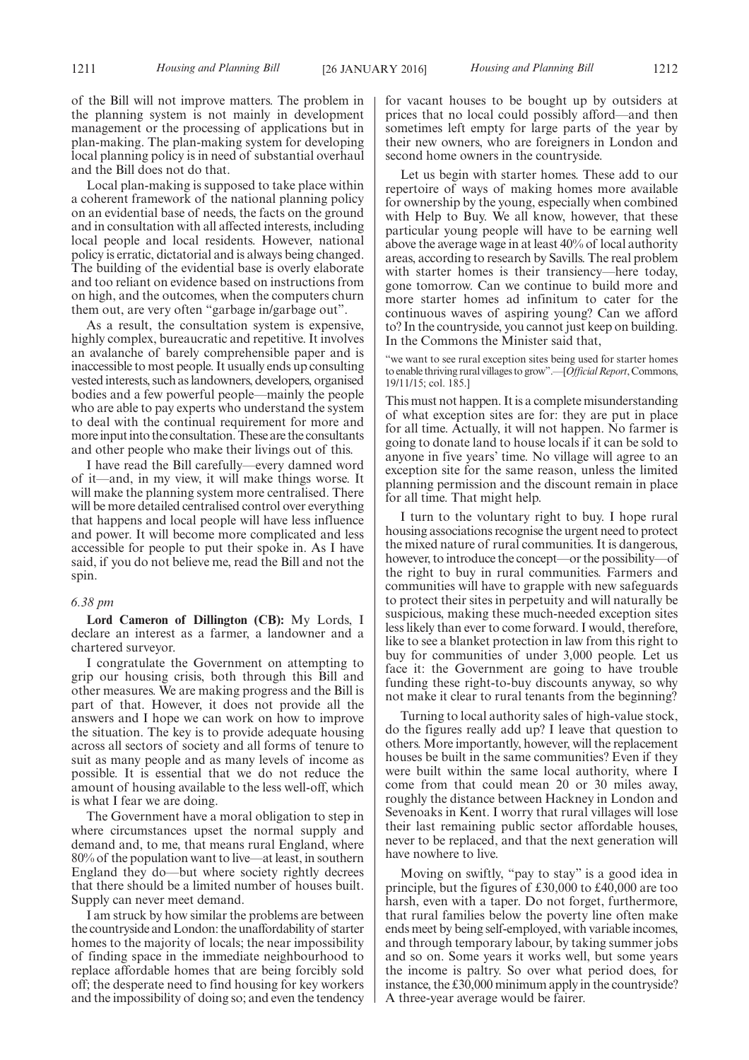of the Bill will not improve matters. The problem in the planning system is not mainly in development management or the processing of applications but in plan-making. The plan-making system for developing local planning policy is in need of substantial overhaul and the Bill does not do that.

Local plan-making is supposed to take place within a coherent framework of the national planning policy on an evidential base of needs, the facts on the ground and in consultation with all affected interests, including local people and local residents. However, national policy is erratic, dictatorial and is always being changed. The building of the evidential base is overly elaborate and too reliant on evidence based on instructions from on high, and the outcomes, when the computers churn them out, are very often "garbage in/garbage out".

As a result, the consultation system is expensive, highly complex, bureaucratic and repetitive. It involves an avalanche of barely comprehensible paper and is inaccessible to most people. It usually ends up consulting vested interests, such as landowners, developers, organised bodies and a few powerful people—mainly the people who are able to pay experts who understand the system to deal with the continual requirement for more and more input into the consultation. These are the consultants and other people who make their livings out of this.

I have read the Bill carefully—every damned word of it—and, in my view, it will make things worse. It will make the planning system more centralised. There will be more detailed centralised control over everything that happens and local people will have less influence and power. It will become more complicated and less accessible for people to put their spoke in. As I have said, if you do not believe me, read the Bill and not the spin.

*6.38 pm*

**Lord Cameron of Dillington (CB):** My Lords, I declare an interest as a farmer, a landowner and a chartered surveyor.

I congratulate the Government on attempting to grip our housing crisis, both through this Bill and other measures. We are making progress and the Bill is part of that. However, it does not provide all the answers and I hope we can work on how to improve the situation. The key is to provide adequate housing across all sectors of society and all forms of tenure to suit as many people and as many levels of income as possible. It is essential that we do not reduce the amount of housing available to the less well-off, which is what I fear we are doing.

The Government have a moral obligation to step in where circumstances upset the normal supply and demand and, to me, that means rural England, where 80% of the population want to live—at least, in southern England they do—but where society rightly decrees that there should be a limited number of houses built. Supply can never meet demand.

I am struck by how similar the problems are between the countryside and London: the unaffordability of starter homes to the majority of locals; the near impossibility of finding space in the immediate neighbourhood to replace affordable homes that are being forcibly sold off; the desperate need to find housing for key workers and the impossibility of doing so; and even the tendency for vacant houses to be bought up by outsiders at prices that no local could possibly afford—and then sometimes left empty for large parts of the year by their new owners, who are foreigners in London and second home owners in the countryside.

Let us begin with starter homes. These add to our repertoire of ways of making homes more available for ownership by the young, especially when combined with Help to Buy. We all know, however, that these particular young people will have to be earning well above the average wage in at least 40% of local authority areas, according to research by Savills. The real problem with starter homes is their transiency—here today, gone tomorrow. Can we continue to build more and more starter homes ad infinitum to cater for the continuous waves of aspiring young? Can we afford to? In the countryside, you cannot just keep on building. In the Commons the Minister said that,

"we want to see rural exception sites being used for starter homes to enable thriving rural villages to grow".—[*Official Report*, Commons, 19/11/15; col. 185.]

This must not happen. It is a complete misunderstanding of what exception sites are for: they are put in place for all time. Actually, it will not happen. No farmer is going to donate land to house locals if it can be sold to anyone in five years' time. No village will agree to an exception site for the same reason, unless the limited planning permission and the discount remain in place for all time. That might help.

I turn to the voluntary right to buy. I hope rural housing associations recognise the urgent need to protect the mixed nature of rural communities. It is dangerous, however, to introduce the concept—or the possibility—of the right to buy in rural communities. Farmers and communities will have to grapple with new safeguards to protect their sites in perpetuity and will naturally be suspicious, making these much-needed exception sites less likely than ever to come forward. I would, therefore, like to see a blanket protection in law from this right to buy for communities of under 3,000 people. Let us face it: the Government are going to have trouble funding these right-to-buy discounts anyway, so why not make it clear to rural tenants from the beginning?

Turning to local authority sales of high-value stock, do the figures really add up? I leave that question to others. More importantly, however, will the replacement houses be built in the same communities? Even if they were built within the same local authority, where I come from that could mean 20 or 30 miles away, roughly the distance between Hackney in London and Sevenoaks in Kent. I worry that rural villages will lose their last remaining public sector affordable houses, never to be replaced, and that the next generation will have nowhere to live.

Moving on swiftly, "pay to stay" is a good idea in principle, but the figures of £30,000 to £40,000 are too harsh, even with a taper. Do not forget, furthermore, that rural families below the poverty line often make ends meet by being self-employed, with variable incomes, and through temporary labour, by taking summer jobs and so on. Some years it works well, but some years the income is paltry. So over what period does, for instance, the £30,000 minimum apply in the countryside? A three-year average would be fairer.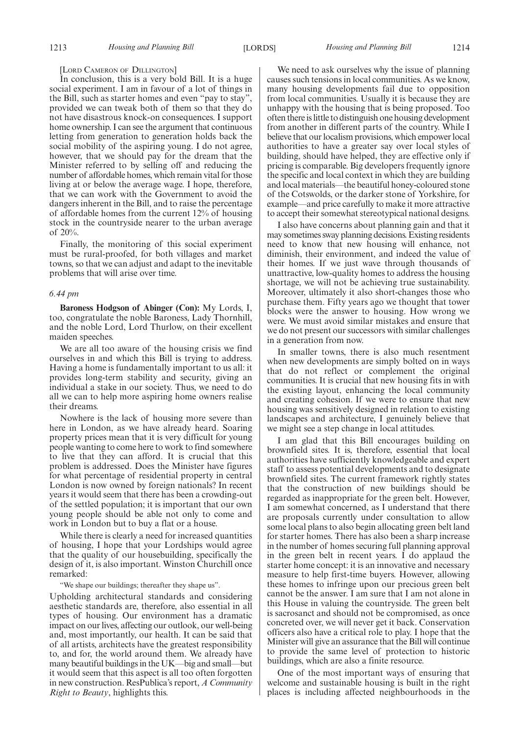[LORD CAMERON OF DILLINGTON]

In conclusion, this is a very bold Bill. It is a huge social experiment. I am in favour of a lot of things in the Bill, such as starter homes and even "pay to stay", provided we can tweak both of them so that they do not have disastrous knock-on consequences. I support home ownership. I can see the argument that continuous letting from generation to generation holds back the social mobility of the aspiring young. I do not agree, however, that we should pay for the dream that the Minister referred to by selling off and reducing the number of affordable homes, which remain vital for those living at or below the average wage. I hope, therefore, that we can work with the Government to avoid the dangers inherent in the Bill, and to raise the percentage of affordable homes from the current 12% of housing stock in the countryside nearer to the urban average of 20%.

Finally, the monitoring of this social experiment must be rural-proofed, for both villages and market towns, so that we can adjust and adapt to the inevitable problems that will arise over time.

*6.44 pm*

**Baroness Hodgson of Abinger (Con):** My Lords, I, too, congratulate the noble Baroness, Lady Thornhill, and the noble Lord, Lord Thurlow, on their excellent maiden speeches.

We are all too aware of the housing crisis we find ourselves in and which this Bill is trying to address. Having a home is fundamentally important to us all: it provides long-term stability and security, giving an individual a stake in our society. Thus, we need to do all we can to help more aspiring home owners realise their dreams.

Nowhere is the lack of housing more severe than here in London, as we have already heard. Soaring property prices mean that it is very difficult for young people wanting to come here to work to find somewhere to live that they can afford. It is crucial that this problem is addressed. Does the Minister have figures for what percentage of residential property in central London is now owned by foreign nationals? In recent years it would seem that there has been a crowding-out of the settled population; it is important that our own young people should be able not only to come and work in London but to buy a flat or a house.

While there is clearly a need for increased quantities of housing, I hope that your Lordships would agree that the quality of our housebuilding, specifically the design of it, is also important. Winston Churchill once remarked:

"We shape our buildings; thereafter they shape us".

Upholding architectural standards and considering aesthetic standards are, therefore, also essential in all types of housing. Our environment has a dramatic impact on our lives, affecting our outlook, our well-being and, most importantly, our health. It can be said that of all artists, architects have the greatest responsibility to, and for, the world around them. We already have many beautiful buildings in the UK—big and small—but it would seem that this aspect is all too often forgotten in new construction. ResPublica's report, *A Community Right to Beauty*, highlights this.

We need to ask ourselves why the issue of planning causes such tensions in local communities. As we know, many housing developments fail due to opposition from local communities. Usually it is because they are unhappy with the housing that is being proposed. Too often there is little to distinguish one housing development from another in different parts of the country. While I believe that our localism provisions, which empower local authorities to have a greater say over local styles of building, should have helped, they are effective only if pricing is comparable. Big developers frequently ignore the specific and local context in which they are building and local materials—the beautiful honey-coloured stone of the Cotswolds, or the darker stone of Yorkshire, for example—and price carefully to make it more attractive to accept their somewhat stereotypical national designs.

I also have concerns about planning gain and that it may sometimes sway planning decisions. Existing residents need to know that new housing will enhance, not diminish, their environment, and indeed the value of their homes. If we just wave through thousands of unattractive, low-quality homes to address the housing shortage, we will not be achieving true sustainability. Moreover, ultimately it also short-changes those who purchase them. Fifty years ago we thought that tower blocks were the answer to housing. How wrong we were. We must avoid similar mistakes and ensure that we do not present our successors with similar challenges in a generation from now.

In smaller towns, there is also much resentment when new developments are simply bolted on in ways that do not reflect or complement the original communities. It is crucial that new housing fits in with the existing layout, enhancing the local community and creating cohesion. If we were to ensure that new housing was sensitively designed in relation to existing landscapes and architecture, I genuinely believe that we might see a step change in local attitudes.

I am glad that this Bill encourages building on brownfield sites. It is, therefore, essential that local authorities have sufficiently knowledgeable and expert staff to assess potential developments and to designate brownfield sites. The current framework rightly states that the construction of new buildings should be regarded as inappropriate for the green belt. However, I am somewhat concerned, as I understand that there are proposals currently under consultation to allow some local plans to also begin allocating green belt land for starter homes. There has also been a sharp increase in the number of homes securing full planning approval in the green belt in recent years. I do applaud the starter home concept: it is an innovative and necessary measure to help first-time buyers. However, allowing these homes to infringe upon our precious green belt cannot be the answer. I am sure that I am not alone in this House in valuing the countryside. The green belt is sacrosanct and should not be compromised, as once concreted over, we will never get it back. Conservation officers also have a critical role to play. I hope that the Minister will give an assurance that the Bill will continue to provide the same level of protection to historic buildings, which are also a finite resource.

One of the most important ways of ensuring that welcome and sustainable housing is built in the right places is including affected neighbourhoods in the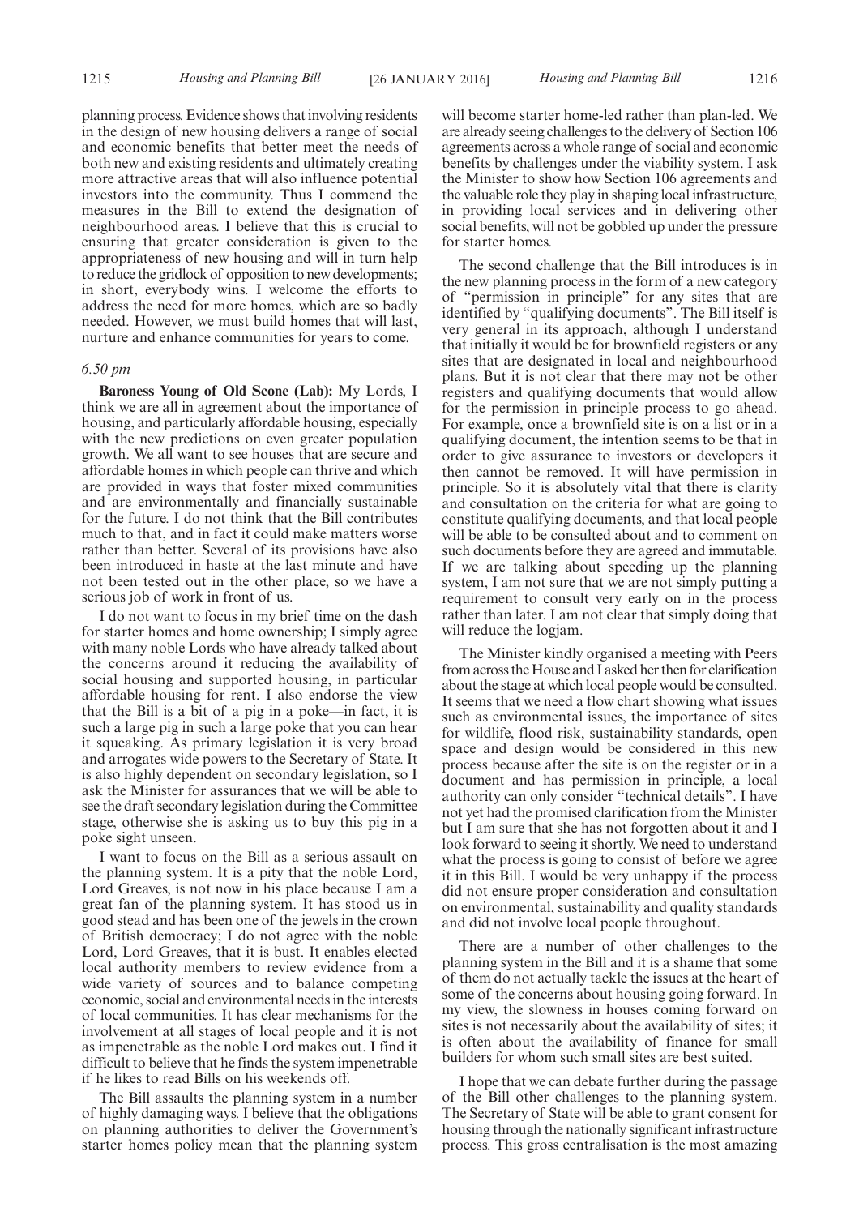planning process. Evidence shows that involving residents in the design of new housing delivers a range of social and economic benefits that better meet the needs of both new and existing residents and ultimately creating more attractive areas that will also influence potential investors into the community. Thus I commend the measures in the Bill to extend the designation of neighbourhood areas. I believe that this is crucial to ensuring that greater consideration is given to the appropriateness of new housing and will in turn help to reduce the gridlock of opposition to new developments; in short, everybody wins. I welcome the efforts to address the need for more homes, which are so badly needed. However, we must build homes that will last, nurture and enhance communities for years to come.

*6.50 pm*

**Baroness Young of Old Scone (Lab):** My Lords, I think we are all in agreement about the importance of housing, and particularly affordable housing, especially with the new predictions on even greater population growth. We all want to see houses that are secure and affordable homes in which people can thrive and which are provided in ways that foster mixed communities and are environmentally and financially sustainable for the future. I do not think that the Bill contributes much to that, and in fact it could make matters worse rather than better. Several of its provisions have also been introduced in haste at the last minute and have not been tested out in the other place, so we have a serious job of work in front of us.

I do not want to focus in my brief time on the dash for starter homes and home ownership; I simply agree with many noble Lords who have already talked about the concerns around it reducing the availability of social housing and supported housing, in particular affordable housing for rent. I also endorse the view that the Bill is a bit of a pig in a poke—in fact, it is such a large pig in such a large poke that you can hear it squeaking. As primary legislation it is very broad and arrogates wide powers to the Secretary of State. It is also highly dependent on secondary legislation, so I ask the Minister for assurances that we will be able to see the draft secondary legislation during the Committee stage, otherwise she is asking us to buy this pig in a poke sight unseen.

I want to focus on the Bill as a serious assault on the planning system. It is a pity that the noble Lord, Lord Greaves, is not now in his place because I am a great fan of the planning system. It has stood us in good stead and has been one of the jewels in the crown of British democracy; I do not agree with the noble Lord, Lord Greaves, that it is bust. It enables elected local authority members to review evidence from a wide variety of sources and to balance competing economic, social and environmental needs in the interests of local communities. It has clear mechanisms for the involvement at all stages of local people and it is not as impenetrable as the noble Lord makes out. I find it difficult to believe that he finds the system impenetrable if he likes to read Bills on his weekends off.

The Bill assaults the planning system in a number of highly damaging ways. I believe that the obligations on planning authorities to deliver the Government's starter homes policy mean that the planning system will become starter home-led rather than plan-led. We are already seeing challenges to the delivery of Section 106 agreements across a whole range of social and economic benefits by challenges under the viability system. I ask the Minister to show how Section 106 agreements and the valuable role they play in shaping local infrastructure, in providing local services and in delivering other social benefits, will not be gobbled up under the pressure for starter homes.

The second challenge that the Bill introduces is in the new planning process in the form of a new category of "permission in principle" for any sites that are identified by "qualifying documents". The Bill itself is very general in its approach, although I understand that initially it would be for brownfield registers or any sites that are designated in local and neighbourhood plans. But it is not clear that there may not be other registers and qualifying documents that would allow for the permission in principle process to go ahead. For example, once a brownfield site is on a list or in a qualifying document, the intention seems to be that in order to give assurance to investors or developers it then cannot be removed. It will have permission in principle. So it is absolutely vital that there is clarity and consultation on the criteria for what are going to constitute qualifying documents, and that local people will be able to be consulted about and to comment on such documents before they are agreed and immutable. If we are talking about speeding up the planning system, I am not sure that we are not simply putting a requirement to consult very early on in the process rather than later. I am not clear that simply doing that will reduce the logjam.

The Minister kindly organised a meeting with Peers from across the House and I asked her then for clarification about the stage at which local people would be consulted. It seems that we need a flow chart showing what issues such as environmental issues, the importance of sites for wildlife, flood risk, sustainability standards, open space and design would be considered in this new process because after the site is on the register or in a document and has permission in principle, a local authority can only consider "technical details". I have not yet had the promised clarification from the Minister but I am sure that she has not forgotten about it and I look forward to seeing it shortly. We need to understand what the process is going to consist of before we agree it in this Bill. I would be very unhappy if the process did not ensure proper consideration and consultation on environmental, sustainability and quality standards and did not involve local people throughout.

There are a number of other challenges to the planning system in the Bill and it is a shame that some of them do not actually tackle the issues at the heart of some of the concerns about housing going forward. In my view, the slowness in houses coming forward on sites is not necessarily about the availability of sites; it is often about the availability of finance for small builders for whom such small sites are best suited.

I hope that we can debate further during the passage of the Bill other challenges to the planning system. The Secretary of State will be able to grant consent for housing through the nationally significant infrastructure process. This gross centralisation is the most amazing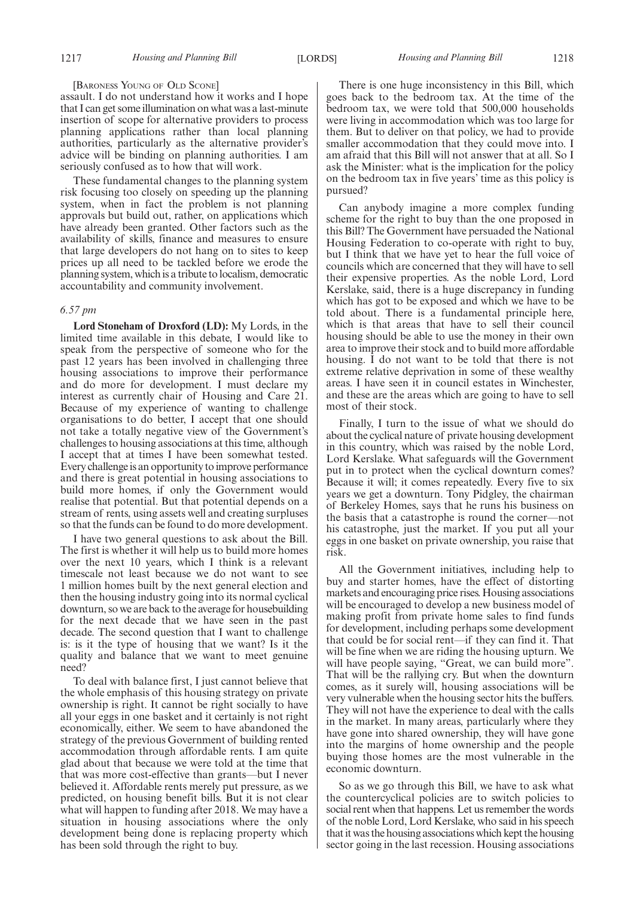[BARONESS YOUNG OF OLD SCONE]

assault. I do not understand how it works and I hope that I can get some illumination on what was a last-minute insertion of scope for alternative providers to process planning applications rather than local planning authorities, particularly as the alternative provider's advice will be binding on planning authorities. I am seriously confused as to how that will work.

These fundamental changes to the planning system risk focusing too closely on speeding up the planning system, when in fact the problem is not planning approvals but build out, rather, on applications which have already been granted. Other factors such as the availability of skills, finance and measures to ensure that large developers do not hang on to sites to keep prices up all need to be tackled before we erode the planning system, which is a tribute to localism, democratic accountability and community involvement.

*6.57 pm*

**Lord Stoneham of Droxford (LD):** My Lords, in the limited time available in this debate, I would like to speak from the perspective of someone who for the past 12 years has been involved in challenging three housing associations to improve their performance and do more for development. I must declare my interest as currently chair of Housing and Care 21. Because of my experience of wanting to challenge organisations to do better, I accept that one should not take a totally negative view of the Government's challenges to housing associations at this time, although I accept that at times I have been somewhat tested. Every challenge is an opportunity to improve performance and there is great potential in housing associations to build more homes, if only the Government would realise that potential. But that potential depends on a stream of rents, using assets well and creating surpluses so that the funds can be found to do more development.

I have two general questions to ask about the Bill. The first is whether it will help us to build more homes over the next 10 years, which I think is a relevant timescale not least because we do not want to see 1 million homes built by the next general election and then the housing industry going into its normal cyclical downturn, so we are back to the average for housebuilding for the next decade that we have seen in the past decade. The second question that I want to challenge is: is it the type of housing that we want? Is it the quality and balance that we want to meet genuine need?

To deal with balance first, I just cannot believe that the whole emphasis of this housing strategy on private ownership is right. It cannot be right socially to have all your eggs in one basket and it certainly is not right economically, either. We seem to have abandoned the strategy of the previous Government of building rented accommodation through affordable rents. I am quite glad about that because we were told at the time that that was more cost-effective than grants—but I never believed it. Affordable rents merely put pressure, as we predicted, on housing benefit bills. But it is not clear what will happen to funding after 2018. We may have a situation in housing associations where the only development being done is replacing property which has been sold through the right to buy.

There is one huge inconsistency in this Bill, which goes back to the bedroom tax. At the time of the bedroom tax, we were told that 500,000 households were living in accommodation which was too large for them. But to deliver on that policy, we had to provide smaller accommodation that they could move into. I am afraid that this Bill will not answer that at all. So I ask the Minister: what is the implication for the policy on the bedroom tax in five years' time as this policy is pursued?

Can anybody imagine a more complex funding scheme for the right to buy than the one proposed in this Bill? The Government have persuaded the National Housing Federation to co-operate with right to buy, but I think that we have yet to hear the full voice of councils which are concerned that they will have to sell their expensive properties. As the noble Lord, Lord Kerslake, said, there is a huge discrepancy in funding which has got to be exposed and which we have to be told about. There is a fundamental principle here, which is that areas that have to sell their council housing should be able to use the money in their own area to improve their stock and to build more affordable housing. I do not want to be told that there is not extreme relative deprivation in some of these wealthy areas. I have seen it in council estates in Winchester, and these are the areas which are going to have to sell most of their stock.

Finally, I turn to the issue of what we should do about the cyclical nature of private housing development in this country, which was raised by the noble Lord, Lord Kerslake. What safeguards will the Government put in to protect when the cyclical downturn comes? Because it will; it comes repeatedly. Every five to six years we get a downturn. Tony Pidgley, the chairman of Berkeley Homes, says that he runs his business on the basis that a catastrophe is round the corner—not his catastrophe, just the market. If you put all your eggs in one basket on private ownership, you raise that risk.

All the Government initiatives, including help to buy and starter homes, have the effect of distorting markets and encouraging price rises. Housing associations will be encouraged to develop a new business model of making profit from private home sales to find funds for development, including perhaps some development that could be for social rent—if they can find it. That will be fine when we are riding the housing upturn. We will have people saying, "Great, we can build more". That will be the rallying cry. But when the downturn comes, as it surely will, housing associations will be very vulnerable when the housing sector hits the buffers. They will not have the experience to deal with the calls in the market. In many areas, particularly where they have gone into shared ownership, they will have gone into the margins of home ownership and the people buying those homes are the most vulnerable in the economic downturn.

So as we go through this Bill, we have to ask what the countercyclical policies are to switch policies to social rent when that happens. Let us remember the words of the noble Lord, Lord Kerslake, who said in his speech that it was the housing associations which kept the housing sector going in the last recession. Housing associations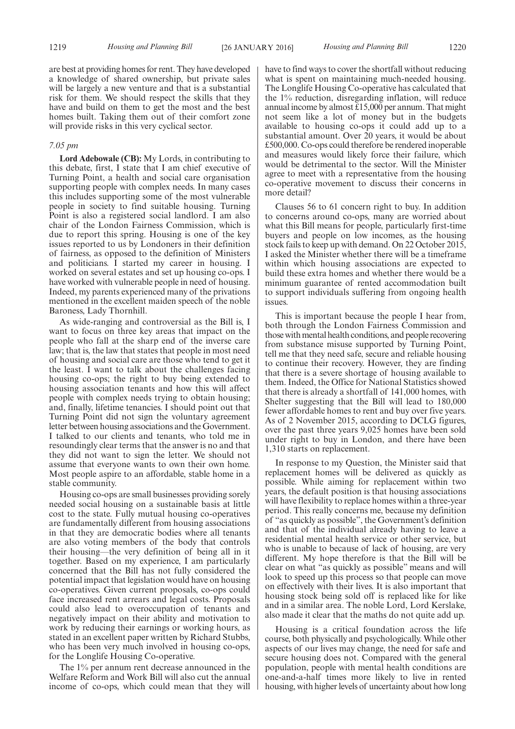are best at providing homes for rent. They have developed a knowledge of shared ownership, but private sales will be largely a new venture and that is a substantial risk for them. We should respect the skills that they have and build on them to get the most and the best homes built. Taking them out of their comfort zone will provide risks in this very cyclical sector.

*7.05 pm*

**Lord Adebowale (CB):** My Lords, in contributing to this debate, first, I state that I am chief executive of Turning Point, a health and social care organisation supporting people with complex needs. In many cases this includes supporting some of the most vulnerable people in society to find suitable housing. Turning Point is also a registered social landlord. I am also chair of the London Fairness Commission, which is due to report this spring. Housing is one of the key issues reported to us by Londoners in their definition of fairness, as opposed to the definition of Ministers and politicians. I started my career in housing. I worked on several estates and set up housing co-ops. I have worked with vulnerable people in need of housing. Indeed, my parents experienced many of the privations mentioned in the excellent maiden speech of the noble Baroness, Lady Thornhill.

As wide-ranging and controversial as the Bill is, I want to focus on three key areas that impact on the people who fall at the sharp end of the inverse care law; that is, the law that states that people in most need of housing and social care are those who tend to get it the least. I want to talk about the challenges facing housing co-ops; the right to buy being extended to housing association tenants and how this will affect people with complex needs trying to obtain housing; and, finally, lifetime tenancies. I should point out that Turning Point did not sign the voluntary agreement letter between housing associations and the Government. I talked to our clients and tenants, who told me in resoundingly clear terms that the answer is no and that they did not want to sign the letter. We should not assume that everyone wants to own their own home. Most people aspire to an affordable, stable home in a stable community.

Housing co-ops are small businesses providing sorely needed social housing on a sustainable basis at little cost to the state. Fully mutual housing co-operatives are fundamentally different from housing associations in that they are democratic bodies where all tenants are also voting members of the body that controls their housing—the very definition of being all in it together. Based on my experience, I am particularly concerned that the Bill has not fully considered the potential impact that legislation would have on housing co-operatives. Given current proposals, co-ops could face increased rent arrears and legal costs. Proposals could also lead to overoccupation of tenants and negatively impact on their ability and motivation to work by reducing their earnings or working hours, as stated in an excellent paper written by Richard Stubbs, who has been very much involved in housing co-ops, for the Longlife Housing Co-operative.

The 1% per annum rent decrease announced in the Welfare Reform and Work Bill will also cut the annual income of co-ops, which could mean that they will have to find ways to cover the shortfall without reducing what is spent on maintaining much-needed housing. The Longlife Housing Co-operative has calculated that the 1% reduction, disregarding inflation, will reduce annual income by almost £15,000 per annum. That might not seem like a lot of money but in the budgets available to housing co-ops it could add up to a substantial amount. Over 20 years, it would be about £500,000. Co-ops could therefore be rendered inoperable and measures would likely force their failure, which would be detrimental to the sector. Will the Minister agree to meet with a representative from the housing co-operative movement to discuss their concerns in more detail?

Clauses 56 to 61 concern right to buy. In addition to concerns around co-ops, many are worried about what this Bill means for people, particularly first-time buyers and people on low incomes, as the housing stock fails to keep up with demand. On 22 October 2015, I asked the Minister whether there will be a timeframe within which housing associations are expected to build these extra homes and whether there would be a minimum guarantee of rented accommodation built to support individuals suffering from ongoing health issues.

This is important because the people I hear from, both through the London Fairness Commission and those with mental health conditions, and people recovering from substance misuse supported by Turning Point, tell me that they need safe, secure and reliable housing to continue their recovery. However, they are finding that there is a severe shortage of housing available to them. Indeed, the Office for National Statistics showed that there is already a shortfall of 141,000 homes, with Shelter suggesting that the Bill will lead to 180,000 fewer affordable homes to rent and buy over five years. As of 2 November 2015, according to DCLG figures, over the past three years 9,025 homes have been sold under right to buy in London, and there have been 1,310 starts on replacement.

In response to my Question, the Minister said that replacement homes will be delivered as quickly as possible. While aiming for replacement within two years, the default position is that housing associations will have flexibility to replace homes within a three-year period. This really concerns me, because my definition of "as quickly as possible", the Government's definition and that of the individual already having to leave a residential mental health service or other service, but who is unable to because of lack of housing, are very different. My hope therefore is that the Bill will be clear on what "as quickly as possible" means and will look to speed up this process so that people can move on effectively with their lives. It is also important that housing stock being sold off is replaced like for like and in a similar area. The noble Lord, Lord Kerslake, also made it clear that the maths do not quite add up.

Housing is a critical foundation across the life course, both physically and psychologically. While other aspects of our lives may change, the need for safe and secure housing does not. Compared with the general population, people with mental health conditions are one-and-a-half times more likely to live in rented housing, with higher levels of uncertainty about how long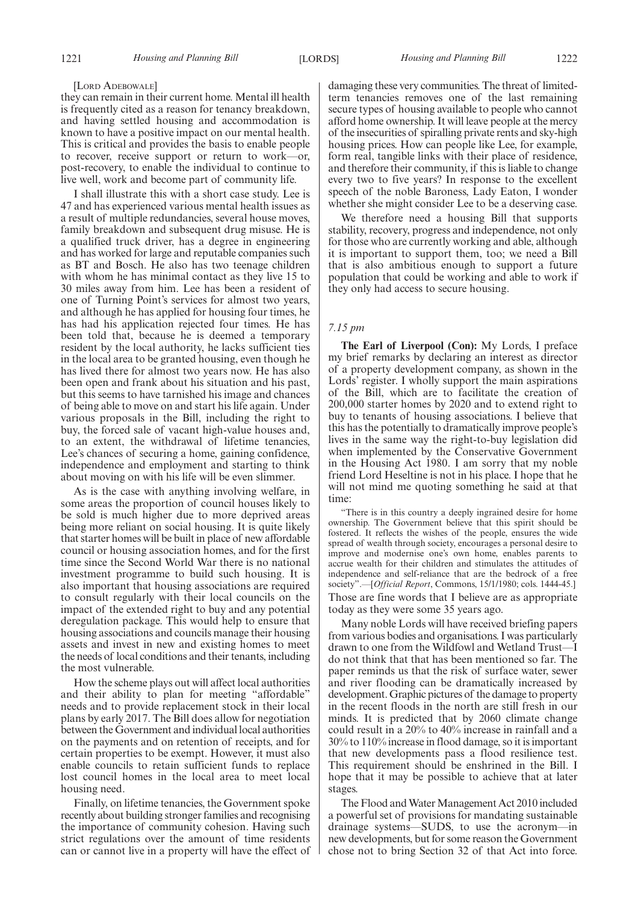[LORD ADEBOWALE]

they can remain in their current home. Mental ill health is frequently cited as a reason for tenancy breakdown, and having settled housing and accommodation is known to have a positive impact on our mental health. This is critical and provides the basis to enable people to recover, receive support or return to work—or, post-recovery, to enable the individual to continue to live well, work and become part of community life.

I shall illustrate this with a short case study. Lee is 47 and has experienced various mental health issues as a result of multiple redundancies, several house moves, family breakdown and subsequent drug misuse. He is a qualified truck driver, has a degree in engineering and has worked for large and reputable companies such as BT and Bosch. He also has two teenage children with whom he has minimal contact as they live 15 to 30 miles away from him. Lee has been a resident of one of Turning Point's services for almost two years, and although he has applied for housing four times, he has had his application rejected four times. He has been told that, because he is deemed a temporary resident by the local authority, he lacks sufficient ties in the local area to be granted housing, even though he has lived there for almost two years now. He has also been open and frank about his situation and his past, but this seems to have tarnished his image and chances of being able to move on and start his life again. Under various proposals in the Bill, including the right to buy, the forced sale of vacant high-value houses and, to an extent, the withdrawal of lifetime tenancies, Lee's chances of securing a home, gaining confidence, independence and employment and starting to think about moving on with his life will be even slimmer.

As is the case with anything involving welfare, in some areas the proportion of council houses likely to be sold is much higher due to more deprived areas being more reliant on social housing. It is quite likely that starter homes will be built in place of new affordable council or housing association homes, and for the first time since the Second World War there is no national investment programme to build such housing. It is also important that housing associations are required to consult regularly with their local councils on the impact of the extended right to buy and any potential deregulation package. This would help to ensure that housing associations and councils manage their housing assets and invest in new and existing homes to meet the needs of local conditions and their tenants, including the most vulnerable.

How the scheme plays out will affect local authorities and their ability to plan for meeting "affordable" needs and to provide replacement stock in their local plans by early 2017. The Bill does allow for negotiation between the Government and individual local authorities on the payments and on retention of receipts, and for certain properties to be exempt. However, it must also enable councils to retain sufficient funds to replace lost council homes in the local area to meet local housing need.

Finally, on lifetime tenancies, the Government spoke recently about building stronger families and recognising the importance of community cohesion. Having such strict regulations over the amount of time residents can or cannot live in a property will have the effect of damaging these very communities. The threat of limited-term tenancies removes one of the last remaining secure types of housing available to people who cannot afford home ownership. It will leave people at the mercy of the insecurities of spiralling private rents and sky-high housing prices. How can people like Lee, for example, form real, tangible links with their place of residence, and therefore their community, if this is liable to change every two to five years? In response to the excellent speech of the noble Baroness, Lady Eaton, I wonder whether she might consider Lee to be a deserving case.

We therefore need a housing Bill that supports stability, recovery, progress and independence, not only for those who are currently working and able, although it is important to support them, too; we need a Bill that is also ambitious enough to support a future population that could be working and able to work if they only had access to secure housing.

*7.15 pm*

**The Earl of Liverpool (Con):** My Lords, I preface my brief remarks by declaring an interest as director of a property development company, as shown in the Lords' register. I wholly support the main aspirations of the Bill, which are to facilitate the creation of 200,000 starter homes by 2020 and to extend right to buy to tenants of housing associations. I believe that this has the potentially to dramatically improve people's lives in the same way the right-to-buy legislation did when implemented by the Conservative Government in the Housing Act 1980. I am sorry that my noble friend Lord Heseltine is not in his place. I hope that he will not mind me quoting something he said at that time:

"There is in this country a deeply ingrained desire for home ownership. The Government believe that this spirit should be fostered. It reflects the wishes of the people, ensures the wide spread of wealth through society, encourages a personal desire to improve and modernise one's own home, enables parents to accrue wealth for their children and stimulates the attitudes of independence and self-reliance that are the bedrock of a free society".—[*Official Report*, Commons, 15/1/1980; cols. 1444-45.]

Those are fine words that I believe are as appropriate today as they were some 35 years ago.

Many noble Lords will have received briefing papers from various bodies and organisations. I was particularly drawn to one from the Wildfowl and Wetland Trust—I do not think that that has been mentioned so far. The paper reminds us that the risk of surface water, sewer and river flooding can be dramatically increased by development. Graphic pictures of the damage to property in the recent floods in the north are still fresh in our minds. It is predicted that by 2060 climate change could result in a 20% to 40% increase in rainfall and a 30% to 110% increase in flood damage, so it is important that new developments pass a flood resilience test. This requirement should be enshrined in the Bill. I hope that it may be possible to achieve that at later stages.

The Flood and Water Management Act 2010 included a powerful set of provisions for mandating sustainable drainage systems—SUDS, to use the acronym—in new developments, but for some reason the Government chose not to bring Section 32 of that Act into force.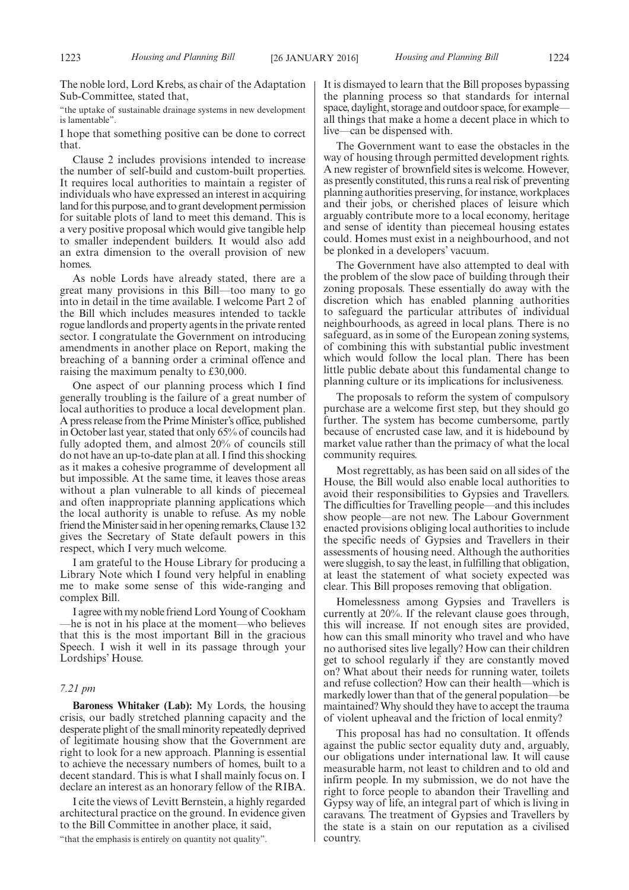The noble lord, Lord Krebs, as chair of the Adaptation Sub-Committee, stated that,

"the uptake of sustainable drainage systems in new development is lamentable".

I hope that something positive can be done to correct that.

Clause 2 includes provisions intended to increase the number of self-build and custom-built properties. It requires local authorities to maintain a register of individuals who have expressed an interest in acquiring land for this purpose, and to grant development permission for suitable plots of land to meet this demand. This is a very positive proposal which would give tangible help to smaller independent builders. It would also add an extra dimension to the overall provision of new homes.

As noble Lords have already stated, there are a great many provisions in this Bill—too many to go into in detail in the time available. I welcome Part 2 of the Bill which includes measures intended to tackle rogue landlords and property agents in the private rented sector. I congratulate the Government on introducing amendments in another place on Report, making the breaching of a banning order a criminal offence and raising the maximum penalty to £30,000.

One aspect of our planning process which I find generally troubling is the failure of a great number of local authorities to produce a local development plan. A press release from the Prime Minister's office, published in October last year, stated that only 65% of councils had fully adopted them, and almost 20% of councils still do not have an up-to-date plan at all. I find this shocking as it makes a cohesive programme of development all but impossible. At the same time, it leaves those areas without a plan vulnerable to all kinds of piecemeal and often inappropriate planning applications which the local authority is unable to refuse. As my noble friend the Minister said in her opening remarks, Clause 132 gives the Secretary of State default powers in this respect, which I very much welcome.

I am grateful to the House Library for producing a Library Note which I found very helpful in enabling me to make some sense of this wide-ranging and complex Bill.

I agree with my noble friend Lord Young of Cookham —he is not in his place at the moment—who believes that this is the most important Bill in the gracious Speech. I wish it well in its passage through your Lordships' House.

*7.21 pm*

**Baroness Whitaker (Lab):** My Lords, the housing crisis, our badly stretched planning capacity and the desperate plight of the small minority repeatedly deprived of legitimate housing show that the Government are right to look for a new approach. Planning is essential to achieve the necessary numbers of homes, built to a decent standard. This is what I shall mainly focus on. I declare an interest as an honorary fellow of the RIBA.

I cite the views of Levitt Bernstein, a highly regarded architectural practice on the ground. In evidence given to the Bill Committee in another place, it said,

"that the emphasis is entirely on quantity not quality".

It is dismayed to learn that the Bill proposes bypassing the planning process so that standards for internal space, daylight, storage and outdoor space, for example—all things that make a home a decent place in which to live—can be dispensed with.

The Government want to ease the obstacles in the way of housing through permitted development rights. A new register of brownfield sites is welcome. However, as presently constituted, this runs a real risk of preventing planning authorities preserving, for instance, workplaces and their jobs, or cherished places of leisure which arguably contribute more to a local economy, heritage and sense of identity than piecemeal housing estates could. Homes must exist in a neighbourhood, and not be plonked in a developers' vacuum.

The Government have also attempted to deal with the problem of the slow pace of building through their zoning proposals. These essentially do away with the discretion which has enabled planning authorities to safeguard the particular attributes of individual neighbourhoods, as agreed in local plans. There is no safeguard, as in some of the European zoning systems, of combining this with substantial public investment which would follow the local plan. There has been little public debate about this fundamental change to planning culture or its implications for inclusiveness.

The proposals to reform the system of compulsory purchase are a welcome first step, but they should go further. The system has become cumbersome, partly because of encrusted case law, and it is hidebound by market value rather than the primacy of what the local community requires.

Most regrettably, as has been said on all sides of the House, the Bill would also enable local authorities to avoid their responsibilities to Gypsies and Travellers. The difficulties for Travelling people—and this includes show people—are not new. The Labour Government enacted provisions obliging local authorities to include the specific needs of Gypsies and Travellers in their assessments of housing need. Although the authorities were sluggish, to say the least, in fulfilling that obligation, at least the statement of what society expected was clear. This Bill proposes removing that obligation.

Homelessness among Gypsies and Travellers is currently at 20%. If the relevant clause goes through, this will increase. If not enough sites are provided, how can this small minority who travel and who have no authorised sites live legally? How can their children get to school regularly if they are constantly moved on? What about their needs for running water, toilets and refuse collection? How can their health—which is markedly lower than that of the general population—be maintained? Why should they have to accept the trauma of violent upheaval and the friction of local enmity?

This proposal has had no consultation. It offends against the public sector equality duty and, arguably, our obligations under international law. It will cause measurable harm, not least to children and to old and infirm people. In my submission, we do not have the right to force people to abandon their Travelling and Gypsy way of life, an integral part of which is living in caravans. The treatment of Gypsies and Travellers by the state is a stain on our reputation as a civilised country.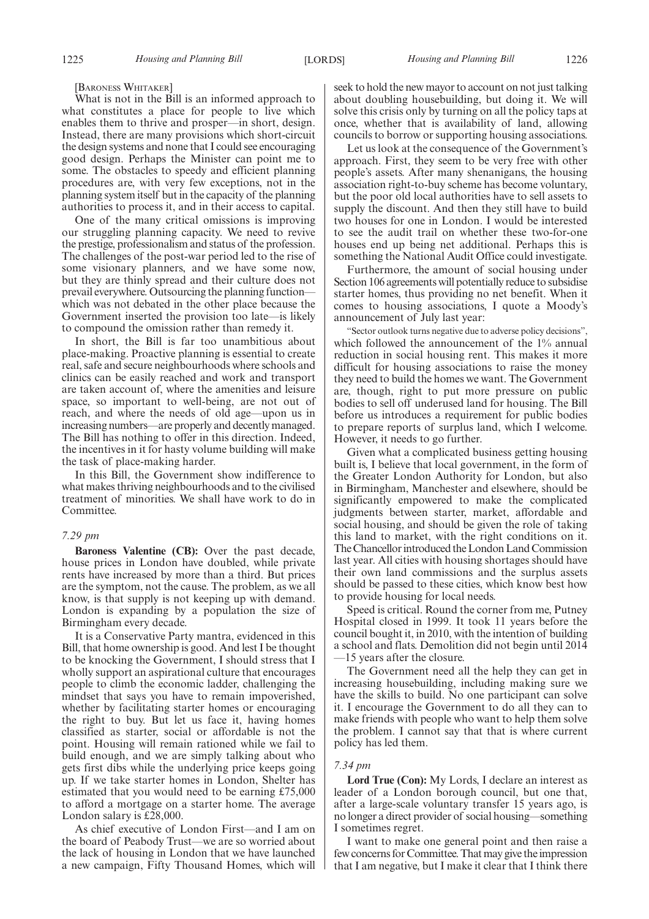[Baroness Whitaker]

What is not in the Bill is an informed approach to what constitutes a place for people to live which enables them to thrive and prosper—in short, design. Instead, there are many provisions which short-circuit the design systems and none that I could see encouraging good design. Perhaps the Minister can point me to some. The obstacles to speedy and efficient planning procedures are, with very few exceptions, not in the planning system itself but in the capacity of the planning authorities to process it, and in their access to capital.

One of the many critical omissions is improving our struggling planning capacity. We need to revive the prestige, professionalism and status of the profession. The challenges of the post-war period led to the rise of some visionary planners, and we have some now, but they are thinly spread and their culture does not prevail everywhere. Outsourcing the planning function—which was not debated in the other place because the Government inserted the provision too late—is likely to compound the omission rather than remedy it.

In short, the Bill is far too unambitious about place-making. Proactive planning is essential to create real, safe and secure neighbourhoods where schools and clinics can be easily reached and work and transport are taken account of, where the amenities and leisure space, so important to well-being, are not out of reach, and where the needs of old age—upon us in increasing numbers—are properly and decently managed. The Bill has nothing to offer in this direction. Indeed, the incentives in it for hasty volume building will make the task of place-making harder.

In this Bill, the Government show indifference to what makes thriving neighbourhoods and to the civilised treatment of minorities. We shall have work to do in Committee.

*7.29 pm*

**Baroness Valentine (CB):** Over the past decade, house prices in London have doubled, while private rents have increased by more than a third. But prices are the symptom, not the cause. The problem, as we all know, is that supply is not keeping up with demand. London is expanding by a population the size of Birmingham every decade.

It is a Conservative Party mantra, evidenced in this Bill, that home ownership is good. And lest I be thought to be knocking the Government, I should stress that I wholly support an aspirational culture that encourages people to climb the economic ladder, challenging the mindset that says you have to remain impoverished, whether by facilitating starter homes or encouraging the right to buy. But let us face it, having homes classified as starter, social or affordable is not the point. Housing will remain rationed while we fail to build enough, and we are simply talking about who gets first dibs while the underlying price keeps going up. If we take starter homes in London, Shelter has estimated that you would need to be earning £75,000 to afford a mortgage on a starter home. The average London salary is £28,000.

As chief executive of London First—and I am on the board of Peabody Trust—we are so worried about the lack of housing in London that we have launched a new campaign, Fifty Thousand Homes, which will seek to hold the new mayor to account on not just talking about doubling housebuilding, but doing it. We will solve this crisis only by turning on all the policy taps at once, whether that is availability of land, allowing councils to borrow or supporting housing associations.

Let us look at the consequence of the Government's approach. First, they seem to be very free with other people's assets. After many shenanigans, the housing association right-to-buy scheme has become voluntary, but the poor old local authorities have to sell assets to supply the discount. And then they still have to build two houses for one in London. I would be interested to see the audit trail on whether these two-for-one houses end up being net additional. Perhaps this is something the National Audit Office could investigate.

Furthermore, the amount of social housing under Section 106 agreements will potentially reduce to subsidise starter homes, thus providing no net benefit. When it comes to housing associations, I quote a Moody's announcement of July last year:

"Sector outlook turns negative due to adverse policy decisions",

which followed the announcement of the 1% annual reduction in social housing rent. This makes it more difficult for housing associations to raise the money they need to build the homes we want. The Government are, though, right to put more pressure on public bodies to sell off underused land for housing. The Bill before us introduces a requirement for public bodies to prepare reports of surplus land, which I welcome. However, it needs to go further.

Given what a complicated business getting housing built is, I believe that local government, in the form of the Greater London Authority for London, but also in Birmingham, Manchester and elsewhere, should be significantly empowered to make the complicated judgments between starter, market, affordable and social housing, and should be given the role of taking this land to market, with the right conditions on it. The Chancellor introduced the London Land Commission last year. All cities with housing shortages should have their own land commissions and the surplus assets should be passed to these cities, which know best how to provide housing for local needs.

Speed is critical. Round the corner from me, Putney Hospital closed in 1999. It took 11 years before the council bought it, in 2010, with the intention of building a school and flats. Demolition did not begin until 2014—15 years after the closure.

The Government need all the help they can get in increasing housebuilding, including making sure we have the skills to build. No one participant can solve it. I encourage the Government to do all they can to make friends with people who want to help them solve the problem. I cannot say that that is where current policy has led them.

*7.34 pm*

**Lord True (Con):** My Lords, I declare an interest as leader of a London borough council, but one that, after a large-scale voluntary transfer 15 years ago, is no longer a direct provider of social housing—something I sometimes regret.

I want to make one general point and then raise a few concerns for Committee. That may give the impression that I am negative, but I make it clear that I think there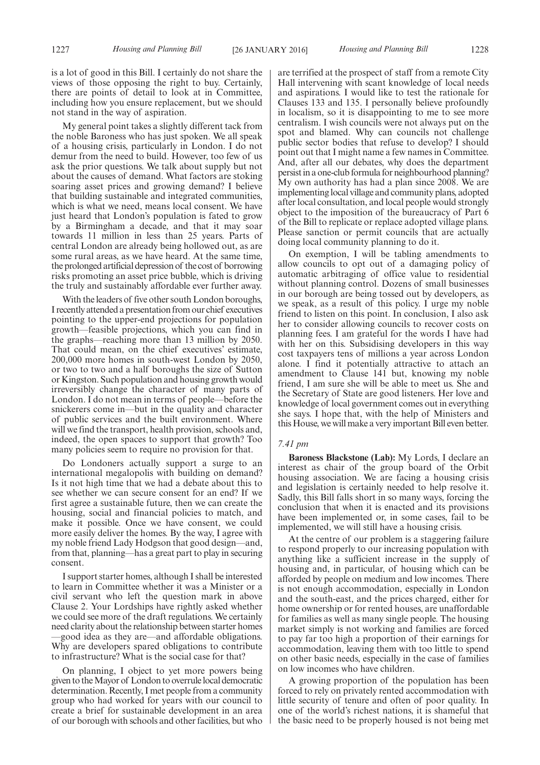is a lot of good in this Bill. I certainly do not share the views of those opposing the right to buy. Certainly, there are points of detail to look at in Committee, including how you ensure replacement, but we should not stand in the way of aspiration.

My general point takes a slightly different tack from the noble Baroness who has just spoken. We all speak of a housing crisis, particularly in London. I do not demur from the need to build. However, too few of us ask the prior questions. We talk about supply but not about the causes of demand. What factors are stoking soaring asset prices and growing demand? I believe that building sustainable and integrated communities, which is what we need, means local consent. We have just heard that London's population is fated to grow by a Birmingham a decade, and that it may soar towards 11 million in less than 25 years. Parts of central London are already being hollowed out, as are some rural areas, as we have heard. At the same time, the prolonged artificial depression of the cost of borrowing risks promoting an asset price bubble, which is driving the truly and sustainably affordable ever further away.

With the leaders of five other south London boroughs, I recently attended a presentation from our chief executives pointing to the upper-end projections for population growth—feasible projections, which you can find in the graphs—reaching more than 13 million by 2050. That could mean, on the chief executives' estimate, 200,000 more homes in south-west London by 2050, or two to two and a half boroughs the size of Sutton or Kingston. Such population and housing growth would irreversibly change the character of many parts of London. I do not mean in terms of people—before the snickerers come in—but in the quality and character of public services and the built environment. Where will we find the transport, health provision, schools and, indeed, the open spaces to support that growth? Too many policies seem to require no provision for that.

Do Londoners actually support a surge to an international megalopolis with building on demand? Is it not high time that we had a debate about this to see whether we can secure consent for an end? If we first agree a sustainable future, then we can create the housing, social and financial policies to match, and make it possible. Once we have consent, we could more easily deliver the homes. By the way, I agree with my noble friend Lady Hodgson that good design—and, from that, planning—has a great part to play in securing consent.

I support starter homes, although I shall be interested to learn in Committee whether it was a Minister or a civil servant who left the question mark in above Clause 2. Your Lordships have rightly asked whether we could see more of the draft regulations. We certainly need clarity about the relationship between starter homes—good idea as they are—and affordable obligations. Why are developers spared obligations to contribute to infrastructure? What is the social case for that?

On planning, I object to yet more powers being given to the Mayor of London to overrule local democratic determination. Recently, I met people from a community group who had worked for years with our council to create a brief for sustainable development in an area of our borough with schools and other facilities, but who are terrified at the prospect of staff from a remote City Hall intervening with scant knowledge of local needs and aspirations. I would like to test the rationale for Clauses 133 and 135. I personally believe profoundly in localism, so it is disappointing to me to see more centralism. I wish councils were not always put on the spot and blamed. Why can councils not challenge public sector bodies that refuse to develop? I should point out that I might name a few names in Committee. And, after all our debates, why does the department persist in a one-club formula for neighbourhood planning? My own authority has had a plan since 2008. We are implementing local village and community plans, adopted after local consultation, and local people would strongly object to the imposition of the bureaucracy of Part 6 of the Bill to replicate or replace adopted village plans. Please sanction or permit councils that are actually doing local community planning to do it.

On exemption, I will be tabling amendments to allow councils to opt out of a damaging policy of automatic arbitraging of office value to residential without planning control. Dozens of small businesses in our borough are being tossed out by developers, as we speak, as a result of this policy. I urge my noble friend to listen on this point. In conclusion, I also ask her to consider allowing councils to recover costs on planning fees. I am grateful for the words I have had with her on this. Subsidising developers in this way cost taxpayers tens of millions a year across London alone. I find it potentially attractive to attach an amendment to Clause 141 but, knowing my noble friend, I am sure she will be able to meet us. She and the Secretary of State are good listeners. Her love and knowledge of local government comes out in everything she says. I hope that, with the help of Ministers and this House, we will make a very important Bill even better.

*7.41 pm*

**Baroness Blackstone (Lab):** My Lords, I declare an interest as chair of the group board of the Orbit housing association. We are facing a housing crisis and legislation is certainly needed to help resolve it. Sadly, this Bill falls short in so many ways, forcing the conclusion that when it is enacted and its provisions have been implemented or, in some cases, fail to be implemented, we will still have a housing crisis.

At the centre of our problem is a staggering failure to respond properly to our increasing population with anything like a sufficient increase in the supply of housing and, in particular, of housing which can be afforded by people on medium and low incomes. There is not enough accommodation, especially in London and the south-east, and the prices charged, either for home ownership or for rented houses, are unaffordable for families as well as many single people. The housing market simply is not working and families are forced to pay far too high a proportion of their earnings for accommodation, leaving them with too little to spend on other basic needs, especially in the case of families on low incomes who have children.

A growing proportion of the population has been forced to rely on privately rented accommodation with little security of tenure and often of poor quality. In one of the world's richest nations, it is shameful that the basic need to be properly housed is not being met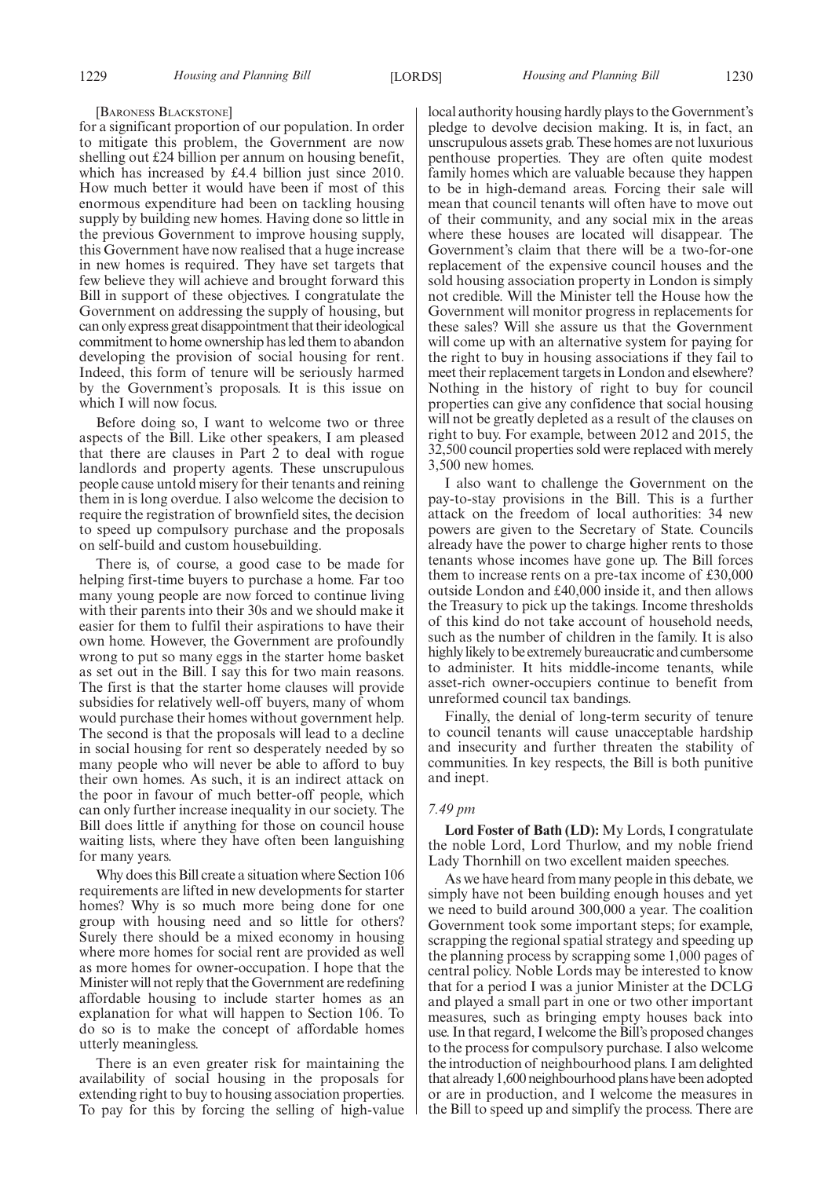[BARONESS BLACKSTONE]

for a significant proportion of our population. In order to mitigate this problem, the Government are now shelling out £24 billion per annum on housing benefit, which has increased by £4.4 billion just since 2010. How much better it would have been if most of this enormous expenditure had been on tackling housing supply by building new homes. Having done so little in the previous Government to improve housing supply, this Government have now realised that a huge increase in new homes is required. They have set targets that few believe they will achieve and brought forward this Bill in support of these objectives. I congratulate the Government on addressing the supply of housing, but can only express great disappointment that their ideological commitment to home ownership has led them to abandon developing the provision of social housing for rent. Indeed, this form of tenure will be seriously harmed by the Government's proposals. It is this issue on which I will now focus.

Before doing so, I want to welcome two or three aspects of the Bill. Like other speakers, I am pleased that there are clauses in Part 2 to deal with rogue landlords and property agents. These unscrupulous people cause untold misery for their tenants and reining them in is long overdue. I also welcome the decision to require the registration of brownfield sites, the decision to speed up compulsory purchase and the proposals on self-build and custom housebuilding.

There is, of course, a good case to be made for helping first-time buyers to purchase a home. Far too many young people are now forced to continue living with their parents into their 30s and we should make it easier for them to fulfil their aspirations to have their own home. However, the Government are profoundly wrong to put so many eggs in the starter home basket as set out in the Bill. I say this for two main reasons. The first is that the starter home clauses will provide subsidies for relatively well-off buyers, many of whom would purchase their homes without government help. The second is that the proposals will lead to a decline in social housing for rent so desperately needed by so many people who will never be able to afford to buy their own homes. As such, it is an indirect attack on the poor in favour of much better-off people, which can only further increase inequality in our society. The Bill does little if anything for those on council house waiting lists, where they have often been languishing for many years.

Why does this Bill create a situation where Section 106 requirements are lifted in new developments for starter homes? Why is so much more being done for one group with housing need and so little for others? Surely there should be a mixed economy in housing where more homes for social rent are provided as well as more homes for owner-occupation. I hope that the Minister will not reply that the Government are redefining affordable housing to include starter homes as an explanation for what will happen to Section 106. To do so is to make the concept of affordable homes utterly meaningless.

There is an even greater risk for maintaining the availability of social housing in the proposals for extending right to buy to housing association properties. To pay for this by forcing the selling of high-value local authority housing hardly plays to the Government's pledge to devolve decision making. It is, in fact, an unscrupulous assets grab. These homes are not luxurious penthouse properties. They are often quite modest family homes which are valuable because they happen to be in high-demand areas. Forcing their sale will mean that council tenants will often have to move out of their community, and any social mix in the areas where these houses are located will disappear. The Government's claim that there will be a two-for-one replacement of the expensive council houses and the sold housing association property in London is simply not credible. Will the Minister tell the House how the Government will monitor progress in replacements for these sales? Will she assure us that the Government will come up with an alternative system for paying for the right to buy in housing associations if they fail to meet their replacement targets in London and elsewhere? Nothing in the history of right to buy for council properties can give any confidence that social housing will not be greatly depleted as a result of the clauses on right to buy. For example, between 2012 and 2015, the 32,500 council properties sold were replaced with merely 3,500 new homes.

I also want to challenge the Government on the pay-to-stay provisions in the Bill. This is a further attack on the freedom of local authorities: 34 new powers are given to the Secretary of State. Councils already have the power to charge higher rents to those tenants whose incomes have gone up. The Bill forces them to increase rents on a pre-tax income of £30,000 outside London and £40,000 inside it, and then allows the Treasury to pick up the takings. Income thresholds of this kind do not take account of household needs, such as the number of children in the family. It is also highly likely to be extremely bureaucratic and cumbersome to administer. It hits middle-income tenants, while asset-rich owner-occupiers continue to benefit from unreformed council tax bandings.

Finally, the denial of long-term security of tenure to council tenants will cause unacceptable hardship and insecurity and further threaten the stability of communities. In key respects, the Bill is both punitive and inept.

*7.49 pm*

**Lord Foster of Bath (LD):** My Lords, I congratulate the noble Lord, Lord Thurlow, and my noble friend Lady Thornhill on two excellent maiden speeches.

As we have heard from many people in this debate, we simply have not been building enough houses and yet we need to build around 300,000 a year. The coalition Government took some important steps; for example, scrapping the regional spatial strategy and speeding up the planning process by scrapping some 1,000 pages of central policy. Noble Lords may be interested to know that for a period I was a junior Minister at the DCLG and played a small part in one or two other important measures, such as bringing empty houses back into use. In that regard, I welcome the Bill's proposed changes to the process for compulsory purchase. I also welcome the introduction of neighbourhood plans. I am delighted that already 1,600 neighbourhood plans have been adopted or are in production, and I welcome the measures in the Bill to speed up and simplify the process. There are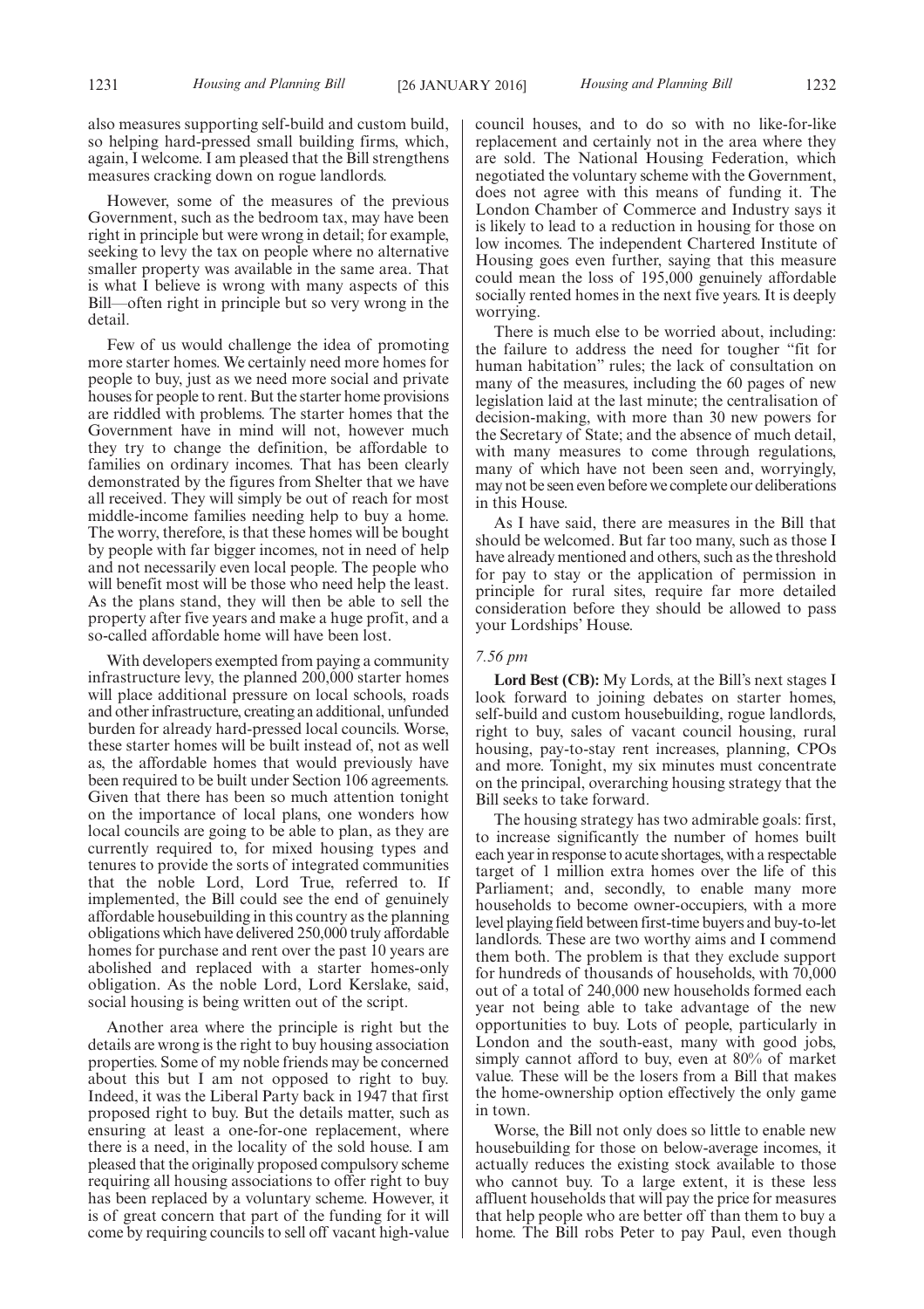also measures supporting self-build and custom build, so helping hard-pressed small building firms, which, again, I welcome. I am pleased that the Bill strengthens measures cracking down on rogue landlords.

However, some of the measures of the previous Government, such as the bedroom tax, may have been right in principle but were wrong in detail; for example, seeking to levy the tax on people where no alternative smaller property was available in the same area. That is what I believe is wrong with many aspects of this Bill—often right in principle but so very wrong in the detail.

Few of us would challenge the idea of promoting more starter homes. We certainly need more homes for people to buy, just as we need more social and private houses for people to rent. But the starter home provisions are riddled with problems. The starter homes that the Government have in mind will not, however much they try to change the definition, be affordable to families on ordinary incomes. That has been clearly demonstrated by the figures from Shelter that we have all received. They will simply be out of reach for most middle-income families needing help to buy a home. The worry, therefore, is that these homes will be bought by people with far bigger incomes, not in need of help and not necessarily even local people. The people who will benefit most will be those who need help the least. As the plans stand, they will then be able to sell the property after five years and make a huge profit, and a so-called affordable home will have been lost.

With developers exempted from paying a community infrastructure levy, the planned 200,000 starter homes will place additional pressure on local schools, roads and other infrastructure, creating an additional, unfunded burden for already hard-pressed local councils. Worse, these starter homes will be built instead of, not as well as, the affordable homes that would previously have been required to be built under Section 106 agreements. Given that there has been so much attention tonight on the importance of local plans, one wonders how local councils are going to be able to plan, as they are currently required to, for mixed housing types and tenures to provide the sorts of integrated communities that the noble Lord, Lord True, referred to. If implemented, the Bill could see the end of genuinely affordable housebuilding in this country as the planning obligations which have delivered 250,000 truly affordable homes for purchase and rent over the past 10 years are abolished and replaced with a starter homes-only obligation. As the noble Lord, Lord Kerslake, said, social housing is being written out of the script.

Another area where the principle is right but the details are wrong is the right to buy housing association properties. Some of my noble friends may be concerned about this but I am not opposed to right to buy. Indeed, it was the Liberal Party back in 1947 that first proposed right to buy. But the details matter, such as ensuring at least a one-for-one replacement, where there is a need, in the locality of the sold house. I am pleased that the originally proposed compulsory scheme requiring all housing associations to offer right to buy has been replaced by a voluntary scheme. However, it is of great concern that part of the funding for it will come by requiring councils to sell off vacant high-value council houses, and to do so with no like-for-like replacement and certainly not in the area where they are sold. The National Housing Federation, which negotiated the voluntary scheme with the Government, does not agree with this means of funding it. The London Chamber of Commerce and Industry says it is likely to lead to a reduction in housing for those on low incomes. The independent Chartered Institute of Housing goes even further, saying that this measure could mean the loss of 195,000 genuinely affordable socially rented homes in the next five years. It is deeply worrying.

There is much else to be worried about, including: the failure to address the need for tougher "fit for human habitation" rules; the lack of consultation on many of the measures, including the 60 pages of new legislation laid at the last minute; the centralisation of decision-making, with more than 30 new powers for the Secretary of State; and the absence of much detail, with many measures to come through regulations, many of which have not been seen and, worryingly, may not be seen even before we complete our deliberations in this House.

As I have said, there are measures in the Bill that should be welcomed. But far too many, such as those I have already mentioned and others, such as the threshold for pay to stay or the application of permission in principle for rural sites, require far more detailed consideration before they should be allowed to pass your Lordships' House.

*7.56 pm*

**Lord Best (CB):** My Lords, at the Bill's next stages I look forward to joining debates on starter homes, self-build and custom housebuilding, rogue landlords, right to buy, sales of vacant council housing, rural housing, pay-to-stay rent increases, planning, CPOs and more. Tonight, my six minutes must concentrate on the principal, overarching housing strategy that the Bill seeks to take forward.

The housing strategy has two admirable goals: first, to increase significantly the number of homes built each year in response to acute shortages, with a respectable target of 1 million extra homes over the life of this Parliament; and, secondly, to enable many more households to become owner-occupiers, with a more level playing field between first-time buyers and buy-to-let landlords. These are two worthy aims and I commend them both. The problem is that they exclude support for hundreds of thousands of households, with 70,000 out of a total of 240,000 new households formed each year not being able to take advantage of the new opportunities to buy. Lots of people, particularly in London and the south-east, many with good jobs, simply cannot afford to buy, even at 80% of market value. These will be the losers from a Bill that makes the home-ownership option effectively the only game in town.

Worse, the Bill not only does so little to enable new housebuilding for those on below-average incomes, it actually reduces the existing stock available to those who cannot buy. To a large extent, it is these less affluent households that will pay the price for measures that help people who are better off than them to buy a home. The Bill robs Peter to pay Paul, even though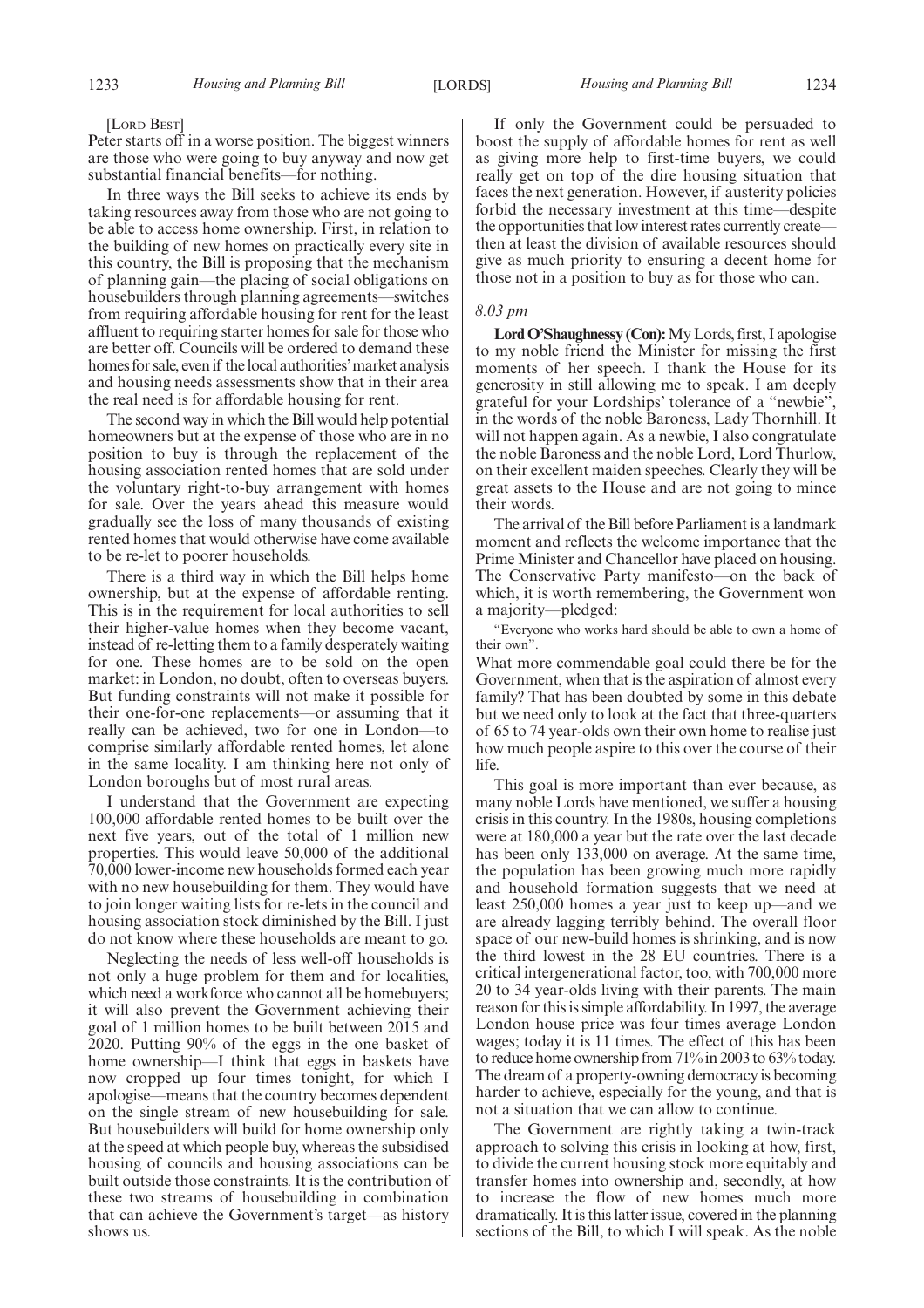[Lord Best]

Peter starts off in a worse position. The biggest winners are those who were going to buy anyway and now get substantial financial benefits—for nothing.

In three ways the Bill seeks to achieve its ends by taking resources away from those who are not going to be able to access home ownership. First, in relation to the building of new homes on practically every site in this country, the Bill is proposing that the mechanism of planning gain—the placing of social obligations on housebuilders through planning agreements—switches from requiring affordable housing for rent for the least affluent to requiring starter homes for sale for those who are better off. Councils will be ordered to demand these homes for sale, even if the local authorities' market analysis and housing needs assessments show that in their area the real need is for affordable housing for rent.

The second way in which the Bill would help potential homeowners but at the expense of those who are in no position to buy is through the replacement of the housing association rented homes that are sold under the voluntary right-to-buy arrangement with homes for sale. Over the years ahead this measure would gradually see the loss of many thousands of existing rented homes that would otherwise have come available to be re-let to poorer households.

There is a third way in which the Bill helps home ownership, but at the expense of affordable renting. This is in the requirement for local authorities to sell their higher-value homes when they become vacant, instead of re-letting them to a family desperately waiting for one. These homes are to be sold on the open market: in London, no doubt, often to overseas buyers. But funding constraints will not make it possible for their one-for-one replacements—or assuming that it really can be achieved, two for one in London—to comprise similarly affordable rented homes, let alone in the same locality. I am thinking here not only of London boroughs but of most rural areas.

I understand that the Government are expecting 100,000 affordable rented homes to be built over the next five years, out of the total of 1 million new properties. This would leave 50,000 of the additional 70,000 lower-income new households formed each year with no new housebuilding for them. They would have to join longer waiting lists for re-lets in the council and housing association stock diminished by the Bill. I just do not know where these households are meant to go.

Neglecting the needs of less well-off households is not only a huge problem for them and for localities, which need a workforce who cannot all be homebuyers; it will also prevent the Government achieving their goal of 1 million homes to be built between 2015 and 2020. Putting 90% of the eggs in the one basket of home ownership—I think that eggs in baskets have now cropped up four times tonight, for which I apologise—means that the country becomes dependent on the single stream of new housebuilding for sale. But housebuilders will build for home ownership only at the speed at which people buy, whereas the subsidised housing of councils and housing associations can be built outside those constraints. It is the contribution of these two streams of housebuilding in combination that can achieve the Government's target—as history shows us.

If only the Government could be persuaded to boost the supply of affordable homes for rent as well as giving more help to first-time buyers, we could really get on top of the dire housing situation that faces the next generation. However, if austerity policies forbid the necessary investment at this time—despite the opportunities that low interest rates currently create—then at least the division of available resources should give as much priority to ensuring a decent home for those not in a position to buy as for those who can.

*8.03 pm*

**Lord O'Shaughnessy (Con):** My Lords, first, I apologise to my noble friend the Minister for missing the first moments of her speech. I thank the House for its generosity in still allowing me to speak. I am deeply grateful for your Lordships' tolerance of a "newbie", in the words of the noble Baroness, Lady Thornhill. It will not happen again. As a newbie, I also congratulate the noble Baroness and the noble Lord, Lord Thurlow, on their excellent maiden speeches. Clearly they will be great assets to the House and are not going to mince their words.

The arrival of the Bill before Parliament is a landmark moment and reflects the welcome importance that the Prime Minister and Chancellor have placed on housing. The Conservative Party manifesto—on the back of which, it is worth remembering, the Government won a majority—pledged:

"Everyone who works hard should be able to own a home of their own".

What more commendable goal could there be for the Government, when that is the aspiration of almost every family? That has been doubted by some in this debate but we need only to look at the fact that three-quarters of 65 to 74 year-olds own their own home to realise just how much people aspire to this over the course of their life.

This goal is more important than ever because, as many noble Lords have mentioned, we suffer a housing crisis in this country. In the 1980s, housing completions were at 180,000 a year but the rate over the last decade has been only 133,000 on average. At the same time, the population has been growing much more rapidly and household formation suggests that we need at least 250,000 homes a year just to keep up—and we are already lagging terribly behind. The overall floor space of our new-build homes is shrinking, and is now the third lowest in the 28 EU countries. There is a critical intergenerational factor, too, with 700,000 more 20 to 34 year-olds living with their parents. The main reason for this is simple affordability. In 1997, the average London house price was four times average London wages; today it is 11 times. The effect of this has been to reduce home ownership from 71% in 2003 to 63% today. The dream of a property-owning democracy is becoming harder to achieve, especially for the young, and that is not a situation that we can allow to continue.

The Government are rightly taking a twin-track approach to solving this crisis in looking at how, first, to divide the current housing stock more equitably and transfer homes into ownership and, secondly, at how to increase the flow of new homes much more dramatically. It is this latter issue, covered in the planning sections of the Bill, to which I will speak. As the noble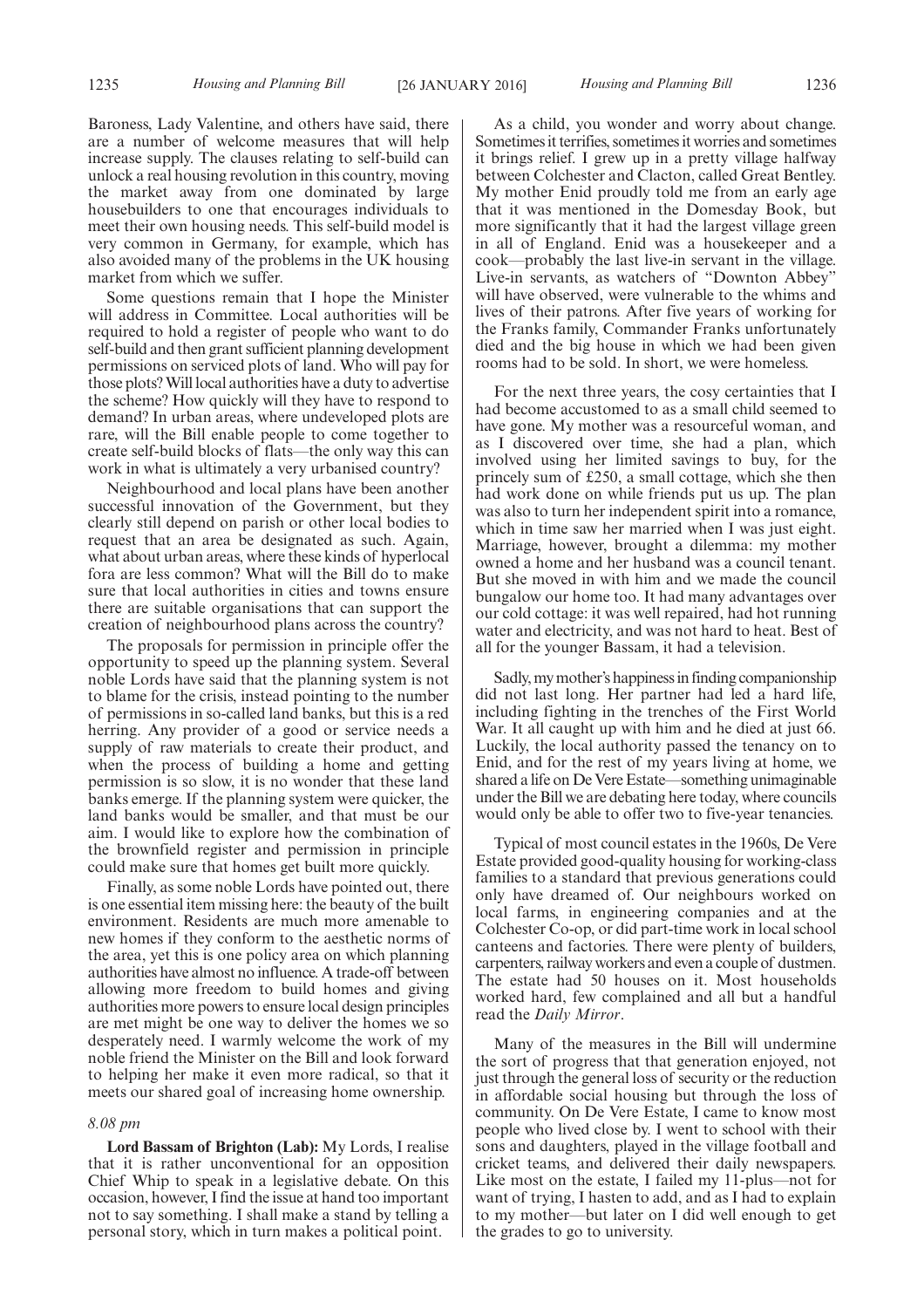Baroness, Lady Valentine, and others have said, there are a number of welcome measures that will help increase supply. The clauses relating to self-build can unlock a real housing revolution in this country, moving the market away from one dominated by large housebuilders to one that encourages individuals to meet their own housing needs. This self-build model is very common in Germany, for example, which has also avoided many of the problems in the UK housing market from which we suffer.

Some questions remain that I hope the Minister will address in Committee. Local authorities will be required to hold a register of people who want to do self-build and then grant sufficient planning development permissions on serviced plots of land. Who will pay for those plots? Will local authorities have a duty to advertise the scheme? How quickly will they have to respond to demand? In urban areas, where undeveloped plots are rare, will the Bill enable people to come together to create self-build blocks of flats—the only way this can work in what is ultimately a very urbanised country?

Neighbourhood and local plans have been another successful innovation of the Government, but they clearly still depend on parish or other local bodies to request that an area be designated as such. Again, what about urban areas, where these kinds of hyperlocal fora are less common? What will the Bill do to make sure that local authorities in cities and towns ensure there are suitable organisations that can support the creation of neighbourhood plans across the country?

The proposals for permission in principle offer the opportunity to speed up the planning system. Several noble Lords have said that the planning system is not to blame for the crisis, instead pointing to the number of permissions in so-called land banks, but this is a red herring. Any provider of a good or service needs a supply of raw materials to create their product, and when the process of building a home and getting permission is so slow, it is no wonder that these land banks emerge. If the planning system were quicker, the land banks would be smaller, and that must be our aim. I would like to explore how the combination of the brownfield register and permission in principle could make sure that homes get built more quickly.

Finally, as some noble Lords have pointed out, there is one essential item missing here: the beauty of the built environment. Residents are much more amenable to new homes if they conform to the aesthetic norms of the area, yet this is one policy area on which planning authorities have almost no influence. A trade-off between allowing more freedom to build homes and giving authorities more powers to ensure local design principles are met might be one way to deliver the homes we so desperately need. I warmly welcome the work of my noble friend the Minister on the Bill and look forward to helping her make it even more radical, so that it meets our shared goal of increasing home ownership.

*8.08 pm*

**Lord Bassam of Brighton (Lab):** My Lords, I realise that it is rather unconventional for an opposition Chief Whip to speak in a legislative debate. On this occasion, however, I find the issue at hand too important not to say something. I shall make a stand by telling a personal story, which in turn makes a political point.

As a child, you wonder and worry about change. Sometimes it terrifies, sometimes it worries and sometimes it brings relief. I grew up in a pretty village halfway between Colchester and Clacton, called Great Bentley. My mother Enid proudly told me from an early age that it was mentioned in the Domesday Book, but more significantly that it had the largest village green in all of England. Enid was a housekeeper and a cook—probably the last live-in servant in the village. Live-in servants, as watchers of "Downton Abbey" will have observed, were vulnerable to the whims and lives of their patrons. After five years of working for the Franks family, Commander Franks unfortunately died and the big house in which we had been given rooms had to be sold. In short, we were homeless.

For the next three years, the cosy certainties that I had become accustomed to as a small child seemed to have gone. My mother was a resourceful woman, and as I discovered over time, she had a plan, which involved using her limited savings to buy, for the princely sum of £250, a small cottage, which she then had work done on while friends put us up. The plan was also to turn her independent spirit into a romance, which in time saw her married when I was just eight. Marriage, however, brought a dilemma: my mother owned a home and her husband was a council tenant. But she moved in with him and we made the council bungalow our home too. It had many advantages over our cold cottage: it was well repaired, had hot running water and electricity, and was not hard to heat. Best of all for the younger Bassam, it had a television.

Sadly, my mother's happiness in finding companionship did not last long. Her partner had led a hard life, including fighting in the trenches of the First World War. It all caught up with him and he died at just 66. Luckily, the local authority passed the tenancy on to Enid, and for the rest of my years living at home, we shared a life on De Vere Estate—something unimaginable under the Bill we are debating here today, where councils would only be able to offer two to five-year tenancies.

Typical of most council estates in the 1960s, De Vere Estate provided good-quality housing for working-class families to a standard that previous generations could only have dreamed of. Our neighbours worked on local farms, in engineering companies and at the Colchester Co-op, or did part-time work in local school canteens and factories. There were plenty of builders, carpenters, railway workers and even a couple of dustmen. The estate had 50 houses on it. Most households worked hard, few complained and all but a handful read the *Daily Mirror*.

Many of the measures in the Bill will undermine the sort of progress that that generation enjoyed, not just through the general loss of security or the reduction in affordable social housing but through the loss of community. On De Vere Estate, I came to know most people who lived close by. I went to school with their sons and daughters, played in the village football and cricket teams, and delivered their daily newspapers. Like most on the estate, I failed my 11-plus—not for want of trying, I hasten to add, and as I had to explain to my mother—but later on I did well enough to get the grades to go to university.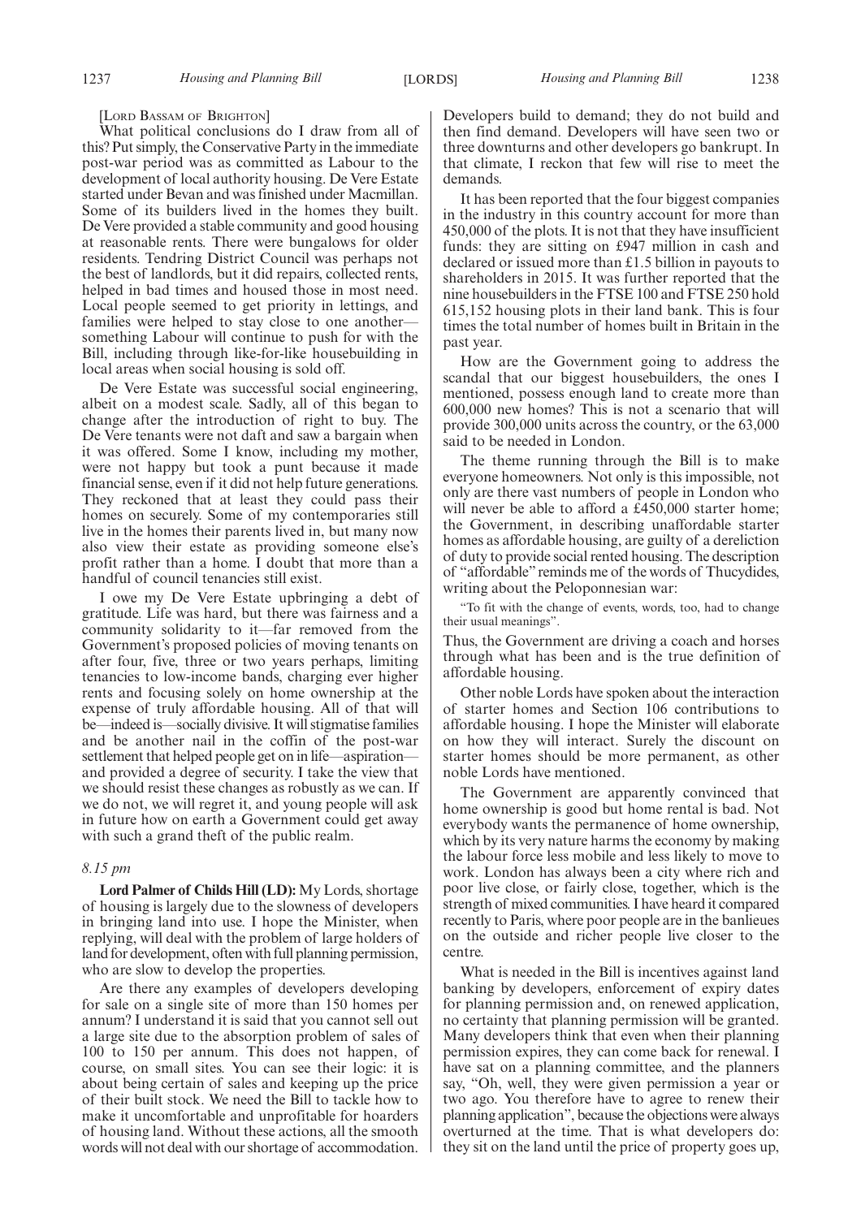[Lord Bassam of Brighton]

What political conclusions do I draw from all of this? Put simply, the Conservative Party in the immediate post-war period was as committed as Labour to the development of local authority housing. De Vere Estate started under Bevan and was finished under Macmillan. Some of its builders lived in the homes they built. De Vere provided a stable community and good housing at reasonable rents. There were bungalows for older residents. Tendring District Council was perhaps not the best of landlords, but it did repairs, collected rents, helped in bad times and housed those in most need. Local people seemed to get priority in lettings, and families were helped to stay close to one another—something Labour will continue to push for with the Bill, including through like-for-like housebuilding in local areas when social housing is sold off.

De Vere Estate was successful social engineering, albeit on a modest scale. Sadly, all of this began to change after the introduction of right to buy. The De Vere tenants were not daft and saw a bargain when it was offered. Some I know, including my mother, were not happy but took a punt because it made financial sense, even if it did not help future generations. They reckoned that at least they could pass their homes on securely. Some of my contemporaries still live in the homes their parents lived in, but many now also view their estate as providing someone else's profit rather than a home. I doubt that more than a handful of council tenancies still exist.

I owe my De Vere Estate upbringing a debt of gratitude. Life was hard, but there was fairness and a community solidarity to it—far removed from the Government's proposed policies of moving tenants on after four, five, three or two years perhaps, limiting tenancies to low-income bands, charging ever higher rents and focusing solely on home ownership at the expense of truly affordable housing. All of that will be—indeed is—socially divisive. It will stigmatise families and be another nail in the coffin of the post-war settlement that helped people get on in life—aspiration—and provided a degree of security. I take the view that we should resist these changes as robustly as we can. If we do not, we will regret it, and young people will ask in future how on earth a Government could get away with such a grand theft of the public realm.

*8.15 pm*

**Lord Palmer of Childs Hill (LD):** My Lords, shortage of housing is largely due to the slowness of developers in bringing land into use. I hope the Minister, when replying, will deal with the problem of large holders of land for development, often with full planning permission, who are slow to develop the properties.

Are there any examples of developers developing for sale on a single site of more than 150 homes per annum? I understand it is said that you cannot sell out a large site due to the absorption problem of sales of 100 to 150 per annum. This does not happen, of course, on small sites. You can see their logic: it is about being certain of sales and keeping up the price of their built stock. We need the Bill to tackle how to make it uncomfortable and unprofitable for hoarders of housing land. Without these actions, all the smooth words will not deal with our shortage of accommodation. Developers build to demand; they do not build and then find demand. Developers will have seen two or three downturns and other developers go bankrupt. In that climate, I reckon that few will rise to meet the demands.

It has been reported that the four biggest companies in the industry in this country account for more than 450,000 of the plots. It is not that they have insufficient funds: they are sitting on £947 million in cash and declared or issued more than £1.5 billion in payouts to shareholders in 2015. It was further reported that the nine housebuilders in the FTSE 100 and FTSE 250 hold 615,152 housing plots in their land bank. This is four times the total number of homes built in Britain in the past year.

How are the Government going to address the scandal that our biggest housebuilders, the ones I mentioned, possess enough land to create more than 600,000 new homes? This is not a scenario that will provide 300,000 units across the country, or the 63,000 said to be needed in London.

The theme running through the Bill is to make everyone homeowners. Not only is this impossible, not only are there vast numbers of people in London who will never be able to afford a £450,000 starter home; the Government, in describing unaffordable starter homes as affordable housing, are guilty of a dereliction of duty to provide social rented housing. The description of "affordable" reminds me of the words of Thucydides, writing about the Peloponnesian war:

"To fit with the change of events, words, too, had to change their usual meanings".

Thus, the Government are driving a coach and horses through what has been and is the true definition of affordable housing.

Other noble Lords have spoken about the interaction of starter homes and Section 106 contributions to affordable housing. I hope the Minister will elaborate on how they will interact. Surely the discount on starter homes should be more permanent, as other noble Lords have mentioned.

The Government are apparently convinced that home ownership is good but home rental is bad. Not everybody wants the permanence of home ownership, which by its very nature harms the economy by making the labour force less mobile and less likely to move to work. London has always been a city where rich and poor live close, or fairly close, together, which is the strength of mixed communities. I have heard it compared recently to Paris, where poor people are in the banlieues on the outside and richer people live closer to the centre.

What is needed in the Bill is incentives against land banking by developers, enforcement of expiry dates for planning permission and, on renewed application, no certainty that planning permission will be granted. Many developers think that even when their planning permission expires, they can come back for renewal. I have sat on a planning committee, and the planners say, "Oh, well, they were given permission a year or two ago. You therefore have to agree to renew their planning application", because the objections were always overturned at the time. That is what developers do: they sit on the land until the price of property goes up,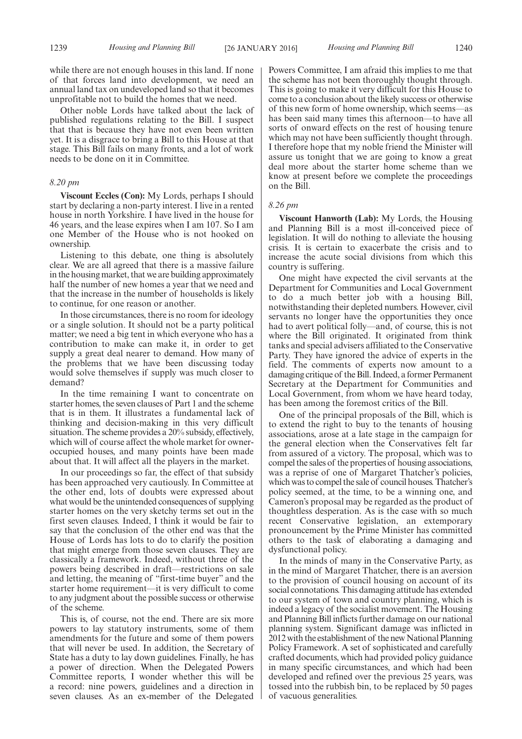while there are not enough houses in this land. If none of that forces land into development, we need an annual land tax on undeveloped land so that it becomes unprofitable not to build the homes that we need.

Other noble Lords have talked about the lack of published regulations relating to the Bill. I suspect that that is because they have not even been written yet. It is a disgrace to bring a Bill to this House at that stage. This Bill fails on many fronts, and a lot of work needs to be done on it in Committee.

*8.20 pm*

**Viscount Eccles (Con):** My Lords, perhaps I should start by declaring a non-party interest. I live in a rented house in north Yorkshire. I have lived in the house for 46 years, and the lease expires when I am 107. So I am one Member of the House who is not hooked on ownership.

Listening to this debate, one thing is absolutely clear. We are all agreed that there is a massive failure in the housing market, that we are building approximately half the number of new homes a year that we need and that the increase in the number of households is likely to continue, for one reason or another.

In those circumstances, there is no room for ideology or a single solution. It should not be a party political matter; we need a big tent in which everyone who has a contribution to make can make it, in order to get supply a great deal nearer to demand. How many of the problems that we have been discussing today would solve themselves if supply was much closer to demand?

In the time remaining I want to concentrate on starter homes, the seven clauses of Part 1 and the scheme that is in them. It illustrates a fundamental lack of thinking and decision-making in this very difficult situation. The scheme provides a 20% subsidy, effectively, which will of course affect the whole market for owner-occupied houses, and many points have been made about that. It will affect all the players in the market.

In our proceedings so far, the effect of that subsidy has been approached very cautiously. In Committee at the other end, lots of doubts were expressed about what would be the unintended consequences of supplying starter homes on the very sketchy terms set out in the first seven clauses. Indeed, I think it would be fair to say that the conclusion of the other end was that the House of Lords has lots to do to clarify the position that might emerge from those seven clauses. They are classically a framework. Indeed, without three of the powers being described in draft—restrictions on sale and letting, the meaning of "first-time buyer" and the starter home requirement—it is very difficult to come to any judgment about the possible success or otherwise of the scheme.

This is, of course, not the end. There are six more powers to lay statutory instruments, some of them amendments for the future and some of them powers that will never be used. In addition, the Secretary of State has a duty to lay down guidelines. Finally, he has a power of direction. When the Delegated Powers Committee reports, I wonder whether this will be a record: nine powers, guidelines and a direction in seven clauses. As an ex-member of the Delegated Powers Committee, I am afraid this implies to me that the scheme has not been thoroughly thought through. This is going to make it very difficult for this House to come to a conclusion about the likely success or otherwise of this new form of home ownership, which seems—as has been said many times this afternoon—to have all sorts of onward effects on the rest of housing tenure which may not have been sufficiently thought through. I therefore hope that my noble friend the Minister will assure us tonight that we are going to know a great deal more about the starter home scheme than we know at present before we complete the proceedings on the Bill.

*8.26 pm*

**Viscount Hanworth (Lab):** My Lords, the Housing and Planning Bill is a most ill-conceived piece of legislation. It will do nothing to alleviate the housing crisis. It is certain to exacerbate the crisis and to increase the acute social divisions from which this country is suffering.

One might have expected the civil servants at the Department for Communities and Local Government to do a much better job with a housing Bill, notwithstanding their depleted numbers. However, civil servants no longer have the opportunities they once had to avert political folly—and, of course, this is not where the Bill originated. It originated from think tanks and special advisers affiliated to the Conservative Party. They have ignored the advice of experts in the field. The comments of experts now amount to a damaging critique of the Bill. Indeed, a former Permanent Secretary at the Department for Communities and Local Government, from whom we have heard today, has been among the foremost critics of the Bill.

One of the principal proposals of the Bill, which is to extend the right to buy to the tenants of housing associations, arose at a late stage in the campaign for the general election when the Conservatives felt far from assured of a victory. The proposal, which was to compel the sales of the properties of housing associations, was a reprise of one of Margaret Thatcher's policies, which was to compel the sale of council houses. Thatcher's policy seemed, at the time, to be a winning one, and Cameron's proposal may be regarded as the product of thoughtless desperation. As is the case with so much recent Conservative legislation, an extemporary pronouncement by the Prime Minister has committed others to the task of elaborating a damaging and dysfunctional policy.

In the minds of many in the Conservative Party, as in the mind of Margaret Thatcher, there is an aversion to the provision of council housing on account of its social connotations. This damaging attitude has extended to our system of town and country planning, which is indeed a legacy of the socialist movement. The Housing and Planning Bill inflicts further damage on our national planning system. Significant damage was inflicted in 2012 with the establishment of the new National Planning Policy Framework. A set of sophisticated and carefully crafted documents, which had provided policy guidance in many specific circumstances, and which had been developed and refined over the previous 25 years, was tossed into the rubbish bin, to be replaced by 50 pages of vacuous generalities.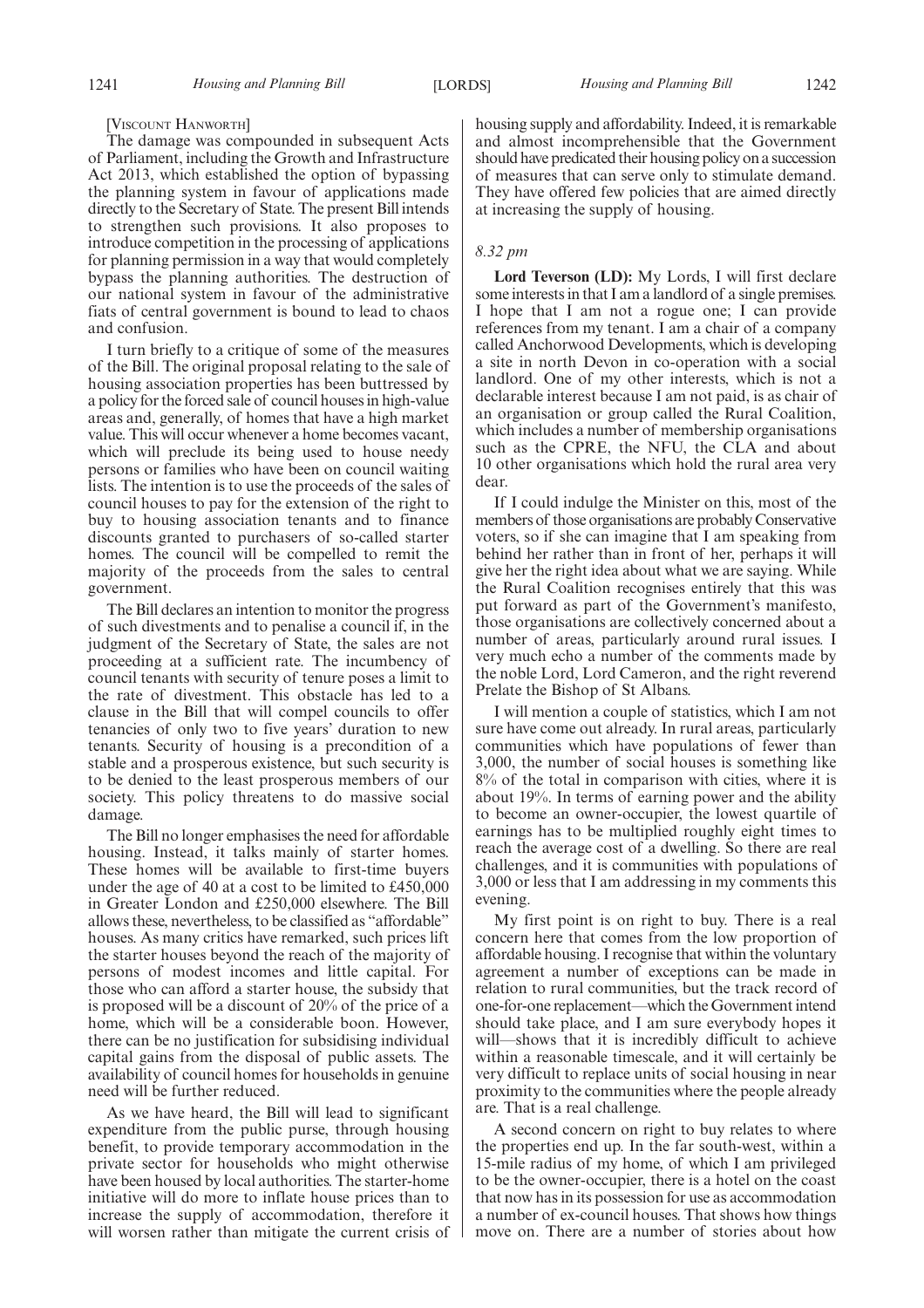[Viscount Hanworth]

The damage was compounded in subsequent Acts of Parliament, including the Growth and Infrastructure Act 2013, which established the option of bypassing the planning system in favour of applications made directly to the Secretary of State. The present Bill intends to strengthen such provisions. It also proposes to introduce competition in the processing of applications for planning permission in a way that would completely bypass the planning authorities. The destruction of our national system in favour of the administrative fiats of central government is bound to lead to chaos and confusion.

I turn briefly to a critique of some of the measures of the Bill. The original proposal relating to the sale of housing association properties has been buttressed by a policy for the forced sale of council houses in high-value areas and, generally, of homes that have a high market value. This will occur whenever a home becomes vacant, which will preclude its being used to house needy persons or families who have been on council waiting lists. The intention is to use the proceeds of the sales of council houses to pay for the extension of the right to buy to housing association tenants and to finance discounts granted to purchasers of so-called starter homes. The council will be compelled to remit the majority of the proceeds from the sales to central government.

The Bill declares an intention to monitor the progress of such divestments and to penalise a council if, in the judgment of the Secretary of State, the sales are not proceeding at a sufficient rate. The incumbency of council tenants with security of tenure poses a limit to the rate of divestment. This obstacle has led to a clause in the Bill that will compel councils to offer tenancies of only two to five years' duration to new tenants. Security of housing is a precondition of a stable and a prosperous existence, but such security is to be denied to the least prosperous members of our society. This policy threatens to do massive social damage.

The Bill no longer emphasises the need for affordable housing. Instead, it talks mainly of starter homes. These homes will be available to first-time buyers under the age of 40 at a cost to be limited to £450,000 in Greater London and £250,000 elsewhere. The Bill allows these, nevertheless, to be classified as "affordable" houses. As many critics have remarked, such prices lift the starter houses beyond the reach of the majority of persons of modest incomes and little capital. For those who can afford a starter house, the subsidy that is proposed will be a discount of 20% of the price of a home, which will be a considerable boon. However, there can be no justification for subsidising individual capital gains from the disposal of public assets. The availability of council homes for households in genuine need will be further reduced.

As we have heard, the Bill will lead to significant expenditure from the public purse, through housing benefit, to provide temporary accommodation in the private sector for households who might otherwise have been housed by local authorities. The starter-home initiative will do more to inflate house prices than to increase the supply of accommodation, therefore it will worsen rather than mitigate the current crisis of housing supply and affordability. Indeed, it is remarkable and almost incomprehensible that the Government should have predicated their housing policy on a succession of measures that can serve only to stimulate demand. They have offered few policies that are aimed directly at increasing the supply of housing.

*8.32 pm*

**Lord Teverson (LD):** My Lords, I will first declare some interests in that I am a landlord of a single premises. I hope that I am not a rogue one; I can provide references from my tenant. I am a chair of a company called Anchorwood Developments, which is developing a site in north Devon in co-operation with a social landlord. One of my other interests, which is not a declarable interest because I am not paid, is as chair of an organisation or group called the Rural Coalition, which includes a number of membership organisations such as the CPRE, the NFU, the CLA and about 10 other organisations which hold the rural area very dear.

If I could indulge the Minister on this, most of the members of those organisations are probably Conservative voters, so if she can imagine that I am speaking from behind her rather than in front of her, perhaps it will give her the right idea about what we are saying. While the Rural Coalition recognises entirely that this was put forward as part of the Government's manifesto, those organisations are collectively concerned about a number of areas, particularly around rural issues. I very much echo a number of the comments made by the noble Lord, Lord Cameron, and the right reverend Prelate the Bishop of St Albans.

I will mention a couple of statistics, which I am not sure have come out already. In rural areas, particularly communities which have populations of fewer than 3,000, the number of social houses is something like 8% of the total in comparison with cities, where it is about 19%. In terms of earning power and the ability to become an owner-occupier, the lowest quartile of earnings has to be multiplied roughly eight times to reach the average cost of a dwelling. So there are real challenges, and it is communities with populations of 3,000 or less that I am addressing in my comments this evening.

My first point is on right to buy. There is a real concern here that comes from the low proportion of affordable housing. I recognise that within the voluntary agreement a number of exceptions can be made in relation to rural communities, but the track record of one-for-one replacement—which the Government intend should take place, and I am sure everybody hopes it will—shows that it is incredibly difficult to achieve within a reasonable timescale, and it will certainly be very difficult to replace units of social housing in near proximity to the communities where the people already are. That is a real challenge.

A second concern on right to buy relates to where the properties end up. In the far south-west, within a 15-mile radius of my home, of which I am privileged to be the owner-occupier, there is a hotel on the coast that now has in its possession for use as accommodation a number of ex-council houses. That shows how things move on. There are a number of stories about how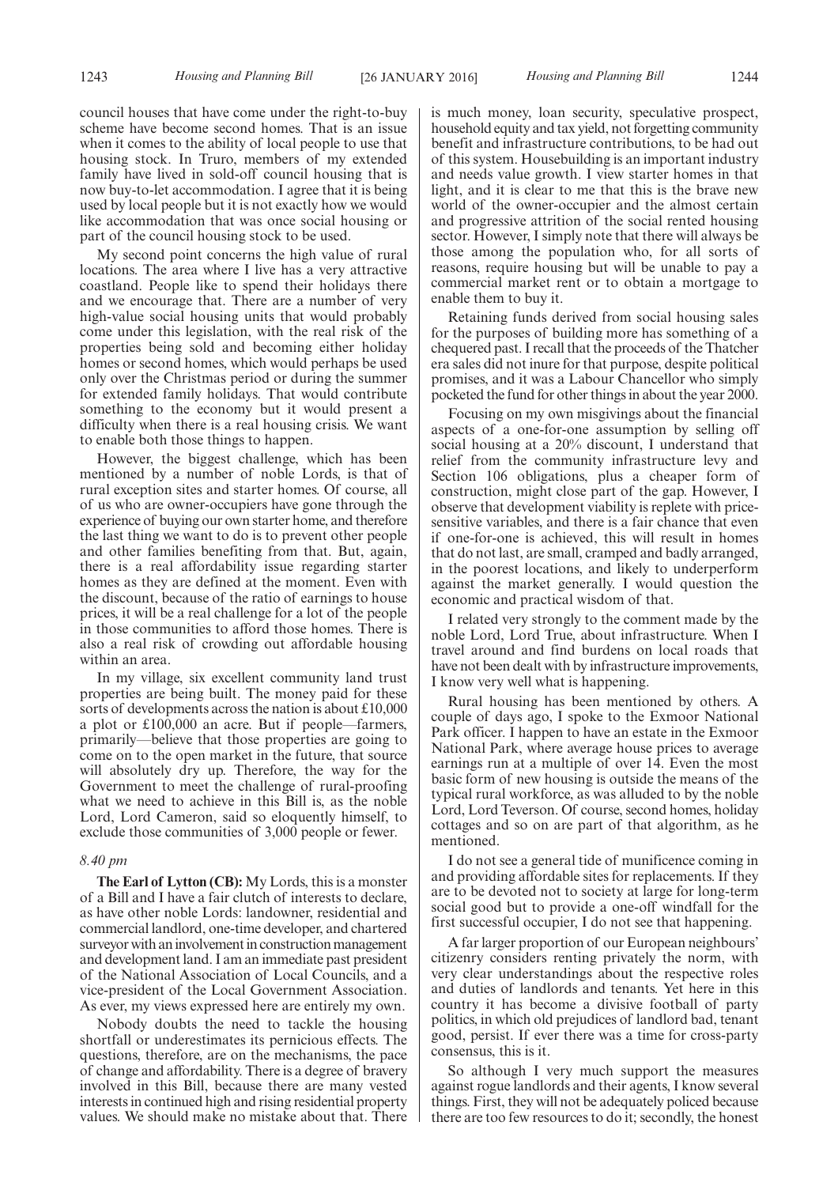council houses that have come under the right-to-buy scheme have become second homes. That is an issue when it comes to the ability of local people to use that housing stock. In Truro, members of my extended family have lived in sold-off council housing that is now buy-to-let accommodation. I agree that it is being used by local people but it is not exactly how we would like accommodation that was once social housing or part of the council housing stock to be used.

My second point concerns the high value of rural locations. The area where I live has a very attractive coastland. People like to spend their holidays there and we encourage that. There are a number of very high-value social housing units that would probably come under this legislation, with the real risk of the properties being sold and becoming either holiday homes or second homes, which would perhaps be used only over the Christmas period or during the summer for extended family holidays. That would contribute something to the economy but it would present a difficulty when there is a real housing crisis. We want to enable both those things to happen.

However, the biggest challenge, which has been mentioned by a number of noble Lords, is that of rural exception sites and starter homes. Of course, all of us who are owner-occupiers have gone through the experience of buying our own starter home, and therefore the last thing we want to do is to prevent other people and other families benefiting from that. But, again, there is a real affordability issue regarding starter homes as they are defined at the moment. Even with the discount, because of the ratio of earnings to house prices, it will be a real challenge for a lot of the people in those communities to afford those homes. There is also a real risk of crowding out affordable housing within an area.

In my village, six excellent community land trust properties are being built. The money paid for these sorts of developments across the nation is about £10,000 a plot or £100,000 an acre. But if people—farmers, primarily—believe that those properties are going to come on to the open market in the future, that source will absolutely dry up. Therefore, the way for the Government to meet the challenge of rural-proofing what we need to achieve in this Bill is, as the noble Lord, Lord Cameron, said so eloquently himself, to exclude those communities of 3,000 people or fewer.

*8.40 pm*

**The Earl of Lytton (CB):** My Lords, this is a monster of a Bill and I have a fair clutch of interests to declare, as have other noble Lords: landowner, residential and commercial landlord, one-time developer, and chartered surveyor with an involvement in construction management and development land. I am an immediate past president of the National Association of Local Councils, and a vice-president of the Local Government Association. As ever, my views expressed here are entirely my own.

Nobody doubts the need to tackle the housing shortfall or underestimates its pernicious effects. The questions, therefore, are on the mechanisms, the pace of change and affordability. There is a degree of bravery involved in this Bill, because there are many vested interests in continued high and rising residential property values. We should make no mistake about that. There is much money, loan security, speculative prospect, household equity and tax yield, not forgetting community benefit and infrastructure contributions, to be had out of this system. Housebuilding is an important industry and needs value growth. I view starter homes in that light, and it is clear to me that this is the brave new world of the owner-occupier and the almost certain and progressive attrition of the social rented housing sector. However, I simply note that there will always be those among the population who, for all sorts of reasons, require housing but will be unable to pay a commercial market rent or to obtain a mortgage to enable them to buy it.

Retaining funds derived from social housing sales for the purposes of building more has something of a chequered past. I recall that the proceeds of the Thatcher era sales did not inure for that purpose, despite political promises, and it was a Labour Chancellor who simply pocketed the fund for other things in about the year 2000.

Focusing on my own misgivings about the financial aspects of a one-for-one assumption by selling off social housing at a 20% discount, I understand that relief from the community infrastructure levy and Section 106 obligations, plus a cheaper form of construction, might close part of the gap. However, I observe that development viability is replete with price-sensitive variables, and there is a fair chance that even if one-for-one is achieved, this will result in homes that do not last, are small, cramped and badly arranged, in the poorest locations, and likely to underperform against the market generally. I would question the economic and practical wisdom of that.

I related very strongly to the comment made by the noble Lord, Lord True, about infrastructure. When I travel around and find burdens on local roads that have not been dealt with by infrastructure improvements, I know very well what is happening.

Rural housing has been mentioned by others. A couple of days ago, I spoke to the Exmoor National Park officer. I happen to have an estate in the Exmoor National Park, where average house prices to average earnings run at a multiple of over 14. Even the most basic form of new housing is outside the means of the typical rural workforce, as was alluded to by the noble Lord, Lord Teverson. Of course, second homes, holiday cottages and so on are part of that algorithm, as he mentioned.

I do not see a general tide of munificence coming in and providing affordable sites for replacements. If they are to be devoted not to society at large for long-term social good but to provide a one-off windfall for the first successful occupier, I do not see that happening.

A far larger proportion of our European neighbours' citizenry considers renting privately the norm, with very clear understandings about the respective roles and duties of landlords and tenants. Yet here in this country it has become a divisive football of party politics, in which old prejudices of landlord bad, tenant good, persist. If ever there was a time for cross-party consensus, this is it.

So although I very much support the measures against rogue landlords and their agents, I know several things. First, they will not be adequately policed because there are too few resources to do it; secondly, the honest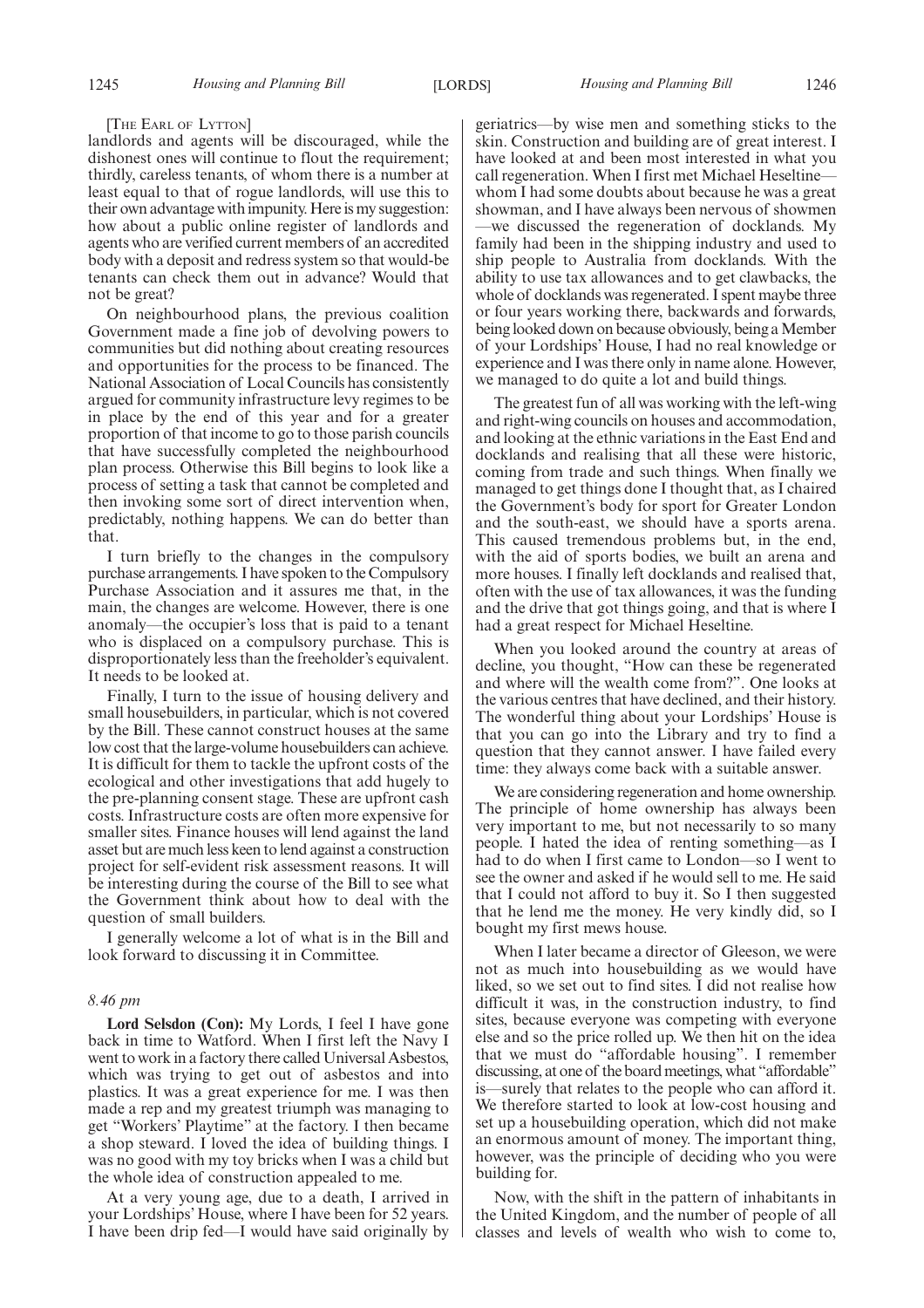[The Earl of Lytton]

landlords and agents will be discouraged, while the dishonest ones will continue to flout the requirement; thirdly, careless tenants, of whom there is a number at least equal to that of rogue landlords, will use this to their own advantage with impunity. Here is my suggestion: how about a public online register of landlords and agents who are verified current members of an accredited body with a deposit and redress system so that would-be tenants can check them out in advance? Would that not be great?

On neighbourhood plans, the previous coalition Government made a fine job of devolving powers to communities but did nothing about creating resources and opportunities for the process to be financed. The National Association of Local Councils has consistently argued for community infrastructure levy regimes to be in place by the end of this year and for a greater proportion of that income to go to those parish councils that have successfully completed the neighbourhood plan process. Otherwise this Bill begins to look like a process of setting a task that cannot be completed and then invoking some sort of direct intervention when, predictably, nothing happens. We can do better than that.

I turn briefly to the changes in the compulsory purchase arrangements. I have spoken to the Compulsory Purchase Association and it assures me that, in the main, the changes are welcome. However, there is one anomaly—the occupier's loss that is paid to a tenant who is displaced on a compulsory purchase. This is disproportionately less than the freeholder's equivalent. It needs to be looked at.

Finally, I turn to the issue of housing delivery and small housebuilders, in particular, which is not covered by the Bill. These cannot construct houses at the same low cost that the large-volume housebuilders can achieve. It is difficult for them to tackle the upfront costs of the ecological and other investigations that add hugely to the pre-planning consent stage. These are upfront cash costs. Infrastructure costs are often more expensive for smaller sites. Finance houses will lend against the land asset but are much less keen to lend against a construction project for self-evident risk assessment reasons. It will be interesting during the course of the Bill to see what the Government think about how to deal with the question of small builders.

I generally welcome a lot of what is in the Bill and look forward to discussing it in Committee.

*8.46 pm*

**Lord Selsdon (Con):** My Lords, I feel I have gone back in time to Watford. When I first left the Navy I went to work in a factory there called Universal Asbestos, which was trying to get out of asbestos and into plastics. It was a great experience for me. I was then made a rep and my greatest triumph was managing to get "Workers' Playtime" at the factory. I then became a shop steward. I loved the idea of building things. I was no good with my toy bricks when I was a child but the whole idea of construction appealed to me.

At a very young age, due to a death, I arrived in your Lordships' House, where I have been for 52 years. I have been drip fed—I would have said originally by geriatrics—by wise men and something sticks to the skin. Construction and building are of great interest. I have looked at and been most interested in what you call regeneration. When I first met Michael Heseltine—whom I had some doubts about because he was a great showman, and I have always been nervous of showmen—we discussed the regeneration of docklands. My family had been in the shipping industry and used to ship people to Australia from docklands. With the ability to use tax allowances and to get clawbacks, the whole of docklands was regenerated. I spent maybe three or four years working there, backwards and forwards, being looked down on because obviously, being a Member of your Lordships' House, I had no real knowledge or experience and I was there only in name alone. However, we managed to do quite a lot and build things.

The greatest fun of all was working with the left-wing and right-wing councils on houses and accommodation, and looking at the ethnic variations in the East End and docklands and realising that all these were historic, coming from trade and such things. When finally we managed to get things done I thought that, as I chaired the Government's body for sport for Greater London and the south-east, we should have a sports arena. This caused tremendous problems but, in the end, with the aid of sports bodies, we built an arena and more houses. I finally left docklands and realised that, often with the use of tax allowances, it was the funding and the drive that got things going, and that is where I had a great respect for Michael Heseltine.

When you looked around the country at areas of decline, you thought, "How can these be regenerated and where will the wealth come from?". One looks at the various centres that have declined, and their history. The wonderful thing about your Lordships' House is that you can go into the Library and try to find a question that they cannot answer. I have failed every time: they always come back with a suitable answer.

We are considering regeneration and home ownership. The principle of home ownership has always been very important to me, but not necessarily to so many people. I hated the idea of renting something—as I had to do when I first came to London—so I went to see the owner and asked if he would sell to me. He said that I could not afford to buy it. So I then suggested that he lend me the money. He very kindly did, so I bought my first mews house.

When I later became a director of Gleeson, we were not as much into housebuilding as we would have liked, so we set out to find sites. I did not realise how difficult it was, in the construction industry, to find sites, because everyone was competing with everyone else and so the price rolled up. We then hit on the idea that we must do "affordable housing". I remember discussing, at one of the board meetings, what "affordable" is—surely that relates to the people who can afford it. We therefore started to look at low-cost housing and set up a housebuilding operation, which did not make an enormous amount of money. The important thing, however, was the principle of deciding who you were building for.

Now, with the shift in the pattern of inhabitants in the United Kingdom, and the number of people of all classes and levels of wealth who wish to come to,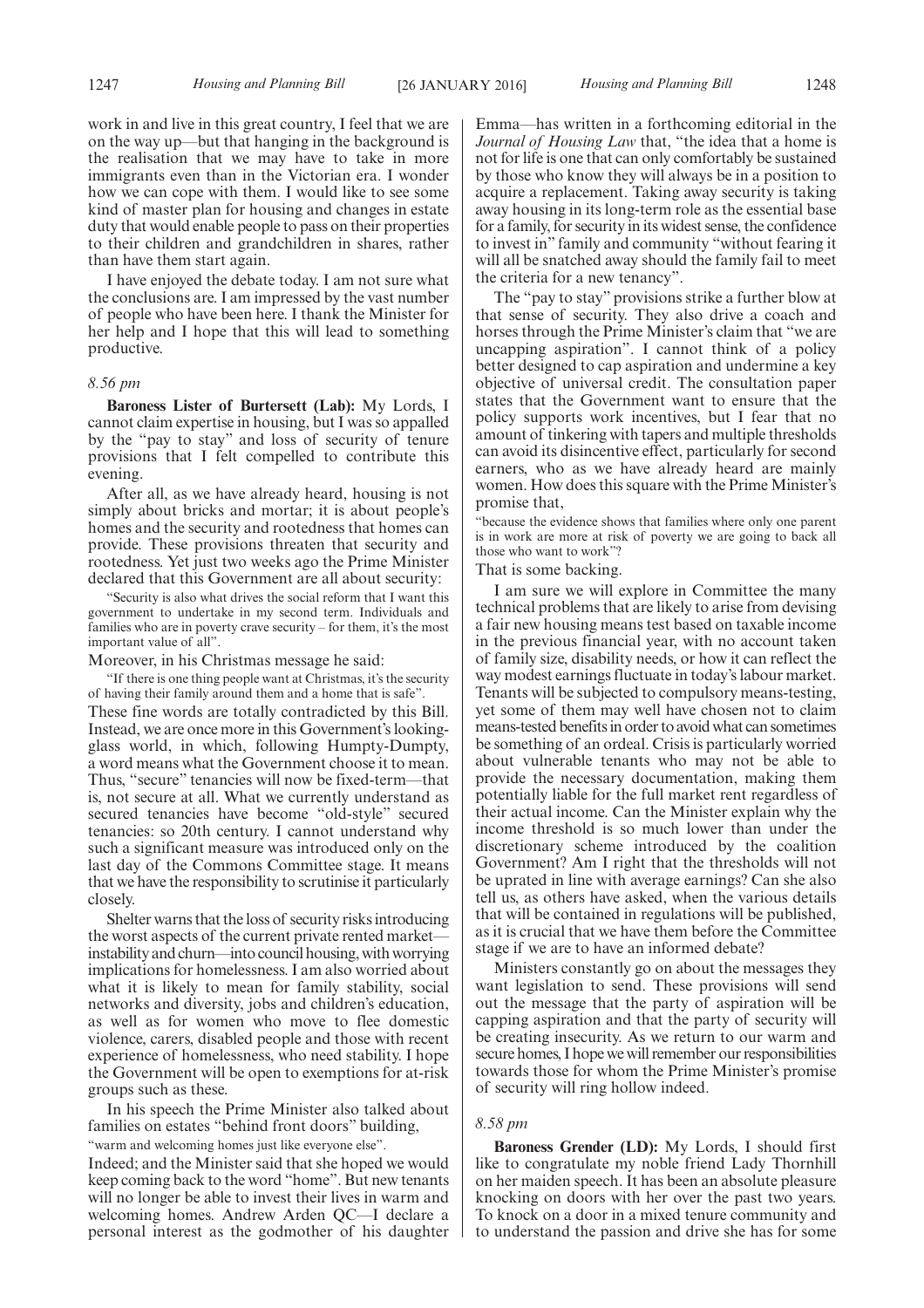work in and live in this great country, I feel that we are on the way up—but that hanging in the background is the realisation that we may have to take in more immigrants even than in the Victorian era. I wonder how we can cope with them. I would like to see some kind of master plan for housing and changes in estate duty that would enable people to pass on their properties to their children and grandchildren in shares, rather than have them start again.

I have enjoyed the debate today. I am not sure what the conclusions are. I am impressed by the vast number of people who have been here. I thank the Minister for her help and I hope that this will lead to something productive.

*8.56 pm*

**Baroness Lister of Burtersett (Lab):** My Lords, I cannot claim expertise in housing, but I was so appalled by the "pay to stay" and loss of security of tenure provisions that I felt compelled to contribute this evening.

After all, as we have already heard, housing is not simply about bricks and mortar; it is about people's homes and the security and rootedness that homes can provide. These provisions threaten that security and rootedness. Yet just two weeks ago the Prime Minister declared that this Government are all about security:

"Security is also what drives the social reform that I want this government to undertake in my second term. Individuals and families who are in poverty crave security – for them, it's the most important value of all".

Moreover, in his Christmas message he said:

"If there is one thing people want at Christmas, it's the security of having their family around them and a home that is safe".

These fine words are totally contradicted by this Bill. Instead, we are once more in this Government's looking-glass world, in which, following Humpty-Dumpty, a word means what the Government choose it to mean. Thus, "secure" tenancies will now be fixed-term—that is, not secure at all. What we currently understand as secured tenancies have become "old-style" secured tenancies: so 20th century. I cannot understand why such a significant measure was introduced only on the last day of the Commons Committee stage. It means that we have the responsibility to scrutinise it particularly closely.

Shelter warns that the loss of security risks introducing the worst aspects of the current private rented market—instability and churn—into council housing, with worrying implications for homelessness. I am also worried about what it is likely to mean for family stability, social networks and diversity, jobs and children's education, as well as for women who move to flee domestic violence, carers, disabled people and those with recent experience of homelessness, who need stability. I hope the Government will be open to exemptions for at-risk groups such as these.

In his speech the Prime Minister also talked about families on estates "behind front doors" building,

"warm and welcoming homes just like everyone else".

Indeed; and the Minister said that she hoped we would keep coming back to the word "home". But new tenants will no longer be able to invest their lives in warm and welcoming homes. Andrew Arden QC—I declare a personal interest as the godmother of his daughter Emma—has written in a forthcoming editorial in the *Journal of Housing Law* that, "the idea that a home is not for life is one that can only comfortably be sustained by those who know they will always be in a position to acquire a replacement. Taking away security is taking away housing in its long-term role as the essential base for a family, for security in its widest sense, the confidence to invest in" family and community "without fearing it will all be snatched away should the family fail to meet the criteria for a new tenancy".

The "pay to stay" provisions strike a further blow at that sense of security. They also drive a coach and horses through the Prime Minister's claim that "we are uncapping aspiration". I cannot think of a policy better designed to cap aspiration and undermine a key objective of universal credit. The consultation paper states that the Government want to ensure that the policy supports work incentives, but I fear that no amount of tinkering with tapers and multiple thresholds can avoid its disincentive effect, particularly for second earners, who as we have already heard are mainly women. How does this square with the Prime Minister's promise that,

"because the evidence shows that families where only one parent is in work are more at risk of poverty we are going to back all those who want to work"?

That is some backing.

I am sure we will explore in Committee the many technical problems that are likely to arise from devising a fair new housing means test based on taxable income in the previous financial year, with no account taken of family size, disability needs, or how it can reflect the way modest earnings fluctuate in today's labour market. Tenants will be subjected to compulsory means-testing, yet some of them may well have chosen not to claim means-tested benefits in order to avoid what can sometimes be something of an ordeal. Crisis is particularly worried about vulnerable tenants who may not be able to provide the necessary documentation, making them potentially liable for the full market rent regardless of their actual income. Can the Minister explain why the income threshold is so much lower than under the discretionary scheme introduced by the coalition Government? Am I right that the thresholds will not be uprated in line with average earnings? Can she also tell us, as others have asked, when the various details that will be contained in regulations will be published, as it is crucial that we have them before the Committee stage if we are to have an informed debate?

Ministers constantly go on about the messages they want legislation to send. These provisions will send out the message that the party of aspiration will be capping aspiration and that the party of security will be creating insecurity. As we return to our warm and secure homes, I hope we will remember our responsibilities towards those for whom the Prime Minister's promise of security will ring hollow indeed.

*8.58 pm*

**Baroness Grender (LD):** My Lords, I should first like to congratulate my noble friend Lady Thornhill on her maiden speech. It has been an absolute pleasure knocking on doors with her over the past two years. To knock on a door in a mixed tenure community and to understand the passion and drive she has for some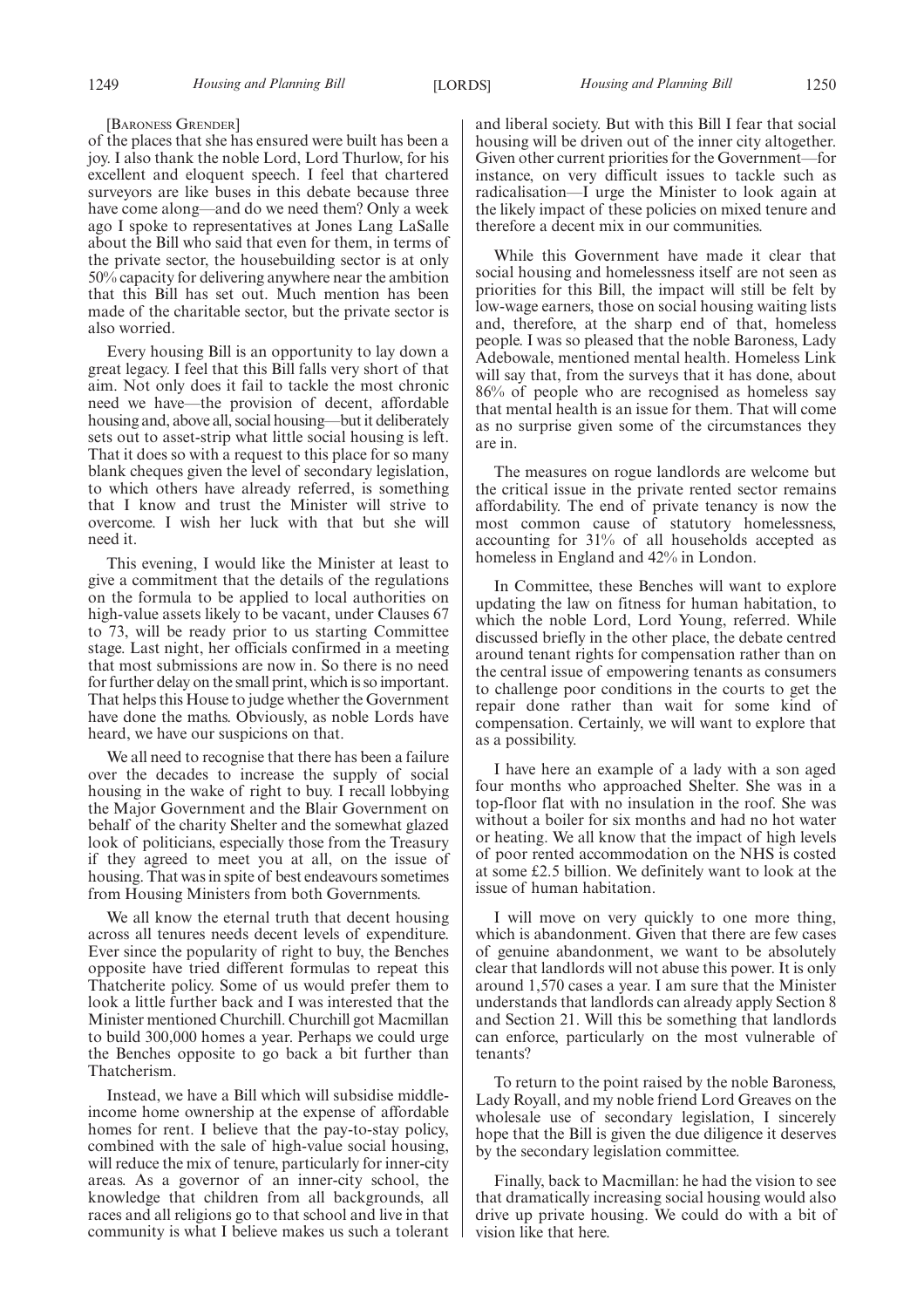[BARONESS GRENDER]

of the places that she has ensured were built has been a joy. I also thank the noble Lord, Lord Thurlow, for his excellent and eloquent speech. I feel that chartered surveyors are like buses in this debate because three have come along—and do we need them? Only a week ago I spoke to representatives at Jones Lang LaSalle about the Bill who said that even for them, in terms of the private sector, the housebuilding sector is at only 50% capacity for delivering anywhere near the ambition that this Bill has set out. Much mention has been made of the charitable sector, but the private sector is also worried.

Every housing Bill is an opportunity to lay down a great legacy. I feel that this Bill falls very short of that aim. Not only does it fail to tackle the most chronic need we have—the provision of decent, affordable housing and, above all, social housing—but it deliberately sets out to asset-strip what little social housing is left. That it does so with a request to this place for so many blank cheques given the level of secondary legislation, to which others have already referred, is something that I know and trust the Minister will strive to overcome. I wish her luck with that but she will need it.

This evening, I would like the Minister at least to give a commitment that the details of the regulations on the formula to be applied to local authorities on high-value assets likely to be vacant, under Clauses 67 to 73, will be ready prior to us starting Committee stage. Last night, her officials confirmed in a meeting that most submissions are now in. So there is no need for further delay on the small print, which is so important. That helps this House to judge whether the Government have done the maths. Obviously, as noble Lords have heard, we have our suspicions on that.

We all need to recognise that there has been a failure over the decades to increase the supply of social housing in the wake of right to buy. I recall lobbying the Major Government and the Blair Government on behalf of the charity Shelter and the somewhat glazed look of politicians, especially those from the Treasury if they agreed to meet you at all, on the issue of housing. That was in spite of best endeavours sometimes from Housing Ministers from both Governments.

We all know the eternal truth that decent housing across all tenures needs decent levels of expenditure. Ever since the popularity of right to buy, the Benches opposite have tried different formulas to repeat this Thatcherite policy. Some of us would prefer them to look a little further back and I was interested that the Minister mentioned Churchill. Churchill got Macmillan to build 300,000 homes a year. Perhaps we could urge the Benches opposite to go back a bit further than Thatcherism.

Instead, we have a Bill which will subsidise middle-income home ownership at the expense of affordable homes for rent. I believe that the pay-to-stay policy, combined with the sale of high-value social housing, will reduce the mix of tenure, particularly for inner-city areas. As a governor of an inner-city school, the knowledge that children from all backgrounds, all races and all religions go to that school and live in that community is what I believe makes us such a tolerant and liberal society. But with this Bill I fear that social housing will be driven out of the inner city altogether. Given other current priorities for the Government—for instance, on very difficult issues to tackle such as radicalisation—I urge the Minister to look again at the likely impact of these policies on mixed tenure and therefore a decent mix in our communities.

While this Government have made it clear that social housing and homelessness itself are not seen as priorities for this Bill, the impact will still be felt by low-wage earners, those on social housing waiting lists and, therefore, at the sharp end of that, homeless people. I was so pleased that the noble Baroness, Lady Adebowale, mentioned mental health. Homeless Link will say that, from the surveys that it has done, about 86% of people who are recognised as homeless say that mental health is an issue for them. That will come as no surprise given some of the circumstances they are in.

The measures on rogue landlords are welcome but the critical issue in the private rented sector remains affordability. The end of private tenancy is now the most common cause of statutory homelessness, accounting for 31% of all households accepted as homeless in England and 42% in London.

In Committee, these Benches will want to explore updating the law on fitness for human habitation, to which the noble Lord, Lord Young, referred. While discussed briefly in the other place, the debate centred around tenant rights for compensation rather than on the central issue of empowering tenants as consumers to challenge poor conditions in the courts to get the repair done rather than wait for some kind of compensation. Certainly, we will want to explore that as a possibility.

I have here an example of a lady with a son aged four months who approached Shelter. She was in a top-floor flat with no insulation in the roof. She was without a boiler for six months and had no hot water or heating. We all know that the impact of high levels of poor rented accommodation on the NHS is costed at some £2.5 billion. We definitely want to look at the issue of human habitation.

I will move on very quickly to one more thing, which is abandonment. Given that there are few cases of genuine abandonment, we want to be absolutely clear that landlords will not abuse this power. It is only around 1,570 cases a year. I am sure that the Minister understands that landlords can already apply Section 8 and Section 21. Will this be something that landlords can enforce, particularly on the most vulnerable of tenants?

To return to the point raised by the noble Baroness, Lady Royall, and my noble friend Lord Greaves on the wholesale use of secondary legislation, I sincerely hope that the Bill is given the due diligence it deserves by the secondary legislation committee.

Finally, back to Macmillan: he had the vision to see that dramatically increasing social housing would also drive up private housing. We could do with a bit of vision like that here.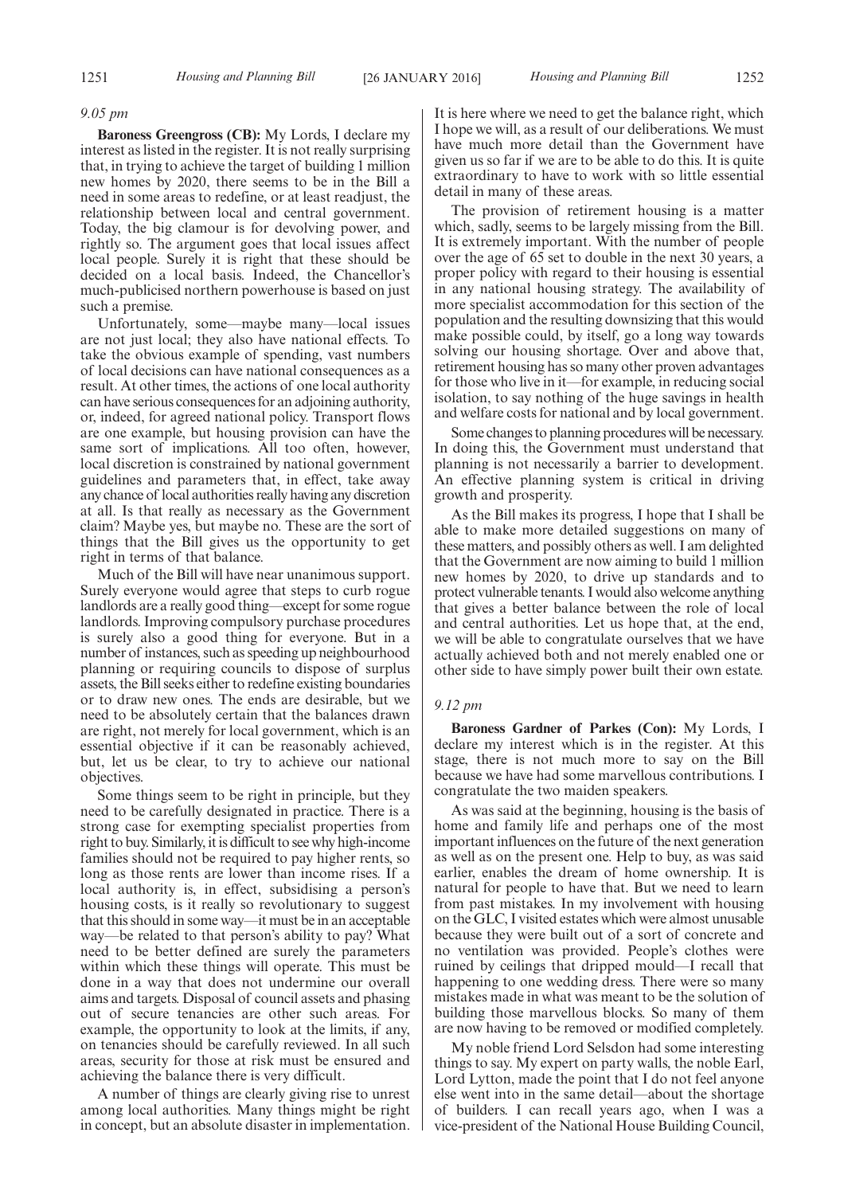*9.05 pm*

**Baroness Greengross (CB):** My Lords, I declare my interest as listed in the register. It is not really surprising that, in trying to achieve the target of building 1 million new homes by 2020, there seems to be in the Bill a need in some areas to redefine, or at least readjust, the relationship between local and central government. Today, the big clamour is for devolving power, and rightly so. The argument goes that local issues affect local people. Surely it is right that these should be decided on a local basis. Indeed, the Chancellor's much-publicised northern powerhouse is based on just such a premise.

Unfortunately, some—maybe many—local issues are not just local; they also have national effects. To take the obvious example of spending, vast numbers of local decisions can have national consequences as a result. At other times, the actions of one local authority can have serious consequences for an adjoining authority, or, indeed, for agreed national policy. Transport flows are one example, but housing provision can have the same sort of implications. All too often, however, local discretion is constrained by national government guidelines and parameters that, in effect, take away any chance of local authorities really having any discretion at all. Is that really as necessary as the Government claim? Maybe yes, but maybe no. These are the sort of things that the Bill gives us the opportunity to get right in terms of that balance.

Much of the Bill will have near unanimous support. Surely everyone would agree that steps to curb rogue landlords are a really good thing—except for some rogue landlords. Improving compulsory purchase procedures is surely also a good thing for everyone. But in a number of instances, such as speeding up neighbourhood planning or requiring councils to dispose of surplus assets, the Bill seeks either to redefine existing boundaries or to draw new ones. The ends are desirable, but we need to be absolutely certain that the balances drawn are right, not merely for local government, which is an essential objective if it can be reasonably achieved, but, let us be clear, to try to achieve our national objectives.

Some things seem to be right in principle, but they need to be carefully designated in practice. There is a strong case for exempting specialist properties from right to buy. Similarly, it is difficult to see why high-income families should not be required to pay higher rents, so long as those rents are lower than income rises. If a local authority is, in effect, subsidising a person's housing costs, is it really so revolutionary to suggest that this should in some way—it must be in an acceptable way—be related to that person's ability to pay? What need to be better defined are surely the parameters within which these things will operate. This must be done in a way that does not undermine our overall aims and targets. Disposal of council assets and phasing out of secure tenancies are other such areas. For example, the opportunity to look at the limits, if any, on tenancies should be carefully reviewed. In all such areas, security for those at risk must be ensured and achieving the balance there is very difficult.

A number of things are clearly giving rise to unrest among local authorities. Many things might be right in concept, but an absolute disaster in implementation. It is here where we need to get the balance right, which I hope we will, as a result of our deliberations. We must have much more detail than the Government have given us so far if we are to be able to do this. It is quite extraordinary to have to work with so little essential detail in many of these areas.

The provision of retirement housing is a matter which, sadly, seems to be largely missing from the Bill. It is extremely important. With the number of people over the age of 65 set to double in the next 30 years, a proper policy with regard to their housing is essential in any national housing strategy. The availability of more specialist accommodation for this section of the population and the resulting downsizing that this would make possible could, by itself, go a long way towards solving our housing shortage. Over and above that, retirement housing has so many other proven advantages for those who live in it—for example, in reducing social isolation, to say nothing of the huge savings in health and welfare costs for national and by local government.

Some changes to planning procedures will be necessary. In doing this, the Government must understand that planning is not necessarily a barrier to development. An effective planning system is critical in driving growth and prosperity.

As the Bill makes its progress, I hope that I shall be able to make more detailed suggestions on many of these matters, and possibly others as well. I am delighted that the Government are now aiming to build 1 million new homes by 2020, to drive up standards and to protect vulnerable tenants. I would also welcome anything that gives a better balance between the role of local and central authorities. Let us hope that, at the end, we will be able to congratulate ourselves that we have actually achieved both and not merely enabled one or other side to have simply power built their own estate.

*9.12 pm*

**Baroness Gardner of Parkes (Con):** My Lords, I declare my interest which is in the register. At this stage, there is not much more to say on the Bill because we have had some marvellous contributions. I congratulate the two maiden speakers.

As was said at the beginning, housing is the basis of home and family life and perhaps one of the most important influences on the future of the next generation as well as on the present one. Help to buy, as was said earlier, enables the dream of home ownership. It is natural for people to have that. But we need to learn from past mistakes. In my involvement with housing on the GLC, I visited estates which were almost unusable because they were built out of a sort of concrete and no ventilation was provided. People's clothes were ruined by ceilings that dripped mould—I recall that happening to one wedding dress. There were so many mistakes made in what was meant to be the solution of building those marvellous blocks. So many of them are now having to be removed or modified completely.

My noble friend Lord Selsdon had some interesting things to say. My expert on party walls, the noble Earl, Lord Lytton, made the point that I do not feel anyone else went into in the same detail—about the shortage of builders. I can recall years ago, when I was a vice-president of the National House Building Council,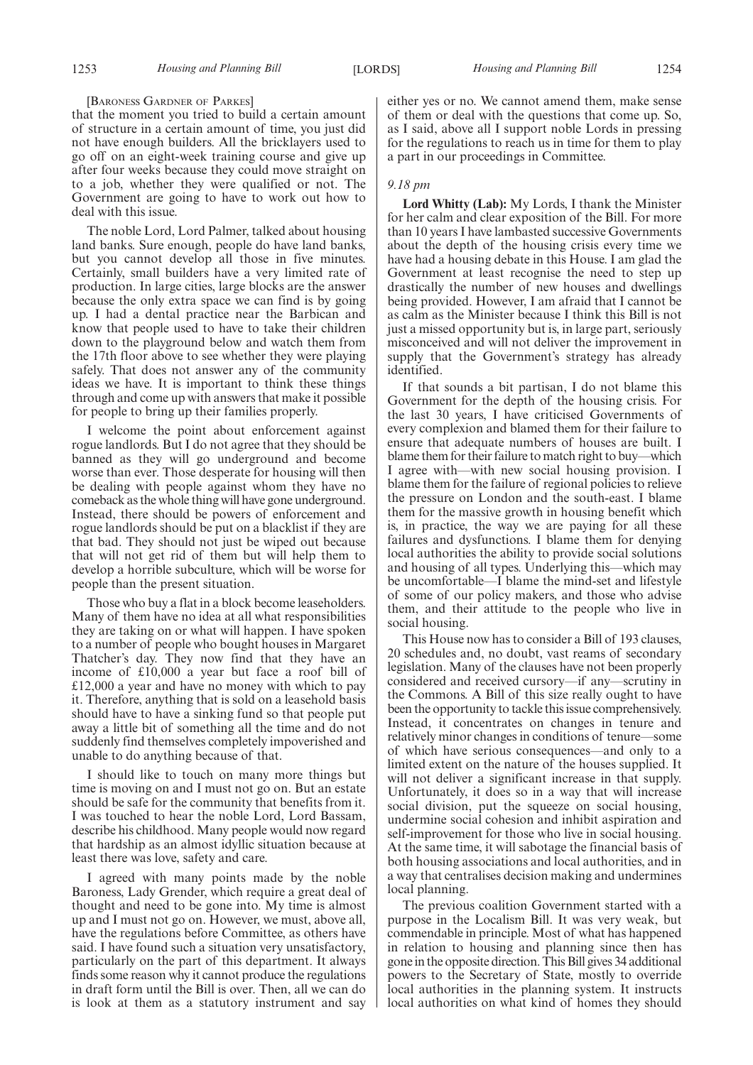[Baroness Gardner of Parkes]

that the moment you tried to build a certain amount of structure in a certain amount of time, you just did not have enough builders. All the bricklayers used to go off on an eight-week training course and give up after four weeks because they could move straight on to a job, whether they were qualified or not. The Government are going to have to work out how to deal with this issue.

The noble Lord, Lord Palmer, talked about housing land banks. Sure enough, people do have land banks, but you cannot develop all those in five minutes. Certainly, small builders have a very limited rate of production. In large cities, large blocks are the answer because the only extra space we can find is by going up. I had a dental practice near the Barbican and know that people used to have to take their children down to the playground below and watch them from the 17th floor above to see whether they were playing safely. That does not answer any of the community ideas we have. It is important to think these things through and come up with answers that make it possible for people to bring up their families properly.

I welcome the point about enforcement against rogue landlords. But I do not agree that they should be banned as they will go underground and become worse than ever. Those desperate for housing will then be dealing with people against whom they have no comeback as the whole thing will have gone underground. Instead, there should be powers of enforcement and rogue landlords should be put on a blacklist if they are that bad. They should not just be wiped out because that will not get rid of them but will help them to develop a horrible subculture, which will be worse for people than the present situation.

Those who buy a flat in a block become leaseholders. Many of them have no idea at all what responsibilities they are taking on or what will happen. I have spoken to a number of people who bought houses in Margaret Thatcher's day. They now find that they have an income of £10,000 a year but face a roof bill of £12,000 a year and have no money with which to pay it. Therefore, anything that is sold on a leasehold basis should have to have a sinking fund so that people put away a little bit of something all the time and do not suddenly find themselves completely impoverished and unable to do anything because of that.

I should like to touch on many more things but time is moving on and I must not go on. But an estate should be safe for the community that benefits from it. I was touched to hear the noble Lord, Lord Bassam, describe his childhood. Many people would now regard that hardship as an almost idyllic situation because at least there was love, safety and care.

I agreed with many points made by the noble Baroness, Lady Grender, which require a great deal of thought and need to be gone into. My time is almost up and I must not go on. However, we must, above all, have the regulations before Committee, as others have said. I have found such a situation very unsatisfactory, particularly on the part of this department. It always finds some reason why it cannot produce the regulations in draft form until the Bill is over. Then, all we can do is look at them as a statutory instrument and say either yes or no. We cannot amend them, make sense of them or deal with the questions that come up. So, as I said, above all I support noble Lords in pressing for the regulations to reach us in time for them to play a part in our proceedings in Committee.

*9.18 pm*

**Lord Whitty (Lab):** My Lords, I thank the Minister for her calm and clear exposition of the Bill. For more than 10 years I have lambasted successive Governments about the depth of the housing crisis every time we have had a housing debate in this House. I am glad the Government at least recognise the need to step up drastically the number of new houses and dwellings being provided. However, I am afraid that I cannot be as calm as the Minister because I think this Bill is not just a missed opportunity but is, in large part, seriously misconceived and will not deliver the improvement in supply that the Government's strategy has already identified.

If that sounds a bit partisan, I do not blame this Government for the depth of the housing crisis. For the last 30 years, I have criticised Governments of every complexion and blamed them for their failure to ensure that adequate numbers of houses are built. I blame them for their failure to match right to buy—which I agree with—with new social housing provision. I blame them for the failure of regional policies to relieve the pressure on London and the south-east. I blame them for the massive growth in housing benefit which is, in practice, the way we are paying for all these failures and dysfunctions. I blame them for denying local authorities the ability to provide social solutions and housing of all types. Underlying this—which may be uncomfortable—I blame the mind-set and lifestyle of some of our policy makers, and those who advise them, and their attitude to the people who live in social housing.

This House now has to consider a Bill of 193 clauses, 20 schedules and, no doubt, vast reams of secondary legislation. Many of the clauses have not been properly considered and received cursory—if any—scrutiny in the Commons. A Bill of this size really ought to have been the opportunity to tackle this issue comprehensively. Instead, it concentrates on changes in tenure and relatively minor changes in conditions of tenure—some of which have serious consequences—and only to a limited extent on the nature of the houses supplied. It will not deliver a significant increase in that supply. Unfortunately, it does so in a way that will increase social division, put the squeeze on social housing, undermine social cohesion and inhibit aspiration and self-improvement for those who live in social housing. At the same time, it will sabotage the financial basis of both housing associations and local authorities, and in a way that centralises decision making and undermines local planning.

The previous coalition Government started with a purpose in the Localism Bill. It was very weak, but commendable in principle. Most of what has happened in relation to housing and planning since then has gone in the opposite direction. This Bill gives 34 additional powers to the Secretary of State, mostly to override local authorities in the planning system. It instructs local authorities on what kind of homes they should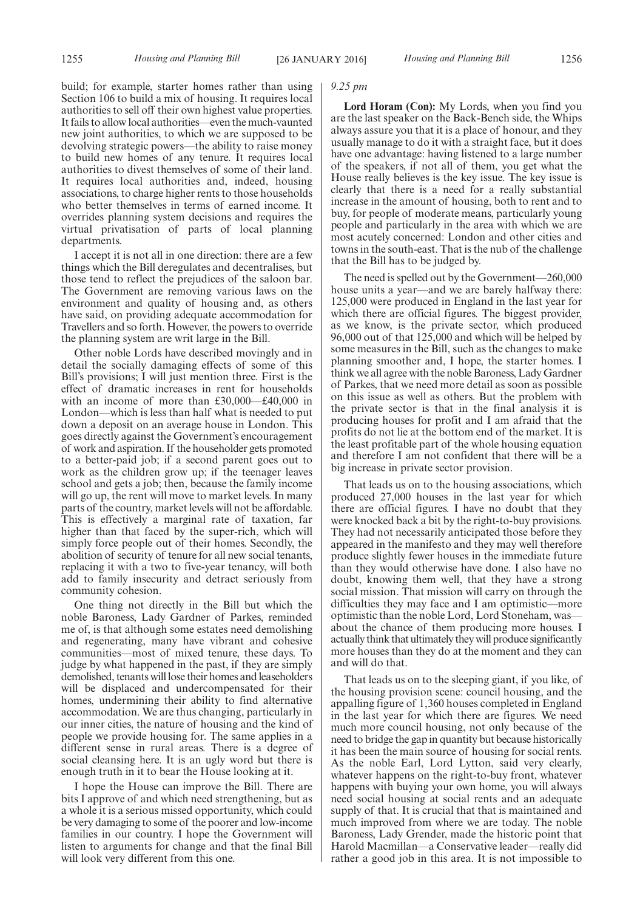build; for example, starter homes rather than using Section 106 to build a mix of housing. It requires local authorities to sell off their own highest value properties. It fails to allow local authorities—even the much-vaunted new joint authorities, to which we are supposed to be devolving strategic powers—the ability to raise money to build new homes of any tenure. It requires local authorities to divest themselves of some of their land. It requires local authorities and, indeed, housing associations, to charge higher rents to those households who better themselves in terms of earned income. It overrides planning system decisions and requires the virtual privatisation of parts of local planning departments.

I accept it is not all in one direction: there are a few things which the Bill deregulates and decentralises, but those tend to reflect the prejudices of the saloon bar. The Government are removing various laws on the environment and quality of housing and, as others have said, on providing adequate accommodation for Travellers and so forth. However, the powers to override the planning system are writ large in the Bill.

Other noble Lords have described movingly and in detail the socially damaging effects of some of this Bill's provisions; I will just mention three. First is the effect of dramatic increases in rent for households with an income of more than £30,000—£40,000 in London—which is less than half what is needed to put down a deposit on an average house in London. This goes directly against the Government's encouragement of work and aspiration. If the householder gets promoted to a better-paid job; if a second parent goes out to work as the children grow up; if the teenager leaves school and gets a job; then, because the family income will go up, the rent will move to market levels. In many parts of the country, market levels will not be affordable. This is effectively a marginal rate of taxation, far higher than that faced by the super-rich, which will simply force people out of their homes. Secondly, the abolition of security of tenure for all new social tenants, replacing it with a two to five-year tenancy, will both add to family insecurity and detract seriously from community cohesion.

One thing not directly in the Bill but which the noble Baroness, Lady Gardner of Parkes, reminded me of, is that although some estates need demolishing and regenerating, many have vibrant and cohesive communities—most of mixed tenure, these days. To judge by what happened in the past, if they are simply demolished, tenants will lose their homes and leaseholders will be displaced and undercompensated for their homes, undermining their ability to find alternative accommodation. We are thus changing, particularly in our inner cities, the nature of housing and the kind of people we provide housing for. The same applies in a different sense in rural areas. There is a degree of social cleansing here. It is an ugly word but there is enough truth in it to bear the House looking at it.

I hope the House can improve the Bill. There are bits I approve of and which need strengthening, but as a whole it is a serious missed opportunity, which could be very damaging to some of the poorer and low-income families in our country. I hope the Government will listen to arguments for change and that the final Bill will look very different from this one.

*9.25 pm*

**Lord Horam (Con):** My Lords, when you find you are the last speaker on the Back-Bench side, the Whips always assure you that it is a place of honour, and they usually manage to do it with a straight face, but it does have one advantage: having listened to a large number of the speakers, if not all of them, you get what the House really believes is the key issue. The key issue is clearly that there is a need for a really substantial increase in the amount of housing, both to rent and to buy, for people of moderate means, particularly young people and particularly in the area with which we are most acutely concerned: London and other cities and towns in the south-east. That is the nub of the challenge that the Bill has to be judged by.

The need is spelled out by the Government—260,000 house units a year—and we are barely halfway there: 125,000 were produced in England in the last year for which there are official figures. The biggest provider, as we know, is the private sector, which produced 96,000 out of that 125,000 and which will be helped by some measures in the Bill, such as the changes to make planning smoother and, I hope, the starter homes. I think we all agree with the noble Baroness, Lady Gardner of Parkes, that we need more detail as soon as possible on this issue as well as others. But the problem with the private sector is that in the final analysis it is producing houses for profit and I am afraid that the profits do not lie at the bottom end of the market. It is the least profitable part of the whole housing equation and therefore I am not confident that there will be a big increase in private sector provision.

That leads us on to the housing associations, which produced 27,000 houses in the last year for which there are official figures. I have no doubt that they were knocked back a bit by the right-to-buy provisions. They had not necessarily anticipated those before they appeared in the manifesto and they may well therefore produce slightly fewer houses in the immediate future than they would otherwise have done. I also have no doubt, knowing them well, that they have a strong social mission. That mission will carry on through the difficulties they may face and I am optimistic—more optimistic than the noble Lord, Lord Stoneham, was—about the chance of them producing more houses. I actually think that ultimately they will produce significantly more houses than they do at the moment and they can and will do that.

That leads us on to the sleeping giant, if you like, of the housing provision scene: council housing, and the appalling figure of 1,360 houses completed in England in the last year for which there are figures. We need much more council housing, not only because of the need to bridge the gap in quantity but because historically it has been the main source of housing for social rents. As the noble Earl, Lord Lytton, said very clearly, whatever happens on the right-to-buy front, whatever happens with buying your own home, you will always need social housing at social rents and an adequate supply of that. It is crucial that that is maintained and much improved from where we are today. The noble Baroness, Lady Grender, made the historic point that Harold Macmillan—a Conservative leader—really did rather a good job in this area. It is not impossible to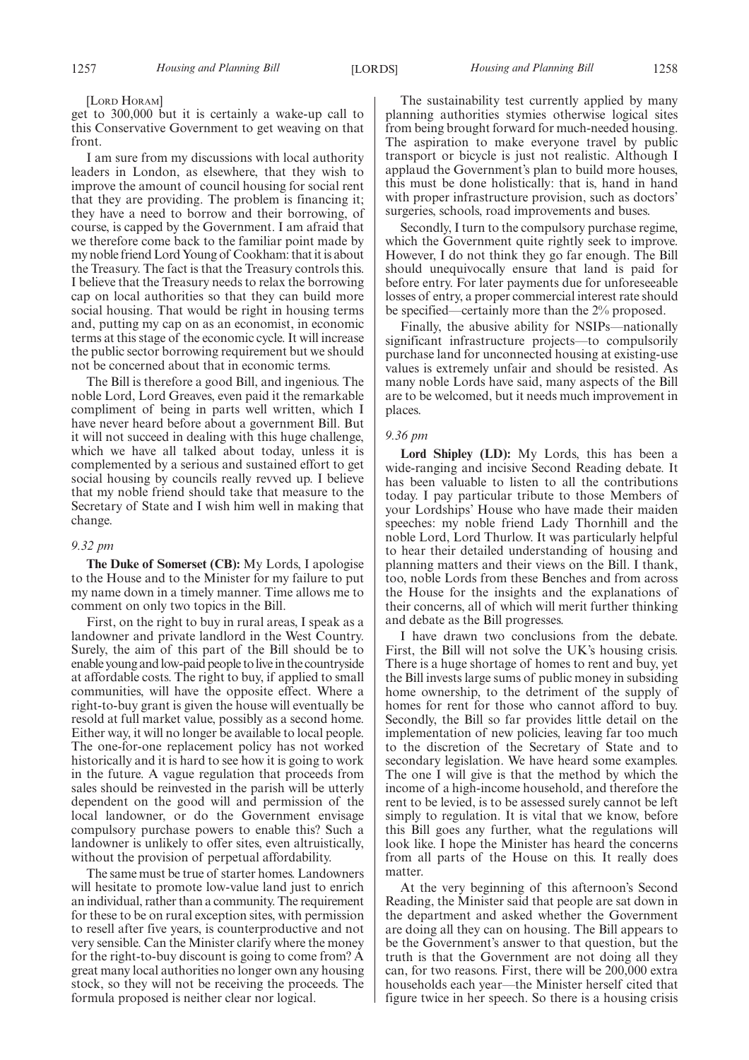[Lord Horam]

get to 300,000 but it is certainly a wake-up call to this Conservative Government to get weaving on that front.

I am sure from my discussions with local authority leaders in London, as elsewhere, that they wish to improve the amount of council housing for social rent that they are providing. The problem is financing it; they have a need to borrow and their borrowing, of course, is capped by the Government. I am afraid that we therefore come back to the familiar point made by my noble friend Lord Young of Cookham: that it is about the Treasury. The fact is that the Treasury controls this. I believe that the Treasury needs to relax the borrowing cap on local authorities so that they can build more social housing. That would be right in housing terms and, putting my cap on as an economist, in economic terms at this stage of the economic cycle. It will increase the public sector borrowing requirement but we should not be concerned about that in economic terms.

The Bill is therefore a good Bill, and ingenious. The noble Lord, Lord Greaves, even paid it the remarkable compliment of being in parts well written, which I have never heard before about a government Bill. But it will not succeed in dealing with this huge challenge, which we have all talked about today, unless it is complemented by a serious and sustained effort to get social housing by councils really revved up. I believe that my noble friend should take that measure to the Secretary of State and I wish him well in making that change.

*9.32 pm*

**The Duke of Somerset (CB):** My Lords, I apologise to the House and to the Minister for my failure to put my name down in a timely manner. Time allows me to comment on only two topics in the Bill.

First, on the right to buy in rural areas, I speak as a landowner and private landlord in the West Country. Surely, the aim of this part of the Bill should be to enable young and low-paid people to live in the countryside at affordable costs. The right to buy, if applied to small communities, will have the opposite effect. Where a right-to-buy grant is given the house will eventually be resold at full market value, possibly as a second home. Either way, it will no longer be available to local people. The one-for-one replacement policy has not worked historically and it is hard to see how it is going to work in the future. A vague regulation that proceeds from sales should be reinvested in the parish will be utterly dependent on the good will and permission of the local landowner, or do the Government envisage compulsory purchase powers to enable this? Such a landowner is unlikely to offer sites, even altruistically, without the provision of perpetual affordability.

The same must be true of starter homes. Landowners will hesitate to promote low-value land just to enrich an individual, rather than a community. The requirement for these to be on rural exception sites, with permission to resell after five years, is counterproductive and not very sensible. Can the Minister clarify where the money for the right-to-buy discount is going to come from? A great many local authorities no longer own any housing stock, so they will not be receiving the proceeds. The formula proposed is neither clear nor logical.

The sustainability test currently applied by many planning authorities stymies otherwise logical sites from being brought forward for much-needed housing. The aspiration to make everyone travel by public transport or bicycle is just not realistic. Although I applaud the Government's plan to build more houses, this must be done holistically: that is, hand in hand with proper infrastructure provision, such as doctors' surgeries, schools, road improvements and buses.

Secondly, I turn to the compulsory purchase regime, which the Government quite rightly seek to improve. However, I do not think they go far enough. The Bill should unequivocally ensure that land is paid for before entry. For later payments due for unforeseeable losses of entry, a proper commercial interest rate should be specified—certainly more than the 2% proposed.

Finally, the abusive ability for NSIPs—nationally significant infrastructure projects—to compulsorily purchase land for unconnected housing at existing-use values is extremely unfair and should be resisted. As many noble Lords have said, many aspects of the Bill are to be welcomed, but it needs much improvement in places.

*9.36 pm*

**Lord Shipley (LD):** My Lords, this has been a wide-ranging and incisive Second Reading debate. It has been valuable to listen to all the contributions today. I pay particular tribute to those Members of your Lordships' House who have made their maiden speeches: my noble friend Lady Thornhill and the noble Lord, Lord Thurlow. It was particularly helpful to hear their detailed understanding of housing and planning matters and their views on the Bill. I thank, too, noble Lords from these Benches and from across the House for the insights and the explanations of their concerns, all of which will merit further thinking and debate as the Bill progresses.

I have drawn two conclusions from the debate. First, the Bill will not solve the UK's housing crisis. There is a huge shortage of homes to rent and buy, yet the Bill invests large sums of public money in subsidising home ownership, to the detriment of the supply of homes for rent for those who cannot afford to buy. Secondly, the Bill so far provides little detail on the implementation of new policies, leaving far too much to the discretion of the Secretary of State and to secondary legislation. We have heard some examples. The one I will give is that the method by which the income of a high-income household, and therefore the rent to be levied, is to be assessed surely cannot be left simply to regulation. It is vital that we know, before this Bill goes any further, what the regulations will look like. I hope the Minister has heard the concerns from all parts of the House on this. It really does matter.

At the very beginning of this afternoon's Second Reading, the Minister said that people are sat down in the department and asked whether the Government are doing all they can on housing. The Bill appears to be the Government's answer to that question, but the truth is that the Government are not doing all they can, for two reasons. First, there will be 200,000 extra households each year—the Minister herself cited that figure twice in her speech. So there is a housing crisis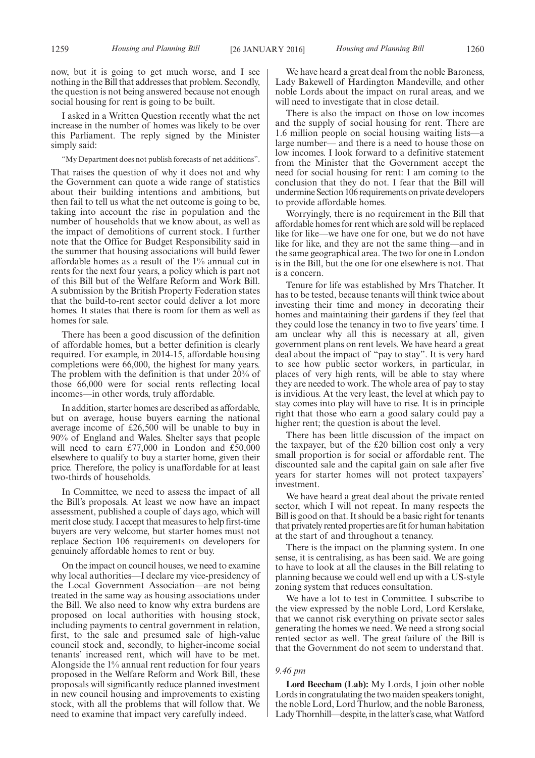now, but it is going to get much worse, and I see nothing in the Bill that addresses that problem. Secondly, the question is not being answered because not enough social housing for rent is going to be built.

I asked in a Written Question recently what the net increase in the number of homes was likely to be over this Parliament. The reply signed by the Minister simply said:

"My Department does not publish forecasts of net additions".

That raises the question of why it does not and why the Government can quote a wide range of statistics about their building intentions and ambitions, but then fail to tell us what the net outcome is going to be, taking into account the rise in population and the number of households that we know about, as well as the impact of demolitions of current stock. I further note that the Office for Budget Responsibility said in the summer that housing associations will build fewer affordable homes as a result of the 1% annual cut in rents for the next four years, a policy which is part not of this Bill but of the Welfare Reform and Work Bill. A submission by the British Property Federation states that the build-to-rent sector could deliver a lot more homes. It states that there is room for them as well as homes for sale.

There has been a good discussion of the definition of affordable homes, but a better definition is clearly required. For example, in 2014-15, affordable housing completions were 66,000, the highest for many years. The problem with the definition is that under 20% of those 66,000 were for social rents reflecting local incomes—in other words, truly affordable.

In addition, starter homes are described as affordable, but on average, house buyers earning the national average income of £26,500 will be unable to buy in 90% of England and Wales. Shelter says that people will need to earn £77,000 in London and £50,000 elsewhere to qualify to buy a starter home, given their price. Therefore, the policy is unaffordable for at least two-thirds of households.

In Committee, we need to assess the impact of all the Bill's proposals. At least we now have an impact assessment, published a couple of days ago, which will merit close study. I accept that measures to help first-time buyers are very welcome, but starter homes must not replace Section 106 requirements on developers for genuinely affordable homes to rent or buy.

On the impact on council houses, we need to examine why local authorities—I declare my vice-presidency of the Local Government Association—are not being treated in the same way as housing associations under the Bill. We also need to know why extra burdens are proposed on local authorities with housing stock, including payments to central government in relation, first, to the sale and presumed sale of high-value council stock and, secondly, to higher-income social tenants' increased rent, which will have to be met. Alongside the 1% annual rent reduction for four years proposed in the Welfare Reform and Work Bill, these proposals will significantly reduce planned investment in new council housing and improvements to existing stock, with all the problems that will follow that. We need to examine that impact very carefully indeed.

We have heard a great deal from the noble Baroness, Lady Bakewell of Hardington Mandeville, and other noble Lords about the impact on rural areas, and we will need to investigate that in close detail.

There is also the impact on those on low incomes and the supply of social housing for rent. There are 1.6 million people on social housing waiting lists—a large number— and there is a need to house those on low incomes. I look forward to a definitive statement from the Minister that the Government accept the need for social housing for rent: I am coming to the conclusion that they do not. I fear that the Bill will undermine Section 106 requirements on private developers to provide affordable homes.

Worryingly, there is no requirement in the Bill that affordable homes for rent which are sold will be replaced like for like—we have one for one, but we do not have like for like, and they are not the same thing—and in the same geographical area. The two for one in London is in the Bill, but the one for one elsewhere is not. That is a concern.

Tenure for life was established by Mrs Thatcher. It has to be tested, because tenants will think twice about investing their time and money in decorating their homes and maintaining their gardens if they feel that they could lose the tenancy in two to five years' time. I am unclear why all this is necessary at all, given government plans on rent levels. We have heard a great deal about the impact of "pay to stay". It is very hard to see how public sector workers, in particular, in places of very high rents, will be able to stay where they are needed to work. The whole area of pay to stay is invidious. At the very least, the level at which pay to stay comes into play will have to rise. It is in principle right that those who earn a good salary could pay a higher rent; the question is about the level.

There has been little discussion of the impact on the taxpayer, but of the £20 billion cost only a very small proportion is for social or affordable rent. The discounted sale and the capital gain on sale after five years for starter homes will not protect taxpayers' investment.

We have heard a great deal about the private rented sector, which I will not repeat. In many respects the Bill is good on that. It should be a basic right for tenants that privately rented properties are fit for human habitation at the start of and throughout a tenancy.

There is the impact on the planning system. In one sense, it is centralising, as has been said. We are going to have to look at all the clauses in the Bill relating to planning because we could well end up with a US-style zoning system that reduces consultation.

We have a lot to test in Committee. I subscribe to the view expressed by the noble Lord, Lord Kerslake, that we cannot risk everything on private sector sales generating the homes we need. We need a strong social rented sector as well. The great failure of the Bill is that the Government do not seem to understand that.

*9.46 pm*

**Lord Beecham (Lab):** My Lords, I join other noble Lords in congratulating the two maiden speakers tonight, the noble Lord, Lord Thurlow, and the noble Baroness, Lady Thornhill—despite, in the latter's case, what Watford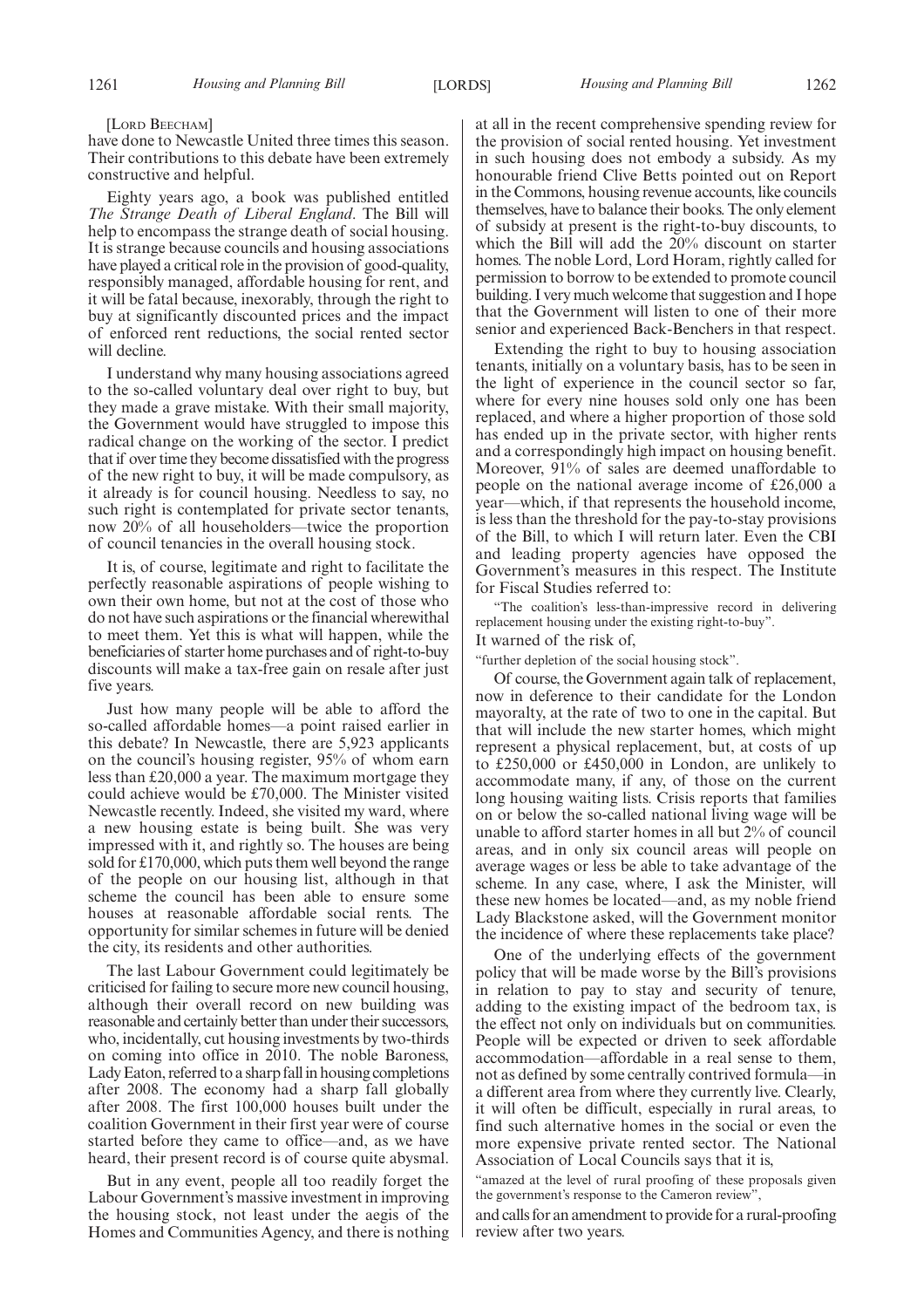[LORD BEECHAM]

have done to Newcastle United three times this season. Their contributions to this debate have been extremely constructive and helpful.

Eighty years ago, a book was published entitled *The Strange Death of Liberal England*. The Bill will help to encompass the strange death of social housing. It is strange because councils and housing associations have played a critical role in the provision of good-quality, responsibly managed, affordable housing for rent, and it will be fatal because, inexorably, through the right to buy at significantly discounted prices and the impact of enforced rent reductions, the social rented sector will decline.

I understand why many housing associations agreed to the so-called voluntary deal over right to buy, but they made a grave mistake. With their small majority, the Government would have struggled to impose this radical change on the working of the sector. I predict that if over time they become dissatisfied with the progress of the new right to buy, it will be made compulsory, as it already is for council housing. Needless to say, no such right is contemplated for private sector tenants, now 20% of all householders—twice the proportion of council tenancies in the overall housing stock.

It is, of course, legitimate and right to facilitate the perfectly reasonable aspirations of people wishing to own their own home, but not at the cost of those who do not have such aspirations or the financial wherewithal to meet them. Yet this is what will happen, while the beneficiaries of starter home purchases and of right-to-buy discounts will make a tax-free gain on resale after just five years.

Just how many people will be able to afford the so-called affordable homes—a point raised earlier in this debate? In Newcastle, there are 5,923 applicants on the council's housing register, 95% of whom earn less than £20,000 a year. The maximum mortgage they could achieve would be £70,000. The Minister visited Newcastle recently. Indeed, she visited my ward, where a new housing estate is being built. She was very impressed with it, and rightly so. The houses are being sold for £170,000, which puts them well beyond the range of the people on our housing list, although in that scheme the council has been able to ensure some houses at reasonable affordable social rents. The opportunity for similar schemes in future will be denied the city, its residents and other authorities.

The last Labour Government could legitimately be criticised for failing to secure more new council housing, although their overall record on new building was reasonable and certainly better than under their successors, who, incidentally, cut housing investments by two-thirds on coming into office in 2010. The noble Baroness, Lady Eaton, referred to a sharp fall in housing completions after 2008. The economy had a sharp fall globally after 2008. The first 100,000 houses built under the coalition Government in their first year were of course started before they came to office—and, as we have heard, their present record is of course quite abysmal.

But in any event, people all too readily forget the Labour Government's massive investment in improving the housing stock, not least under the aegis of the Homes and Communities Agency, and there is nothing at all in the recent comprehensive spending review for the provision of social rented housing. Yet investment in such housing does not embody a subsidy. As my honourable friend Clive Betts pointed out on Report in the Commons, housing revenue accounts, like councils themselves, have to balance their books. The only element of subsidy at present is the right-to-buy discounts, to which the Bill will add the 20% discount on starter homes. The noble Lord, Lord Horam, rightly called for permission to borrow to be extended to promote council building. I very much welcome that suggestion and I hope that the Government will listen to one of their more senior and experienced Back-Benchers in that respect.

Extending the right to buy to housing association tenants, initially on a voluntary basis, has to be seen in the light of experience in the council sector so far, where for every nine houses sold only one has been replaced, and where a higher proportion of those sold has ended up in the private sector, with higher rents and a correspondingly high impact on housing benefit. Moreover, 91% of sales are deemed unaffordable to people on the national average income of £26,000 a year—which, if that represents the household income, is less than the threshold for the pay-to-stay provisions of the Bill, to which I will return later. Even the CBI and leading property agencies have opposed the Government's measures in this respect. The Institute for Fiscal Studies referred to:

"The coalition's less-than-impressive record in delivering replacement housing under the existing right-to-buy".

It warned of the risk of,

"further depletion of the social housing stock".

Of course, the Government again talk of replacement, now in deference to their candidate for the London mayoralty, at the rate of two to one in the capital. But that will include the new starter homes, which might represent a physical replacement, but, at costs of up to £250,000 or £450,000 in London, are unlikely to accommodate many, if any, of those on the current long housing waiting lists. Crisis reports that families on or below the so-called national living wage will be unable to afford starter homes in all but 2% of council areas, and in only six council areas will people on average wages or less be able to take advantage of the scheme. In any case, where, I ask the Minister, will these new homes be located—and, as my noble friend Lady Blackstone asked, will the Government monitor the incidence of where these replacements take place?

One of the underlying effects of the government policy that will be made worse by the Bill's provisions in relation to pay to stay and security of tenure, adding to the existing impact of the bedroom tax, is the effect not only on individuals but on communities. People will be expected or driven to seek affordable accommodation—affordable in a real sense to them, not as defined by some centrally contrived formula—in a different area from where they currently live. Clearly, it will often be difficult, especially in rural areas, to find such alternative homes in the social or even the more expensive private rented sector. The National Association of Local Councils says that it is,

"amazed at the level of rural proofing of these proposals given the government's response to the Cameron review",

and calls for an amendment to provide for a rural-proofing review after two years.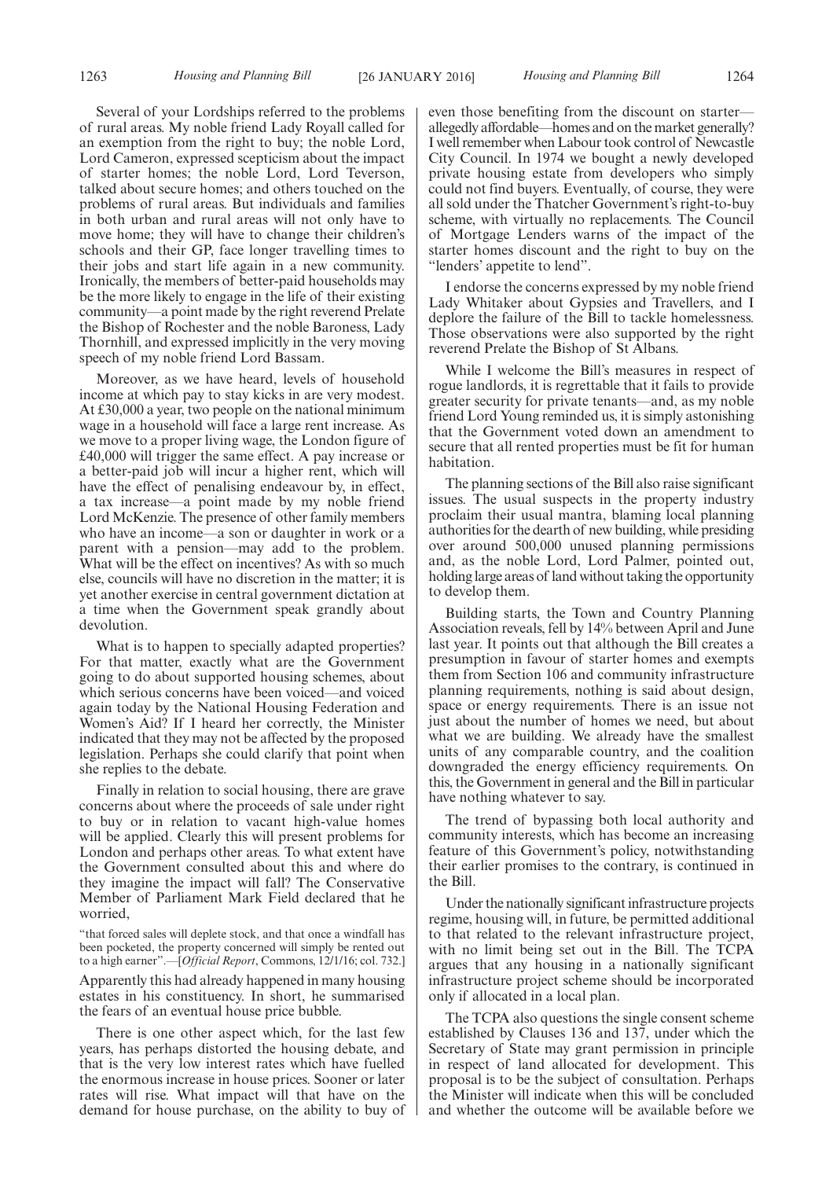Several of your Lordships referred to the problems of rural areas. My noble friend Lady Royall called for an exemption from the right to buy; the noble Lord, Lord Cameron, expressed scepticism about the impact of starter homes; the noble Lord, Lord Teverson, talked about secure homes; and others touched on the problems of rural areas. But individuals and families in both urban and rural areas will not only have to move home; they will have to change their children's schools and their GP, face longer travelling times to their jobs and start life again in a new community. Ironically, the members of better-paid households may be the more likely to engage in the life of their existing community—a point made by the right reverend Prelate the Bishop of Rochester and the noble Baroness, Lady Thornhill, and expressed implicitly in the very moving speech of my noble friend Lord Bassam.

Moreover, as we have heard, levels of household income at which pay to stay kicks in are very modest. At £30,000 a year, two people on the national minimum wage in a household will face a large rent increase. As we move to a proper living wage, the London figure of £40,000 will trigger the same effect. A pay increase or a better-paid job will incur a higher rent, which will have the effect of penalising endeavour by, in effect, a tax increase—a point made by my noble friend Lord McKenzie. The presence of other family members who have an income—a son or daughter in work or a parent with a pension—may add to the problem. What will be the effect on incentives? As with so much else, councils will have no discretion in the matter; it is yet another exercise in central government dictation at a time when the Government speak grandly about devolution.

What is to happen to specially adapted properties? For that matter, exactly what are the Government going to do about supported housing schemes, about which serious concerns have been voiced—and voiced again today by the National Housing Federation and Women's Aid? If I heard her correctly, the Minister indicated that they may not be affected by the proposed legislation. Perhaps she could clarify that point when she replies to the debate.

Finally in relation to social housing, there are grave concerns about where the proceeds of sale under right to buy or in relation to vacant high-value homes will be applied. Clearly this will present problems for London and perhaps other areas. To what extent have the Government consulted about this and where do they imagine the impact will fall? The Conservative Member of Parliament Mark Field declared that he worried,

"that forced sales will deplete stock, and that once a windfall has been pocketed, the property concerned will simply be rented out to a high earner".—[*Official Report*, Commons, 12/1/16; col. 732.]

Apparently this had already happened in many housing estates in his constituency. In short, he summarised the fears of an eventual house price bubble.

There is one other aspect which, for the last few years, has perhaps distorted the housing debate, and that is the very low interest rates which have fuelled the enormous increase in house prices. Sooner or later rates will rise. What impact will that have on the demand for house purchase, on the ability to buy of even those benefiting from the discount on starter—allegedly affordable—homes and on the market generally? I well remember when Labour took control of Newcastle City Council. In 1974 we bought a newly developed private housing estate from developers who simply could not find buyers. Eventually, of course, they were all sold under the Thatcher Government's right-to-buy scheme, with virtually no replacements. The Council of Mortgage Lenders warns of the impact of the starter homes discount and the right to buy on the "lenders' appetite to lend".

I endorse the concerns expressed by my noble friend Lady Whitaker about Gypsies and Travellers, and I deplore the failure of the Bill to tackle homelessness. Those observations were also supported by the right reverend Prelate the Bishop of St Albans.

While I welcome the Bill's measures in respect of rogue landlords, it is regrettable that it fails to provide greater security for private tenants—and, as my noble friend Lord Young reminded us, it is simply astonishing that the Government voted down an amendment to secure that all rented properties must be fit for human habitation.

The planning sections of the Bill also raise significant issues. The usual suspects in the property industry proclaim their usual mantra, blaming local planning authorities for the dearth of new building, while presiding over around 500,000 unused planning permissions and, as the noble Lord, Lord Palmer, pointed out, holding large areas of land without taking the opportunity to develop them.

Building starts, the Town and Country Planning Association reveals, fell by 14% between April and June last year. It points out that although the Bill creates a presumption in favour of starter homes and exempts them from Section 106 and community infrastructure planning requirements, nothing is said about design, space or energy requirements. There is an issue not just about the number of homes we need, but about what we are building. We already have the smallest units of any comparable country, and the coalition downgraded the energy efficiency requirements. On this, the Government in general and the Bill in particular have nothing whatever to say.

The trend of bypassing both local authority and community interests, which has become an increasing feature of this Government's policy, notwithstanding their earlier promises to the contrary, is continued in the Bill.

Under the nationally significant infrastructure projects regime, housing will, in future, be permitted additional to that related to the relevant infrastructure project, with no limit being set out in the Bill. The TCPA argues that any housing in a nationally significant infrastructure project scheme should be incorporated only if allocated in a local plan.

The TCPA also questions the single consent scheme established by Clauses 136 and 137, under which the Secretary of State may grant permission in principle in respect of land allocated for development. This proposal is to be the subject of consultation. Perhaps the Minister will indicate when this will be concluded and whether the outcome will be available before we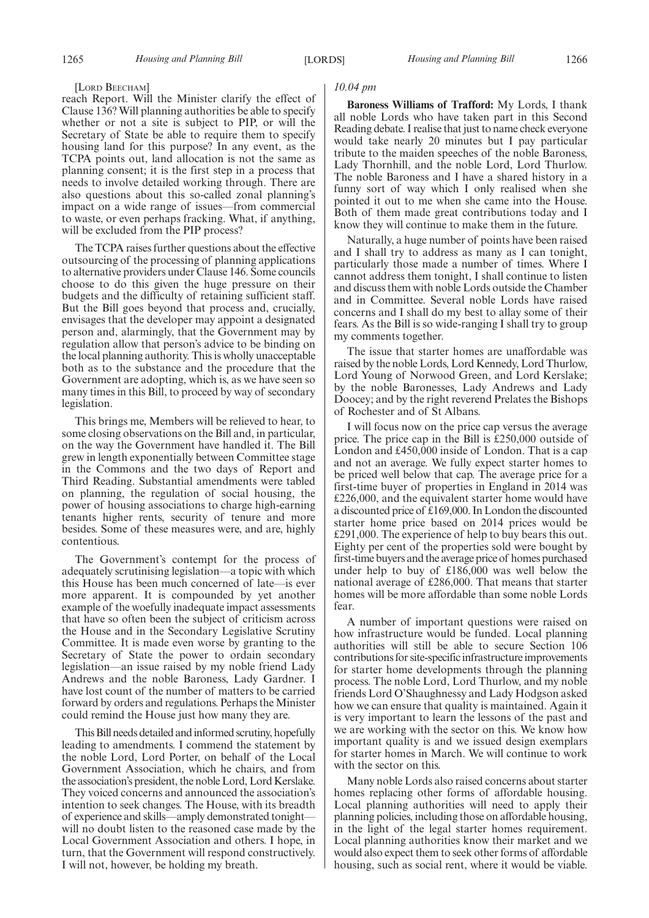[LORD BEECHAM]

reach Report. Will the Minister clarify the effect of Clause 136? Will planning authorities be able to specify whether or not a site is subject to PIP, or will the Secretary of State be able to require them to specify housing land for this purpose? In any event, as the TCPA points out, land allocation is not the same as planning consent; it is the first step in a process that needs to involve detailed working through. There are also questions about this so-called zonal planning's impact on a wide range of issues—from commercial to waste, or even perhaps fracking. What, if anything, will be excluded from the PIP process?

The TCPA raises further questions about the effective outsourcing of the processing of planning applications to alternative providers under Clause 146. Some councils choose to do this given the huge pressure on their budgets and the difficulty of retaining sufficient staff. But the Bill goes beyond that process and, crucially, envisages that the developer may appoint a designated person and, alarmingly, that the Government may by regulation allow that person's advice to be binding on the local planning authority. This is wholly unacceptable both as to the substance and the procedure that the Government are adopting, which is, as we have seen so many times in this Bill, to proceed by way of secondary legislation.

This brings me, Members will be relieved to hear, to some closing observations on the Bill and, in particular, on the way the Government have handled it. The Bill grew in length exponentially between Committee stage in the Commons and the two days of Report and Third Reading. Substantial amendments were tabled on planning, the regulation of social housing, the power of housing associations to charge high-earning tenants higher rents, security of tenure and more besides. Some of these measures were, and are, highly contentious.

The Government's contempt for the process of adequately scrutinising legislation—a topic with which this House has been much concerned of late—is ever more apparent. It is compounded by yet another example of the woefully inadequate impact assessments that have so often been the subject of criticism across the House and in the Secondary Legislative Scrutiny Committee. It is made even worse by granting to the Secretary of State the power to ordain secondary legislation—an issue raised by my noble friend Lady Andrews and the noble Baroness, Lady Gardner. I have lost count of the number of matters to be carried forward by orders and regulations. Perhaps the Minister could remind the House just how many they are.

This Bill needs detailed and informed scrutiny, hopefully leading to amendments. I commend the statement by the noble Lord, Lord Porter, on behalf of the Local Government Association, which he chairs, and from the association's president, the noble Lord, Lord Kerslake. They voiced concerns and announced the association's intention to seek changes. The House, with its breadth of experience and skills—amply demonstrated tonight—will no doubt listen to the reasoned case made by the Local Government Association and others. I hope, in turn, that the Government will respond constructively. I will not, however, be holding my breath.

*10.04 pm*

**Baroness Williams of Trafford:** My Lords, I thank all noble Lords who have taken part in this Second Reading debate. I realise that just to name check everyone would take nearly 20 minutes but I pay particular tribute to the maiden speeches of the noble Baroness, Lady Thornhill, and the noble Lord, Lord Thurlow. The noble Baroness and I have a shared history in a funny sort of way which I only realised when she pointed it out to me when she came into the House. Both of them made great contributions today and I know they will continue to make them in the future.

Naturally, a huge number of points have been raised and I shall try to address as many as I can tonight, particularly those made a number of times. Where I cannot address them tonight, I shall continue to listen and discuss them with noble Lords outside the Chamber and in Committee. Several noble Lords have raised concerns and I shall do my best to allay some of their fears. As the Bill is so wide-ranging I shall try to group my comments together.

The issue that starter homes are unaffordable was raised by the noble Lords, Lord Kennedy, Lord Thurlow, Lord Young of Norwood Green, and Lord Kerslake; by the noble Baronesses, Lady Andrews and Lady Doocey; and by the right reverend Prelates the Bishops of Rochester and of St Albans.

I will focus now on the price cap versus the average price. The price cap in the Bill is £250,000 outside of London and £450,000 inside of London. That is a cap and not an average. We fully expect starter homes to be priced well below that cap. The average price for a first-time buyer of properties in England in 2014 was £226,000, and the equivalent starter home would have a discounted price of £169,000. In London the discounted starter home price based on 2014 prices would be £291,000. The experience of help to buy bears this out. Eighty per cent of the properties sold were bought by first-time buyers and the average price of homes purchased under help to buy of £186,000 was well below the national average of £286,000. That means that starter homes will be more affordable than some noble Lords fear.

A number of important questions were raised on how infrastructure would be funded. Local planning authorities will still be able to secure Section 106 contributions for site-specific infrastructure improvements for starter home developments through the planning process. The noble Lord, Lord Thurlow, and my noble friends Lord O'Shaughnessy and Lady Hodgson asked how we can ensure that quality is maintained. Again it is very important to learn the lessons of the past and we are working with the sector on this. We know how important quality is and we issued design exemplars for starter homes in March. We will continue to work with the sector on this.

Many noble Lords also raised concerns about starter homes replacing other forms of affordable housing. Local planning authorities will need to apply their planning policies, including those on affordable housing, in the light of the legal starter homes requirement. Local planning authorities know their market and we would also expect them to seek other forms of affordable housing, such as social rent, where it would be viable.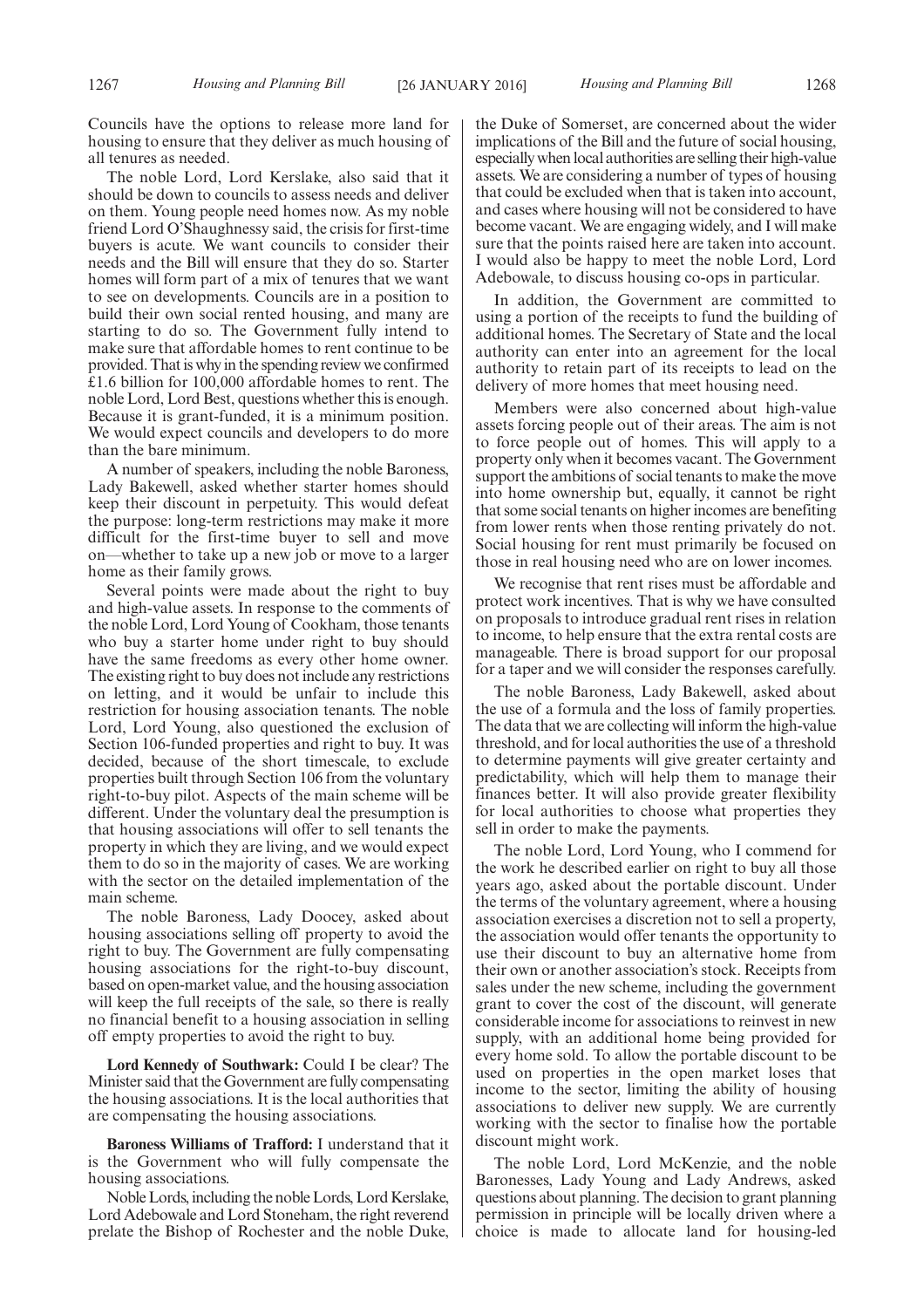Councils have the options to release more land for housing to ensure that they deliver as much housing of all tenures as needed.

The noble Lord, Lord Kerslake, also said that it should be down to councils to assess needs and deliver on them. Young people need homes now. As my noble friend Lord O'Shaughnessy said, the crisis for first-time buyers is acute. We want councils to consider their needs and the Bill will ensure that they do so. Starter homes will form part of a mix of tenures that we want to see on developments. Councils are in a position to build their own social rented housing, and many are starting to do so. The Government fully intend to make sure that affordable homes to rent continue to be provided. That is why in the spending review we confirmed £1.6 billion for 100,000 affordable homes to rent. The noble Lord, Lord Best, questions whether this is enough. Because it is grant-funded, it is a minimum position. We would expect councils and developers to do more than the bare minimum.

A number of speakers, including the noble Baroness, Lady Bakewell, asked whether starter homes should keep their discount in perpetuity. This would defeat the purpose: long-term restrictions may make it more difficult for the first-time buyer to sell and move on—whether to take up a new job or move to a larger home as their family grows.

Several points were made about the right to buy and high-value assets. In response to the comments of the noble Lord, Lord Young of Cookham, those tenants who buy a starter home under right to buy should have the same freedoms as every other home owner. The existing right to buy does not include any restrictions on letting, and it would be unfair to include this restriction for housing association tenants. The noble Lord, Lord Young, also questioned the exclusion of Section 106-funded properties and right to buy. It was decided, because of the short timescale, to exclude properties built through Section 106 from the voluntary right-to-buy pilot. Aspects of the main scheme will be different. Under the voluntary deal the presumption is that housing associations will offer to sell tenants the property in which they are living, and we would expect them to do so in the majority of cases. We are working with the sector on the detailed implementation of the main scheme.

The noble Baroness, Lady Doocey, asked about housing associations selling off property to avoid the right to buy. The Government are fully compensating housing associations for the right-to-buy discount, based on open-market value, and the housing association will keep the full receipts of the sale, so there is really no financial benefit to a housing association in selling off empty properties to avoid the right to buy.

**Lord Kennedy of Southwark:** Could I be clear? The Minister said that the Government are fully compensating the housing associations. It is the local authorities that are compensating the housing associations.

**Baroness Williams of Trafford:** I understand that it is the Government who will fully compensate the housing associations.

Noble Lords, including the noble Lords, Lord Kerslake, Lord Adebowale and Lord Stoneham, the right reverend prelate the Bishop of Rochester and the noble Duke, the Duke of Somerset, are concerned about the wider implications of the Bill and the future of social housing, especially when local authorities are selling their high-value assets. We are considering a number of types of housing that could be excluded when that is taken into account, and cases where housing will not be considered to have become vacant. We are engaging widely, and I will make sure that the points raised here are taken into account. I would also be happy to meet the noble Lord, Lord Adebowale, to discuss housing co-ops in particular.

In addition, the Government are committed to using a portion of the receipts to fund the building of additional homes. The Secretary of State and the local authority can enter into an agreement for the local authority to retain part of its receipts to lead on the delivery of more homes that meet housing need.

Members were also concerned about high-value assets forcing people out of their areas. The aim is not to force people out of homes. This will apply to a property only when it becomes vacant. The Government support the ambitions of social tenants to make the move into home ownership but, equally, it cannot be right that some social tenants on higher incomes are benefiting from lower rents when those renting privately do not. Social housing for rent must primarily be focused on those in real housing need who are on lower incomes.

We recognise that rent rises must be affordable and protect work incentives. That is why we have consulted on proposals to introduce gradual rent rises in relation to income, to help ensure that the extra rental costs are manageable. There is broad support for our proposal for a taper and we will consider the responses carefully.

The noble Baroness, Lady Bakewell, asked about the use of a formula and the loss of family properties. The data that we are collecting will inform the high-value threshold, and for local authorities the use of a threshold to determine payments will give greater certainty and predictability, which will help them to manage their finances better. It will also provide greater flexibility for local authorities to choose what properties they sell in order to make the payments.

The noble Lord, Lord Young, who I commend for the work he described earlier on right to buy all those years ago, asked about the portable discount. Under the terms of the voluntary agreement, where a housing association exercises a discretion not to sell a property, the association would offer tenants the opportunity to use their discount to buy an alternative home from their own or another association's stock. Receipts from sales under the new scheme, including the government grant to cover the cost of the discount, will generate considerable income for associations to reinvest in new supply, with an additional home being provided for every home sold. To allow the portable discount to be used on properties in the open market loses that income to the sector, limiting the ability of housing associations to deliver new supply. We are currently working with the sector to finalise how the portable discount might work.

The noble Lord, Lord McKenzie, and the noble Baronesses, Lady Young and Lady Andrews, asked questions about planning. The decision to grant planning permission in principle will be locally driven where a choice is made to allocate land for housing-led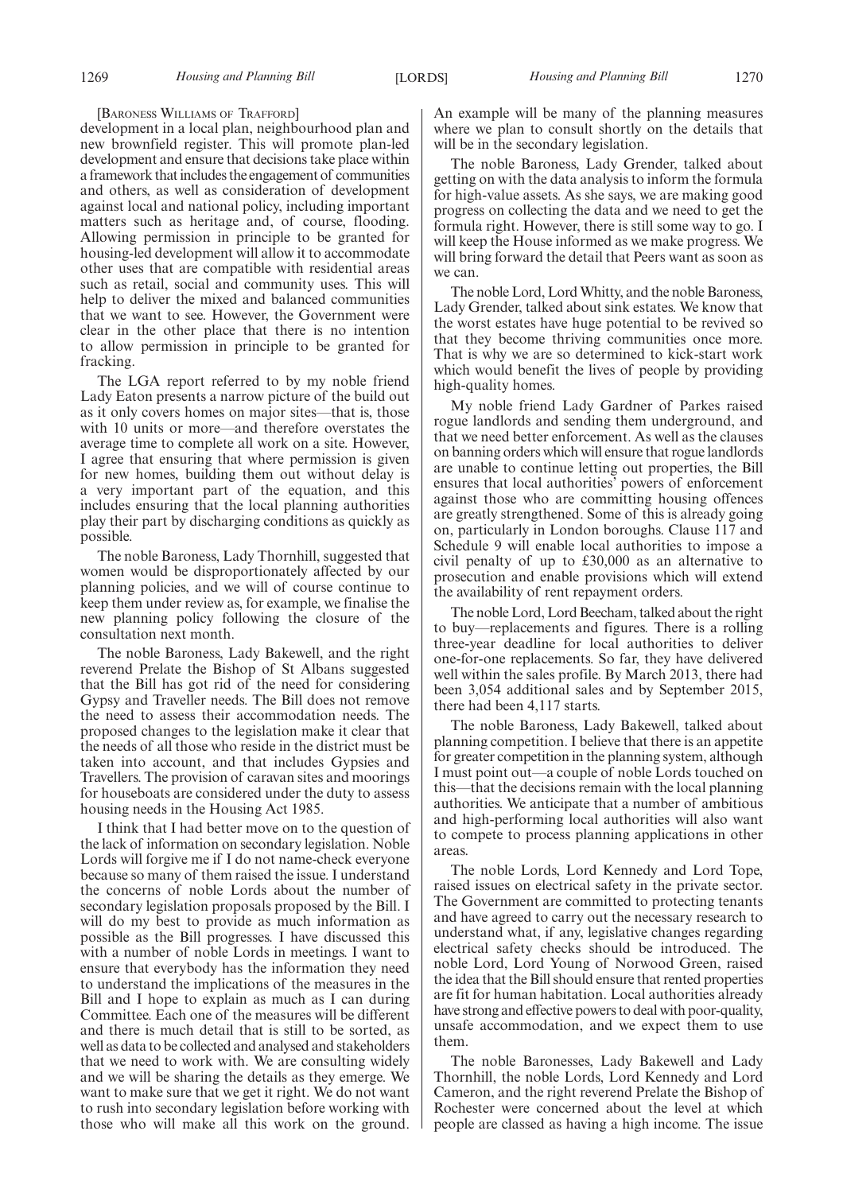[BARONESS WILLIAMS OF TRAFFORD]

development in a local plan, neighbourhood plan and new brownfield register. This will promote plan-led development and ensure that decisions take place within a framework that includes the engagement of communities and others, as well as consideration of development against local and national policy, including important matters such as heritage and, of course, flooding. Allowing permission in principle to be granted for housing-led development will allow it to accommodate other uses that are compatible with residential areas such as retail, social and community uses. This will help to deliver the mixed and balanced communities that we want to see. However, the Government were clear in the other place that there is no intention to allow permission in principle to be granted for fracking.

The LGA report referred to by my noble friend Lady Eaton presents a narrow picture of the build out as it only covers homes on major sites—that is, those with 10 units or more—and therefore overstates the average time to complete all work on a site. However, I agree that ensuring that where permission is given for new homes, building them out without delay is a very important part of the equation, and this includes ensuring that the local planning authorities play their part by discharging conditions as quickly as possible.

The noble Baroness, Lady Thornhill, suggested that women would be disproportionately affected by our planning policies, and we will of course continue to keep them under review as, for example, we finalise the new planning policy following the closure of the consultation next month.

The noble Baroness, Lady Bakewell, and the right reverend Prelate the Bishop of St Albans suggested that the Bill has got rid of the need for considering Gypsy and Traveller needs. The Bill does not remove the need to assess their accommodation needs. The proposed changes to the legislation make it clear that the needs of all those who reside in the district must be taken into account, and that includes Gypsies and Travellers. The provision of caravan sites and moorings for houseboats are considered under the duty to assess housing needs in the Housing Act 1985.

I think that I had better move on to the question of the lack of information on secondary legislation. Noble Lords will forgive me if I do not name-check everyone because so many of them raised the issue. I understand the concerns of noble Lords about the number of secondary legislation proposals proposed by the Bill. I will do my best to provide as much information as possible as the Bill progresses. I have discussed this with a number of noble Lords in meetings. I want to ensure that everybody has the information they need to understand the implications of the measures in the Bill and I hope to explain as much as I can during Committee. Each one of the measures will be different and there is much detail that is still to be sorted, as well as data to be collected and analysed and stakeholders that we need to work with. We are consulting widely and we will be sharing the details as they emerge. We want to make sure that we get it right. We do not want to rush into secondary legislation before working with those who will make all this work on the ground. An example will be many of the planning measures where we plan to consult shortly on the details that will be in the secondary legislation.

The noble Baroness, Lady Grender, talked about getting on with the data analysis to inform the formula for high-value assets. As she says, we are making good progress on collecting the data and we need to get the formula right. However, there is still some way to go. I will keep the House informed as we make progress. We will bring forward the detail that Peers want as soon as we can.

The noble Lord, Lord Whitty, and the noble Baroness, Lady Grender, talked about sink estates. We know that the worst estates have huge potential to be revived so that they become thriving communities once more. That is why we are so determined to kick-start work which would benefit the lives of people by providing high-quality homes.

My noble friend Lady Gardner of Parkes raised rogue landlords and sending them underground, and that we need better enforcement. As well as the clauses on banning orders which will ensure that rogue landlords are unable to continue letting out properties, the Bill ensures that local authorities' powers of enforcement against those who are committing housing offences are greatly strengthened. Some of this is already going on, particularly in London boroughs. Clause 117 and Schedule 9 will enable local authorities to impose a civil penalty of up to £30,000 as an alternative to prosecution and enable provisions which will extend the availability of rent repayment orders.

The noble Lord, Lord Beecham, talked about the right to buy—replacements and figures. There is a rolling three-year deadline for local authorities to deliver one-for-one replacements. So far, they have delivered well within the sales profile. By March 2013, there had been 3,054 additional sales and by September 2015, there had been 4,117 starts.

The noble Baroness, Lady Bakewell, talked about planning competition. I believe that there is an appetite for greater competition in the planning system, although I must point out—a couple of noble Lords touched on this—that the decisions remain with the local planning authorities. We anticipate that a number of ambitious and high-performing local authorities will also want to compete to process planning applications in other areas.

The noble Lords, Lord Kennedy and Lord Tope, raised issues on electrical safety in the private sector. The Government are committed to protecting tenants and have agreed to carry out the necessary research to understand what, if any, legislative changes regarding electrical safety checks should be introduced. The noble Lord, Lord Young of Norwood Green, raised the idea that the Bill should ensure that rented properties are fit for human habitation. Local authorities already have strong and effective powers to deal with poor-quality, unsafe accommodation, and we expect them to use them.

The noble Baronesses, Lady Bakewell and Lady Thornhill, the noble Lords, Lord Kennedy and Lord Cameron, and the right reverend Prelate the Bishop of Rochester were concerned about the level at which people are classed as having a high income. The issue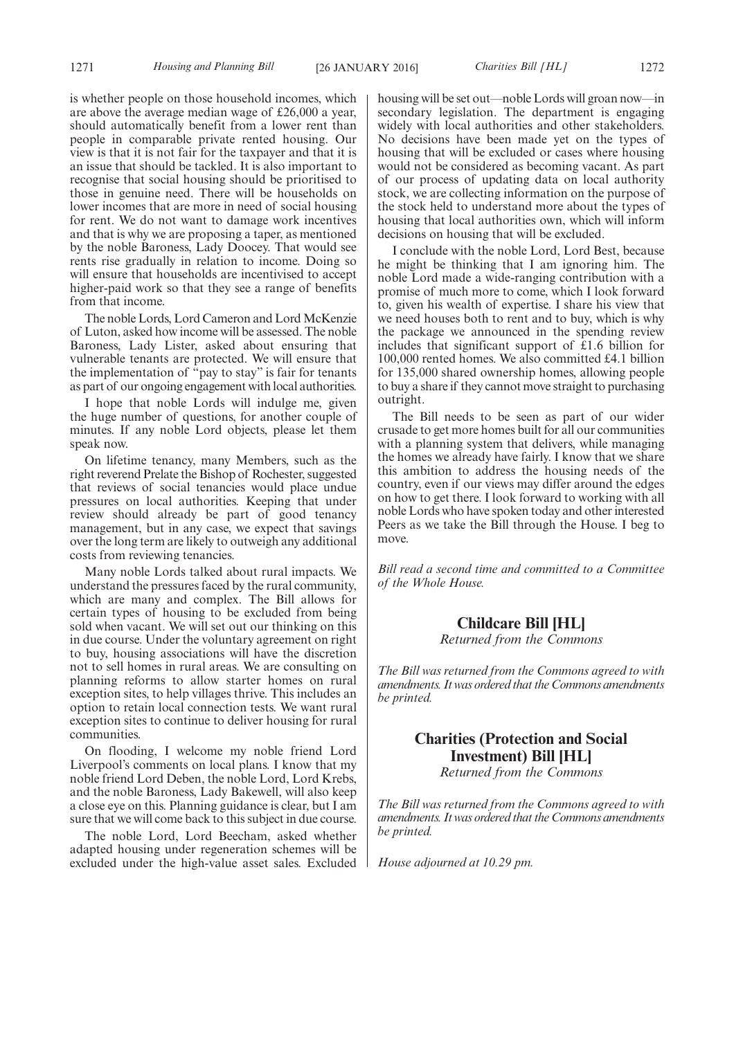is whether people on those household incomes, which are above the average median wage of £26,000 a year, should automatically benefit from a lower rent than people in comparable private rented housing. Our view is that it is not fair for the taxpayer and that it is an issue that should be tackled. It is also important to recognise that social housing should be prioritised to those in genuine need. There will be households on lower incomes that are more in need of social housing for rent. We do not want to damage work incentives and that is why we are proposing a taper, as mentioned by the noble Baroness, Lady Doocey. That would see rents rise gradually in relation to income. Doing so will ensure that households are incentivised to accept higher-paid work so that they see a range of benefits from that income.

The noble Lords, Lord Cameron and Lord McKenzie of Luton, asked how income will be assessed. The noble Baroness, Lady Lister, asked about ensuring that vulnerable tenants are protected. We will ensure that the implementation of "pay to stay" is fair for tenants as part of our ongoing engagement with local authorities.

I hope that noble Lords will indulge me, given the huge number of questions, for another couple of minutes. If any noble Lord objects, please let them speak now.

On lifetime tenancy, many Members, such as the right reverend Prelate the Bishop of Rochester, suggested that reviews of social tenancies would place undue pressures on local authorities. Keeping that under review should already be part of good tenancy management, but in any case, we expect that savings over the long term are likely to outweigh any additional costs from reviewing tenancies.

Many noble Lords talked about rural impacts. We understand the pressures faced by the rural community, which are many and complex. The Bill allows for certain types of housing to be excluded from being sold when vacant. We will set out our thinking on this in due course. Under the voluntary agreement on right to buy, housing associations will have the discretion not to sell homes in rural areas. We are consulting on planning reforms to allow starter homes on rural exception sites, to help villages thrive. This includes an option to retain local connection tests. We want rural exception sites to continue to deliver housing for rural communities.

On flooding, I welcome my noble friend Lord Liverpool's comments on local plans. I know that my noble friend Lord Deben, the noble Lord, Lord Krebs, and the noble Baroness, Lady Bakewell, will also keep a close eye on this. Planning guidance is clear, but I am sure that we will come back to this subject in due course.

The noble Lord, Lord Beecham, asked whether adapted housing under regeneration schemes will be excluded under the high-value asset sales. Excluded housing will be set out—noble Lords will groan now—in secondary legislation. The department is engaging widely with local authorities and other stakeholders. No decisions have been made yet on the types of housing that will be excluded or cases where housing would not be considered as becoming vacant. As part of our process of updating data on local authority stock, we are collecting information on the purpose of the stock held to understand more about the types of housing that local authorities own, which will inform decisions on housing that will be excluded.

I conclude with the noble Lord, Lord Best, because he might be thinking that I am ignoring him. The noble Lord made a wide-ranging contribution with a promise of much more to come, which I look forward to, given his wealth of expertise. I share his view that we need houses both to rent and to buy, which is why the package we announced in the spending review includes that significant support of £1.6 billion for 100,000 rented homes. We also committed £4.1 billion for 135,000 shared ownership homes, allowing people to buy a share if they cannot move straight to purchasing outright.

The Bill needs to be seen as part of our wider crusade to get more homes built for all our communities with a planning system that delivers, while managing the homes we already have fairly. I know that we share this ambition to address the housing needs of the country, even if our views may differ around the edges on how to get there. I look forward to working with all noble Lords who have spoken today and other interested Peers as we take the Bill through the House. I beg to move.

*Bill read a second time and committed to a Committee of the Whole House.*

## Childcare Bill [HL]

*Returned from the Commons*

*The Bill was returned from the Commons agreed to with amendments. It was ordered that the Commons amendments be printed.*

## Charities (Protection and Social Investment) Bill [HL]

*Returned from the Commons*

*The Bill was returned from the Commons agreed to with amendments. It was ordered that the Commons amendments be printed.*

*House adjourned at 10.29 pm.*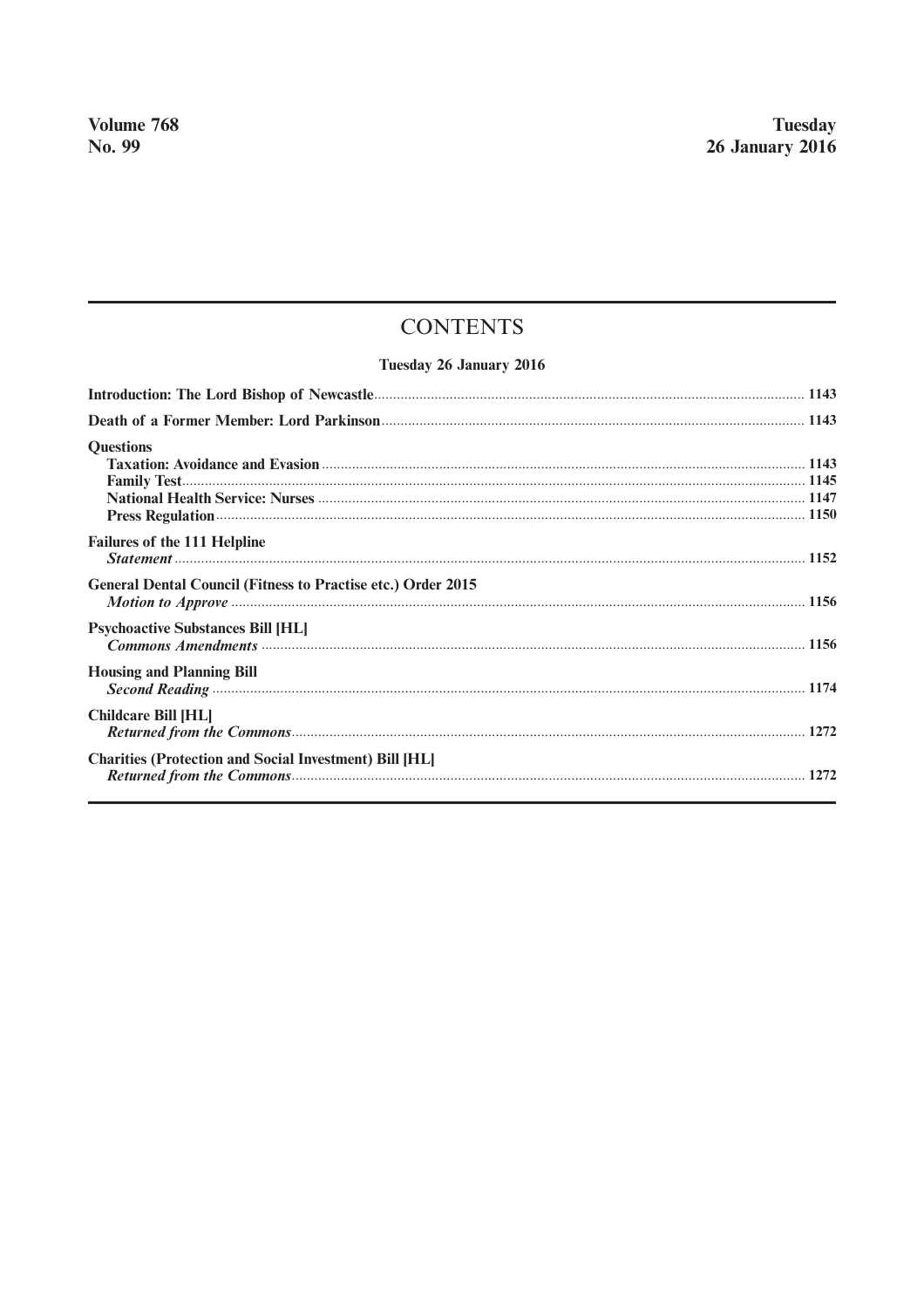**Volume 768**
**No. 99**

**Tuesday**
**26 January 2016**

# CONTENTS

**Tuesday 26 January 2016**

**Introduction: The Lord Bishop of Newcastle** ... 1143

**Death of a Former Member: Lord Parkinson** ... 1143

**Questions**
**Taxation: Avoidance and Evasion** ... 1143
**Family Test** ... 1145
**National Health Service: Nurses** ... 1147
**Press Regulation** ... 1150

**Failures of the 111 Helpline**
***Statement*** ... 1152

**General Dental Council (Fitness to Practise etc.) Order 2015**
***Motion to Approve*** ... 1156

**Psychoactive Substances Bill [HL]**
***Commons Amendments*** ... 1156

**Housing and Planning Bill**
***Second Reading*** ... 1174

**Childcare Bill [HL]**
***Returned from the Commons*** ... 1272

**Charities (Protection and Social Investment) Bill [HL]**
***Returned from the Commons*** ... 1272